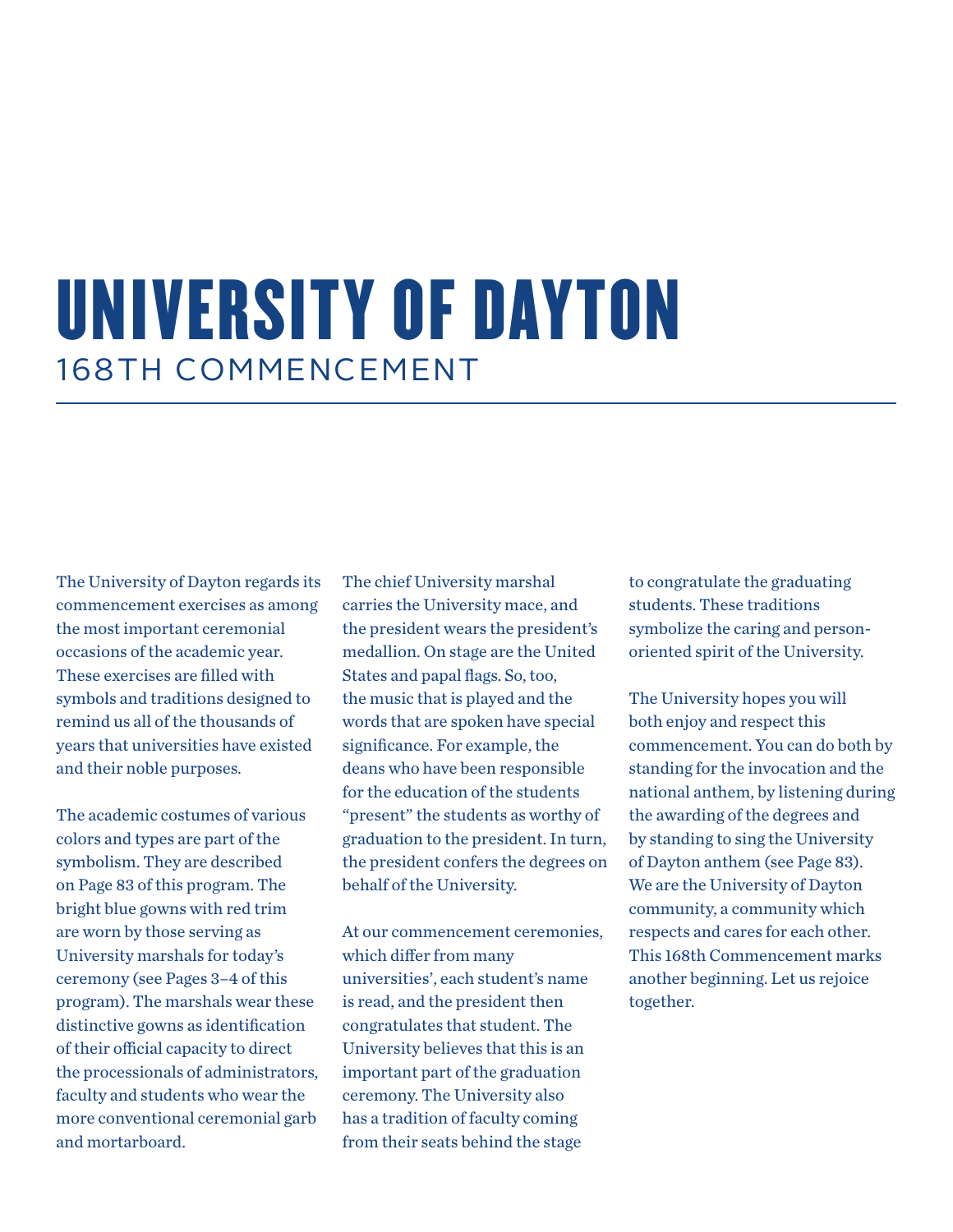# UNIVERSITY OF DAYTON

## 168TH COMMENCEMENT

The University of Dayton regards its commencement exercises as among the most important ceremonial occasions of the academic year. These exercises are filled with symbols and traditions designed to remind us all of the thousands of years that universities have existed and their noble purposes.

The academic costumes of various colors and types are part of the symbolism. They are described on Page 83 of this program. The bright blue gowns with red trim are worn by those serving as University marshals for today's ceremony (see Pages 3–4 of this program). The marshals wear these distinctive gowns as identification of their official capacity to direct the processionals of administrators, faculty and students who wear the more conventional ceremonial garb and mortarboard.

The chief University marshal carries the University mace, and the president wears the president's medallion. On stage are the United States and papal flags. So, too, the music that is played and the words that are spoken have special significance. For example, the deans who have been responsible for the education of the students "present" the students as worthy of graduation to the president. In turn, the president confers the degrees on behalf of the University.

At our commencement ceremonies, which differ from many universities', each student's name is read, and the president then congratulates that student. The University believes that this is an important part of the graduation ceremony. The University also has a tradition of faculty coming from their seats behind the stage to congratulate the graduating students. These traditions symbolize the caring and person-oriented spirit of the University.

The University hopes you will both enjoy and respect this commencement. You can do both by standing for the invocation and the national anthem, by listening during the awarding of the degrees and by standing to sing the University of Dayton anthem (see Page 83). We are the University of Dayton community, a community which respects and cares for each other. This 168th Commencement marks another beginning. Let us rejoice together.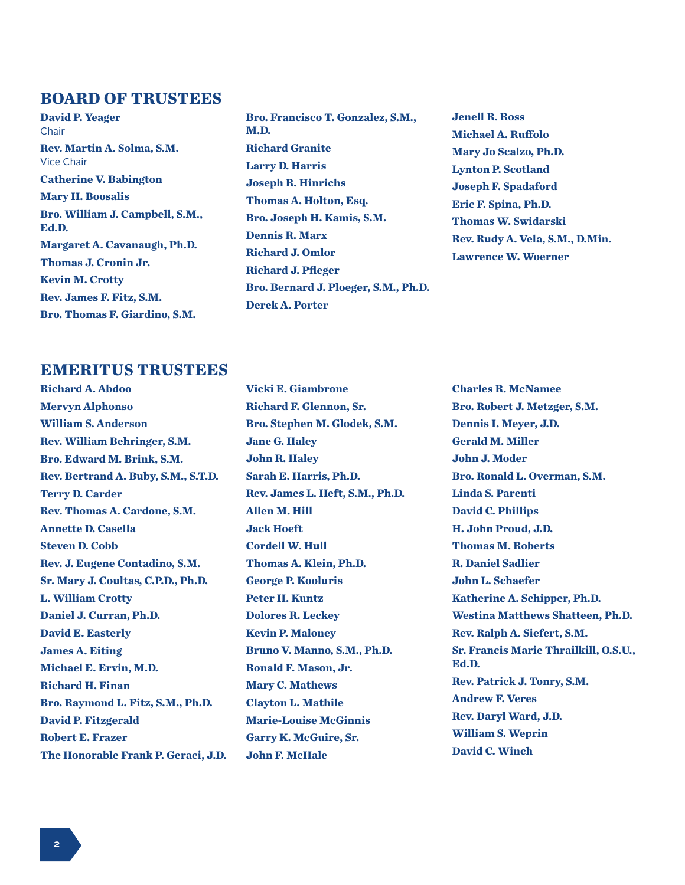## BOARD OF TRUSTEES

**David P. Yeager**
Chair

**Rev. Martin A. Solma, S.M.**
Vice Chair

**Catherine V. Babington**

**Mary H. Boosalis**

**Bro. William J. Campbell, S.M., Ed.D.**

**Margaret A. Cavanaugh, Ph.D.**

**Thomas J. Cronin Jr.**

**Kevin M. Crotty**

**Rev. James F. Fitz, S.M.**

**Bro. Thomas F. Giardino, S.M.**

**Bro. Francisco T. Gonzalez, S.M., M.D.**

**Richard Granite**

**Larry D. Harris**

**Joseph R. Hinrichs**

**Thomas A. Holton, Esq.**

**Bro. Joseph H. Kamis, S.M.**

**Dennis R. Marx**

**Richard J. Omlor**

**Richard J. Pfleger**

**Bro. Bernard J. Ploeger, S.M., Ph.D.**

**Derek A. Porter**

**Jenell R. Ross**

**Michael A. Ruffolo**

**Mary Jo Scalzo, Ph.D.**

**Lynton P. Scotland**

**Joseph F. Spadaford**

**Eric F. Spina, Ph.D.**

**Thomas W. Swidarski**

**Rev. Rudy A. Vela, S.M., D.Min.**

**Lawrence W. Woerner**

## EMERITUS TRUSTEES

**Richard A. Abdoo**

**Mervyn Alphonso**

**William S. Anderson**

**Rev. William Behringer, S.M.**

**Bro. Edward M. Brink, S.M.**

**Rev. Bertrand A. Buby, S.M., S.T.D.**

**Terry D. Carder**

**Rev. Thomas A. Cardone, S.M.**

**Annette D. Casella**

**Steven D. Cobb**

**Rev. J. Eugene Contadino, S.M.**

**Sr. Mary J. Coultas, C.P.D., Ph.D.**

**L. William Crotty**

**Daniel J. Curran, Ph.D.**

**David E. Easterly**

**James A. Eiting**

**Michael E. Ervin, M.D.**

**Richard H. Finan**

**Bro. Raymond L. Fitz, S.M., Ph.D.**

**David P. Fitzgerald**

**Robert E. Frazer**

**The Honorable Frank P. Geraci, J.D.**

**Vicki E. Giambrone**

**Richard F. Glennon, Sr.**

**Bro. Stephen M. Glodek, S.M.**

**Jane G. Haley**

**John R. Haley**

**Sarah E. Harris, Ph.D.**

**Rev. James L. Heft, S.M., Ph.D.**

**Allen M. Hill**

**Jack Hoeft**

**Cordell W. Hull**

**Thomas A. Klein, Ph.D.**

**George P. Kooluris**

**Peter H. Kuntz**

**Dolores R. Leckey**

**Kevin P. Maloney**

**Bruno V. Manno, S.M., Ph.D.**

**Ronald F. Mason, Jr.**

**Mary C. Mathews**

**Clayton L. Mathile**

**Marie-Louise McGinnis**

**Garry K. McGuire, Sr.**

**John F. McHale**

**Charles R. McNamee**

**Bro. Robert J. Metzger, S.M.**

**Dennis I. Meyer, J.D.**

**Gerald M. Miller**

**John J. Moder**

**Bro. Ronald L. Overman, S.M.**

**Linda S. Parenti**

**David C. Phillips**

**H. John Proud, J.D.**

**Thomas M. Roberts**

**R. Daniel Sadlier**

**John L. Schaefer**

**Katherine A. Schipper, Ph.D.**

**Westina Matthews Shatteen, Ph.D.**

**Rev. Ralph A. Siefert, S.M.**

**Sr. Francis Marie Thrailkill, O.S.U., Ed.D.**

**Rev. Patrick J. Tonry, S.M.**

**Andrew F. Veres**

**Rev. Daryl Ward, J.D.**

**William S. Weprin**

**David C. Winch**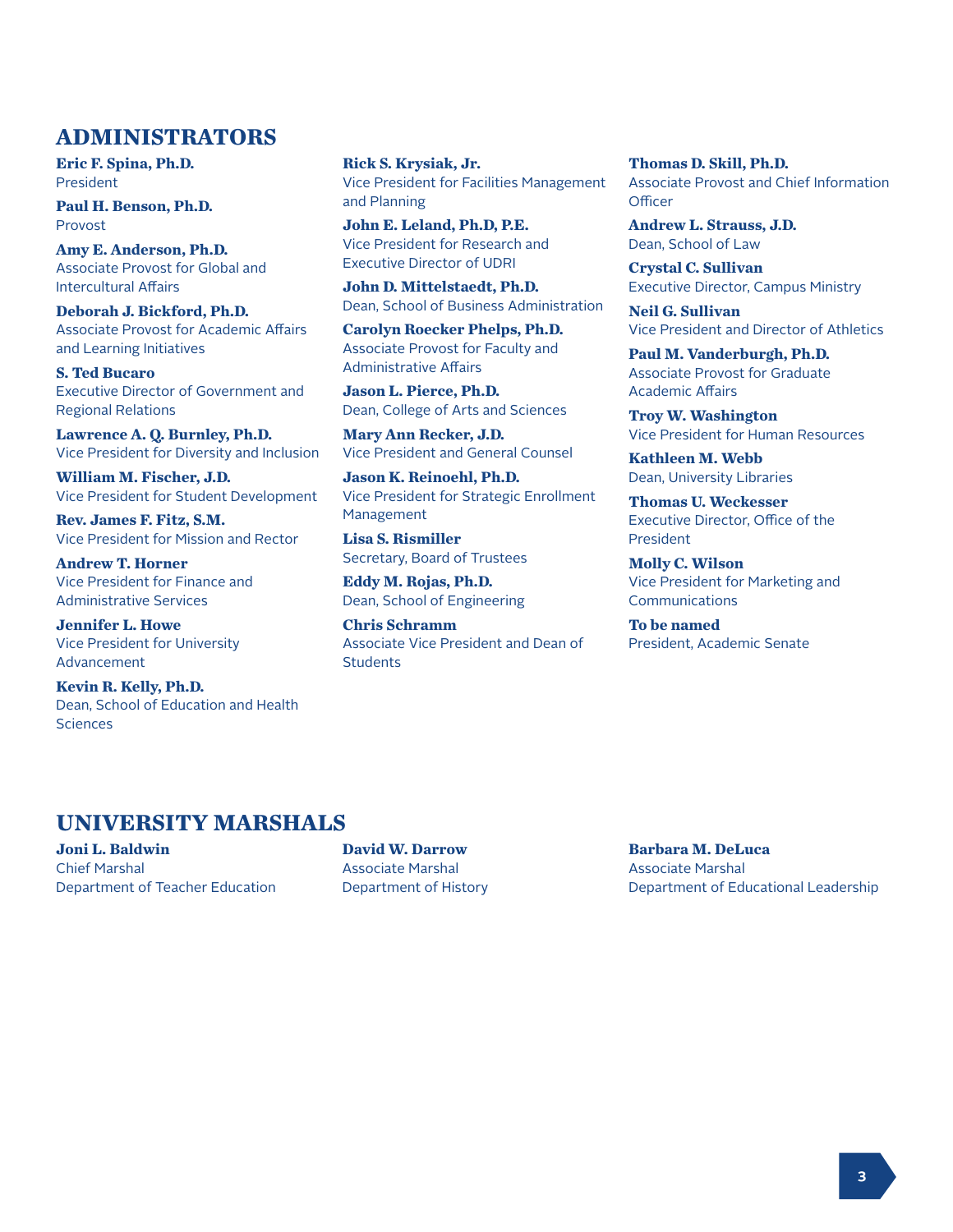## ADMINISTRATORS

**Eric F. Spina, Ph.D.**
President

**Paul H. Benson, Ph.D.**
Provost

**Amy E. Anderson, Ph.D.**
Associate Provost for Global and Intercultural Affairs

**Deborah J. Bickford, Ph.D.**
Associate Provost for Academic Affairs and Learning Initiatives

**S. Ted Bucaro**
Executive Director of Government and Regional Relations

**Lawrence A. Q. Burnley, Ph.D.**
Vice President for Diversity and Inclusion

**William M. Fischer, J.D.**
Vice President for Student Development

**Rev. James F. Fitz, S.M.**
Vice President for Mission and Rector

**Andrew T. Horner**
Vice President for Finance and Administrative Services

**Jennifer L. Howe**
Vice President for University Advancement

**Kevin R. Kelly, Ph.D.**
Dean, School of Education and Health Sciences

**Rick S. Krysiak, Jr.**
Vice President for Facilities Management and Planning

**John E. Leland, Ph.D, P.E.**
Vice President for Research and Executive Director of UDRI

**John D. Mittelstaedt, Ph.D.**
Dean, School of Business Administration

**Carolyn Roecker Phelps, Ph.D.**
Associate Provost for Faculty and Administrative Affairs

**Jason L. Pierce, Ph.D.**
Dean, College of Arts and Sciences

**Mary Ann Recker, J.D.**
Vice President and General Counsel

**Jason K. Reinoehl, Ph.D.**
Vice President for Strategic Enrollment Management

**Lisa S. Rismiller**
Secretary, Board of Trustees

**Eddy M. Rojas, Ph.D.**
Dean, School of Engineering

**Chris Schramm**
Associate Vice President and Dean of Students

**Thomas D. Skill, Ph.D.**
Associate Provost and Chief Information Officer

**Andrew L. Strauss, J.D.**
Dean, School of Law

**Crystal C. Sullivan**
Executive Director, Campus Ministry

**Neil G. Sullivan**
Vice President and Director of Athletics

**Paul M. Vanderburgh, Ph.D.**
Associate Provost for Graduate Academic Affairs

**Troy W. Washington**
Vice President for Human Resources

**Kathleen M. Webb**
Dean, University Libraries

**Thomas U. Weckesser**
Executive Director, Office of the President

**Molly C. Wilson**
Vice President for Marketing and Communications

**To be named**
President, Academic Senate

## UNIVERSITY MARSHALS

**Joni L. Baldwin**
Chief Marshal
Department of Teacher Education

**David W. Darrow**
Associate Marshal
Department of History

**Barbara M. DeLuca**
Associate Marshal
Department of Educational Leadership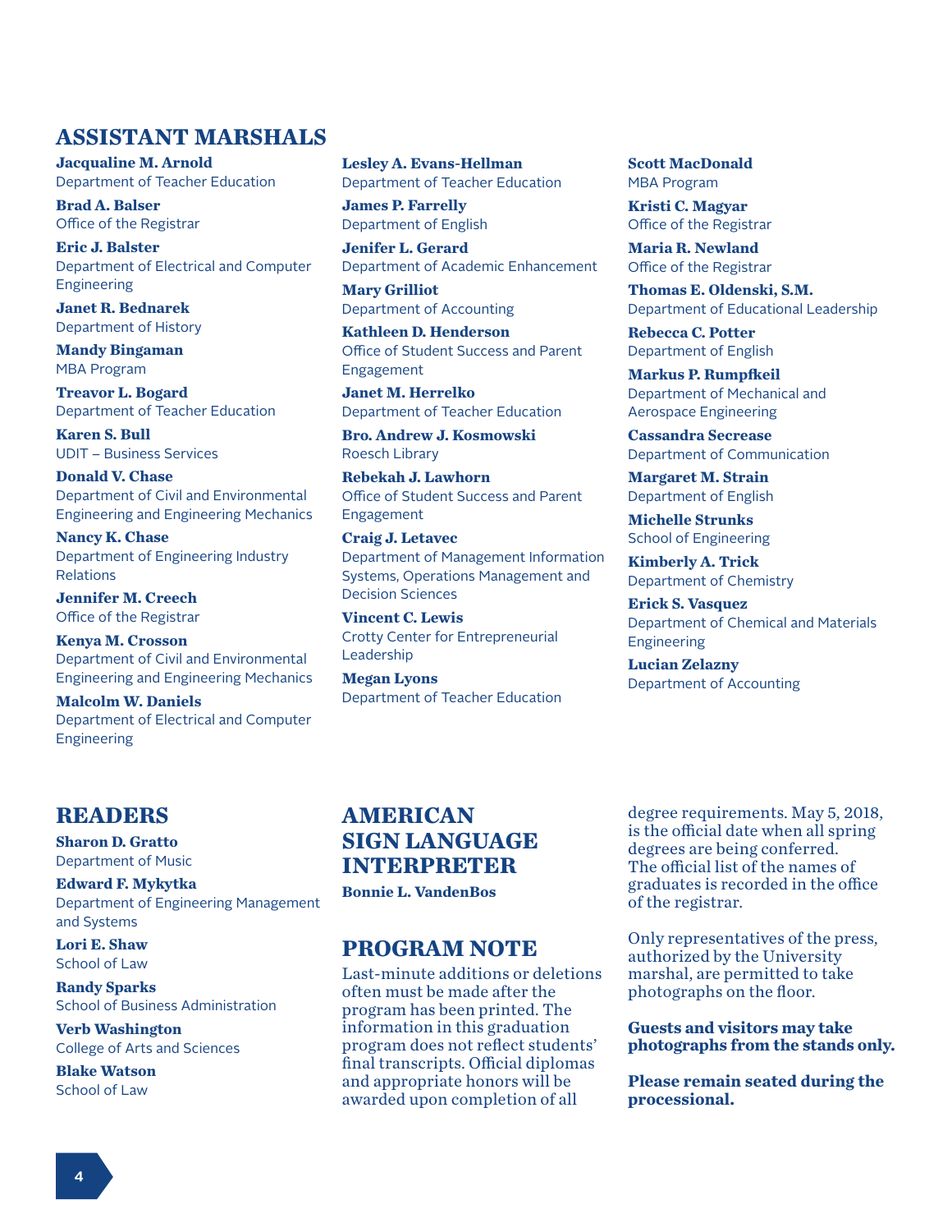## ASSISTANT MARSHALS

**Jacqualine M. Arnold**
Department of Teacher Education

**Brad A. Balser**
Office of the Registrar

**Eric J. Balster**
Department of Electrical and Computer Engineering

**Janet R. Bednarek**
Department of History

**Mandy Bingaman**
MBA Program

**Treavor L. Bogard**
Department of Teacher Education

**Karen S. Bull**
UDIT – Business Services

**Donald V. Chase**
Department of Civil and Environmental Engineering and Engineering Mechanics

**Nancy K. Chase**
Department of Engineering Industry Relations

**Jennifer M. Creech**
Office of the Registrar

**Kenya M. Crosson**
Department of Civil and Environmental Engineering and Engineering Mechanics

**Malcolm W. Daniels**
Department of Electrical and Computer Engineering

**Lesley A. Evans-Hellman**
Department of Teacher Education

**James P. Farrelly**
Department of English

**Jenifer L. Gerard**
Department of Academic Enhancement

**Mary Grilliot**
Department of Accounting

**Kathleen D. Henderson**
Office of Student Success and Parent Engagement

**Janet M. Herrelko**
Department of Teacher Education

**Bro. Andrew J. Kosmowski**
Roesch Library

**Rebekah J. Lawhorn**
Office of Student Success and Parent Engagement

**Craig J. Letavec**
Department of Management Information Systems, Operations Management and Decision Sciences

**Vincent C. Lewis**
Crotty Center for Entrepreneurial Leadership

**Megan Lyons**
Department of Teacher Education

**Scott MacDonald**
MBA Program

**Kristi C. Magyar**
Office of the Registrar

**Maria R. Newland**
Office of the Registrar

**Thomas E. Oldenski, S.M.**
Department of Educational Leadership

**Rebecca C. Potter**
Department of English

**Markus P. Rumpfkeil**
Department of Mechanical and Aerospace Engineering

**Cassandra Secrease**
Department of Communication

**Margaret M. Strain**
Department of English

**Michelle Strunks**
School of Engineering

**Kimberly A. Trick**
Department of Chemistry

**Erick S. Vasquez**
Department of Chemical and Materials Engineering

**Lucian Zelazny**
Department of Accounting

## READERS

**Sharon D. Gratto**
Department of Music

**Edward F. Mykytka**
Department of Engineering Management and Systems

**Lori E. Shaw**
School of Law

**Randy Sparks**
School of Business Administration

**Verb Washington**
College of Arts and Sciences

**Blake Watson**
School of Law

## AMERICAN SIGN LANGUAGE INTERPRETER

**Bonnie L. VandenBos**

## PROGRAM NOTE

Last-minute additions or deletions often must be made after the program has been printed. The information in this graduation program does not reflect students' final transcripts. Official diplomas and appropriate honors will be awarded upon completion of all degree requirements. May 5, 2018, is the official date when all spring degrees are being conferred. The official list of the names of graduates is recorded in the office of the registrar.

Only representatives of the press, authorized by the University marshal, are permitted to take photographs on the floor.

**Guests and visitors may take photographs from the stands only.**

**Please remain seated during the processional.**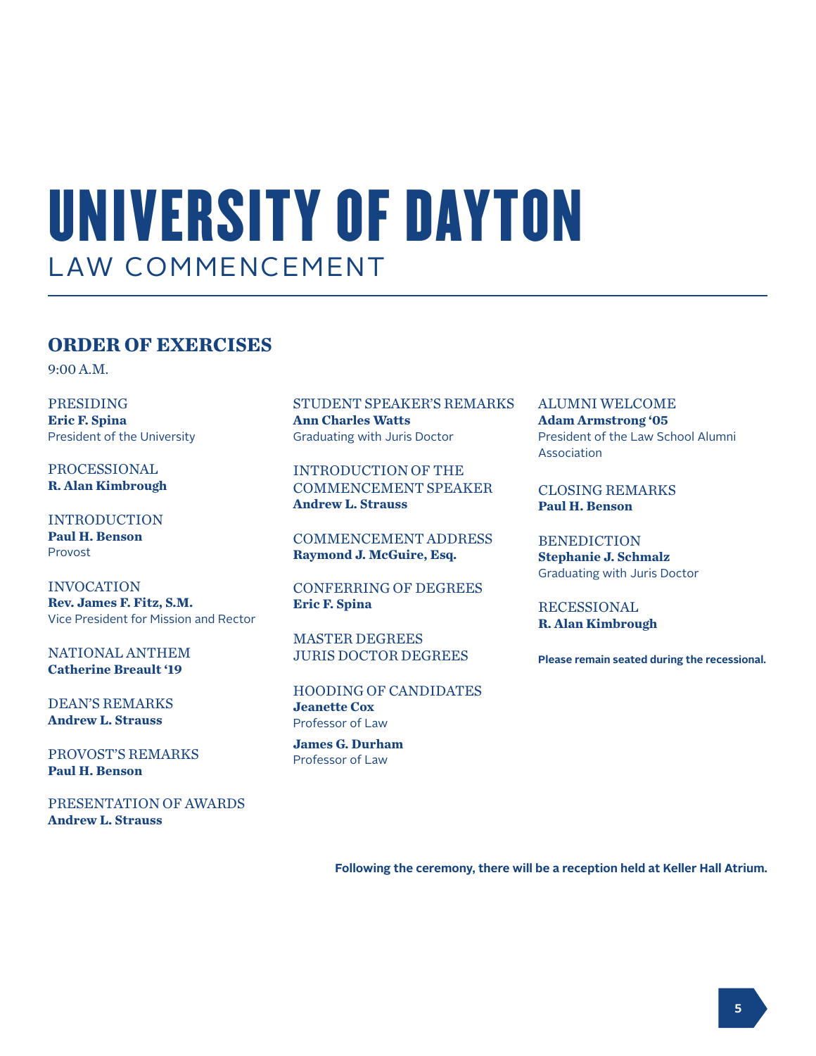# UNIVERSITY OF DAYTON

LAW COMMENCEMENT

## ORDER OF EXERCISES

9:00 A.M.

PRESIDING
**Eric F. Spina**
President of the University

PROCESSIONAL
**R. Alan Kimbrough**

INTRODUCTION
**Paul H. Benson**
Provost

INVOCATION
**Rev. James F. Fitz, S.M.**
Vice President for Mission and Rector

NATIONAL ANTHEM
**Catherine Breault '19**

DEAN'S REMARKS
**Andrew L. Strauss**

PROVOST'S REMARKS
**Paul H. Benson**

PRESENTATION OF AWARDS
**Andrew L. Strauss**

STUDENT SPEAKER'S REMARKS
**Ann Charles Watts**
Graduating with Juris Doctor

INTRODUCTION OF THE COMMENCEMENT SPEAKER
**Andrew L. Strauss**

COMMENCEMENT ADDRESS
**Raymond J. McGuire, Esq.**

CONFERRING OF DEGREES
**Eric F. Spina**

MASTER DEGREES
JURIS DOCTOR DEGREES

HOODING OF CANDIDATES
**Jeanette Cox**
Professor of Law

**James G. Durham**
Professor of Law

ALUMNI WELCOME
**Adam Armstrong '05**
President of the Law School Alumni Association

CLOSING REMARKS
**Paul H. Benson**

BENEDICTION
**Stephanie J. Schmalz**
Graduating with Juris Doctor

RECESSIONAL
**R. Alan Kimbrough**

**Please remain seated during the recessional.**

**Following the ceremony, there will be a reception held at Keller Hall Atrium.**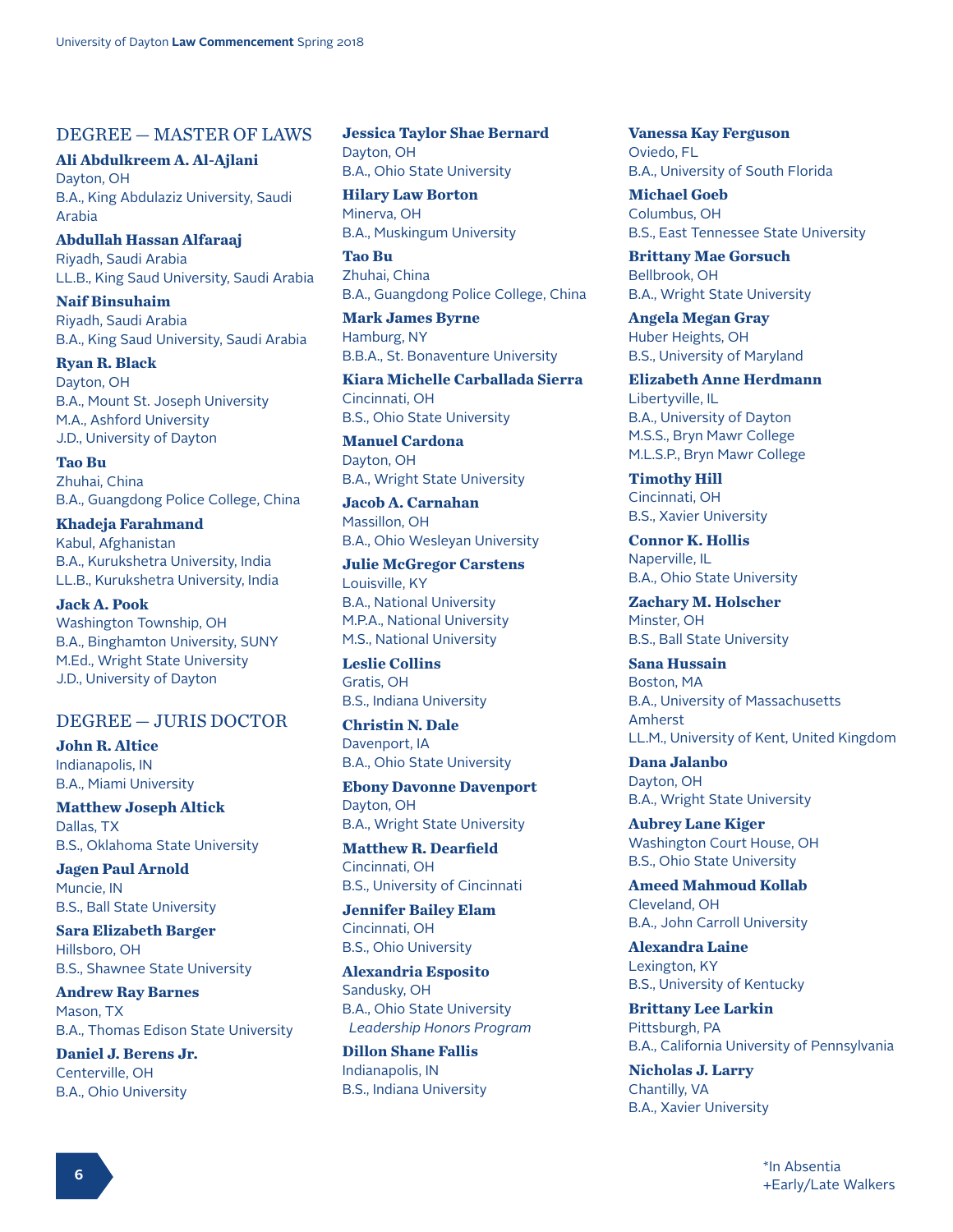## DEGREE — MASTER OF LAWS

**Ali Abdulkreem A. Al-Ajlani**
Dayton, OH
B.A., King Abdulaziz University, Saudi Arabia

**Abdullah Hassan Alfaraaj**
Riyadh, Saudi Arabia
LL.B., King Saud University, Saudi Arabia

**Naif Binsuhaim**
Riyadh, Saudi Arabia
B.A., King Saud University, Saudi Arabia

**Ryan R. Black**
Dayton, OH
B.A., Mount St. Joseph University
M.A., Ashford University
J.D., University of Dayton

**Tao Bu**
Zhuhai, China
B.A., Guangdong Police College, China

**Khadeja Farahmand**
Kabul, Afghanistan
B.A., Kurukshetra University, India
LL.B., Kurukshetra University, India

**Jack A. Pook**
Washington Township, OH
B.A., Binghamton University, SUNY
M.Ed., Wright State University
J.D., University of Dayton

## DEGREE — JURIS DOCTOR

**John R. Altice**
Indianapolis, IN
B.A., Miami University

**Matthew Joseph Altick**
Dallas, TX
B.S., Oklahoma State University

**Jagen Paul Arnold**
Muncie, IN
B.S., Ball State University

**Sara Elizabeth Barger**
Hillsboro, OH
B.S., Shawnee State University

**Andrew Ray Barnes**
Mason, TX
B.A., Thomas Edison State University

**Daniel J. Berens Jr.**
Centerville, OH
B.A., Ohio University

**Jessica Taylor Shae Bernard**
Dayton, OH
B.A., Ohio State University

**Hilary Law Borton**
Minerva, OH
B.A., Muskingum University

**Tao Bu**
Zhuhai, China
B.A., Guangdong Police College, China

**Mark James Byrne**
Hamburg, NY
B.B.A., St. Bonaventure University

**Kiara Michelle Carballada Sierra**
Cincinnati, OH
B.S., Ohio State University

**Manuel Cardona**
Dayton, OH
B.A., Wright State University

**Jacob A. Carnahan**
Massillon, OH
B.A., Ohio Wesleyan University

**Julie McGregor Carstens**
Louisville, KY
B.A., National University
M.P.A., National University
M.S., National University

**Leslie Collins**
Gratis, OH
B.S., Indiana University

**Christin N. Dale**
Davenport, IA
B.A., Ohio State University

**Ebony Davonne Davenport**
Dayton, OH
B.A., Wright State University

**Matthew R. Dearfield**
Cincinnati, OH
B.S., University of Cincinnati

**Jennifer Bailey Elam**
Cincinnati, OH
B.S., Ohio University

**Alexandria Esposito**
Sandusky, OH
B.A., Ohio State University
*Leadership Honors Program*

**Dillon Shane Fallis**
Indianapolis, IN
B.S., Indiana University

**Vanessa Kay Ferguson**
Oviedo, FL
B.A., University of South Florida

**Michael Goeb**
Columbus, OH
B.S., East Tennessee State University

**Brittany Mae Gorsuch**
Bellbrook, OH
B.A., Wright State University

**Angela Megan Gray**
Huber Heights, OH
B.S., University of Maryland

**Elizabeth Anne Herdmann**
Libertyville, IL
B.A., University of Dayton
M.S.S., Bryn Mawr College
M.L.S.P., Bryn Mawr College

**Timothy Hill**
Cincinnati, OH
B.S., Xavier University

**Connor K. Hollis**
Naperville, IL
B.A., Ohio State University

**Zachary M. Holscher**
Minster, OH
B.S., Ball State University

**Sana Hussain**
Boston, MA
B.A., University of Massachusetts Amherst
LL.M., University of Kent, United Kingdom

**Dana Jalanbo**
Dayton, OH
B.A., Wright State University

**Aubrey Lane Kiger**
Washington Court House, OH
B.S., Ohio State University

**Ameed Mahmoud Kollab**
Cleveland, OH
B.A., John Carroll University

**Alexandra Laine**
Lexington, KY
B.S., University of Kentucky

**Brittany Lee Larkin**
Pittsburgh, PA
B.A., California University of Pennsylvania

**Nicholas J. Larry**
Chantilly, VA
B.A., Xavier University

*In Absentia
+Early/Late Walkers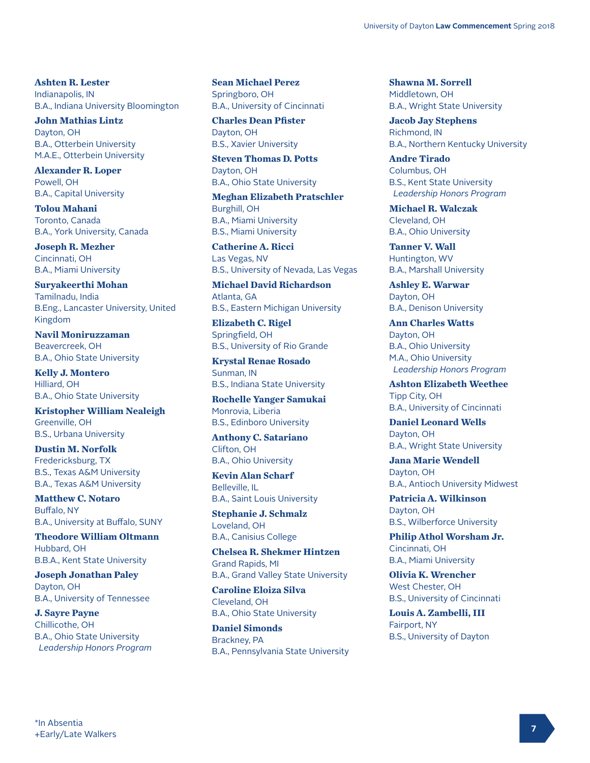**Ashten R. Lester**
Indianapolis, IN
B.A., Indiana University Bloomington

**John Mathias Lintz**
Dayton, OH
B.A., Otterbein University
M.A.E., Otterbein University

**Alexander R. Loper**
Powell, OH
B.A., Capital University

**Tolou Mahani**
Toronto, Canada
B.A., York University, Canada

**Joseph R. Mezher**
Cincinnati, OH
B.A., Miami University

**Suryakeerthi Mohan**
Tamilnadu, India
B.Eng., Lancaster University, United Kingdom

**Navil Moniruzzaman**
Beavercreek, OH
B.A., Ohio State University

**Kelly J. Montero**
Hilliard, OH
B.A., Ohio State University

**Kristopher William Nealeigh**
Greenville, OH
B.S., Urbana University

**Dustin M. Norfolk**
Fredericksburg, TX
B.S., Texas A&M University
B.A., Texas A&M University

**Matthew C. Notaro**
Buffalo, NY
B.A., University at Buffalo, SUNY

**Theodore William Oltmann**
Hubbard, OH
B.B.A., Kent State University

**Joseph Jonathan Paley**
Dayton, OH
B.A., University of Tennessee

**J. Sayre Payne**
Chillicothe, OH
B.A., Ohio State University
*Leadership Honors Program*

**Sean Michael Perez**
Springboro, OH
B.A., University of Cincinnati

**Charles Dean Pfister**
Dayton, OH
B.S., Xavier University

**Steven Thomas D. Potts**
Dayton, OH
B.A., Ohio State University

**Meghan Elizabeth Pratschler**
Burghill, OH
B.A., Miami University
B.S., Miami University

**Catherine A. Ricci**
Las Vegas, NV
B.S., University of Nevada, Las Vegas

**Michael David Richardson**
Atlanta, GA
B.S., Eastern Michigan University

**Elizabeth C. Rigel**
Springfield, OH
B.S., University of Rio Grande

**Krystal Renae Rosado**
Sunman, IN
B.S., Indiana State University

**Rochelle Yanger Samukai**
Monrovia, Liberia
B.S., Edinboro University

**Anthony C. Satariano**
Clifton, OH
B.A., Ohio University

**Kevin Alan Scharf**
Belleville, IL
B.A., Saint Louis University

**Stephanie J. Schmalz**
Loveland, OH
B.A., Canisius College

**Chelsea R. Shekmer Hintzen**
Grand Rapids, MI
B.A., Grand Valley State University

**Caroline Eloiza Silva**
Cleveland, OH
B.A., Ohio State University

**Daniel Simonds**
Brackney, PA
B.A., Pennsylvania State University

**Shawna M. Sorrell**
Middletown, OH
B.A., Wright State University

**Jacob Jay Stephens**
Richmond, IN
B.A., Northern Kentucky University

**Andre Tirado**
Columbus, OH
B.S., Kent State University
*Leadership Honors Program*

**Michael R. Walczak**
Cleveland, OH
B.A., Ohio University

**Tanner V. Wall**
Huntington, WV
B.A., Marshall University

**Ashley E. Warwar**
Dayton, OH
B.A., Denison University

**Ann Charles Watts**
Dayton, OH
B.A., Ohio University
M.A., Ohio University
*Leadership Honors Program*

**Ashton Elizabeth Weethee**
Tipp City, OH
B.A., University of Cincinnati

**Daniel Leonard Wells**
Dayton, OH
B.A., Wright State University

**Jana Marie Wendell**
Dayton, OH
B.A., Antioch University Midwest

**Patricia A. Wilkinson**
Dayton, OH
B.S., Wilberforce University

**Philip Athol Worsham Jr.**
Cincinnati, OH
B.A., Miami University

**Olivia K. Wrencher**
West Chester, OH
B.S., University of Cincinnati

**Louis A. Zambelli, III**
Fairport, NY
B.S., University of Dayton

*In Absentia
+Early/Late Walkers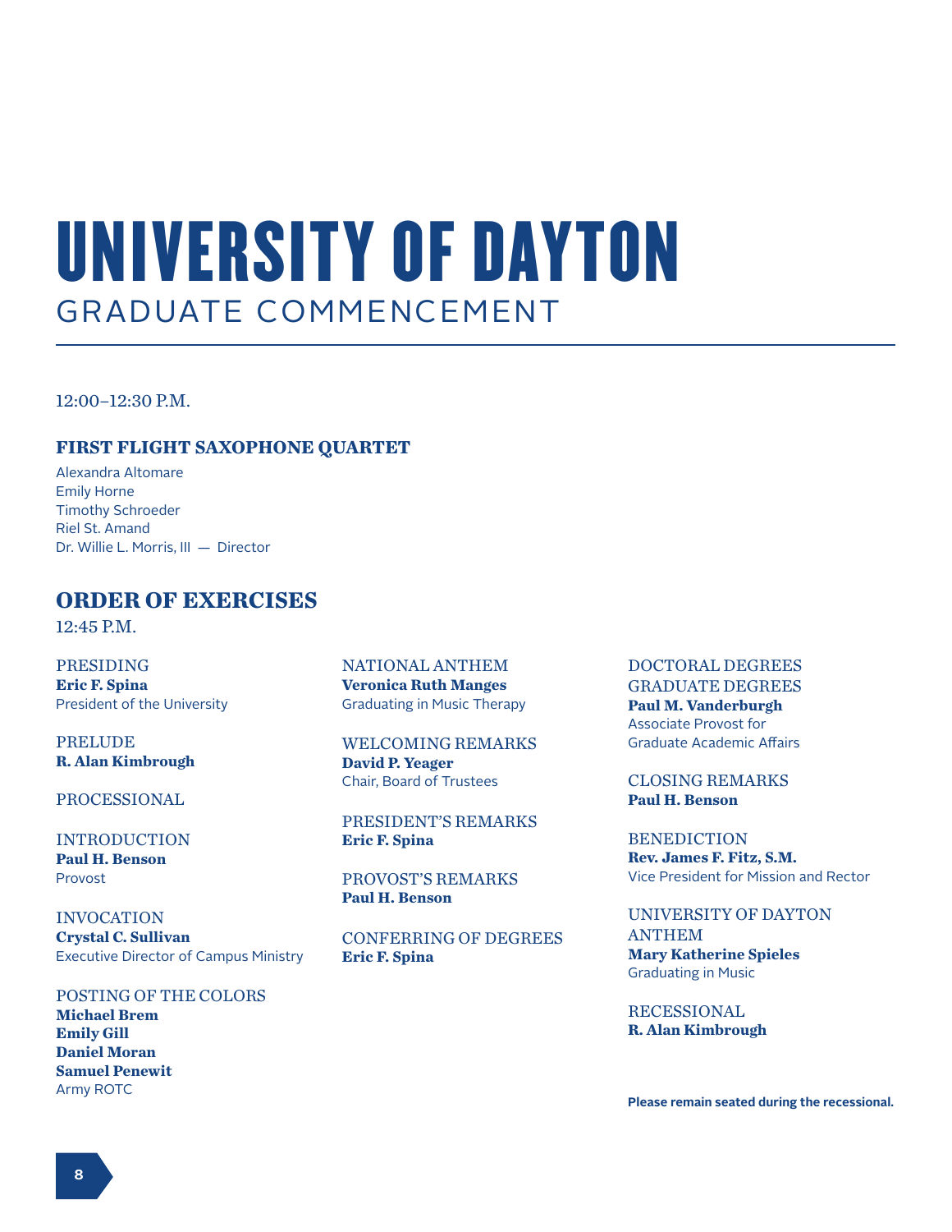# UNIVERSITY OF DAYTON

## GRADUATE COMMENCEMENT

12:00–12:30 P.M.

### FIRST FLIGHT SAXOPHONE QUARTET

Alexandra Altomare
Emily Horne
Timothy Schroeder
Riel St. Amand
Dr. Willie L. Morris, III — Director

## ORDER OF EXERCISES

12:45 P.M.

PRESIDING
**Eric F. Spina**
President of the University

PRELUDE
**R. Alan Kimbrough**

PROCESSIONAL

INTRODUCTION
**Paul H. Benson**
Provost

INVOCATION
**Crystal C. Sullivan**
Executive Director of Campus Ministry

POSTING OF THE COLORS
**Michael Brem**
**Emily Gill**
**Daniel Moran**
**Samuel Penewit**
Army ROTC

NATIONAL ANTHEM
**Veronica Ruth Manges**
Graduating in Music Therapy

WELCOMING REMARKS
**David P. Yeager**
Chair, Board of Trustees

PRESIDENT'S REMARKS
**Eric F. Spina**

PROVOST'S REMARKS
**Paul H. Benson**

CONFERRING OF DEGREES
**Eric F. Spina**

DOCTORAL DEGREES
GRADUATE DEGREES
**Paul M. Vanderburgh**
Associate Provost for
Graduate Academic Affairs

CLOSING REMARKS
**Paul H. Benson**

BENEDICTION
**Rev. James F. Fitz, S.M.**
Vice President for Mission and Rector

UNIVERSITY OF DAYTON ANTHEM
**Mary Katherine Spieles**
Graduating in Music

RECESSIONAL
**R. Alan Kimbrough**

**Please remain seated during the recessional.**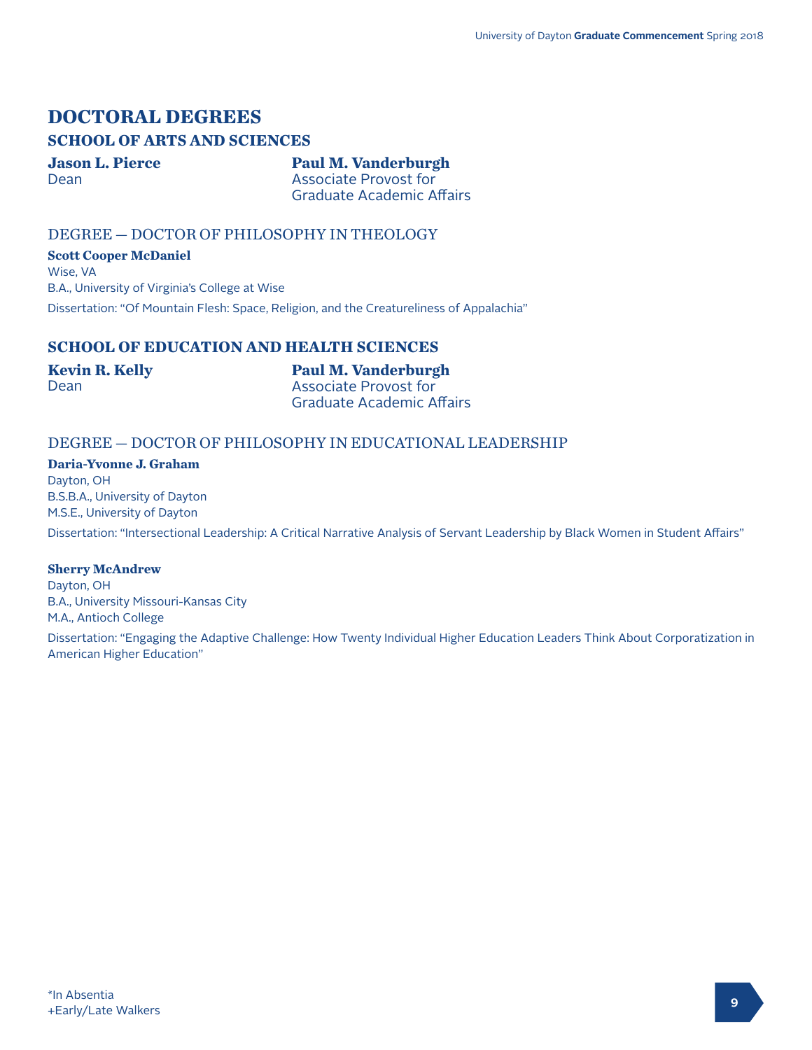# DOCTORAL DEGREES

## SCHOOL OF ARTS AND SCIENCES

**Jason L. Pierce**
Dean

**Paul M. Vanderburgh**
Associate Provost for
Graduate Academic Affairs

### DEGREE — DOCTOR OF PHILOSOPHY IN THEOLOGY

**Scott Cooper McDaniel**
Wise, VA
B.A., University of Virginia's College at Wise
Dissertation: "Of Mountain Flesh: Space, Religion, and the Creatureliness of Appalachia"

## SCHOOL OF EDUCATION AND HEALTH SCIENCES

**Kevin R. Kelly**
Dean

**Paul M. Vanderburgh**
Associate Provost for
Graduate Academic Affairs

### DEGREE — DOCTOR OF PHILOSOPHY IN EDUCATIONAL LEADERSHIP

**Daria-Yvonne J. Graham**
Dayton, OH
B.S.B.A., University of Dayton
M.S.E., University of Dayton
Dissertation: "Intersectional Leadership: A Critical Narrative Analysis of Servant Leadership by Black Women in Student Affairs"

**Sherry McAndrew**
Dayton, OH
B.A., University Missouri-Kansas City
M.A., Antioch College
Dissertation: "Engaging the Adaptive Challenge: How Twenty Individual Higher Education Leaders Think About Corporatization in American Higher Education"

*In Absentia
+Early/Late Walkers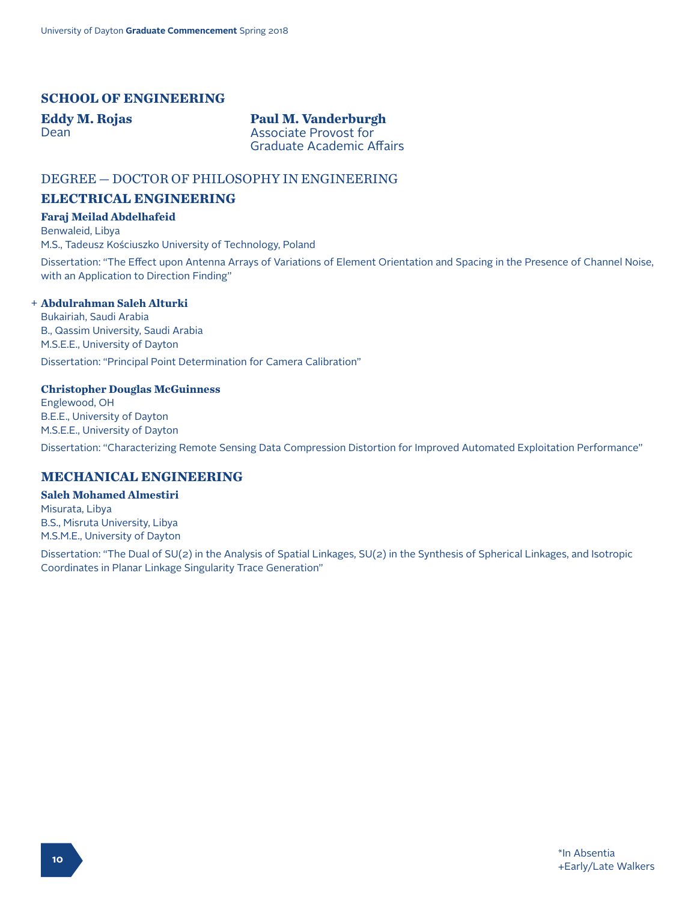## SCHOOL OF ENGINEERING

**Eddy M. Rojas**
Dean

**Paul M. Vanderburgh**
Associate Provost for
Graduate Academic Affairs

DEGREE — DOCTOR OF PHILOSOPHY IN ENGINEERING

### ELECTRICAL ENGINEERING

**Faraj Meilad Abdelhafeid**
Benwaleid, Libya
M.S., Tadeusz Kościuszko University of Technology, Poland

Dissertation: "The Effect upon Antenna Arrays of Variations of Element Orientation and Spacing in the Presence of Channel Noise, with an Application to Direction Finding"

+ **Abdulrahman Saleh Alturki**
Bukairiah, Saudi Arabia
B., Qassim University, Saudi Arabia
M.S.E.E., University of Dayton

Dissertation: "Principal Point Determination for Camera Calibration"

**Christopher Douglas McGuinness**
Englewood, OH
B.E.E., University of Dayton
M.S.E.E., University of Dayton

Dissertation: "Characterizing Remote Sensing Data Compression Distortion for Improved Automated Exploitation Performance"

### MECHANICAL ENGINEERING

**Saleh Mohamed Almestiri**
Misurata, Libya
B.S., Misruta University, Libya
M.S.M.E., University of Dayton

Dissertation: "The Dual of SU(2) in the Analysis of Spatial Linkages, SU(2) in the Synthesis of Spherical Linkages, and Isotropic Coordinates in Planar Linkage Singularity Trace Generation"

*In Absentia
+Early/Late Walkers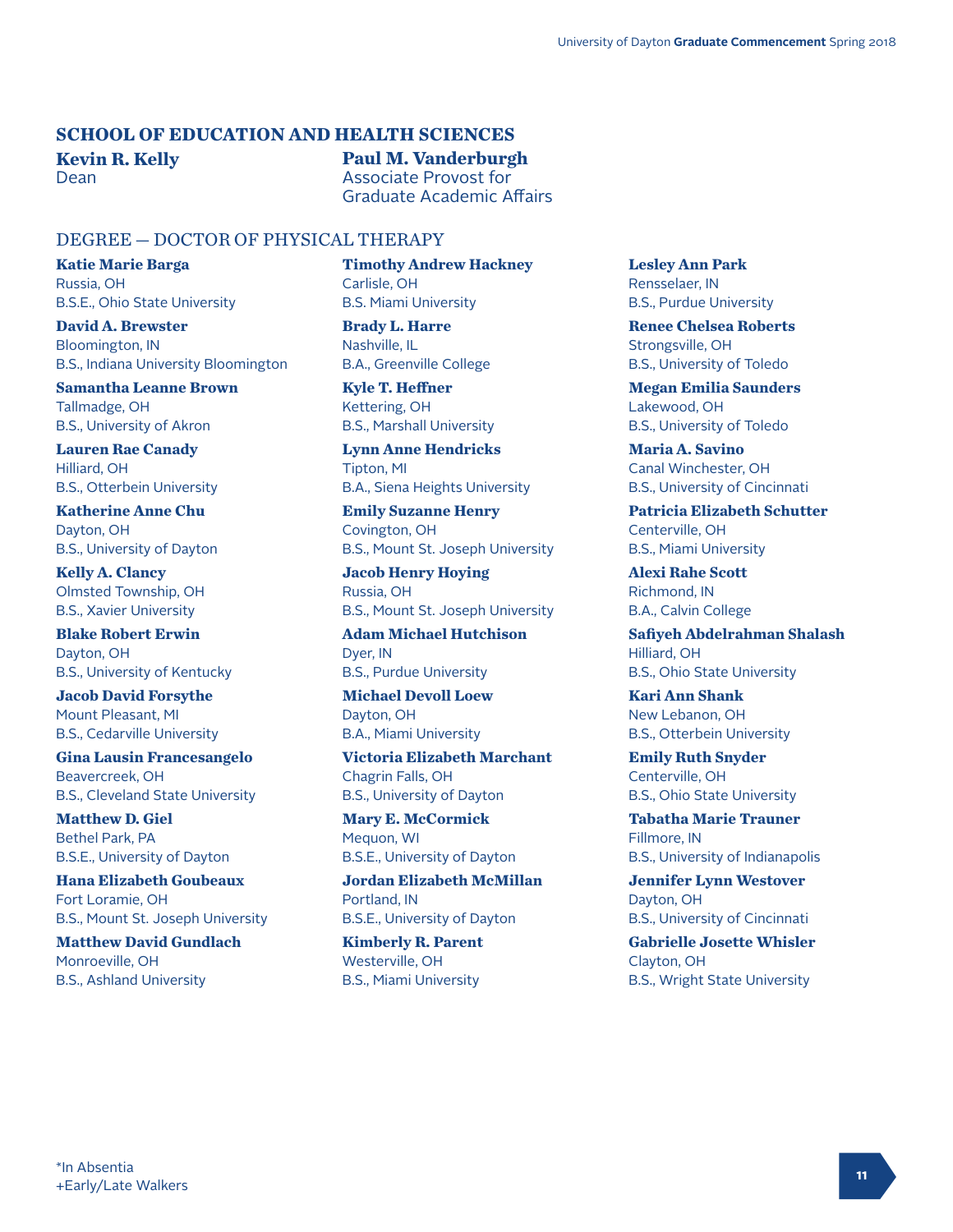## SCHOOL OF EDUCATION AND HEALTH SCIENCES

**Kevin R. Kelly**
Dean

**Paul M. Vanderburgh**
Associate Provost for Graduate Academic Affairs

### DEGREE — DOCTOR OF PHYSICAL THERAPY

**Katie Marie Barga**
Russia, OH
B.S.E., Ohio State University

**David A. Brewster**
Bloomington, IN
B.S., Indiana University Bloomington

**Samantha Leanne Brown**
Tallmadge, OH
B.S., University of Akron

**Lauren Rae Canady**
Hilliard, OH
B.S., Otterbein University

**Katherine Anne Chu**
Dayton, OH
B.S., University of Dayton

**Kelly A. Clancy**
Olmsted Township, OH
B.S., Xavier University

**Blake Robert Erwin**
Dayton, OH
B.S., University of Kentucky

**Jacob David Forsythe**
Mount Pleasant, MI
B.S., Cedarville University

**Gina Lausin Francesangelo**
Beavercreek, OH
B.S., Cleveland State University

**Matthew D. Giel**
Bethel Park, PA
B.S.E., University of Dayton

**Hana Elizabeth Goubeaux**
Fort Loramie, OH
B.S., Mount St. Joseph University

**Matthew David Gundlach**
Monroeville, OH
B.S., Ashland University

**Timothy Andrew Hackney**
Carlisle, OH
B.S. Miami University

**Brady L. Harre**
Nashville, IL
B.A., Greenville College

**Kyle T. Heffner**
Kettering, OH
B.S., Marshall University

**Lynn Anne Hendricks**
Tipton, MI
B.A., Siena Heights University

**Emily Suzanne Henry**
Covington, OH
B.S., Mount St. Joseph University

**Jacob Henry Hoying**
Russia, OH
B.S., Mount St. Joseph University

**Adam Michael Hutchison**
Dyer, IN
B.S., Purdue University

**Michael Devoll Loew**
Dayton, OH
B.A., Miami University

**Victoria Elizabeth Marchant**
Chagrin Falls, OH
B.S., University of Dayton

**Mary E. McCormick**
Mequon, WI
B.S.E., University of Dayton

**Jordan Elizabeth McMillan**
Portland, IN
B.S.E., University of Dayton

**Kimberly R. Parent**
Westerville, OH
B.S., Miami University

**Lesley Ann Park**
Rensselaer, IN
B.S., Purdue University

**Renee Chelsea Roberts**
Strongsville, OH
B.S., University of Toledo

**Megan Emilia Saunders**
Lakewood, OH
B.S., University of Toledo

**Maria A. Savino**
Canal Winchester, OH
B.S., University of Cincinnati

**Patricia Elizabeth Schutter**
Centerville, OH
B.S., Miami University

**Alexi Rahe Scott**
Richmond, IN
B.A., Calvin College

**Safiyeh Abdelrahman Shalash**
Hilliard, OH
B.S., Ohio State University

**Kari Ann Shank**
New Lebanon, OH
B.S., Otterbein University

**Emily Ruth Snyder**
Centerville, OH
B.S., Ohio State University

**Tabatha Marie Trauner**
Fillmore, IN
B.S., University of Indianapolis

**Jennifer Lynn Westover**
Dayton, OH
B.S., University of Cincinnati

**Gabrielle Josette Whisler**
Clayton, OH
B.S., Wright State University

*In Absentia
+Early/Late Walkers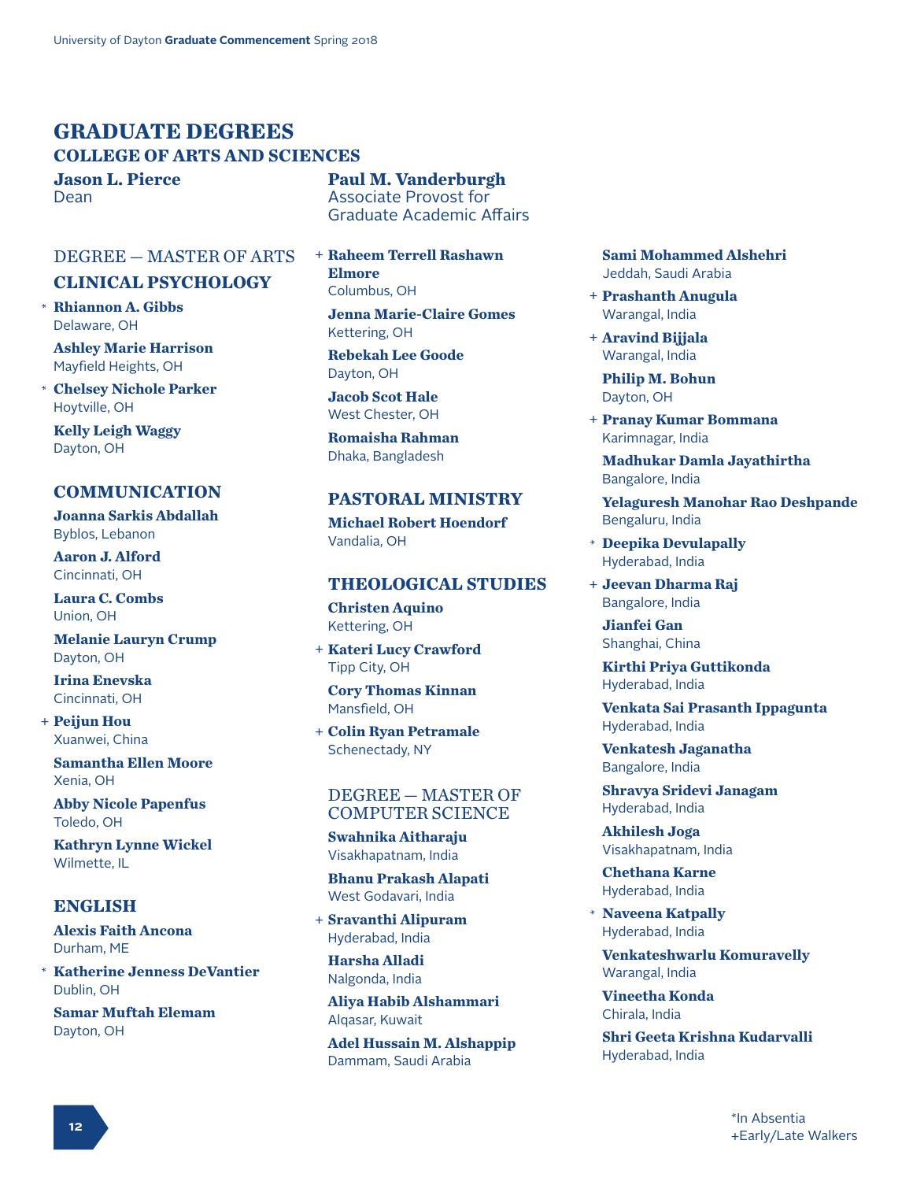# GRADUATE DEGREES

## COLLEGE OF ARTS AND SCIENCES

**Jason L. Pierce**
Dean

**Paul M. Vanderburgh**
Associate Provost for Graduate Academic Affairs

### DEGREE — MASTER OF ARTS

#### CLINICAL PSYCHOLOGY

\* **Rhiannon A. Gibbs**
Delaware, OH

**Ashley Marie Harrison**
Mayfield Heights, OH

\* **Chelsey Nichole Parker**
Hoytville, OH

**Kelly Leigh Waggy**
Dayton, OH

#### COMMUNICATION

**Joanna Sarkis Abdallah**
Byblos, Lebanon

**Aaron J. Alford**
Cincinnati, OH

**Laura C. Combs**
Union, OH

**Melanie Lauryn Crump**
Dayton, OH

**Irina Enevska**
Cincinnati, OH

\+ **Peijun Hou**
Xuanwei, China

**Samantha Ellen Moore**
Xenia, OH

**Abby Nicole Papenfus**
Toledo, OH

**Kathryn Lynne Wickel**
Wilmette, IL

#### ENGLISH

**Alexis Faith Ancona**
Durham, ME

\* **Katherine Jenness DeVantier**
Dublin, OH

**Samar Muftah Elemam**
Dayton, OH

\+ **Raheem Terrell Rashawn Elmore**
Columbus, OH

**Jenna Marie-Claire Gomes**
Kettering, OH

**Rebekah Lee Goode**
Dayton, OH

**Jacob Scot Hale**
West Chester, OH

**Romaisha Rahman**
Dhaka, Bangladesh

#### PASTORAL MINISTRY

**Michael Robert Hoendorf**
Vandalia, OH

#### THEOLOGICAL STUDIES

**Christen Aquino**
Kettering, OH

\+ **Kateri Lucy Crawford**
Tipp City, OH

**Cory Thomas Kinnan**
Mansfield, OH

\+ **Colin Ryan Petramale**
Schenectady, NY

### DEGREE — MASTER OF COMPUTER SCIENCE

**Swahnika Aitharaju**
Visakhapatnam, India

**Bhanu Prakash Alapati**
West Godavari, India

\+ **Sravanthi Alipuram**
Hyderabad, India

**Harsha Alladi**
Nalgonda, India

**Aliya Habib Alshammari**
Alqasar, Kuwait

**Adel Hussain M. Alshappip**
Dammam, Saudi Arabia

**Sami Mohammed Alshehri**
Jeddah, Saudi Arabia

\+ **Prashanth Anugula**
Warangal, India

\+ **Aravind Bijjala**
Warangal, India

**Philip M. Bohun**
Dayton, OH

\+ **Pranay Kumar Bommana**
Karimnagar, India

**Madhukar Damla Jayathirtha**
Bangalore, India

**Yelaguresh Manohar Rao Deshpande**
Bengaluru, India

\* **Deepika Devulapally**
Hyderabad, India

\+ **Jeevan Dharma Raj**
Bangalore, India

**Jianfei Gan**
Shanghai, China

**Kirthi Priya Guttikonda**
Hyderabad, India

**Venkata Sai Prasanth Ippagunta**
Hyderabad, India

**Venkatesh Jaganatha**
Bangalore, India

**Shravya Sridevi Janagam**
Hyderabad, India

**Akhilesh Joga**
Visakhapatnam, India

**Chethana Karne**
Hyderabad, India

\* **Naveena Katpally**
Hyderabad, India

**Venkateshwarlu Komuravelly**
Warangal, India

**Vineetha Konda**
Chirala, India

**Shri Geeta Krishna Kudarvalli**
Hyderabad, India

*In Absentia
+Early/Late Walkers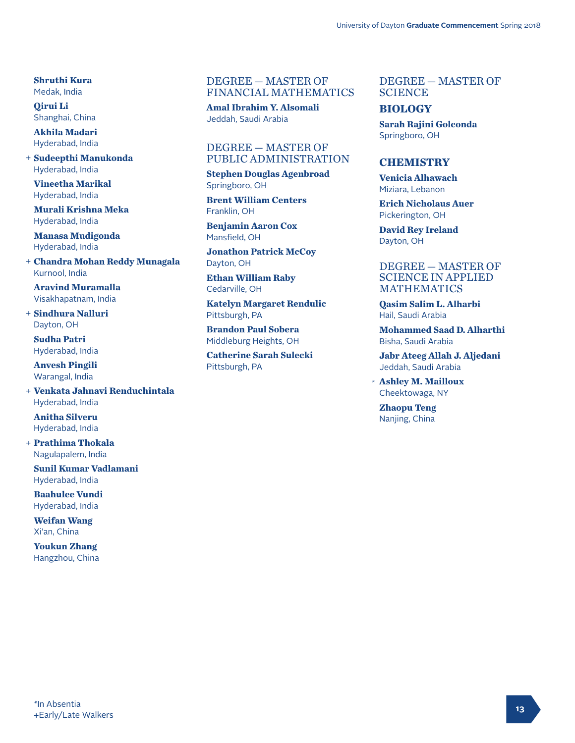**Shruthi Kura**
Medak, India

**Qirui Li**
Shanghai, China

**Akhila Madari**
Hyderabad, India

\+ **Sudeepthi Manukonda**
Hyderabad, India

**Vineetha Marikal**
Hyderabad, India

**Murali Krishna Meka**
Hyderabad, India

**Manasa Mudigonda**
Hyderabad, India

\+ **Chandra Mohan Reddy Munagala**
Kurnool, India

**Aravind Muramalla**
Visakhapatnam, India

\+ **Sindhura Nalluri**
Dayton, OH

**Sudha Patri**
Hyderabad, India

**Anvesh Pingili**
Warangal, India

\+ **Venkata Jahnavi Renduchintala**
Hyderabad, India

**Anitha Silveru**
Hyderabad, India

\+ **Prathima Thokala**
Nagulapalem, India

**Sunil Kumar Vadlamani**
Hyderabad, India

**Baahulee Vundi**
Hyderabad, India

**Weifan Wang**
Xi'an, China

**Youkun Zhang**
Hangzhou, China

## DEGREE — MASTER OF FINANCIAL MATHEMATICS

**Amal Ibrahim Y. Alsomali**
Jeddah, Saudi Arabia

## DEGREE — MASTER OF PUBLIC ADMINISTRATION

**Stephen Douglas Agenbroad**
Springboro, OH

**Brent William Centers**
Franklin, OH

**Benjamin Aaron Cox**
Mansfield, OH

**Jonathon Patrick McCoy**
Dayton, OH

**Ethan William Raby**
Cedarville, OH

**Katelyn Margaret Rendulic**
Pittsburgh, PA

**Brandon Paul Sobera**
Middleburg Heights, OH

**Catherine Sarah Sulecki**
Pittsburgh, PA

## DEGREE — MASTER OF SCIENCE

### BIOLOGY

**Sarah Rajini Golconda**
Springboro, OH

### CHEMISTRY

**Venicia Alhawach**
Miziara, Lebanon

**Erich Nicholaus Auer**
Pickerington, OH

**David Rey Ireland**
Dayton, OH

## DEGREE — MASTER OF SCIENCE IN APPLIED MATHEMATICS

**Qasim Salim L. Alharbi**
Hail, Saudi Arabia

**Mohammed Saad D. Alharthi**
Bisha, Saudi Arabia

**Jabr Ateeg Allah J. Aljedani**
Jeddah, Saudi Arabia

\* **Ashley M. Mailloux**
Cheektowaga, NY

**Zhaopu Teng**
Nanjing, China

*In Absentia
+Early/Late Walkers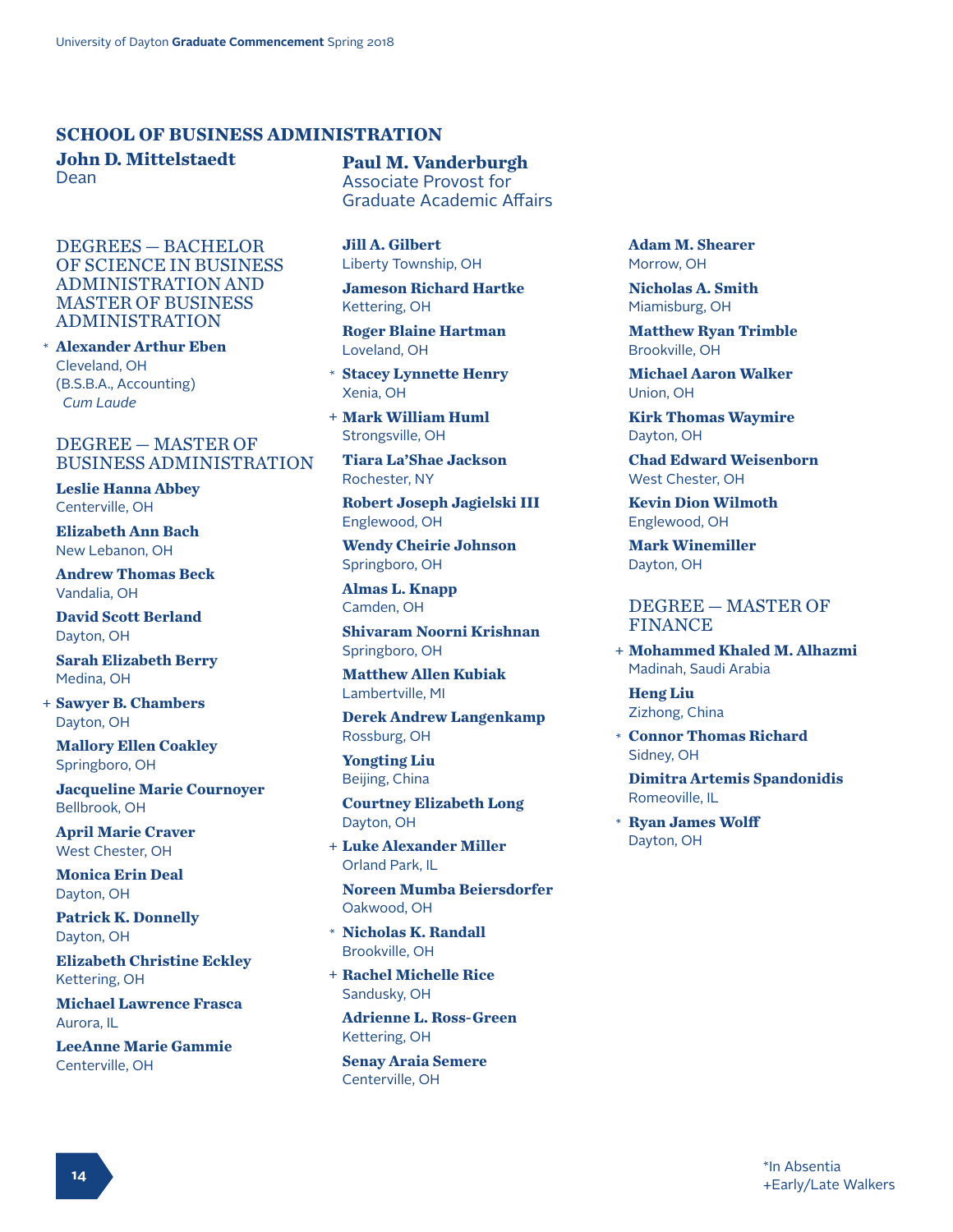## SCHOOL OF BUSINESS ADMINISTRATION

**John D. Mittelstaedt**
Dean

**Paul M. Vanderburgh**
Associate Provost for Graduate Academic Affairs

### DEGREES — BACHELOR OF SCIENCE IN BUSINESS ADMINISTRATION AND MASTER OF BUSINESS ADMINISTRATION

\* **Alexander Arthur Eben**
Cleveland, OH
(B.S.B.A., Accounting)
*Cum Laude*

### DEGREE — MASTER OF BUSINESS ADMINISTRATION

**Leslie Hanna Abbey**
Centerville, OH

**Elizabeth Ann Bach**
New Lebanon, OH

**Andrew Thomas Beck**
Vandalia, OH

**David Scott Berland**
Dayton, OH

**Sarah Elizabeth Berry**
Medina, OH

\+ **Sawyer B. Chambers**
Dayton, OH

**Mallory Ellen Coakley**
Springboro, OH

**Jacqueline Marie Cournoyer**
Bellbrook, OH

**April Marie Craver**
West Chester, OH

**Monica Erin Deal**
Dayton, OH

**Patrick K. Donnelly**
Dayton, OH

**Elizabeth Christine Eckley**
Kettering, OH

**Michael Lawrence Frasca**
Aurora, IL

**LeeAnne Marie Gammie**
Centerville, OH

**Jill A. Gilbert**
Liberty Township, OH

**Jameson Richard Hartke**
Kettering, OH

**Roger Blaine Hartman**
Loveland, OH

\* **Stacey Lynnette Henry**
Xenia, OH

\+ **Mark William Huml**
Strongsville, OH

**Tiara La'Shae Jackson**
Rochester, NY

**Robert Joseph Jagielski III**
Englewood, OH

**Wendy Cheirie Johnson**
Springboro, OH

**Almas L. Knapp**
Camden, OH

**Shivaram Noorni Krishnan**
Springboro, OH

**Matthew Allen Kubiak**
Lambertville, MI

**Derek Andrew Langenkamp**
Rossburg, OH

**Yongting Liu**
Beijing, China

**Courtney Elizabeth Long**
Dayton, OH

\+ **Luke Alexander Miller**
Orland Park, IL

**Noreen Mumba Beiersdorfer**
Oakwood, OH

\* **Nicholas K. Randall**
Brookville, OH

\+ **Rachel Michelle Rice**
Sandusky, OH

**Adrienne L. Ross-Green**
Kettering, OH

**Senay Araia Semere**
Centerville, OH

**Adam M. Shearer**
Morrow, OH

**Nicholas A. Smith**
Miamisburg, OH

**Matthew Ryan Trimble**
Brookville, OH

**Michael Aaron Walker**
Union, OH

**Kirk Thomas Waymire**
Dayton, OH

**Chad Edward Weisenborn**
West Chester, OH

**Kevin Dion Wilmoth**
Englewood, OH

**Mark Winemiller**
Dayton, OH

### DEGREE — MASTER OF FINANCE

\+ **Mohammed Khaled M. Alhazmi**
Madinah, Saudi Arabia

**Heng Liu**
Zizhong, China

\* **Connor Thomas Richard**
Sidney, OH

**Dimitra Artemis Spandonidis**
Romeoville, IL

\* **Ryan James Wolff**
Dayton, OH

*In Absentia
+Early/Late Walkers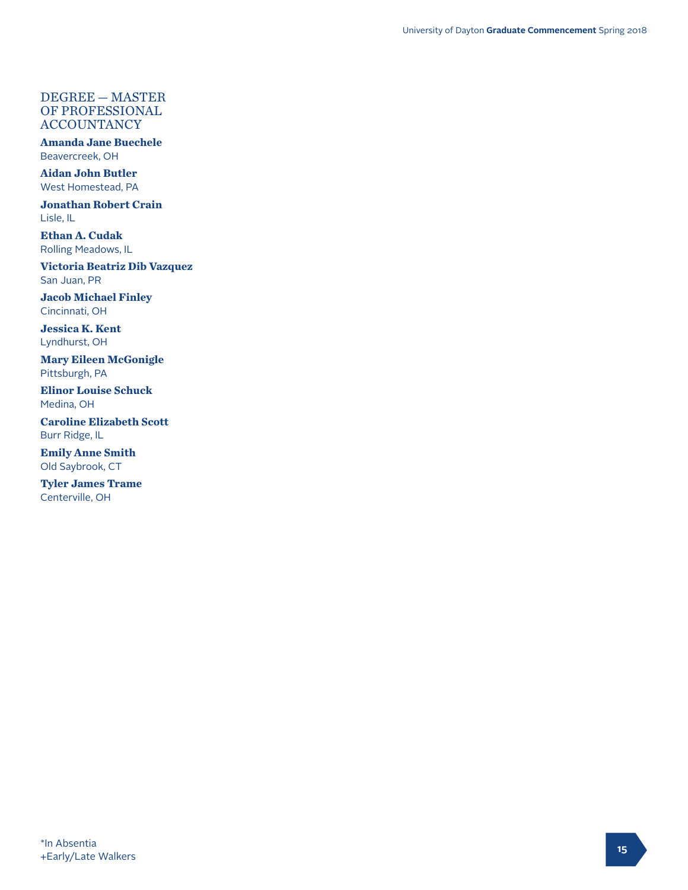## DEGREE — MASTER OF PROFESSIONAL ACCOUNTANCY

**Amanda Jane Buechele**
Beavercreek, OH

**Aidan John Butler**
West Homestead, PA

**Jonathan Robert Crain**
Lisle, IL

**Ethan A. Cudak**
Rolling Meadows, IL

**Victoria Beatriz Dib Vazquez**
San Juan, PR

**Jacob Michael Finley**
Cincinnati, OH

**Jessica K. Kent**
Lyndhurst, OH

**Mary Eileen McGonigle**
Pittsburgh, PA

**Elinor Louise Schuck**
Medina, OH

**Caroline Elizabeth Scott**
Burr Ridge, IL

**Emily Anne Smith**
Old Saybrook, CT

**Tyler James Trame**
Centerville, OH

*In Absentia
+Early/Late Walkers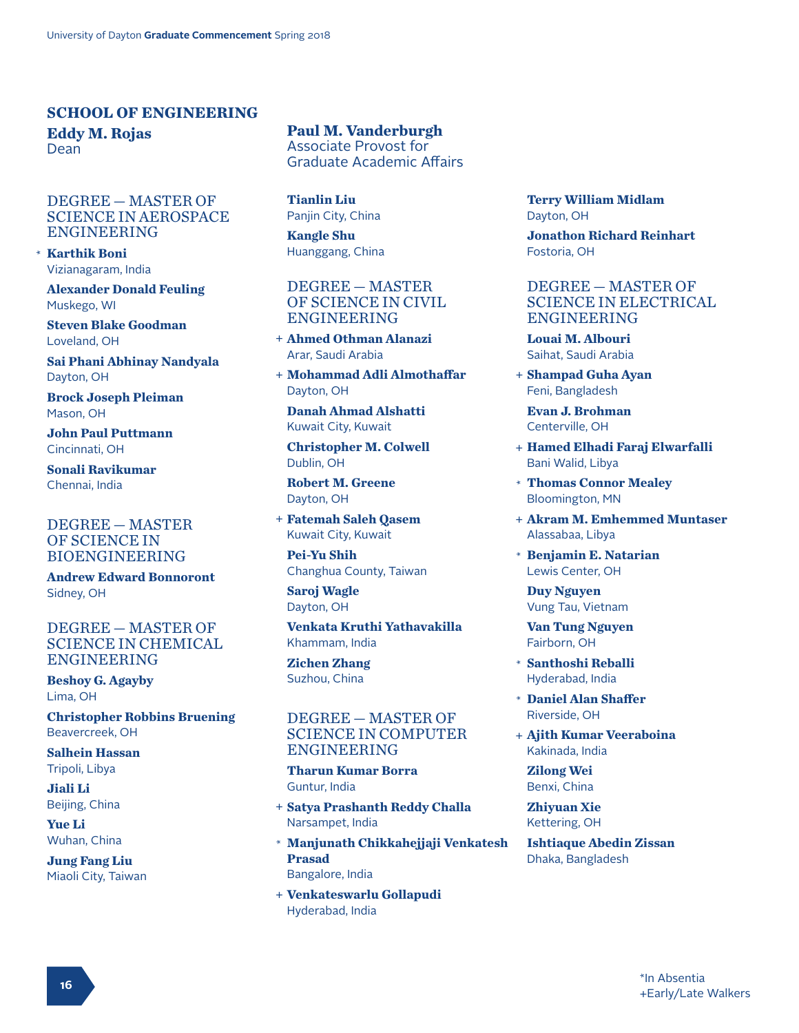## SCHOOL OF ENGINEERING

**Eddy M. Rojas**
Dean

**Paul M. Vanderburgh**
Associate Provost for Graduate Academic Affairs

### DEGREE — MASTER OF SCIENCE IN AEROSPACE ENGINEERING

* **Karthik Boni**
Vizianagaram, India

**Alexander Donald Feuling**
Muskego, WI

**Steven Blake Goodman**
Loveland, OH

**Sai Phani Abhinay Nandyala**
Dayton, OH

**Brock Joseph Pleiman**
Mason, OH

**John Paul Puttmann**
Cincinnati, OH

**Sonali Ravikumar**
Chennai, India

### DEGREE — MASTER OF SCIENCE IN BIOENGINEERING

**Andrew Edward Bonnoront**
Sidney, OH

### DEGREE — MASTER OF SCIENCE IN CHEMICAL ENGINEERING

**Beshoy G. Agayby**
Lima, OH

**Christopher Robbins Bruening**
Beavercreek, OH

**Salhein Hassan**
Tripoli, Libya

**Jiali Li**
Beijing, China

**Yue Li**
Wuhan, China

**Jung Fang Liu**
Miaoli City, Taiwan

**Tianlin Liu**
Panjin City, China

**Kangle Shu**
Huanggang, China

### DEGREE — MASTER OF SCIENCE IN CIVIL ENGINEERING

+ **Ahmed Othman Alanazi**
Arar, Saudi Arabia

+ **Mohammad Adli Almothaffar**
Dayton, OH

**Danah Ahmad Alshatti**
Kuwait City, Kuwait

**Christopher M. Colwell**
Dublin, OH

**Robert M. Greene**
Dayton, OH

+ **Fatemah Saleh Qasem**
Kuwait City, Kuwait

**Pei-Yu Shih**
Changhua County, Taiwan

**Saroj Wagle**
Dayton, OH

**Venkata Kruthi Yathavakilla**
Khammam, India

**Zichen Zhang**
Suzhou, China

### DEGREE — MASTER OF SCIENCE IN COMPUTER ENGINEERING

**Tharun Kumar Borra**
Guntur, India

+ **Satya Prashanth Reddy Challa**
Narsampet, India

* **Manjunath Chikkahejjaji Venkatesh Prasad**
Bangalore, India

+ **Venkateswarlu Gollapudi**
Hyderabad, India

**Terry William Midlam**
Dayton, OH

**Jonathon Richard Reinhart**
Fostoria, OH

### DEGREE — MASTER OF SCIENCE IN ELECTRICAL ENGINEERING

**Louai M. Albouri**
Saihat, Saudi Arabia

+ **Shampad Guha Ayan**
Feni, Bangladesh

**Evan J. Brohman**
Centerville, OH

+ **Hamed Elhadi Faraj Elwarfalli**
Bani Walid, Libya

* **Thomas Connor Mealey**
Bloomington, MN

+ **Akram M. Emhemmed Muntaser**
Alassabaa, Libya

* **Benjamin E. Natarian**
Lewis Center, OH

**Duy Nguyen**
Vung Tau, Vietnam

**Van Tung Nguyen**
Fairborn, OH

* **Santhoshi Reballi**
Hyderabad, India

* **Daniel Alan Shaffer**
Riverside, OH

+ **Ajith Kumar Veeraboina**
Kakinada, India

**Zilong Wei**
Benxi, China

**Zhiyuan Xie**
Kettering, OH

**Ishtiaque Abedin Zissan**
Dhaka, Bangladesh

*In Absentia
+Early/Late Walkers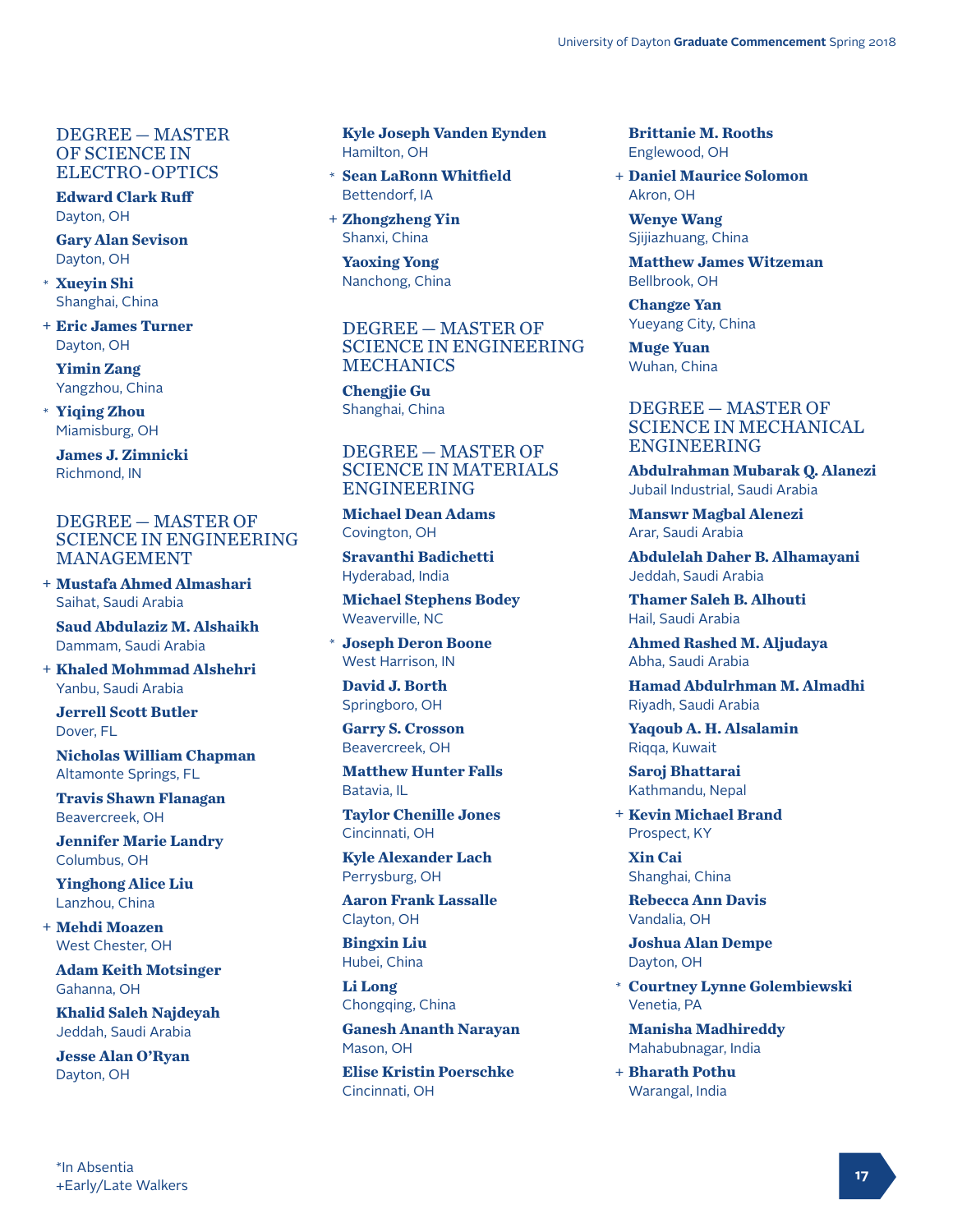## DEGREE — MASTER OF SCIENCE IN ELECTRO-OPTICS

**Edward Clark Ruff**
Dayton, OH

**Gary Alan Sevison**
Dayton, OH

* **Xueyin Shi**
Shanghai, China

+ **Eric James Turner**
Dayton, OH

**Yimin Zang**
Yangzhou, China

* **Yiqing Zhou**
Miamisburg, OH

**James J. Zimnicki**
Richmond, IN

## DEGREE — MASTER OF SCIENCE IN ENGINEERING MANAGEMENT

+ **Mustafa Ahmed Almashari**
Saihat, Saudi Arabia

**Saud Abdulaziz M. Alshaikh**
Dammam, Saudi Arabia

+ **Khaled Mohmmad Alshehri**
Yanbu, Saudi Arabia

**Jerrell Scott Butler**
Dover, FL

**Nicholas William Chapman**
Altamonte Springs, FL

**Travis Shawn Flanagan**
Beavercreek, OH

**Jennifer Marie Landry**
Columbus, OH

**Yinghong Alice Liu**
Lanzhou, China

+ **Mehdi Moazen**
West Chester, OH

**Adam Keith Motsinger**
Gahanna, OH

**Khalid Saleh Najdeyah**
Jeddah, Saudi Arabia

**Jesse Alan O'Ryan**
Dayton, OH

**Kyle Joseph Vanden Eynden**
Hamilton, OH

* **Sean LaRonn Whitfield**
Bettendorf, IA

+ **Zhongzheng Yin**
Shanxi, China

**Yaoxing Yong**
Nanchong, China

## DEGREE — MASTER OF SCIENCE IN ENGINEERING MECHANICS

**Chengjie Gu**
Shanghai, China

## DEGREE — MASTER OF SCIENCE IN MATERIALS ENGINEERING

**Michael Dean Adams**
Covington, OH

**Sravanthi Badichetti**
Hyderabad, India

**Michael Stephens Bodey**
Weaverville, NC

* **Joseph Deron Boone**
West Harrison, IN

**David J. Borth**
Springboro, OH

**Garry S. Crosson**
Beavercreek, OH

**Matthew Hunter Falls**
Batavia, IL

**Taylor Chenille Jones**
Cincinnati, OH

**Kyle Alexander Lach**
Perrysburg, OH

**Aaron Frank Lassalle**
Clayton, OH

**Bingxin Liu**
Hubei, China

**Li Long**
Chongqing, China

**Ganesh Ananth Narayan**
Mason, OH

**Elise Kristin Poerschke**
Cincinnati, OH

**Brittanie M. Rooths**
Englewood, OH

+ **Daniel Maurice Solomon**
Akron, OH

**Wenye Wang**
Sjijiazhuang, China

**Matthew James Witzeman**
Bellbrook, OH

**Changze Yan**
Yueyang City, China

**Muge Yuan**
Wuhan, China

## DEGREE — MASTER OF SCIENCE IN MECHANICAL ENGINEERING

**Abdulrahman Mubarak Q. Alanezi**
Jubail Industrial, Saudi Arabia

**Manswr Magbal Alenezi**
Arar, Saudi Arabia

**Abdulelah Daher B. Alhamayani**
Jeddah, Saudi Arabia

**Thamer Saleh B. Alhouti**
Hail, Saudi Arabia

**Ahmed Rashed M. Aljudaya**
Abha, Saudi Arabia

**Hamad Abdulrhman M. Almadhi**
Riyadh, Saudi Arabia

**Yaqoub A. H. Alsalamin**
Riqqa, Kuwait

**Saroj Bhattarai**
Kathmandu, Nepal

+ **Kevin Michael Brand**
Prospect, KY

**Xin Cai**
Shanghai, China

**Rebecca Ann Davis**
Vandalia, OH

**Joshua Alan Dempe**
Dayton, OH

* **Courtney Lynne Golembiewski**
Venetia, PA

**Manisha Madhireddy**
Mahabubnagar, India

+ **Bharath Pothu**
Warangal, India

*In Absentia
+Early/Late Walkers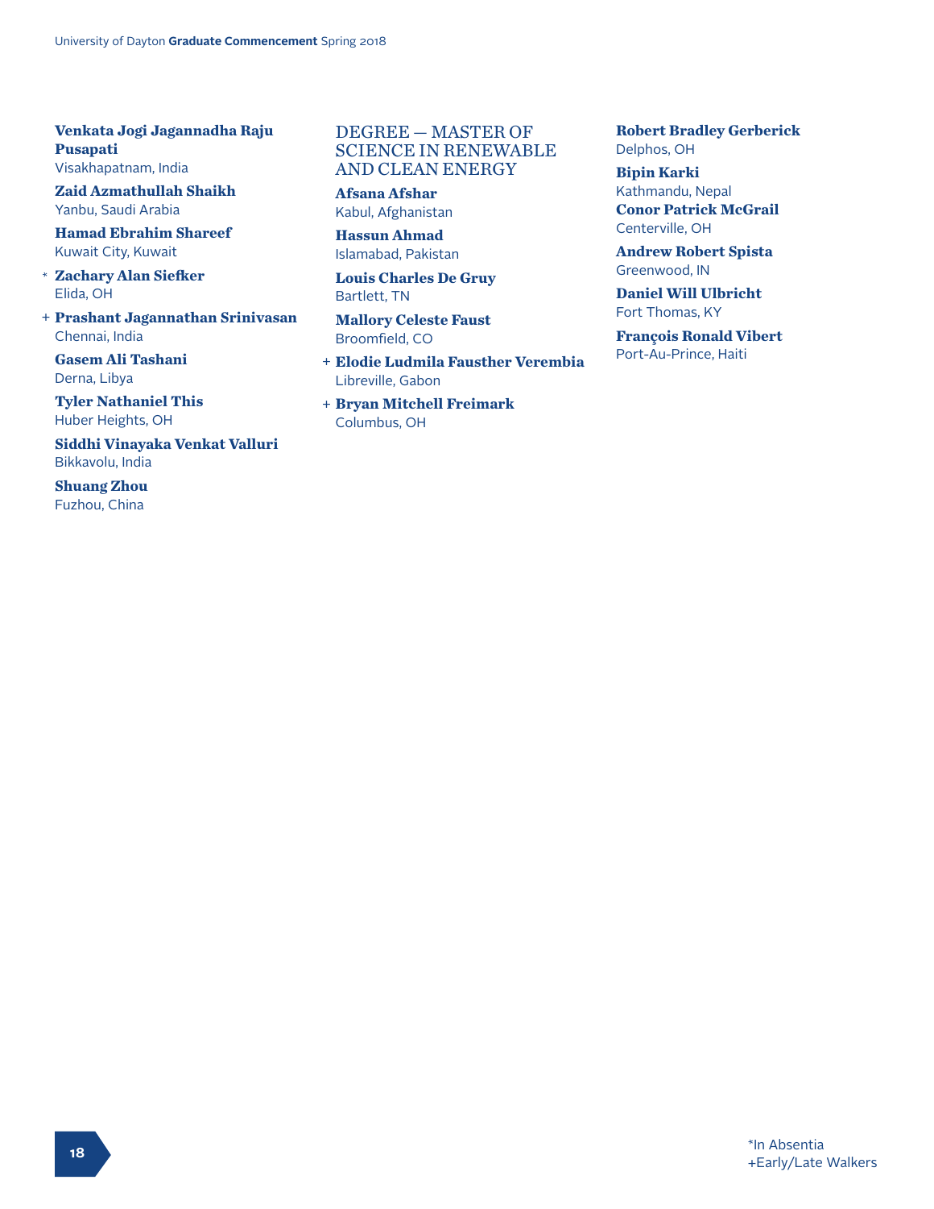**Venkata Jogi Jagannadha Raju Pusapati**
Visakhapatnam, India

**Zaid Azmathullah Shaikh**
Yanbu, Saudi Arabia

**Hamad Ebrahim Shareef**
Kuwait City, Kuwait

\* **Zachary Alan Siefker**
Elida, OH

\+ **Prashant Jagannathan Srinivasan**
Chennai, India

**Gasem Ali Tashani**
Derna, Libya

**Tyler Nathaniel This**
Huber Heights, OH

**Siddhi Vinayaka Venkat Valluri**
Bikkavolu, India

**Shuang Zhou**
Fuzhou, China

## DEGREE — MASTER OF SCIENCE IN RENEWABLE AND CLEAN ENERGY

**Afsana Afshar**
Kabul, Afghanistan

**Hassun Ahmad**
Islamabad, Pakistan

**Louis Charles De Gruy**
Bartlett, TN

**Mallory Celeste Faust**
Broomfield, CO

\+ **Elodie Ludmila Fausther Verembia**
Libreville, Gabon

\+ **Bryan Mitchell Freimark**
Columbus, OH

**Robert Bradley Gerberick**
Delphos, OH

**Bipin Karki**
Kathmandu, Nepal

**Conor Patrick McGrail**
Centerville, OH

**Andrew Robert Spista**
Greenwood, IN

**Daniel Will Ulbricht**
Fort Thomas, KY

**François Ronald Vibert**
Port-Au-Prince, Haiti

*In Absentia
+Early/Late Walkers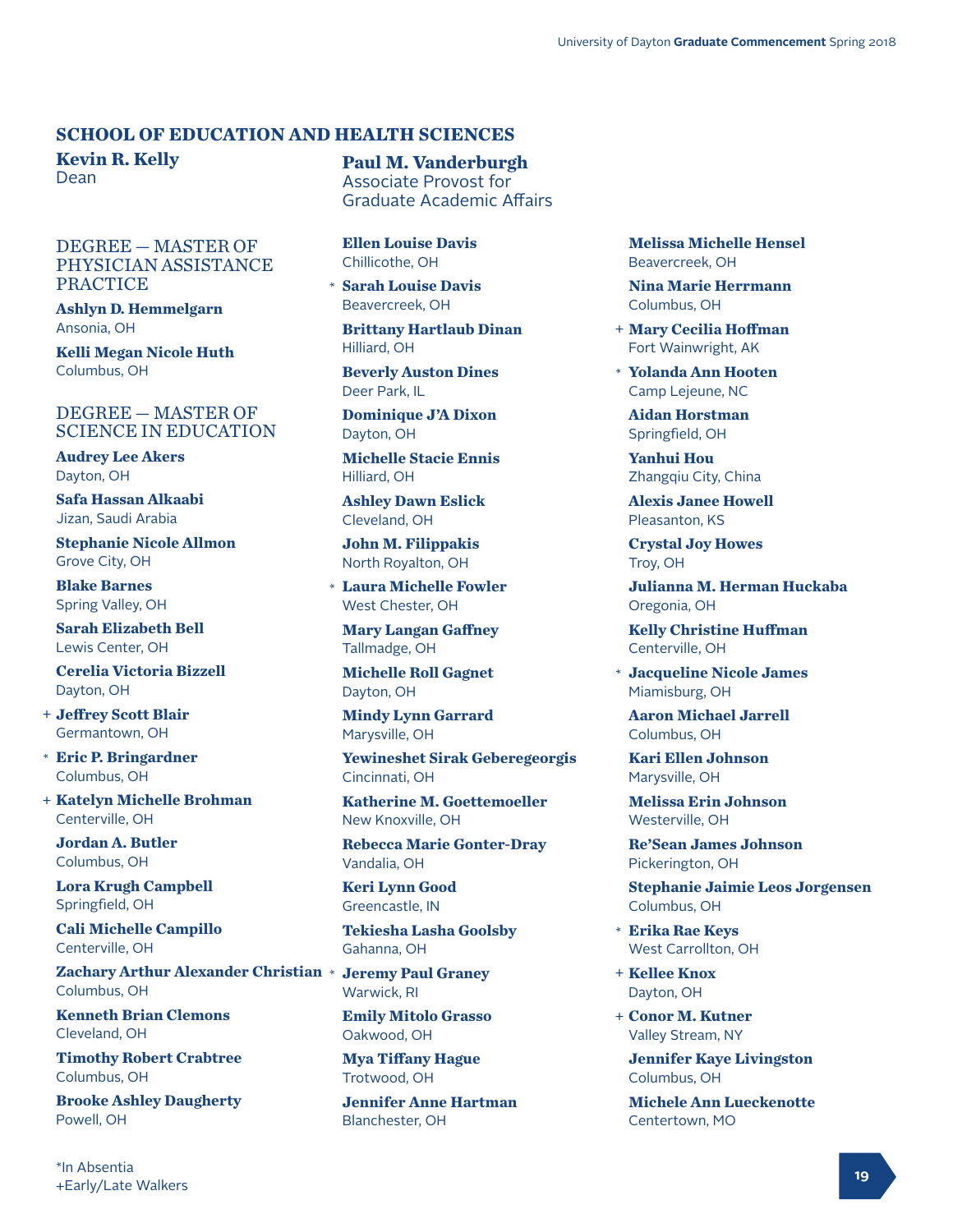## SCHOOL OF EDUCATION AND HEALTH SCIENCES

**Kevin R. Kelly**
Dean

**Paul M. Vanderburgh**
Associate Provost for Graduate Academic Affairs

### DEGREE — MASTER OF PHYSICIAN ASSISTANCE PRACTICE

**Ashlyn D. Hemmelgarn**
Ansonia, OH

**Kelli Megan Nicole Huth**
Columbus, OH

### DEGREE — MASTER OF SCIENCE IN EDUCATION

**Audrey Lee Akers**
Dayton, OH

**Safa Hassan Alkaabi**
Jizan, Saudi Arabia

**Stephanie Nicole Allmon**
Grove City, OH

**Blake Barnes**
Spring Valley, OH

**Sarah Elizabeth Bell**
Lewis Center, OH

**Cerelia Victoria Bizzell**
Dayton, OH

+ **Jeffrey Scott Blair**
Germantown, OH

* **Eric P. Bringardner**
Columbus, OH

+ **Katelyn Michelle Brohman**
Centerville, OH

**Jordan A. Butler**
Columbus, OH

**Lora Krugh Campbell**
Springfield, OH

**Cali Michelle Campillo**
Centerville, OH

**Zachary Arthur Alexander Christian**
Columbus, OH

**Kenneth Brian Clemons**
Cleveland, OH

**Timothy Robert Crabtree**
Columbus, OH

**Brooke Ashley Daugherty**
Powell, OH

**Ellen Louise Davis**
Chillicothe, OH

* **Sarah Louise Davis**
Beavercreek, OH

**Brittany Hartlaub Dinan**
Hilliard, OH

**Beverly Auston Dines**
Deer Park, IL

**Dominique J'A Dixon**
Dayton, OH

**Michelle Stacie Ennis**
Hilliard, OH

**Ashley Dawn Eslick**
Cleveland, OH

**John M. Filippakis**
North Royalton, OH

* **Laura Michelle Fowler**
West Chester, OH

**Mary Langan Gaffney**
Tallmadge, OH

**Michelle Roll Gagnet**
Dayton, OH

**Mindy Lynn Garrard**
Marysville, OH

**Yewineshet Sirak Geberegeorgis**
Cincinnati, OH

**Katherine M. Goettemoeller**
New Knoxville, OH

**Rebecca Marie Gonter-Dray**
Vandalia, OH

**Keri Lynn Good**
Greencastle, IN

**Tekiesha Lasha Goolsby**
Gahanna, OH

* **Jeremy Paul Graney**
Warwick, RI

**Emily Mitolo Grasso**
Oakwood, OH

**Mya Tiffany Hague**
Trotwood, OH

**Jennifer Anne Hartman**
Blanchester, OH

**Melissa Michelle Hensel**
Beavercreek, OH

**Nina Marie Herrmann**
Columbus, OH

+ **Mary Cecilia Hoffman**
Fort Wainwright, AK

* **Yolanda Ann Hooten**
Camp Lejeune, NC

**Aidan Horstman**
Springfield, OH

**Yanhui Hou**
Zhangqiu City, China

**Alexis Janee Howell**
Pleasanton, KS

**Crystal Joy Howes**
Troy, OH

**Julianna M. Herman Huckaba**
Oregonia, OH

**Kelly Christine Huffman**
Centerville, OH

* **Jacqueline Nicole James**
Miamisburg, OH

**Aaron Michael Jarrell**
Columbus, OH

**Kari Ellen Johnson**
Marysville, OH

**Melissa Erin Johnson**
Westerville, OH

**Re'Sean James Johnson**
Pickerington, OH

**Stephanie Jaimie Leos Jorgensen**
Columbus, OH

* **Erika Rae Keys**
West Carrollton, OH

+ **Kellee Knox**
Dayton, OH

+ **Conor M. Kutner**
Valley Stream, NY

**Jennifer Kaye Livingston**
Columbus, OH

**Michele Ann Lueckenotte**
Centertown, MO

*In Absentia
+Early/Late Walkers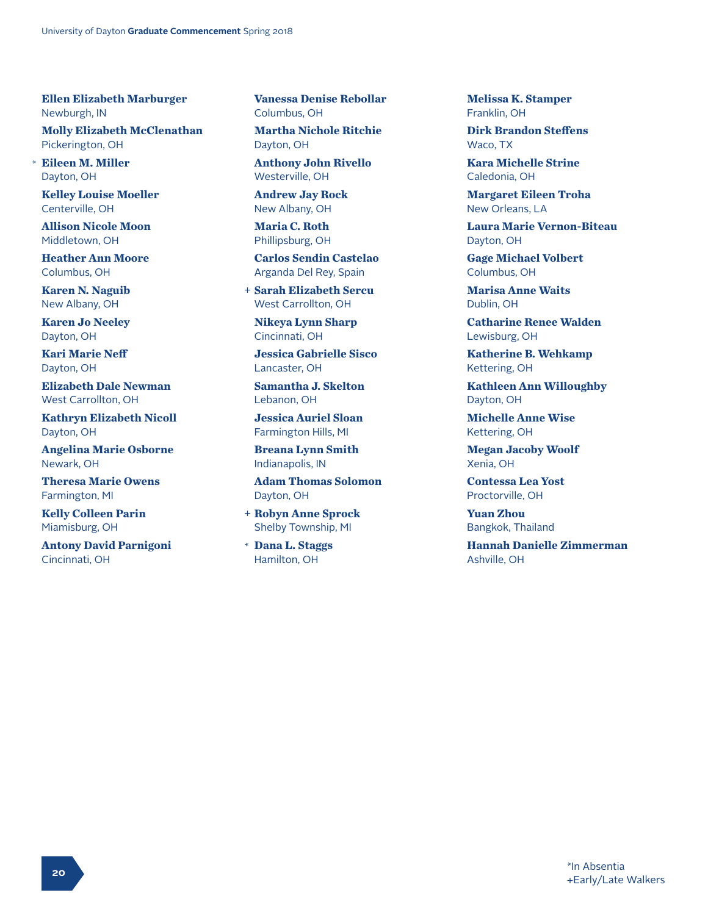**Ellen Elizabeth Marburger**
Newburgh, IN

**Molly Elizabeth McClenathan**
Pickerington, OH

\* **Eileen M. Miller**
Dayton, OH

**Kelley Louise Moeller**
Centerville, OH

**Allison Nicole Moon**
Middletown, OH

**Heather Ann Moore**
Columbus, OH

**Karen N. Naguib**
New Albany, OH

**Karen Jo Neeley**
Dayton, OH

**Kari Marie Neff**
Dayton, OH

**Elizabeth Dale Newman**
West Carrollton, OH

**Kathryn Elizabeth Nicoll**
Dayton, OH

**Angelina Marie Osborne**
Newark, OH

**Theresa Marie Owens**
Farmington, MI

**Kelly Colleen Parin**
Miamisburg, OH

**Antony David Parnigoni**
Cincinnati, OH

**Vanessa Denise Rebollar**
Columbus, OH

**Martha Nichole Ritchie**
Dayton, OH

**Anthony John Rivello**
Westerville, OH

**Andrew Jay Rock**
New Albany, OH

**Maria C. Roth**
Phillipsburg, OH

**Carlos Sendin Castelao**
Arganda Del Rey, Spain

\+ **Sarah Elizabeth Sercu**
West Carrollton, OH

**Nikeya Lynn Sharp**
Cincinnati, OH

**Jessica Gabrielle Sisco**
Lancaster, OH

**Samantha J. Skelton**
Lebanon, OH

**Jessica Auriel Sloan**
Farmington Hills, MI

**Breana Lynn Smith**
Indianapolis, IN

**Adam Thomas Solomon**
Dayton, OH

\+ **Robyn Anne Sprock**
Shelby Township, MI

\* **Dana L. Staggs**
Hamilton, OH

**Melissa K. Stamper**
Franklin, OH

**Dirk Brandon Steffens**
Waco, TX

**Kara Michelle Strine**
Caledonia, OH

**Margaret Eileen Troha**
New Orleans, LA

**Laura Marie Vernon-Biteau**
Dayton, OH

**Gage Michael Volbert**
Columbus, OH

**Marisa Anne Waits**
Dublin, OH

**Catharine Renee Walden**
Lewisburg, OH

**Katherine B. Wehkamp**
Kettering, OH

**Kathleen Ann Willoughby**
Dayton, OH

**Michelle Anne Wise**
Kettering, OH

**Megan Jacoby Woolf**
Xenia, OH

**Contessa Lea Yost**
Proctorville, OH

**Yuan Zhou**
Bangkok, Thailand

**Hannah Danielle Zimmerman**
Ashville, OH

*In Absentia
+Early/Late Walkers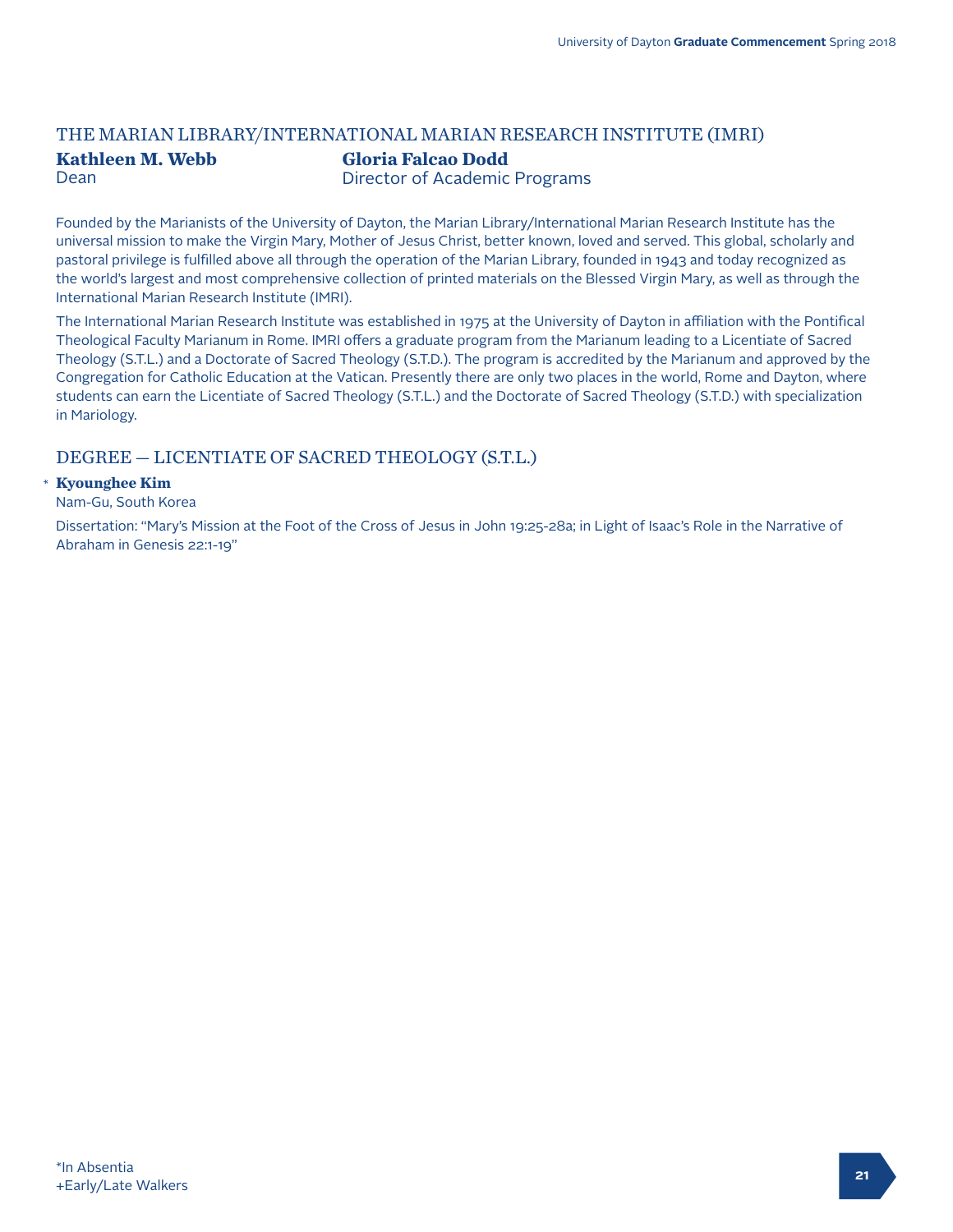## THE MARIAN LIBRARY/INTERNATIONAL MARIAN RESEARCH INSTITUTE (IMRI)

**Kathleen M. Webb**
Dean

**Gloria Falcao Dodd**
Director of Academic Programs

Founded by the Marianists of the University of Dayton, the Marian Library/International Marian Research Institute has the universal mission to make the Virgin Mary, Mother of Jesus Christ, better known, loved and served. This global, scholarly and pastoral privilege is fulfilled above all through the operation of the Marian Library, founded in 1943 and today recognized as the world's largest and most comprehensive collection of printed materials on the Blessed Virgin Mary, as well as through the International Marian Research Institute (IMRI).

The International Marian Research Institute was established in 1975 at the University of Dayton in affiliation with the Pontifical Theological Faculty Marianum in Rome. IMRI offers a graduate program from the Marianum leading to a Licentiate of Sacred Theology (S.T.L.) and a Doctorate of Sacred Theology (S.T.D.). The program is accredited by the Marianum and approved by the Congregation for Catholic Education at the Vatican. Presently there are only two places in the world, Rome and Dayton, where students can earn the Licentiate of Sacred Theology (S.T.L.) and the Doctorate of Sacred Theology (S.T.D.) with specialization in Mariology.

## DEGREE — LICENTIATE OF SACRED THEOLOGY (S.T.L.)

\* **Kyounghee Kim**
Nam-Gu, South Korea

Dissertation: "Mary's Mission at the Foot of the Cross of Jesus in John 19:25-28a; in Light of Isaac's Role in the Narrative of Abraham in Genesis 22:1-19"

*In Absentia
+Early/Late Walkers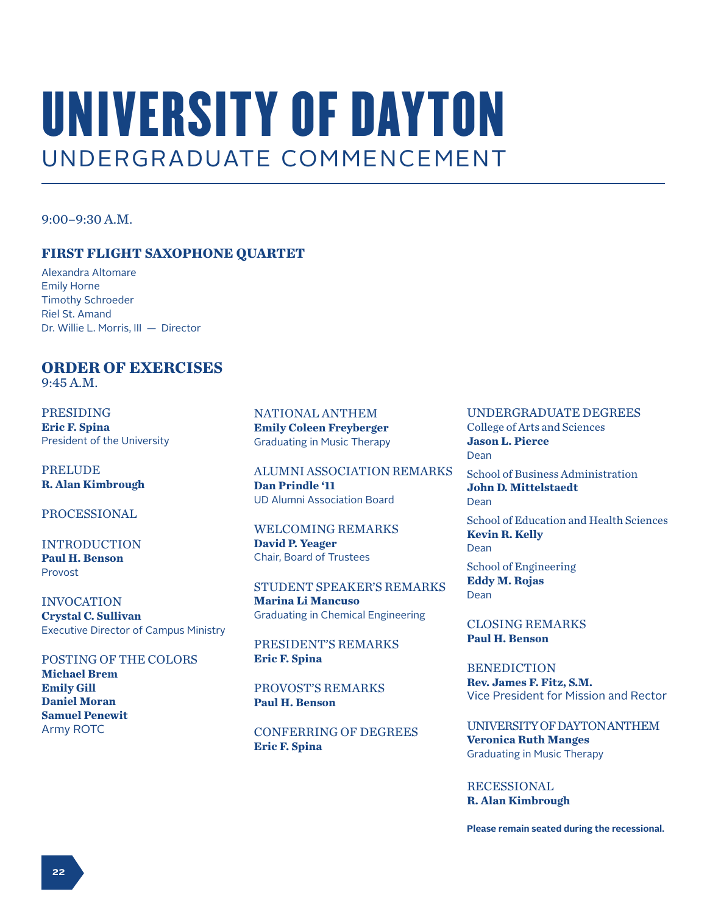# UNIVERSITY OF DAYTON

## UNDERGRADUATE COMMENCEMENT

9:00–9:30 A.M.

### FIRST FLIGHT SAXOPHONE QUARTET

Alexandra Altomare
Emily Horne
Timothy Schroeder
Riel St. Amand
Dr. Willie L. Morris, III — Director

### ORDER OF EXERCISES

9:45 A.M.

PRESIDING
**Eric F. Spina**
President of the University

PRELUDE
**R. Alan Kimbrough**

PROCESSIONAL

INTRODUCTION
**Paul H. Benson**
Provost

INVOCATION
**Crystal C. Sullivan**
Executive Director of Campus Ministry

POSTING OF THE COLORS
**Michael Brem**
**Emily Gill**
**Daniel Moran**
**Samuel Penewit**
Army ROTC

NATIONAL ANTHEM
**Emily Coleen Freyberger**
Graduating in Music Therapy

ALUMNI ASSOCIATION REMARKS
**Dan Prindle '11**
UD Alumni Association Board

WELCOMING REMARKS
**David P. Yeager**
Chair, Board of Trustees

STUDENT SPEAKER'S REMARKS
**Marina Li Mancuso**
Graduating in Chemical Engineering

PRESIDENT'S REMARKS
**Eric F. Spina**

PROVOST'S REMARKS
**Paul H. Benson**

CONFERRING OF DEGREES
**Eric F. Spina**

UNDERGRADUATE DEGREES

College of Arts and Sciences
**Jason L. Pierce**
Dean

School of Business Administration
**John D. Mittelstaedt**
Dean

School of Education and Health Sciences
**Kevin R. Kelly**
Dean

School of Engineering
**Eddy M. Rojas**
Dean

CLOSING REMARKS
**Paul H. Benson**

BENEDICTION
**Rev. James F. Fitz, S.M.**
Vice President for Mission and Rector

UNIVERSITY OF DAYTON ANTHEM
**Veronica Ruth Manges**
Graduating in Music Therapy

RECESSIONAL
**R. Alan Kimbrough**

**Please remain seated during the recessional.**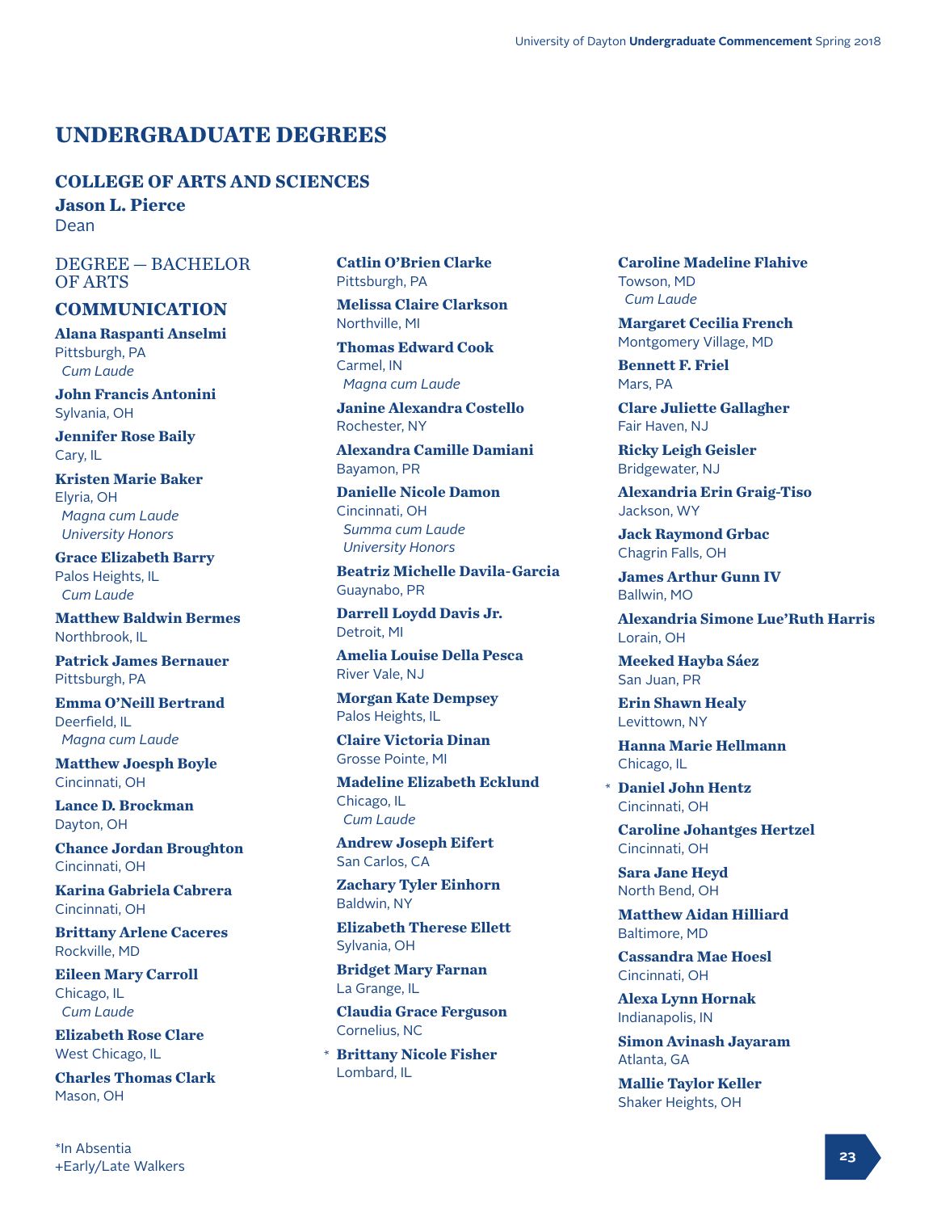# UNDERGRADUATE DEGREES

## COLLEGE OF ARTS AND SCIENCES

**Jason L. Pierce**
Dean

### DEGREE — BACHELOR OF ARTS

### COMMUNICATION

**Alana Raspanti Anselmi**
Pittsburgh, PA
*Cum Laude*

**John Francis Antonini**
Sylvania, OH

**Jennifer Rose Baily**
Cary, IL

**Kristen Marie Baker**
Elyria, OH
*Magna cum Laude*
*University Honors*

**Grace Elizabeth Barry**
Palos Heights, IL
*Cum Laude*

**Matthew Baldwin Bermes**
Northbrook, IL

**Patrick James Bernauer**
Pittsburgh, PA

**Emma O'Neill Bertrand**
Deerfield, IL
*Magna cum Laude*

**Matthew Joesph Boyle**
Cincinnati, OH

**Lance D. Brockman**
Dayton, OH

**Chance Jordan Broughton**
Cincinnati, OH

**Karina Gabriela Cabrera**
Cincinnati, OH

**Brittany Arlene Caceres**
Rockville, MD

**Eileen Mary Carroll**
Chicago, IL
*Cum Laude*

**Elizabeth Rose Clare**
West Chicago, IL

**Charles Thomas Clark**
Mason, OH

**Catlin O'Brien Clarke**
Pittsburgh, PA

**Melissa Claire Clarkson**
Northville, MI

**Thomas Edward Cook**
Carmel, IN
*Magna cum Laude*

**Janine Alexandra Costello**
Rochester, NY

**Alexandra Camille Damiani**
Bayamon, PR

**Danielle Nicole Damon**
Cincinnati, OH
*Summa cum Laude*
*University Honors*

**Beatriz Michelle Davila-Garcia**
Guaynabo, PR

**Darrell Loydd Davis Jr.**
Detroit, MI

**Amelia Louise Della Pesca**
River Vale, NJ

**Morgan Kate Dempsey**
Palos Heights, IL

**Claire Victoria Dinan**
Grosse Pointe, MI

**Madeline Elizabeth Ecklund**
Chicago, IL
*Cum Laude*

**Andrew Joseph Eifert**
San Carlos, CA

**Zachary Tyler Einhorn**
Baldwin, NY

**Elizabeth Therese Ellett**
Sylvania, OH

**Bridget Mary Farnan**
La Grange, IL

**Claudia Grace Ferguson**
Cornelius, NC

\* **Brittany Nicole Fisher**
Lombard, IL

**Caroline Madeline Flahive**
Towson, MD
*Cum Laude*

**Margaret Cecilia French**
Montgomery Village, MD

**Bennett F. Friel**
Mars, PA

**Clare Juliette Gallagher**
Fair Haven, NJ

**Ricky Leigh Geisler**
Bridgewater, NJ

**Alexandria Erin Graig-Tiso**
Jackson, WY

**Jack Raymond Grbac**
Chagrin Falls, OH

**James Arthur Gunn IV**
Ballwin, MO

**Alexandria Simone Lue'Ruth Harris**
Lorain, OH

**Meeked Hayba Sáez**
San Juan, PR

**Erin Shawn Healy**
Levittown, NY

**Hanna Marie Hellmann**
Chicago, IL

\* **Daniel John Hentz**
Cincinnati, OH

**Caroline Johantges Hertzel**
Cincinnati, OH

**Sara Jane Heyd**
North Bend, OH

**Matthew Aidan Hilliard**
Baltimore, MD

**Cassandra Mae Hoesl**
Cincinnati, OH

**Alexa Lynn Hornak**
Indianapolis, IN

**Simon Avinash Jayaram**
Atlanta, GA

**Mallie Taylor Keller**
Shaker Heights, OH

*In Absentia
+Early/Late Walkers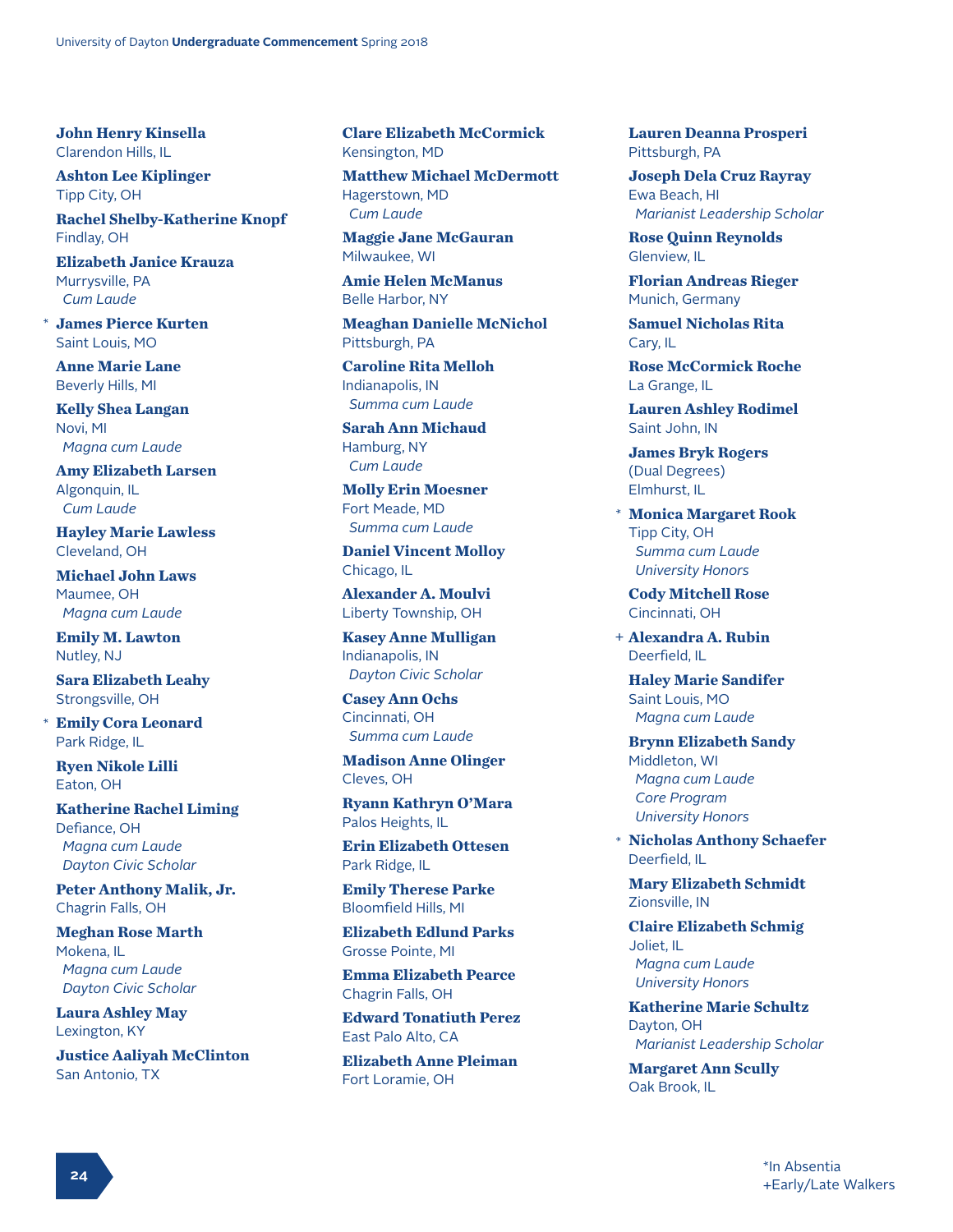**John Henry Kinsella**
Clarendon Hills, IL

**Ashton Lee Kiplinger**
Tipp City, OH

**Rachel Shelby-Katherine Knopf**
Findlay, OH

**Elizabeth Janice Krauza**
Murrysville, PA
*Cum Laude*

\* **James Pierce Kurten**
Saint Louis, MO

**Anne Marie Lane**
Beverly Hills, MI

**Kelly Shea Langan**
Novi, MI
*Magna cum Laude*

**Amy Elizabeth Larsen**
Algonquin, IL
*Cum Laude*

**Hayley Marie Lawless**
Cleveland, OH

**Michael John Laws**
Maumee, OH
*Magna cum Laude*

**Emily M. Lawton**
Nutley, NJ

**Sara Elizabeth Leahy**
Strongsville, OH

\* **Emily Cora Leonard**
Park Ridge, IL

**Ryen Nikole Lilli**
Eaton, OH

**Katherine Rachel Liming**
Defiance, OH
*Magna cum Laude*
*Dayton Civic Scholar*

**Peter Anthony Malik, Jr.**
Chagrin Falls, OH

**Meghan Rose Marth**
Mokena, IL
*Magna cum Laude*
*Dayton Civic Scholar*

**Laura Ashley May**
Lexington, KY

**Justice Aaliyah McClinton**
San Antonio, TX

**Clare Elizabeth McCormick**
Kensington, MD

**Matthew Michael McDermott**
Hagerstown, MD
*Cum Laude*

**Maggie Jane McGauran**
Milwaukee, WI

**Amie Helen McManus**
Belle Harbor, NY

**Meaghan Danielle McNichol**
Pittsburgh, PA

**Caroline Rita Melloh**
Indianapolis, IN
*Summa cum Laude*

**Sarah Ann Michaud**
Hamburg, NY
*Cum Laude*

**Molly Erin Moesner**
Fort Meade, MD
*Summa cum Laude*

**Daniel Vincent Molloy**
Chicago, IL

**Alexander A. Moulvi**
Liberty Township, OH

**Kasey Anne Mulligan**
Indianapolis, IN
*Dayton Civic Scholar*

**Casey Ann Ochs**
Cincinnati, OH
*Summa cum Laude*

**Madison Anne Olinger**
Cleves, OH

**Ryann Kathryn O'Mara**
Palos Heights, IL

**Erin Elizabeth Ottesen**
Park Ridge, IL

**Emily Therese Parke**
Bloomfield Hills, MI

**Elizabeth Edlund Parks**
Grosse Pointe, MI

**Emma Elizabeth Pearce**
Chagrin Falls, OH

**Edward Tonatiuth Perez**
East Palo Alto, CA

**Elizabeth Anne Pleiman**
Fort Loramie, OH

**Lauren Deanna Prosperi**
Pittsburgh, PA

**Joseph Dela Cruz Rayray**
Ewa Beach, HI
*Marianist Leadership Scholar*

**Rose Quinn Reynolds**
Glenview, IL

**Florian Andreas Rieger**
Munich, Germany

**Samuel Nicholas Rita**
Cary, IL

**Rose McCormick Roche**
La Grange, IL

**Lauren Ashley Rodimel**
Saint John, IN

**James Bryk Rogers**
(Dual Degrees)
Elmhurst, IL

\* **Monica Margaret Rook**
Tipp City, OH
*Summa cum Laude*
*University Honors*

**Cody Mitchell Rose**
Cincinnati, OH

\+ **Alexandra A. Rubin**
Deerfield, IL

**Haley Marie Sandifer**
Saint Louis, MO
*Magna cum Laude*

**Brynn Elizabeth Sandy**
Middleton, WI
*Magna cum Laude*
*Core Program*
*University Honors*

\* **Nicholas Anthony Schaefer**
Deerfield, IL

**Mary Elizabeth Schmidt**
Zionsville, IN

**Claire Elizabeth Schmig**
Joliet, IL
*Magna cum Laude*
*University Honors*

**Katherine Marie Schultz**
Dayton, OH
*Marianist Leadership Scholar*

**Margaret Ann Scully**
Oak Brook, IL

*In Absentia
+Early/Late Walkers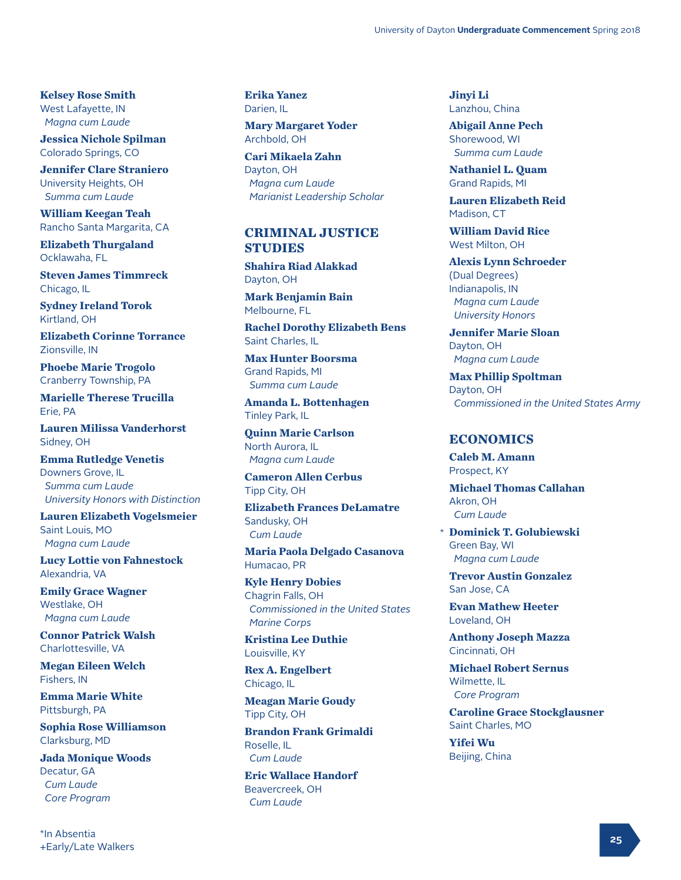**Kelsey Rose Smith**
West Lafayette, IN
*Magna cum Laude*

**Jessica Nichole Spilman**
Colorado Springs, CO

**Jennifer Clare Straniero**
University Heights, OH
*Summa cum Laude*

**William Keegan Teah**
Rancho Santa Margarita, CA

**Elizabeth Thurgaland**
Ocklawaha, FL

**Steven James Timmreck**
Chicago, IL

**Sydney Ireland Torok**
Kirtland, OH

**Elizabeth Corinne Torrance**
Zionsville, IN

**Phoebe Marie Trogolo**
Cranberry Township, PA

**Marielle Therese Trucilla**
Erie, PA

**Lauren Milissa Vanderhorst**
Sidney, OH

**Emma Rutledge Venetis**
Downers Grove, IL
*Summa cum Laude*
*University Honors with Distinction*

**Lauren Elizabeth Vogelsmeier**
Saint Louis, MO
*Magna cum Laude*

**Lucy Lottie von Fahnestock**
Alexandria, VA

**Emily Grace Wagner**
Westlake, OH
*Magna cum Laude*

**Connor Patrick Walsh**
Charlottesville, VA

**Megan Eileen Welch**
Fishers, IN

**Emma Marie White**
Pittsburgh, PA

**Sophia Rose Williamson**
Clarksburg, MD

**Jada Monique Woods**
Decatur, GA
*Cum Laude*
*Core Program*

**Erika Yanez**
Darien, IL

**Mary Margaret Yoder**
Archbold, OH

**Cari Mikaela Zahn**
Dayton, OH
*Magna cum Laude*
*Marianist Leadership Scholar*

## CRIMINAL JUSTICE STUDIES

**Shahira Riad Alakkad**
Dayton, OH

**Mark Benjamin Bain**
Melbourne, FL

**Rachel Dorothy Elizabeth Bens**
Saint Charles, IL

**Max Hunter Boorsma**
Grand Rapids, MI
*Summa cum Laude*

**Amanda L. Bottenhagen**
Tinley Park, IL

**Quinn Marie Carlson**
North Aurora, IL
*Magna cum Laude*

**Cameron Allen Cerbus**
Tipp City, OH

**Elizabeth Frances DeLamatre**
Sandusky, OH
*Cum Laude*

**Maria Paola Delgado Casanova**
Humacao, PR

**Kyle Henry Dobies**
Chagrin Falls, OH
*Commissioned in the United States Marine Corps*

**Kristina Lee Duthie**
Louisville, KY

**Rex A. Engelbert**
Chicago, IL

**Meagan Marie Goudy**
Tipp City, OH

**Brandon Frank Grimaldi**
Roselle, IL
*Cum Laude*

**Eric Wallace Handorf**
Beavercreek, OH
*Cum Laude*

**Jinyi Li**
Lanzhou, China

**Abigail Anne Pech**
Shorewood, WI
*Summa cum Laude*

**Nathaniel L. Quam**
Grand Rapids, MI

**Lauren Elizabeth Reid**
Madison, CT

**William David Rice**
West Milton, OH

**Alexis Lynn Schroeder**
(Dual Degrees)
Indianapolis, IN
*Magna cum Laude*
*University Honors*

**Jennifer Marie Sloan**
Dayton, OH
*Magna cum Laude*

**Max Phillip Spoltman**
Dayton, OH
*Commissioned in the United States Army*

## ECONOMICS

**Caleb M. Amann**
Prospect, KY

**Michael Thomas Callahan**
Akron, OH
*Cum Laude*

\* **Dominick T. Golubiewski**
Green Bay, WI
*Magna cum Laude*

**Trevor Austin Gonzalez**
San Jose, CA

**Evan Mathew Heeter**
Loveland, OH

**Anthony Joseph Mazza**
Cincinnati, OH

**Michael Robert Sernus**
Wilmette, IL
*Core Program*

**Caroline Grace Stockglausner**
Saint Charles, MO

**Yifei Wu**
Beijing, China

*In Absentia
+Early/Late Walkers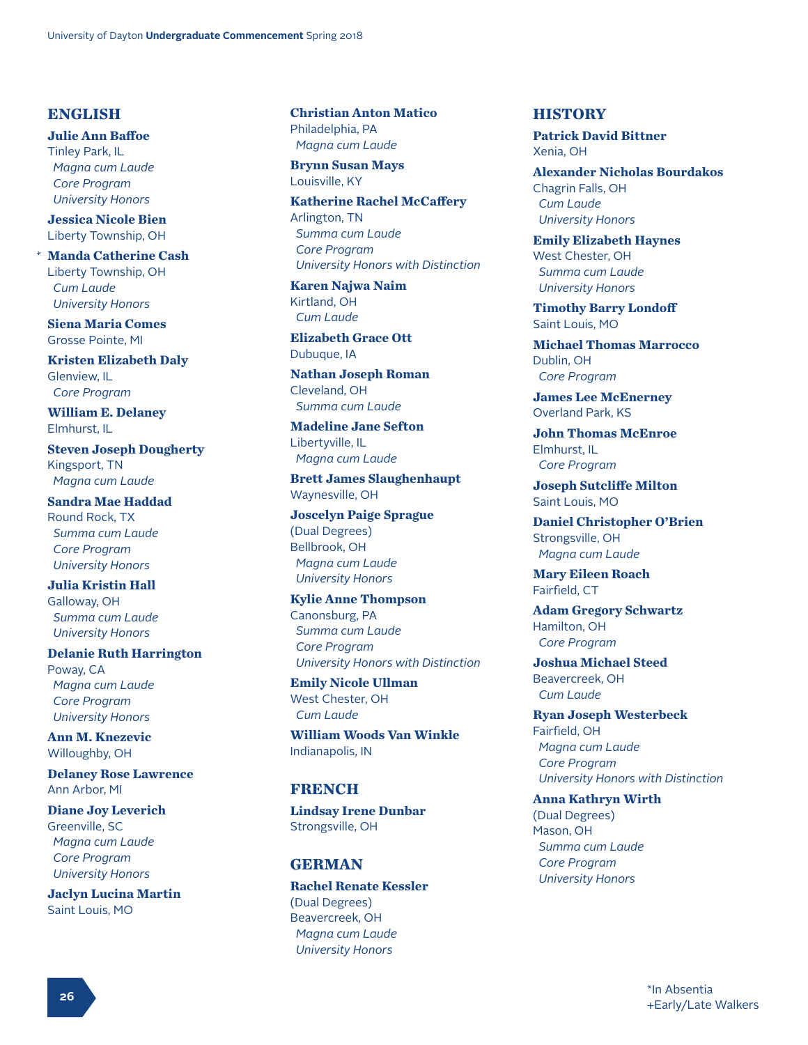## ENGLISH

**Julie Ann Baffoe**
Tinley Park, IL
*Magna cum Laude*
*Core Program*
*University Honors*

**Jessica Nicole Bien**
Liberty Township, OH

\* **Manda Catherine Cash**
Liberty Township, OH
*Cum Laude*
*University Honors*

**Siena Maria Comes**
Grosse Pointe, MI

**Kristen Elizabeth Daly**
Glenview, IL
*Core Program*

**William E. Delaney**
Elmhurst, IL

**Steven Joseph Dougherty**
Kingsport, TN
*Magna cum Laude*

**Sandra Mae Haddad**
Round Rock, TX
*Summa cum Laude*
*Core Program*
*University Honors*

**Julia Kristin Hall**
Galloway, OH
*Summa cum Laude*
*University Honors*

**Delanie Ruth Harrington**
Poway, CA
*Magna cum Laude*
*Core Program*
*University Honors*

**Ann M. Knezevic**
Willoughby, OH

**Delaney Rose Lawrence**
Ann Arbor, MI

**Diane Joy Leverich**
Greenville, SC
*Magna cum Laude*
*Core Program*
*University Honors*

**Jaclyn Lucina Martin**
Saint Louis, MO

**Christian Anton Matico**
Philadelphia, PA
*Magna cum Laude*

**Brynn Susan Mays**
Louisville, KY

**Katherine Rachel McCaffery**
Arlington, TN
*Summa cum Laude*
*Core Program*
*University Honors with Distinction*

**Karen Najwa Naim**
Kirtland, OH
*Cum Laude*

**Elizabeth Grace Ott**
Dubuque, IA

**Nathan Joseph Roman**
Cleveland, OH
*Summa cum Laude*

**Madeline Jane Sefton**
Libertyville, IL
*Magna cum Laude*

**Brett James Slaughenhaupt**
Waynesville, OH

**Joscelyn Paige Sprague**
(Dual Degrees)
Bellbrook, OH
*Magna cum Laude*
*University Honors*

**Kylie Anne Thompson**
Canonsburg, PA
*Summa cum Laude*
*Core Program*
*University Honors with Distinction*

**Emily Nicole Ullman**
West Chester, OH
*Cum Laude*

**William Woods Van Winkle**
Indianapolis, IN

## FRENCH

**Lindsay Irene Dunbar**
Strongsville, OH

## GERMAN

**Rachel Renate Kessler**
(Dual Degrees)
Beavercreek, OH
*Magna cum Laude*
*University Honors*

## HISTORY

**Patrick David Bittner**
Xenia, OH

**Alexander Nicholas Bourdakos**
Chagrin Falls, OH
*Cum Laude*
*University Honors*

**Emily Elizabeth Haynes**
West Chester, OH
*Summa cum Laude*
*University Honors*

**Timothy Barry Londoff**
Saint Louis, MO

**Michael Thomas Marrocco**
Dublin, OH
*Core Program*

**James Lee McEnerney**
Overland Park, KS

**John Thomas McEnroe**
Elmhurst, IL
*Core Program*

**Joseph Sutcliffe Milton**
Saint Louis, MO

**Daniel Christopher O'Brien**
Strongsville, OH
*Magna cum Laude*

**Mary Eileen Roach**
Fairfield, CT

**Adam Gregory Schwartz**
Hamilton, OH
*Core Program*

**Joshua Michael Steed**
Beavercreek, OH
*Cum Laude*

**Ryan Joseph Westerbeck**
Fairfield, OH
*Magna cum Laude*
*Core Program*
*University Honors with Distinction*

**Anna Kathryn Wirth**
(Dual Degrees)
Mason, OH
*Summa cum Laude*
*Core Program*
*University Honors*

*In Absentia
+Early/Late Walkers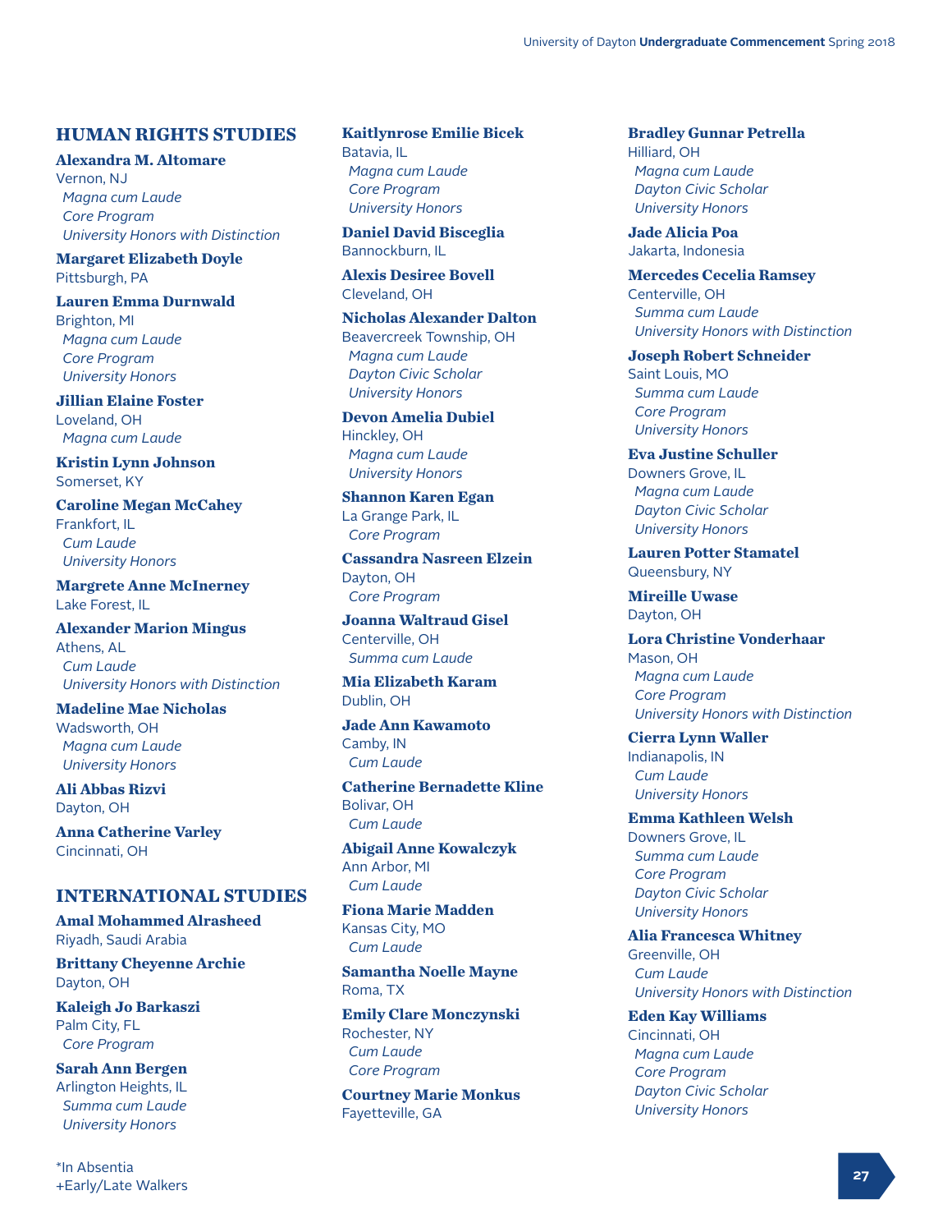## HUMAN RIGHTS STUDIES

**Alexandra M. Altomare**
Vernon, NJ
*Magna cum Laude*
*Core Program*
*University Honors with Distinction*

**Margaret Elizabeth Doyle**
Pittsburgh, PA

**Lauren Emma Durnwald**
Brighton, MI
*Magna cum Laude*
*Core Program*
*University Honors*

**Jillian Elaine Foster**
Loveland, OH
*Magna cum Laude*

**Kristin Lynn Johnson**
Somerset, KY

**Caroline Megan McCahey**
Frankfort, IL
*Cum Laude*
*University Honors*

**Margrete Anne McInerney**
Lake Forest, IL

**Alexander Marion Mingus**
Athens, AL
*Cum Laude*
*University Honors with Distinction*

**Madeline Mae Nicholas**
Wadsworth, OH
*Magna cum Laude*
*University Honors*

**Ali Abbas Rizvi**
Dayton, OH

**Anna Catherine Varley**
Cincinnati, OH

## INTERNATIONAL STUDIES

**Amal Mohammed Alrasheed**
Riyadh, Saudi Arabia

**Brittany Cheyenne Archie**
Dayton, OH

**Kaleigh Jo Barkaszi**
Palm City, FL
*Core Program*

**Sarah Ann Bergen**
Arlington Heights, IL
*Summa cum Laude*
*University Honors*

**Kaitlynrose Emilie Bicek**
Batavia, IL
*Magna cum Laude*
*Core Program*
*University Honors*

**Daniel David Bisceglia**
Bannockburn, IL

**Alexis Desiree Bovell**
Cleveland, OH

**Nicholas Alexander Dalton**
Beavercreek Township, OH
*Magna cum Laude*
*Dayton Civic Scholar*
*University Honors*

**Devon Amelia Dubiel**
Hinckley, OH
*Magna cum Laude*
*University Honors*

**Shannon Karen Egan**
La Grange Park, IL
*Core Program*

**Cassandra Nasreen Elzein**
Dayton, OH
*Core Program*

**Joanna Waltraud Gisel**
Centerville, OH
*Summa cum Laude*

**Mia Elizabeth Karam**
Dublin, OH

**Jade Ann Kawamoto**
Camby, IN
*Cum Laude*

**Catherine Bernadette Kline**
Bolivar, OH
*Cum Laude*

**Abigail Anne Kowalczyk**
Ann Arbor, MI
*Cum Laude*

**Fiona Marie Madden**
Kansas City, MO
*Cum Laude*

**Samantha Noelle Mayne**
Roma, TX

**Emily Clare Monczynski**
Rochester, NY
*Cum Laude*
*Core Program*

**Courtney Marie Monkus**
Fayetteville, GA

**Bradley Gunnar Petrella**
Hilliard, OH
*Magna cum Laude*
*Dayton Civic Scholar*
*University Honors*

**Jade Alicia Poa**
Jakarta, Indonesia

**Mercedes Cecelia Ramsey**
Centerville, OH
*Summa cum Laude*
*University Honors with Distinction*

**Joseph Robert Schneider**
Saint Louis, MO
*Summa cum Laude*
*Core Program*
*University Honors*

**Eva Justine Schuller**
Downers Grove, IL
*Magna cum Laude*
*Dayton Civic Scholar*
*University Honors*

**Lauren Potter Stamatel**
Queensbury, NY

**Mireille Uwase**
Dayton, OH

**Lora Christine Vonderhaar**
Mason, OH
*Magna cum Laude*
*Core Program*
*University Honors with Distinction*

**Cierra Lynn Waller**
Indianapolis, IN
*Cum Laude*
*University Honors*

**Emma Kathleen Welsh**
Downers Grove, IL
*Summa cum Laude*
*Core Program*
*Dayton Civic Scholar*
*University Honors*

**Alia Francesca Whitney**
Greenville, OH
*Cum Laude*
*University Honors with Distinction*

**Eden Kay Williams**
Cincinnati, OH
*Magna cum Laude*
*Core Program*
*Dayton Civic Scholar*
*University Honors*

*In Absentia
+Early/Late Walkers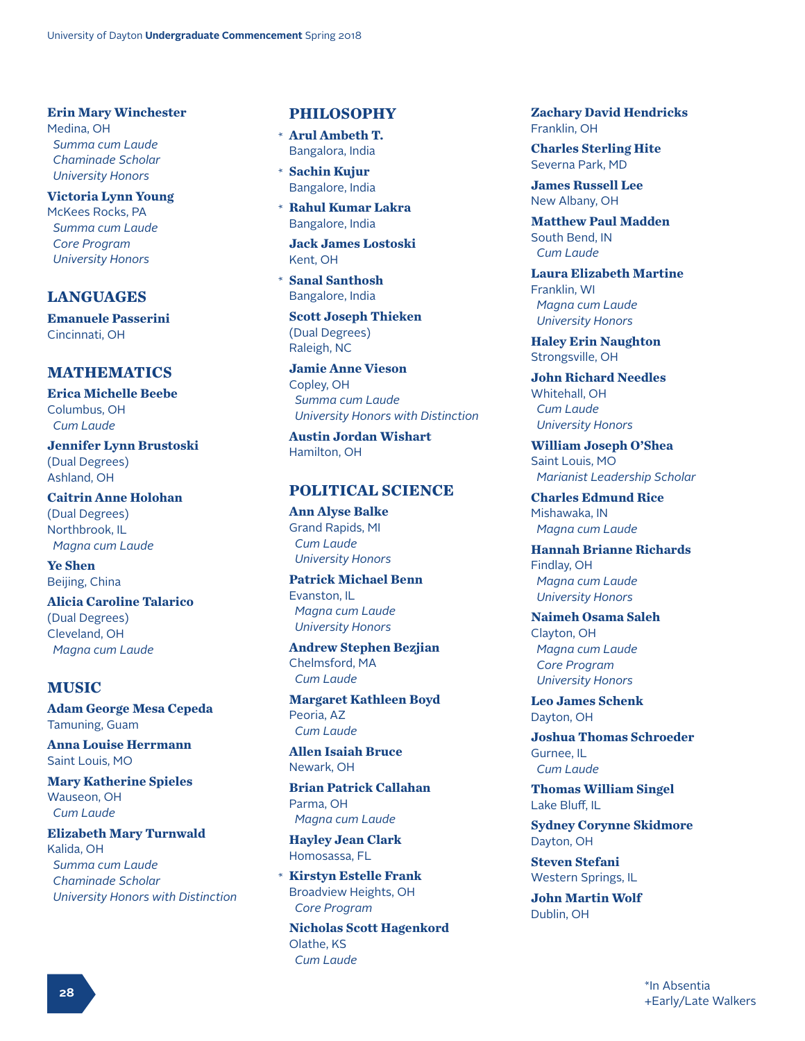**Erin Mary Winchester**
Medina, OH
*Summa cum Laude*
*Chaminade Scholar*
*University Honors*

**Victoria Lynn Young**
McKees Rocks, PA
*Summa cum Laude*
*Core Program*
*University Honors*

## LANGUAGES

**Emanuele Passerini**
Cincinnati, OH

## MATHEMATICS

**Erica Michelle Beebe**
Columbus, OH
*Cum Laude*

**Jennifer Lynn Brustoski**
(Dual Degrees)
Ashland, OH

**Caitrin Anne Holohan**
(Dual Degrees)
Northbrook, IL
*Magna cum Laude*

**Ye Shen**
Beijing, China

**Alicia Caroline Talarico**
(Dual Degrees)
Cleveland, OH
*Magna cum Laude*

## MUSIC

**Adam George Mesa Cepeda**
Tamuning, Guam

**Anna Louise Herrmann**
Saint Louis, MO

**Mary Katherine Spieles**
Wauseon, OH
*Cum Laude*

**Elizabeth Mary Turnwald**
Kalida, OH
*Summa cum Laude*
*Chaminade Scholar*
*University Honors with Distinction*

## PHILOSOPHY

\* **Arul Ambeth T.**
Bangalora, India

\* **Sachin Kujur**
Bangalore, India

\* **Rahul Kumar Lakra**
Bangalore, India

**Jack James Lostoski**
Kent, OH

\* **Sanal Santhosh**
Bangalore, India

**Scott Joseph Thieken**
(Dual Degrees)
Raleigh, NC

**Jamie Anne Vieson**
Copley, OH
*Summa cum Laude*
*University Honors with Distinction*

**Austin Jordan Wishart**
Hamilton, OH

## POLITICAL SCIENCE

**Ann Alyse Balke**
Grand Rapids, MI
*Cum Laude*
*University Honors*

**Patrick Michael Benn**
Evanston, IL
*Magna cum Laude*
*University Honors*

**Andrew Stephen Bezjian**
Chelmsford, MA
*Cum Laude*

**Margaret Kathleen Boyd**
Peoria, AZ
*Cum Laude*

**Allen Isaiah Bruce**
Newark, OH

**Brian Patrick Callahan**
Parma, OH
*Magna cum Laude*

**Hayley Jean Clark**
Homosassa, FL

\* **Kirstyn Estelle Frank**
Broadview Heights, OH
*Core Program*

**Nicholas Scott Hagenkord**
Olathe, KS
*Cum Laude*

**Zachary David Hendricks**
Franklin, OH

**Charles Sterling Hite**
Severna Park, MD

**James Russell Lee**
New Albany, OH

**Matthew Paul Madden**
South Bend, IN
*Cum Laude*

**Laura Elizabeth Martine**
Franklin, WI
*Magna cum Laude*
*University Honors*

**Haley Erin Naughton**
Strongsville, OH

**John Richard Needles**
Whitehall, OH
*Cum Laude*
*University Honors*

**William Joseph O'Shea**
Saint Louis, MO
*Marianist Leadership Scholar*

**Charles Edmund Rice**
Mishawaka, IN
*Magna cum Laude*

**Hannah Brianne Richards**
Findlay, OH
*Magna cum Laude*
*University Honors*

**Naimeh Osama Saleh**
Clayton, OH
*Magna cum Laude*
*Core Program*
*University Honors*

**Leo James Schenk**
Dayton, OH

**Joshua Thomas Schroeder**
Gurnee, IL
*Cum Laude*

**Thomas William Singel**
Lake Bluff, IL

**Sydney Corynne Skidmore**
Dayton, OH

**Steven Stefani**
Western Springs, IL

**John Martin Wolf**
Dublin, OH

*In Absentia
+Early/Late Walkers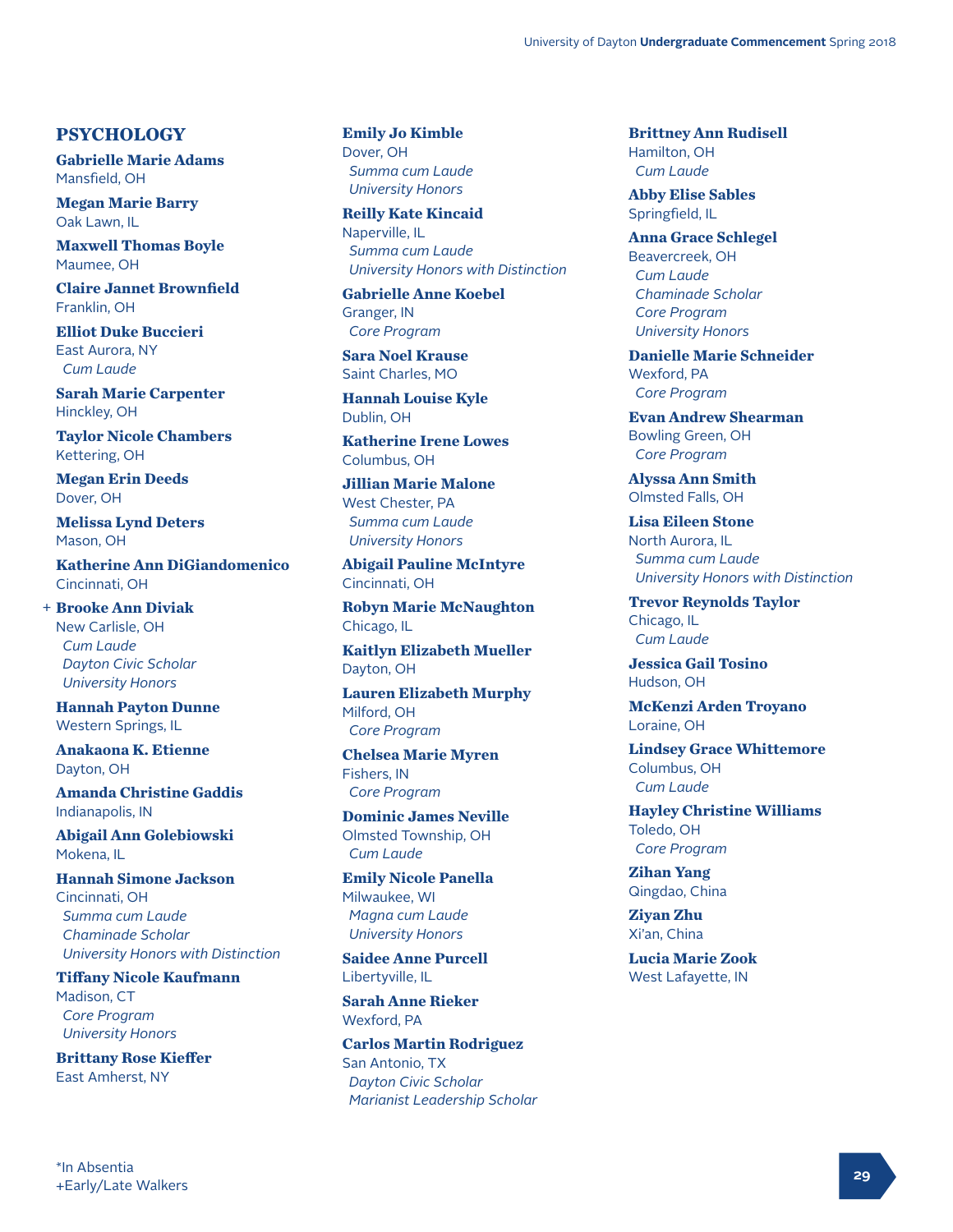## PSYCHOLOGY

**Gabrielle Marie Adams**
Mansfield, OH

**Megan Marie Barry**
Oak Lawn, IL

**Maxwell Thomas Boyle**
Maumee, OH

**Claire Jannet Brownfield**
Franklin, OH

**Elliot Duke Buccieri**
East Aurora, NY
*Cum Laude*

**Sarah Marie Carpenter**
Hinckley, OH

**Taylor Nicole Chambers**
Kettering, OH

**Megan Erin Deeds**
Dover, OH

**Melissa Lynd Deters**
Mason, OH

**Katherine Ann DiGiandomenico**
Cincinnati, OH

+ **Brooke Ann Diviak**
New Carlisle, OH
*Cum Laude*
*Dayton Civic Scholar*
*University Honors*

**Hannah Payton Dunne**
Western Springs, IL

**Anakaona K. Etienne**
Dayton, OH

**Amanda Christine Gaddis**
Indianapolis, IN

**Abigail Ann Golebiowski**
Mokena, IL

**Hannah Simone Jackson**
Cincinnati, OH
*Summa cum Laude*
*Chaminade Scholar*
*University Honors with Distinction*

**Tiffany Nicole Kaufmann**
Madison, CT
*Core Program*
*University Honors*

**Brittany Rose Kieffer**
East Amherst, NY

**Emily Jo Kimble**
Dover, OH
*Summa cum Laude*
*University Honors*

**Reilly Kate Kincaid**
Naperville, IL
*Summa cum Laude*
*University Honors with Distinction*

**Gabrielle Anne Koebel**
Granger, IN
*Core Program*

**Sara Noel Krause**
Saint Charles, MO

**Hannah Louise Kyle**
Dublin, OH

**Katherine Irene Lowes**
Columbus, OH

**Jillian Marie Malone**
West Chester, PA
*Summa cum Laude*
*University Honors*

**Abigail Pauline McIntyre**
Cincinnati, OH

**Robyn Marie McNaughton**
Chicago, IL

**Kaitlyn Elizabeth Mueller**
Dayton, OH

**Lauren Elizabeth Murphy**
Milford, OH
*Core Program*

**Chelsea Marie Myren**
Fishers, IN
*Core Program*

**Dominic James Neville**
Olmsted Township, OH
*Cum Laude*

**Emily Nicole Panella**
Milwaukee, WI
*Magna cum Laude*
*University Honors*

**Saidee Anne Purcell**
Libertyville, IL

**Sarah Anne Rieker**
Wexford, PA

**Carlos Martin Rodriguez**
San Antonio, TX
*Dayton Civic Scholar*
*Marianist Leadership Scholar*

**Brittney Ann Rudisell**
Hamilton, OH
*Cum Laude*

**Abby Elise Sables**
Springfield, IL

**Anna Grace Schlegel**
Beavercreek, OH
*Cum Laude*
*Chaminade Scholar*
*Core Program*
*University Honors*

**Danielle Marie Schneider**
Wexford, PA
*Core Program*

**Evan Andrew Shearman**
Bowling Green, OH
*Core Program*

**Alyssa Ann Smith**
Olmsted Falls, OH

**Lisa Eileen Stone**
North Aurora, IL
*Summa cum Laude*
*University Honors with Distinction*

**Trevor Reynolds Taylor**
Chicago, IL
*Cum Laude*

**Jessica Gail Tosino**
Hudson, OH

**McKenzi Arden Troyano**
Loraine, OH

**Lindsey Grace Whittemore**
Columbus, OH
*Cum Laude*

**Hayley Christine Williams**
Toledo, OH
*Core Program*

**Zihan Yang**
Qingdao, China

**Ziyan Zhu**
Xi'an, China

**Lucia Marie Zook**
West Lafayette, IN

*In Absentia
+Early/Late Walkers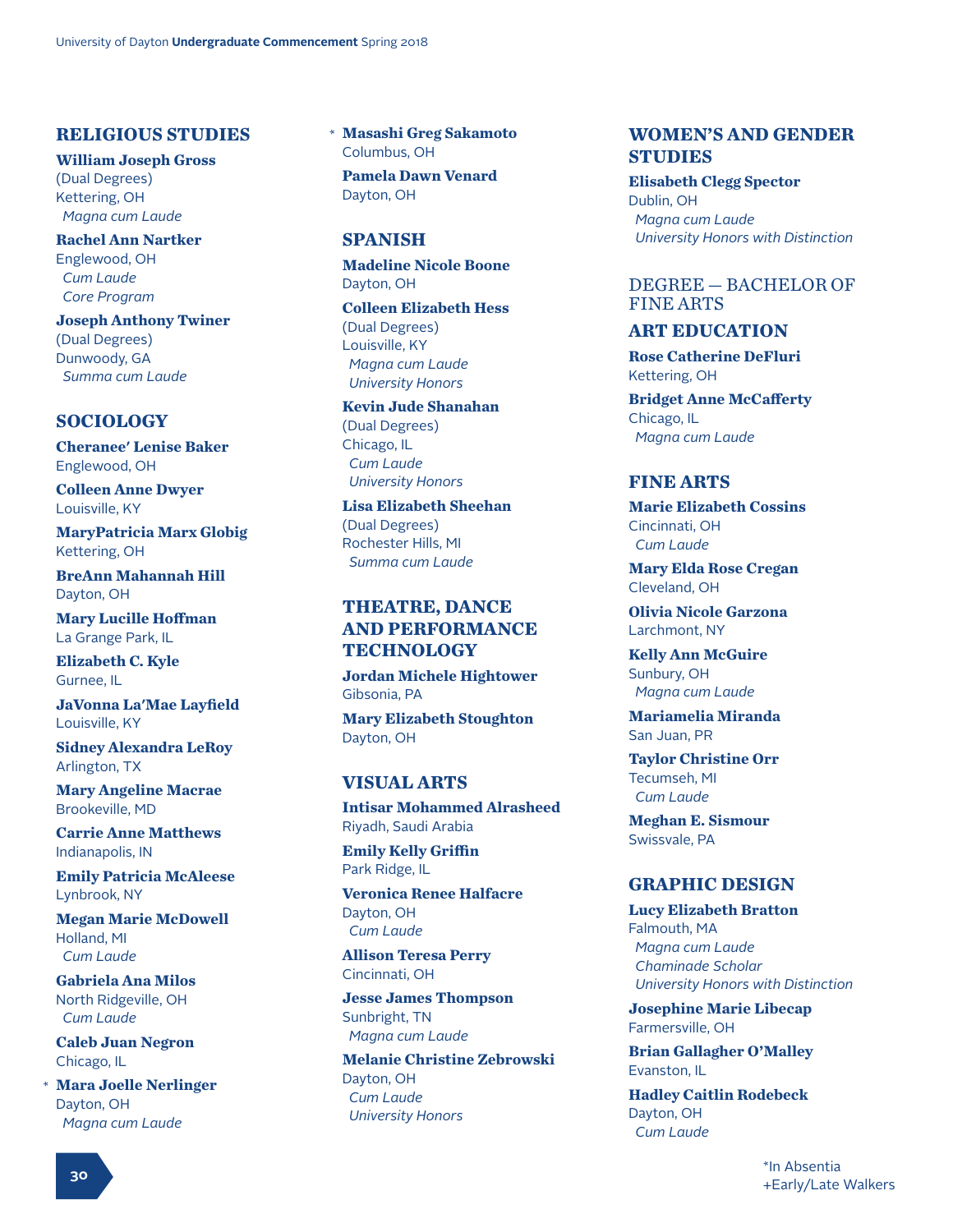## RELIGIOUS STUDIES

**William Joseph Gross**
(Dual Degrees)
Kettering, OH
*Magna cum Laude*

**Rachel Ann Nartker**
Englewood, OH
*Cum Laude*
*Core Program*

**Joseph Anthony Twiner**
(Dual Degrees)
Dunwoody, GA
*Summa cum Laude*

## SOCIOLOGY

**Cheranee' Lenise Baker**
Englewood, OH

**Colleen Anne Dwyer**
Louisville, KY

**MaryPatricia Marx Globig**
Kettering, OH

**BreAnn Mahannah Hill**
Dayton, OH

**Mary Lucille Hoffman**
La Grange Park, IL

**Elizabeth C. Kyle**
Gurnee, IL

**JaVonna La'Mae Layfield**
Louisville, KY

**Sidney Alexandra LeRoy**
Arlington, TX

**Mary Angeline Macrae**
Brookeville, MD

**Carrie Anne Matthews**
Indianapolis, IN

**Emily Patricia McAleese**
Lynbrook, NY

**Megan Marie McDowell**
Holland, MI
*Cum Laude*

**Gabriela Ana Milos**
North Ridgeville, OH
*Cum Laude*

**Caleb Juan Negron**
Chicago, IL

\* **Mara Joelle Nerlinger**
Dayton, OH
*Magna cum Laude*

\* **Masashi Greg Sakamoto**
Columbus, OH

**Pamela Dawn Venard**
Dayton, OH

## SPANISH

**Madeline Nicole Boone**
Dayton, OH

**Colleen Elizabeth Hess**
(Dual Degrees)
Louisville, KY
*Magna cum Laude*
*University Honors*

**Kevin Jude Shanahan**
(Dual Degrees)
Chicago, IL
*Cum Laude*
*University Honors*

**Lisa Elizabeth Sheehan**
(Dual Degrees)
Rochester Hills, MI
*Summa cum Laude*

## THEATRE, DANCE AND PERFORMANCE TECHNOLOGY

**Jordan Michele Hightower**
Gibsonia, PA

**Mary Elizabeth Stoughton**
Dayton, OH

## VISUAL ARTS

**Intisar Mohammed Alrasheed**
Riyadh, Saudi Arabia

**Emily Kelly Griffin**
Park Ridge, IL

**Veronica Renee Halfacre**
Dayton, OH
*Cum Laude*

**Allison Teresa Perry**
Cincinnati, OH

**Jesse James Thompson**
Sunbright, TN
*Magna cum Laude*

**Melanie Christine Zebrowski**
Dayton, OH
*Cum Laude*
*University Honors*

## WOMEN'S AND GENDER STUDIES

**Elisabeth Clegg Spector**
Dublin, OH
*Magna cum Laude*
*University Honors with Distinction*

# DEGREE — BACHELOR OF FINE ARTS

## ART EDUCATION

**Rose Catherine DeFluri**
Kettering, OH

**Bridget Anne McCafferty**
Chicago, IL
*Magna cum Laude*

## FINE ARTS

**Marie Elizabeth Cossins**
Cincinnati, OH
*Cum Laude*

**Mary Elda Rose Cregan**
Cleveland, OH

**Olivia Nicole Garzona**
Larchmont, NY

**Kelly Ann McGuire**
Sunbury, OH
*Magna cum Laude*

**Mariamelia Miranda**
San Juan, PR

**Taylor Christine Orr**
Tecumseh, MI
*Cum Laude*

**Meghan E. Sismour**
Swissvale, PA

## GRAPHIC DESIGN

**Lucy Elizabeth Bratton**
Falmouth, MA
*Magna cum Laude*
*Chaminade Scholar*
*University Honors with Distinction*

**Josephine Marie Libecap**
Farmersville, OH

**Brian Gallagher O'Malley**
Evanston, IL

**Hadley Caitlin Rodebeck**
Dayton, OH
*Cum Laude*

*In Absentia
+Early/Late Walkers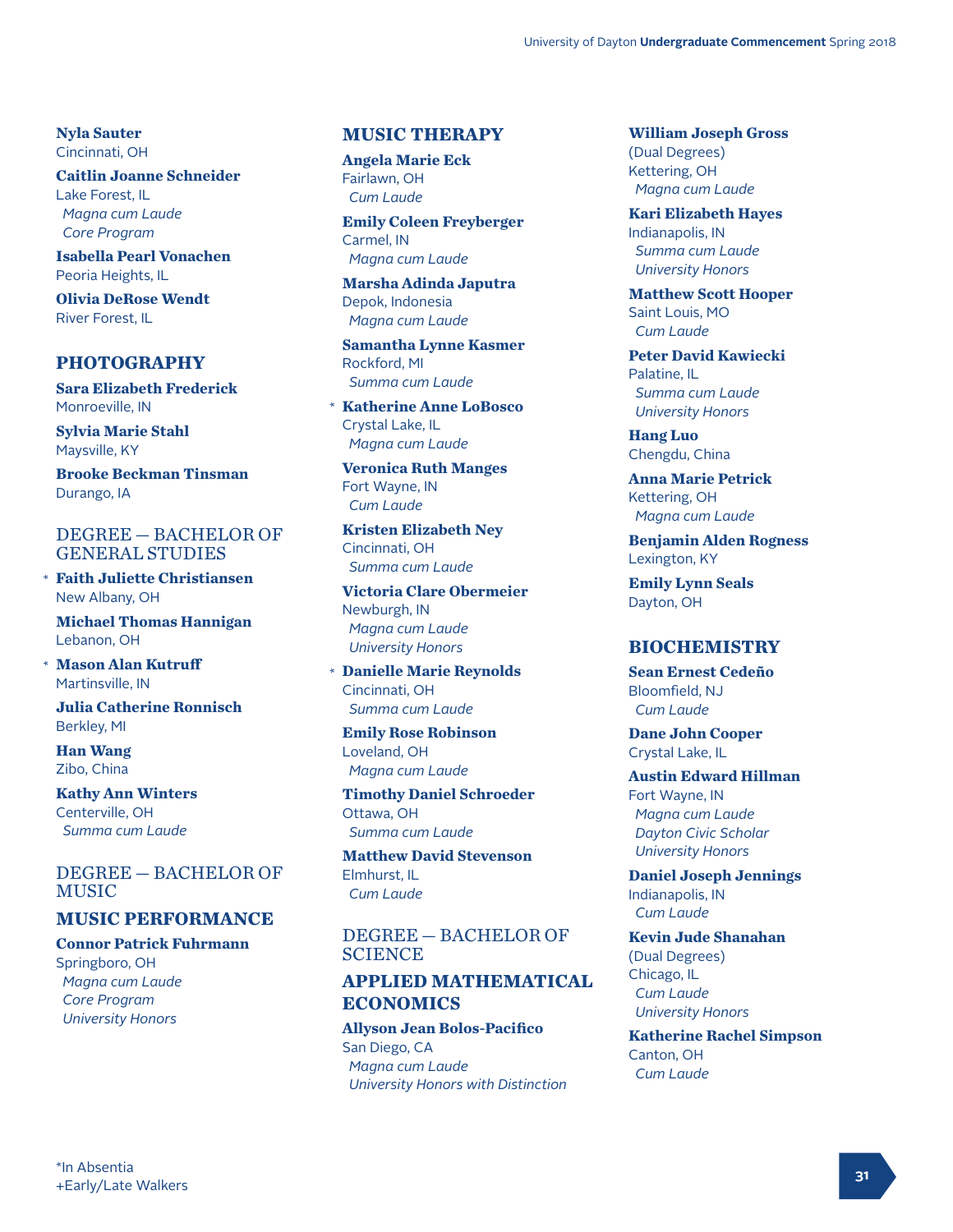**Nyla Sauter**
Cincinnati, OH

**Caitlin Joanne Schneider**
Lake Forest, IL
*Magna cum Laude*
*Core Program*

**Isabella Pearl Vonachen**
Peoria Heights, IL

**Olivia DeRose Wendt**
River Forest, IL

## PHOTOGRAPHY

**Sara Elizabeth Frederick**
Monroeville, IN

**Sylvia Marie Stahl**
Maysville, KY

**Brooke Beckman Tinsman**
Durango, IA

## DEGREE — BACHELOR OF GENERAL STUDIES

\* **Faith Juliette Christiansen**
New Albany, OH

**Michael Thomas Hannigan**
Lebanon, OH

\* **Mason Alan Kutruff**
Martinsville, IN

**Julia Catherine Ronnisch**
Berkley, MI

**Han Wang**
Zibo, China

**Kathy Ann Winters**
Centerville, OH
*Summa cum Laude*

## DEGREE — BACHELOR OF MUSIC

### MUSIC PERFORMANCE

**Connor Patrick Fuhrmann**
Springboro, OH
*Magna cum Laude*
*Core Program*
*University Honors*

### MUSIC THERAPY

**Angela Marie Eck**
Fairlawn, OH
*Cum Laude*

**Emily Coleen Freyberger**
Carmel, IN
*Magna cum Laude*

**Marsha Adinda Japutra**
Depok, Indonesia
*Magna cum Laude*

**Samantha Lynne Kasmer**
Rockford, MI
*Summa cum Laude*

\* **Katherine Anne LoBosco**
Crystal Lake, IL
*Magna cum Laude*

**Veronica Ruth Manges**
Fort Wayne, IN
*Cum Laude*

**Kristen Elizabeth Ney**
Cincinnati, OH
*Summa cum Laude*

**Victoria Clare Obermeier**
Newburgh, IN
*Magna cum Laude*
*University Honors*

\* **Danielle Marie Reynolds**
Cincinnati, OH
*Summa cum Laude*

**Emily Rose Robinson**
Loveland, OH
*Magna cum Laude*

**Timothy Daniel Schroeder**
Ottawa, OH
*Summa cum Laude*

**Matthew David Stevenson**
Elmhurst, IL
*Cum Laude*

## DEGREE — BACHELOR OF SCIENCE

### APPLIED MATHEMATICAL ECONOMICS

**Allyson Jean Bolos-Pacifico**
San Diego, CA
*Magna cum Laude*
*University Honors with Distinction*

**William Joseph Gross**
(Dual Degrees)
Kettering, OH
*Magna cum Laude*

**Kari Elizabeth Hayes**
Indianapolis, IN
*Summa cum Laude*
*University Honors*

**Matthew Scott Hooper**
Saint Louis, MO
*Cum Laude*

**Peter David Kawiecki**
Palatine, IL
*Summa cum Laude*
*University Honors*

**Hang Luo**
Chengdu, China

**Anna Marie Petrick**
Kettering, OH
*Magna cum Laude*

**Benjamin Alden Rogness**
Lexington, KY

**Emily Lynn Seals**
Dayton, OH

### BIOCHEMISTRY

**Sean Ernest Cedeño**
Bloomfield, NJ
*Cum Laude*

**Dane John Cooper**
Crystal Lake, IL

**Austin Edward Hillman**
Fort Wayne, IN
*Magna cum Laude*
*Dayton Civic Scholar*
*University Honors*

**Daniel Joseph Jennings**
Indianapolis, IN
*Cum Laude*

**Kevin Jude Shanahan**
(Dual Degrees)
Chicago, IL
*Cum Laude*
*University Honors*

**Katherine Rachel Simpson**
Canton, OH
*Cum Laude*

*In Absentia
+Early/Late Walkers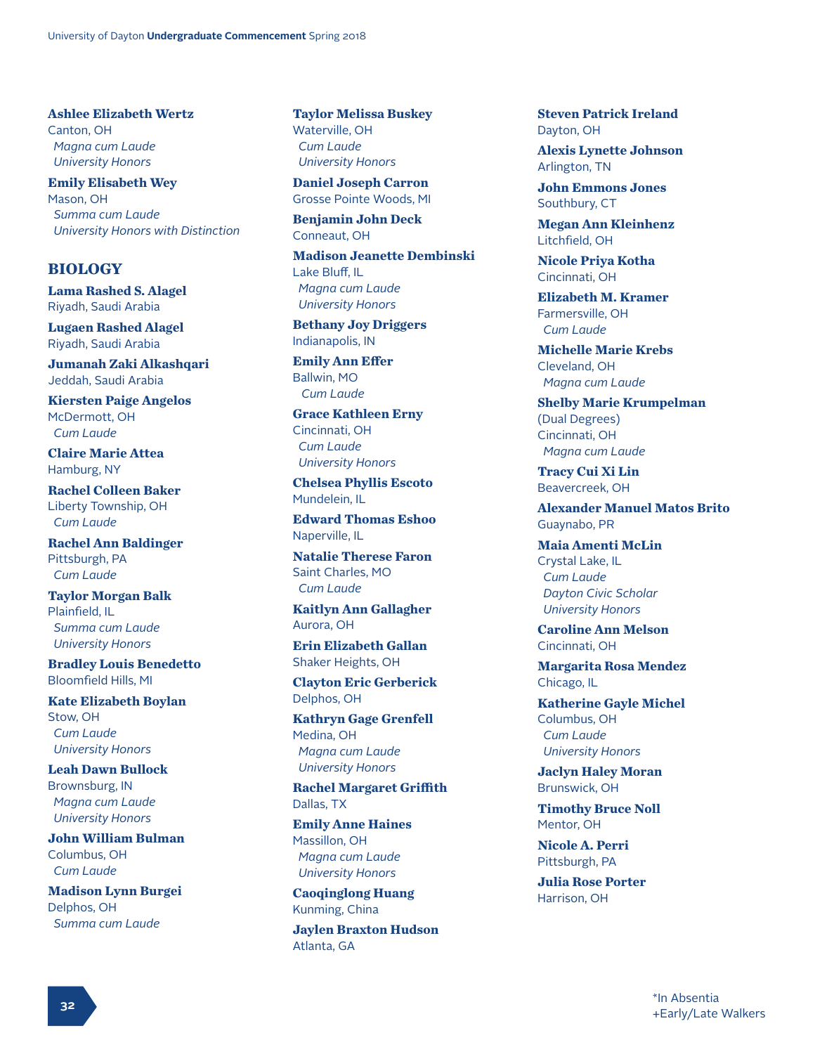**Ashlee Elizabeth Wertz**
Canton, OH
*Magna cum Laude*
*University Honors*

**Emily Elisabeth Wey**
Mason, OH
*Summa cum Laude*
*University Honors with Distinction*

## BIOLOGY

**Lama Rashed S. Alagel**
Riyadh, Saudi Arabia

**Lugaen Rashed Alagel**
Riyadh, Saudi Arabia

**Jumanah Zaki Alkashqari**
Jeddah, Saudi Arabia

**Kiersten Paige Angelos**
McDermott, OH
*Cum Laude*

**Claire Marie Attea**
Hamburg, NY

**Rachel Colleen Baker**
Liberty Township, OH
*Cum Laude*

**Rachel Ann Baldinger**
Pittsburgh, PA
*Cum Laude*

**Taylor Morgan Balk**
Plainfield, IL
*Summa cum Laude*
*University Honors*

**Bradley Louis Benedetto**
Bloomfield Hills, MI

**Kate Elizabeth Boylan**
Stow, OH
*Cum Laude*
*University Honors*

**Leah Dawn Bullock**
Brownsburg, IN
*Magna cum Laude*
*University Honors*

**John William Bulman**
Columbus, OH
*Cum Laude*

**Madison Lynn Burgei**
Delphos, OH
*Summa cum Laude*

**Taylor Melissa Buskey**
Waterville, OH
*Cum Laude*
*University Honors*

**Daniel Joseph Carron**
Grosse Pointe Woods, MI

**Benjamin John Deck**
Conneaut, OH

**Madison Jeanette Dembinski**
Lake Bluff, IL
*Magna cum Laude*
*University Honors*

**Bethany Joy Driggers**
Indianapolis, IN

**Emily Ann Effer**
Ballwin, MO
*Cum Laude*

**Grace Kathleen Erny**
Cincinnati, OH
*Cum Laude*
*University Honors*

**Chelsea Phyllis Escoto**
Mundelein, IL

**Edward Thomas Eshoo**
Naperville, IL

**Natalie Therese Faron**
Saint Charles, MO
*Cum Laude*

**Kaitlyn Ann Gallagher**
Aurora, OH

**Erin Elizabeth Gallan**
Shaker Heights, OH

**Clayton Eric Gerberick**
Delphos, OH

**Kathryn Gage Grenfell**
Medina, OH
*Magna cum Laude*
*University Honors*

**Rachel Margaret Griffith**
Dallas, TX

**Emily Anne Haines**
Massillon, OH
*Magna cum Laude*
*University Honors*

**Caoqinglong Huang**
Kunming, China

**Jaylen Braxton Hudson**
Atlanta, GA

**Steven Patrick Ireland**
Dayton, OH

**Alexis Lynette Johnson**
Arlington, TN

**John Emmons Jones**
Southbury, CT

**Megan Ann Kleinhenz**
Litchfield, OH

**Nicole Priya Kotha**
Cincinnati, OH

**Elizabeth M. Kramer**
Farmersville, OH
*Cum Laude*

**Michelle Marie Krebs**
Cleveland, OH
*Magna cum Laude*

**Shelby Marie Krumpelman**
(Dual Degrees)
Cincinnati, OH
*Magna cum Laude*

**Tracy Cui Xi Lin**
Beavercreek, OH

**Alexander Manuel Matos Brito**
Guaynabo, PR

**Maia Amenti McLin**
Crystal Lake, IL
*Cum Laude*
*Dayton Civic Scholar*
*University Honors*

**Caroline Ann Melson**
Cincinnati, OH

**Margarita Rosa Mendez**
Chicago, IL

**Katherine Gayle Michel**
Columbus, OH
*Cum Laude*
*University Honors*

**Jaclyn Haley Moran**
Brunswick, OH

**Timothy Bruce Noll**
Mentor, OH

**Nicole A. Perri**
Pittsburgh, PA

**Julia Rose Porter**
Harrison, OH

*In Absentia
+Early/Late Walkers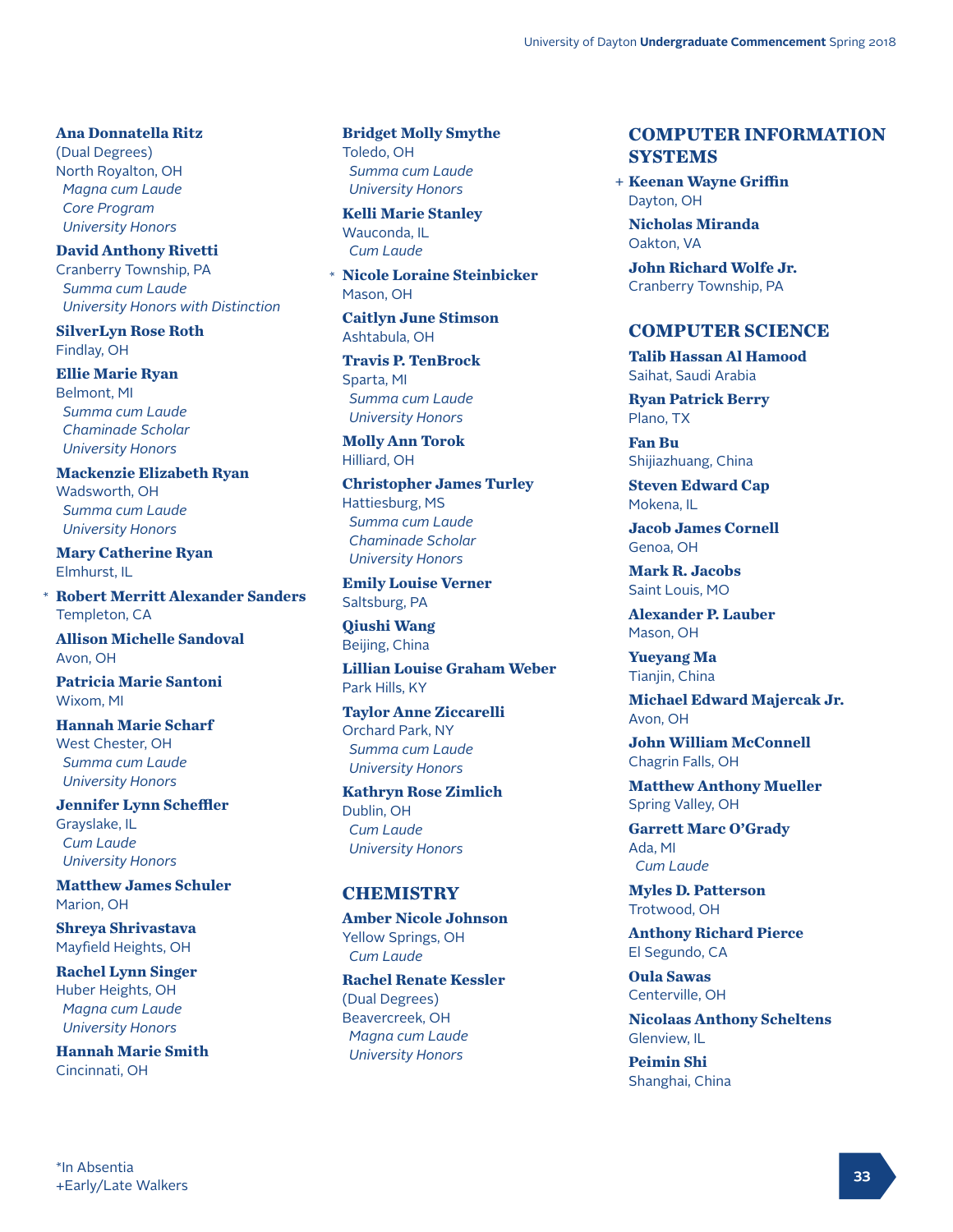**Ana Donnatella Ritz**
(Dual Degrees)
North Royalton, OH
*Magna cum Laude*
*Core Program*
*University Honors*

**David Anthony Rivetti**
Cranberry Township, PA
*Summa cum Laude*
*University Honors with Distinction*

**SilverLyn Rose Roth**
Findlay, OH

**Ellie Marie Ryan**
Belmont, MI
*Summa cum Laude*
*Chaminade Scholar*
*University Honors*

**Mackenzie Elizabeth Ryan**
Wadsworth, OH
*Summa cum Laude*
*University Honors*

**Mary Catherine Ryan**
Elmhurst, IL

\* **Robert Merritt Alexander Sanders**
Templeton, CA

**Allison Michelle Sandoval**
Avon, OH

**Patricia Marie Santoni**
Wixom, MI

**Hannah Marie Scharf**
West Chester, OH
*Summa cum Laude*
*University Honors*

**Jennifer Lynn Scheffler**
Grayslake, IL
*Cum Laude*
*University Honors*

**Matthew James Schuler**
Marion, OH

**Shreya Shrivastava**
Mayfield Heights, OH

**Rachel Lynn Singer**
Huber Heights, OH
*Magna cum Laude*
*University Honors*

**Hannah Marie Smith**
Cincinnati, OH

**Bridget Molly Smythe**
Toledo, OH
*Summa cum Laude*
*University Honors*

**Kelli Marie Stanley**
Wauconda, IL
*Cum Laude*

\* **Nicole Loraine Steinbicker**
Mason, OH

**Caitlyn June Stimson**
Ashtabula, OH

**Travis P. TenBrock**
Sparta, MI
*Summa cum Laude*
*University Honors*

**Molly Ann Torok**
Hilliard, OH

**Christopher James Turley**
Hattiesburg, MS
*Summa cum Laude*
*Chaminade Scholar*
*University Honors*

**Emily Louise Verner**
Saltsburg, PA

**Qiushi Wang**
Beijing, China

**Lillian Louise Graham Weber**
Park Hills, KY

**Taylor Anne Ziccarelli**
Orchard Park, NY
*Summa cum Laude*
*University Honors*

**Kathryn Rose Zimlich**
Dublin, OH
*Cum Laude*
*University Honors*

## CHEMISTRY

**Amber Nicole Johnson**
Yellow Springs, OH
*Cum Laude*

**Rachel Renate Kessler**
(Dual Degrees)
Beavercreek, OH
*Magna cum Laude*
*University Honors*

## COMPUTER INFORMATION SYSTEMS

\+ **Keenan Wayne Griffin**
Dayton, OH

**Nicholas Miranda**
Oakton, VA

**John Richard Wolfe Jr.**
Cranberry Township, PA

## COMPUTER SCIENCE

**Talib Hassan Al Hamood**
Saihat, Saudi Arabia

**Ryan Patrick Berry**
Plano, TX

**Fan Bu**
Shijiazhuang, China

**Steven Edward Cap**
Mokena, IL

**Jacob James Cornell**
Genoa, OH

**Mark R. Jacobs**
Saint Louis, MO

**Alexander P. Lauber**
Mason, OH

**Yueyang Ma**
Tianjin, China

**Michael Edward Majercak Jr.**
Avon, OH

**John William McConnell**
Chagrin Falls, OH

**Matthew Anthony Mueller**
Spring Valley, OH

**Garrett Marc O'Grady**
Ada, MI
*Cum Laude*

**Myles D. Patterson**
Trotwood, OH

**Anthony Richard Pierce**
El Segundo, CA

**Oula Sawas**
Centerville, OH

**Nicolaas Anthony Scheltens**
Glenview, IL

**Peimin Shi**
Shanghai, China

*In Absentia
+Early/Late Walkers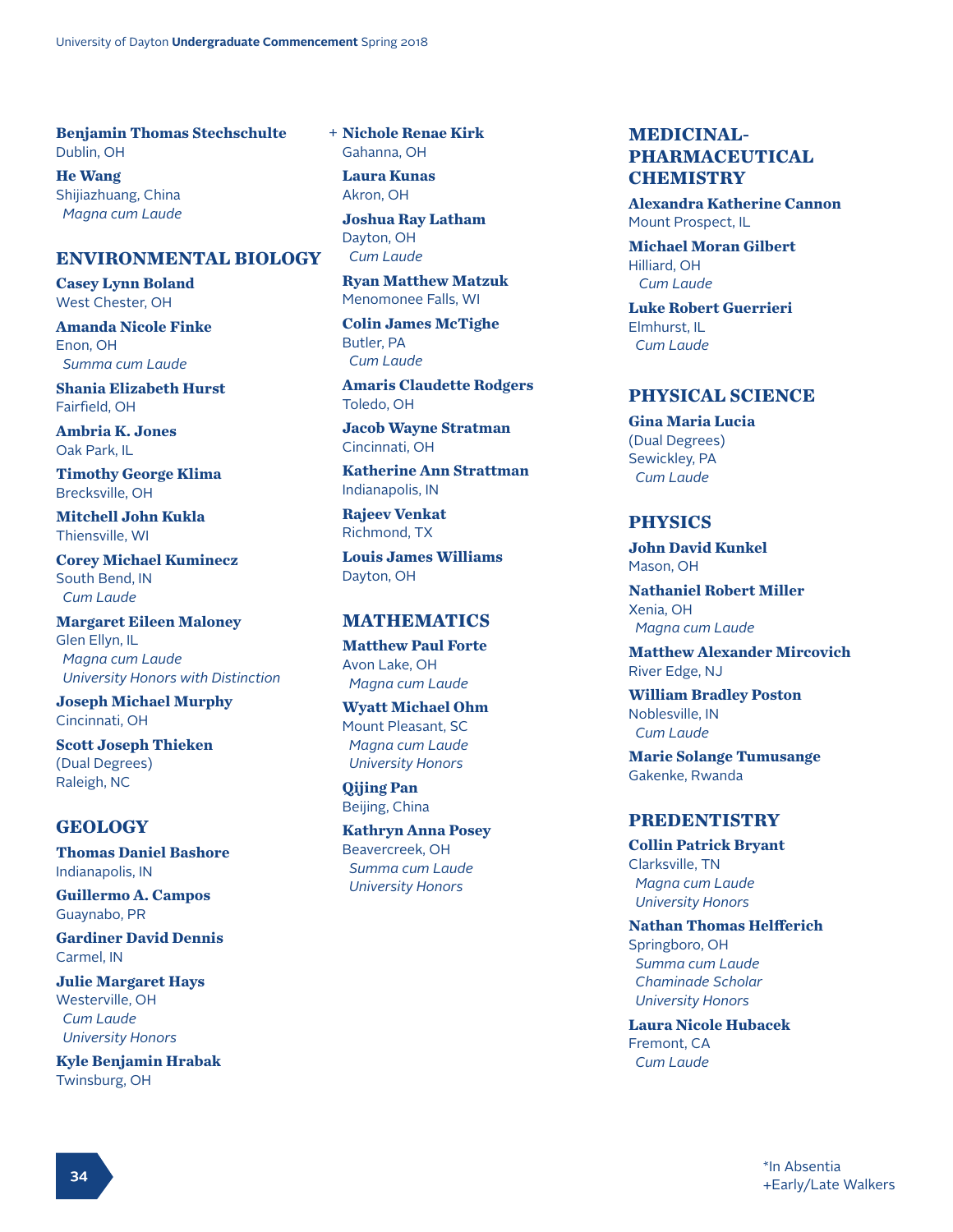**Benjamin Thomas Stechschulte**
Dublin, OH

**He Wang**
Shijiazhuang, China
*Magna cum Laude*

## ENVIRONMENTAL BIOLOGY

**Casey Lynn Boland**
West Chester, OH

**Amanda Nicole Finke**
Enon, OH
*Summa cum Laude*

**Shania Elizabeth Hurst**
Fairfield, OH

**Ambria K. Jones**
Oak Park, IL

**Timothy George Klima**
Brecksville, OH

**Mitchell John Kukla**
Thiensville, WI

**Corey Michael Kuminecz**
South Bend, IN
*Cum Laude*

**Margaret Eileen Maloney**
Glen Ellyn, IL
*Magna cum Laude*
*University Honors with Distinction*

**Joseph Michael Murphy**
Cincinnati, OH

**Scott Joseph Thieken**
(Dual Degrees)
Raleigh, NC

## GEOLOGY

**Thomas Daniel Bashore**
Indianapolis, IN

**Guillermo A. Campos**
Guaynabo, PR

**Gardiner David Dennis**
Carmel, IN

**Julie Margaret Hays**
Westerville, OH
*Cum Laude*
*University Honors*

**Kyle Benjamin Hrabak**
Twinsburg, OH

+ **Nichole Renae Kirk**
Gahanna, OH

**Laura Kunas**
Akron, OH

**Joshua Ray Latham**
Dayton, OH
*Cum Laude*

**Ryan Matthew Matzuk**
Menomonee Falls, WI

**Colin James McTighe**
Butler, PA
*Cum Laude*

**Amaris Claudette Rodgers**
Toledo, OH

**Jacob Wayne Stratman**
Cincinnati, OH

**Katherine Ann Strattman**
Indianapolis, IN

**Rajeev Venkat**
Richmond, TX

**Louis James Williams**
Dayton, OH

## MATHEMATICS

**Matthew Paul Forte**
Avon Lake, OH
*Magna cum Laude*

**Wyatt Michael Ohm**
Mount Pleasant, SC
*Magna cum Laude*
*University Honors*

**Qijing Pan**
Beijing, China

**Kathryn Anna Posey**
Beavercreek, OH
*Summa cum Laude*
*University Honors*

## MEDICINAL-PHARMACEUTICAL CHEMISTRY

**Alexandra Katherine Cannon**
Mount Prospect, IL

**Michael Moran Gilbert**
Hilliard, OH
*Cum Laude*

**Luke Robert Guerrieri**
Elmhurst, IL
*Cum Laude*

## PHYSICAL SCIENCE

**Gina Maria Lucia**
(Dual Degrees)
Sewickley, PA
*Cum Laude*

## PHYSICS

**John David Kunkel**
Mason, OH

**Nathaniel Robert Miller**
Xenia, OH
*Magna cum Laude*

**Matthew Alexander Mircovich**
River Edge, NJ

**William Bradley Poston**
Noblesville, IN
*Cum Laude*

**Marie Solange Tumusange**
Gakenke, Rwanda

## PREDENTISTRY

**Collin Patrick Bryant**
Clarksville, TN
*Magna cum Laude*
*University Honors*

**Nathan Thomas Helfferich**
Springboro, OH
*Summa cum Laude*
*Chaminade Scholar*
*University Honors*

**Laura Nicole Hubacek**
Fremont, CA
*Cum Laude*

*In Absentia
+Early/Late Walkers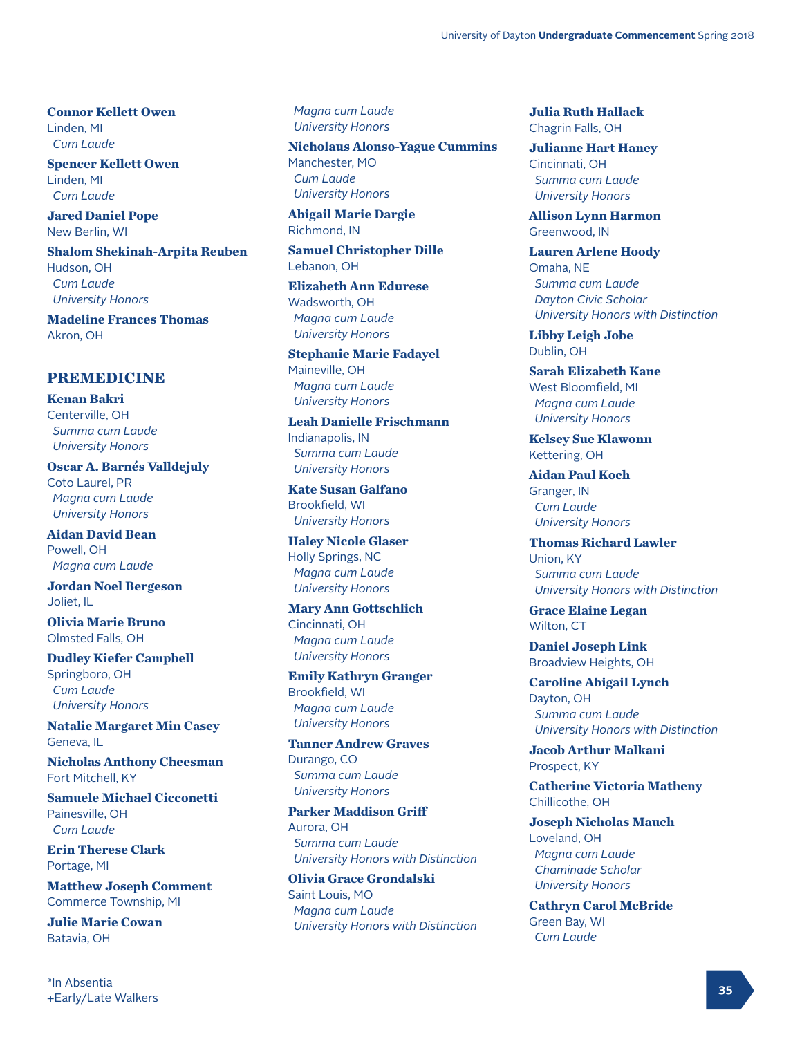**Connor Kellett Owen**
Linden, MI
*Cum Laude*

**Spencer Kellett Owen**
Linden, MI
*Cum Laude*

**Jared Daniel Pope**
New Berlin, WI

**Shalom Shekinah-Arpita Reuben**
Hudson, OH
*Cum Laude*
*University Honors*

**Madeline Frances Thomas**
Akron, OH

## PREMEDICINE

**Kenan Bakri**
Centerville, OH
*Summa cum Laude*
*University Honors*

**Oscar A. Barnés Valldejuly**
Coto Laurel, PR
*Magna cum Laude*
*University Honors*

**Aidan David Bean**
Powell, OH
*Magna cum Laude*

**Jordan Noel Bergeson**
Joliet, IL

**Olivia Marie Bruno**
Olmsted Falls, OH

**Dudley Kiefer Campbell**
Springboro, OH
*Cum Laude*
*University Honors*

**Natalie Margaret Min Casey**
Geneva, IL

**Nicholas Anthony Cheesman**
Fort Mitchell, KY

**Samuele Michael Cicconetti**
Painesville, OH
*Cum Laude*

**Erin Therese Clark**
Portage, MI

**Matthew Joseph Comment**
Commerce Township, MI

**Julie Marie Cowan**
Batavia, OH
*Magna cum Laude*
*University Honors*

**Nicholaus Alonso-Yague Cummins**
Manchester, MO
*Cum Laude*
*University Honors*

**Abigail Marie Dargie**
Richmond, IN

**Samuel Christopher Dille**
Lebanon, OH

**Elizabeth Ann Edurese**
Wadsworth, OH
*Magna cum Laude*
*University Honors*

**Stephanie Marie Fadayel**
Maineville, OH
*Magna cum Laude*
*University Honors*

**Leah Danielle Frischmann**
Indianapolis, IN
*Summa cum Laude*
*University Honors*

**Kate Susan Galfano**
Brookfield, WI
*University Honors*

**Haley Nicole Glaser**
Holly Springs, NC
*Magna cum Laude*
*University Honors*

**Mary Ann Gottschlich**
Cincinnati, OH
*Magna cum Laude*
*University Honors*

**Emily Kathryn Granger**
Brookfield, WI
*Magna cum Laude*
*University Honors*

**Tanner Andrew Graves**
Durango, CO
*Summa cum Laude*
*University Honors*

**Parker Maddison Griff**
Aurora, OH
*Summa cum Laude*
*University Honors with Distinction*

**Olivia Grace Grondalski**
Saint Louis, MO
*Magna cum Laude*
*University Honors with Distinction*

**Julia Ruth Hallack**
Chagrin Falls, OH

**Julianne Hart Haney**
Cincinnati, OH
*Summa cum Laude*
*University Honors*

**Allison Lynn Harmon**
Greenwood, IN

**Lauren Arlene Hoody**
Omaha, NE
*Summa cum Laude*
*Dayton Civic Scholar*
*University Honors with Distinction*

**Libby Leigh Jobe**
Dublin, OH

**Sarah Elizabeth Kane**
West Bloomfield, MI
*Magna cum Laude*
*University Honors*

**Kelsey Sue Klawonn**
Kettering, OH

**Aidan Paul Koch**
Granger, IN
*Cum Laude*
*University Honors*

**Thomas Richard Lawler**
Union, KY
*Summa cum Laude*
*University Honors with Distinction*

**Grace Elaine Legan**
Wilton, CT

**Daniel Joseph Link**
Broadview Heights, OH

**Caroline Abigail Lynch**
Dayton, OH
*Summa cum Laude*
*University Honors with Distinction*

**Jacob Arthur Malkani**
Prospect, KY

**Catherine Victoria Matheny**
Chillicothe, OH

**Joseph Nicholas Mauch**
Loveland, OH
*Magna cum Laude*
*Chaminade Scholar*
*University Honors*

**Cathryn Carol McBride**
Green Bay, WI
*Cum Laude*

*In Absentia
+Early/Late Walkers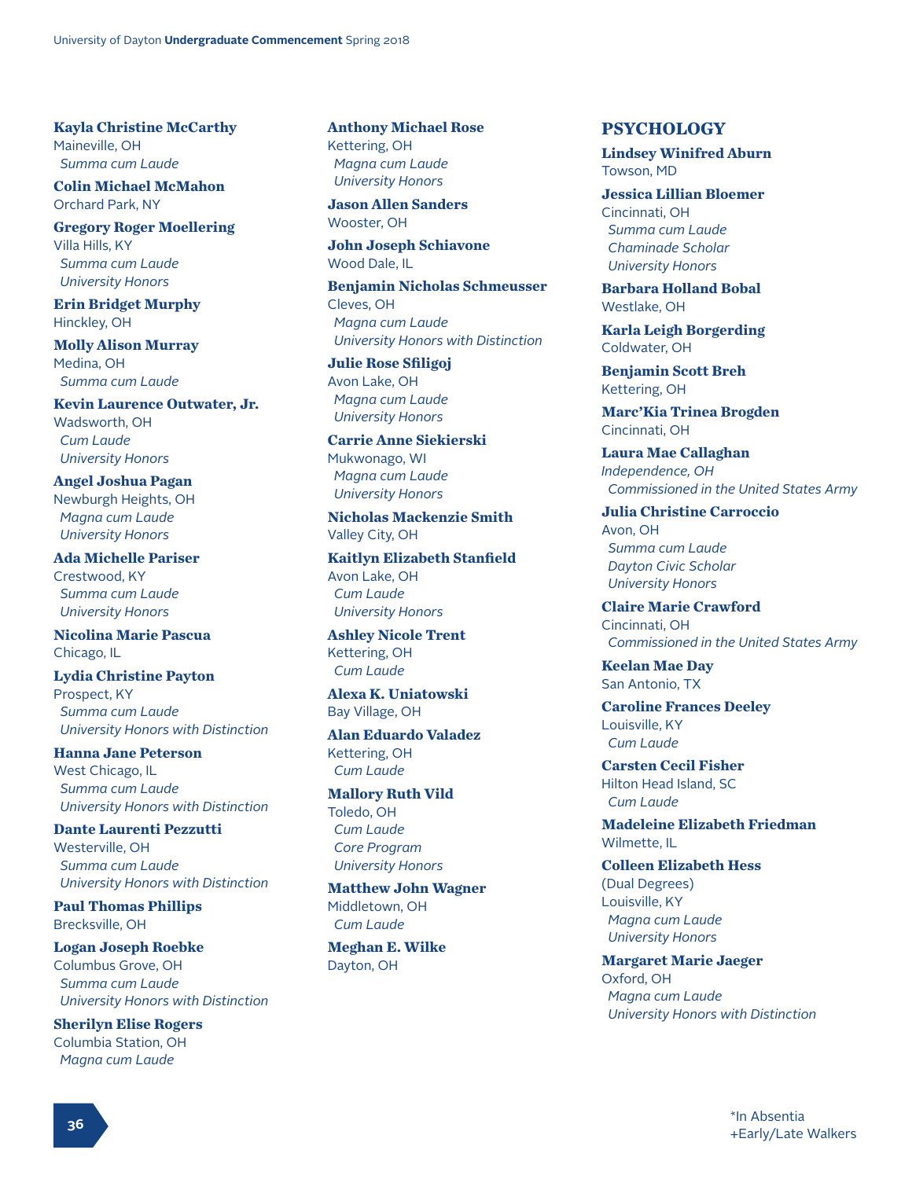**Kayla Christine McCarthy**
Maineville, OH
*Summa cum Laude*

**Colin Michael McMahon**
Orchard Park, NY

**Gregory Roger Moellering**
Villa Hills, KY
*Summa cum Laude*
*University Honors*

**Erin Bridget Murphy**
Hinckley, OH

**Molly Alison Murray**
Medina, OH
*Summa cum Laude*

**Kevin Laurence Outwater, Jr.**
Wadsworth, OH
*Cum Laude*
*University Honors*

**Angel Joshua Pagan**
Newburgh Heights, OH
*Magna cum Laude*
*University Honors*

**Ada Michelle Pariser**
Crestwood, KY
*Summa cum Laude*
*University Honors*

**Nicolina Marie Pascua**
Chicago, IL

**Lydia Christine Payton**
Prospect, KY
*Summa cum Laude*
*University Honors with Distinction*

**Hanna Jane Peterson**
West Chicago, IL
*Summa cum Laude*
*University Honors with Distinction*

**Dante Laurenti Pezzutti**
Westerville, OH
*Summa cum Laude*
*University Honors with Distinction*

**Paul Thomas Phillips**
Brecksville, OH

**Logan Joseph Roebke**
Columbus Grove, OH
*Summa cum Laude*
*University Honors with Distinction*

**Sherilyn Elise Rogers**
Columbia Station, OH
*Magna cum Laude*

**Anthony Michael Rose**
Kettering, OH
*Magna cum Laude*
*University Honors*

**Jason Allen Sanders**
Wooster, OH

**John Joseph Schiavone**
Wood Dale, IL

**Benjamin Nicholas Schmeusser**
Cleves, OH
*Magna cum Laude*
*University Honors with Distinction*

**Julie Rose Sfiligoj**
Avon Lake, OH
*Magna cum Laude*
*University Honors*

**Carrie Anne Siekierski**
Mukwonago, WI
*Magna cum Laude*
*University Honors*

**Nicholas Mackenzie Smith**
Valley City, OH

**Kaitlyn Elizabeth Stanfield**
Avon Lake, OH
*Cum Laude*
*University Honors*

**Ashley Nicole Trent**
Kettering, OH
*Cum Laude*

**Alexa K. Uniatowski**
Bay Village, OH

**Alan Eduardo Valadez**
Kettering, OH
*Cum Laude*

**Mallory Ruth Vild**
Toledo, OH
*Cum Laude*
*Core Program*
*University Honors*

**Matthew John Wagner**
Middletown, OH
*Cum Laude*

**Meghan E. Wilke**
Dayton, OH

## PSYCHOLOGY

**Lindsey Winifred Aburn**
Towson, MD

**Jessica Lillian Bloemer**
Cincinnati, OH
*Summa cum Laude*
*Chaminade Scholar*
*University Honors*

**Barbara Holland Bobal**
Westlake, OH

**Karla Leigh Borgerding**
Coldwater, OH

**Benjamin Scott Breh**
Kettering, OH

**Marc'Kia Trinea Brogden**
Cincinnati, OH

**Laura Mae Callaghan**
*Independence, OH*
*Commissioned in the United States Army*

**Julia Christine Carroccio**
Avon, OH
*Summa cum Laude*
*Dayton Civic Scholar*
*University Honors*

**Claire Marie Crawford**
Cincinnati, OH
*Commissioned in the United States Army*

**Keelan Mae Day**
San Antonio, TX

**Caroline Frances Deeley**
Louisville, KY
*Cum Laude*

**Carsten Cecil Fisher**
Hilton Head Island, SC
*Cum Laude*

**Madeleine Elizabeth Friedman**
Wilmette, IL

**Colleen Elizabeth Hess**
(Dual Degrees)
Louisville, KY
*Magna cum Laude*
*University Honors*

**Margaret Marie Jaeger**
Oxford, OH
*Magna cum Laude*
*University Honors with Distinction*

*In Absentia
+Early/Late Walkers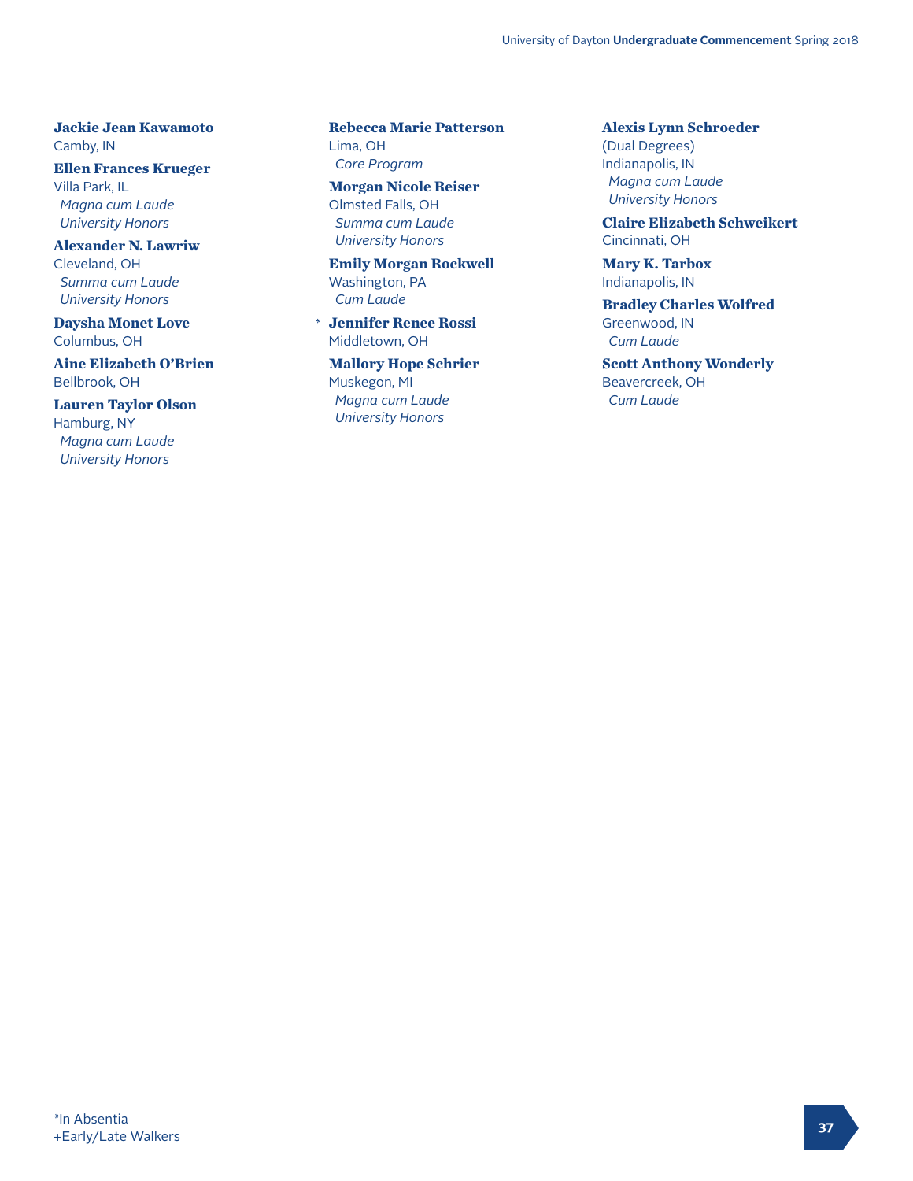**Jackie Jean Kawamoto**
Camby, IN

**Ellen Frances Krueger**
Villa Park, IL
*Magna cum Laude*
*University Honors*

**Alexander N. Lawriw**
Cleveland, OH
*Summa cum Laude*
*University Honors*

**Daysha Monet Love**
Columbus, OH

**Aine Elizabeth O'Brien**
Bellbrook, OH

**Lauren Taylor Olson**
Hamburg, NY
*Magna cum Laude*
*University Honors*

**Rebecca Marie Patterson**
Lima, OH
*Core Program*

**Morgan Nicole Reiser**
Olmsted Falls, OH
*Summa cum Laude*
*University Honors*

**Emily Morgan Rockwell**
Washington, PA
*Cum Laude*

\* **Jennifer Renee Rossi**
Middletown, OH

**Mallory Hope Schrier**
Muskegon, MI
*Magna cum Laude*
*University Honors*

**Alexis Lynn Schroeder**
(Dual Degrees)
Indianapolis, IN
*Magna cum Laude*
*University Honors*

**Claire Elizabeth Schweikert**
Cincinnati, OH

**Mary K. Tarbox**
Indianapolis, IN

**Bradley Charles Wolfred**
Greenwood, IN
*Cum Laude*

**Scott Anthony Wonderly**
Beavercreek, OH
*Cum Laude*

*In Absentia
+Early/Late Walkers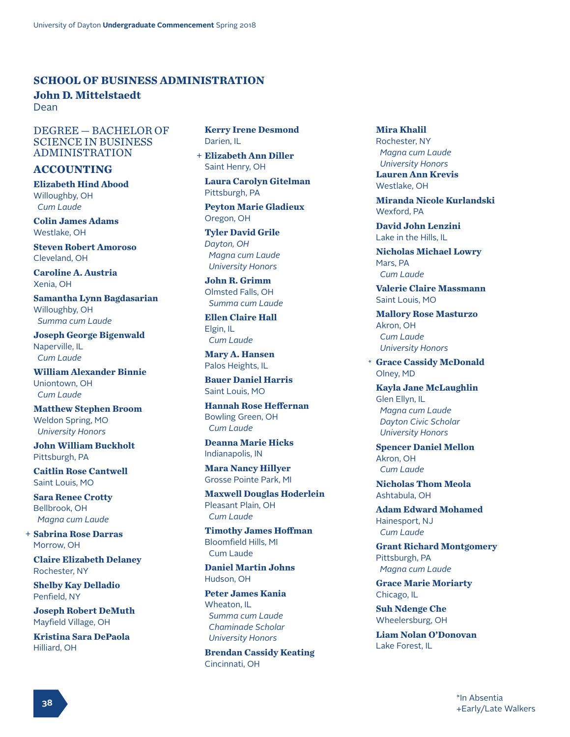## SCHOOL OF BUSINESS ADMINISTRATION

**John D. Mittelstaedt**
Dean

DEGREE — BACHELOR OF SCIENCE IN BUSINESS ADMINISTRATION

### ACCOUNTING

**Elizabeth Hind Abood**
Willoughby, OH
*Cum Laude*

**Colin James Adams**
Westlake, OH

**Steven Robert Amoroso**
Cleveland, OH

**Caroline A. Austria**
Xenia, OH

**Samantha Lynn Bagdasarian**
Willoughby, OH
*Summa cum Laude*

**Joseph George Bigenwald**
Naperville, IL
*Cum Laude*

**William Alexander Binnie**
Uniontown, OH
*Cum Laude*

**Matthew Stephen Broom**
Weldon Spring, MO
*University Honors*

**John William Buckholt**
Pittsburgh, PA

**Caitlin Rose Cantwell**
Saint Louis, MO

**Sara Renee Crotty**
Bellbrook, OH
*Magna cum Laude*

+ **Sabrina Rose Darras**
Morrow, OH

**Claire Elizabeth Delaney**
Rochester, NY

**Shelby Kay Delladio**
Penfield, NY

**Joseph Robert DeMuth**
Mayfield Village, OH

**Kristina Sara DePaola**
Hilliard, OH

**Kerry Irene Desmond**
Darien, IL

+ **Elizabeth Ann Diller**
Saint Henry, OH

**Laura Carolyn Gitelman**
Pittsburgh, PA

**Peyton Marie Gladieux**
Oregon, OH

**Tyler David Grile**
*Dayton, OH*
*Magna cum Laude*
*University Honors*

**John R. Grimm**
Olmsted Falls, OH
*Summa cum Laude*

**Ellen Claire Hall**
Elgin, IL
*Cum Laude*

**Mary A. Hansen**
Palos Heights, IL

**Bauer Daniel Harris**
Saint Louis, MO

**Hannah Rose Heffernan**
Bowling Green, OH
*Cum Laude*

**Deanna Marie Hicks**
Indianapolis, IN

**Mara Nancy Hillyer**
Grosse Pointe Park, MI

**Maxwell Douglas Hoderlein**
Pleasant Plain, OH
*Cum Laude*

**Timothy James Hoffman**
Bloomfield Hills, MI
Cum Laude

**Daniel Martin Johns**
Hudson, OH

**Peter James Kania**
Wheaton, IL
*Summa cum Laude*
*Chaminade Scholar*
*University Honors*

**Brendan Cassidy Keating**
Cincinnati, OH

**Mira Khalil**
Rochester, NY
*Magna cum Laude*
*University Honors*

**Lauren Ann Krevis**
Westlake, OH

**Miranda Nicole Kurlandski**
Wexford, PA

**David John Lenzini**
Lake in the Hills, IL

**Nicholas Michael Lowry**
Mars, PA
*Cum Laude*

**Valerie Claire Massmann**
Saint Louis, MO

**Mallory Rose Masturzo**
Akron, OH
*Cum Laude*
*University Honors*

* **Grace Cassidy McDonald**
Olney, MD

**Kayla Jane McLaughlin**
Glen Ellyn, IL
*Magna cum Laude*
*Dayton Civic Scholar*
*University Honors*

**Spencer Daniel Mellon**
Akron, OH
*Cum Laude*

**Nicholas Thom Meola**
Ashtabula, OH

**Adam Edward Mohamed**
Hainesport, NJ
*Cum Laude*

**Grant Richard Montgomery**
Pittsburgh, PA
*Magna cum Laude*

**Grace Marie Moriarty**
Chicago, IL

**Suh Ndenge Che**
Wheelersburg, OH

**Liam Nolan O'Donovan**
Lake Forest, IL

*In Absentia
+Early/Late Walkers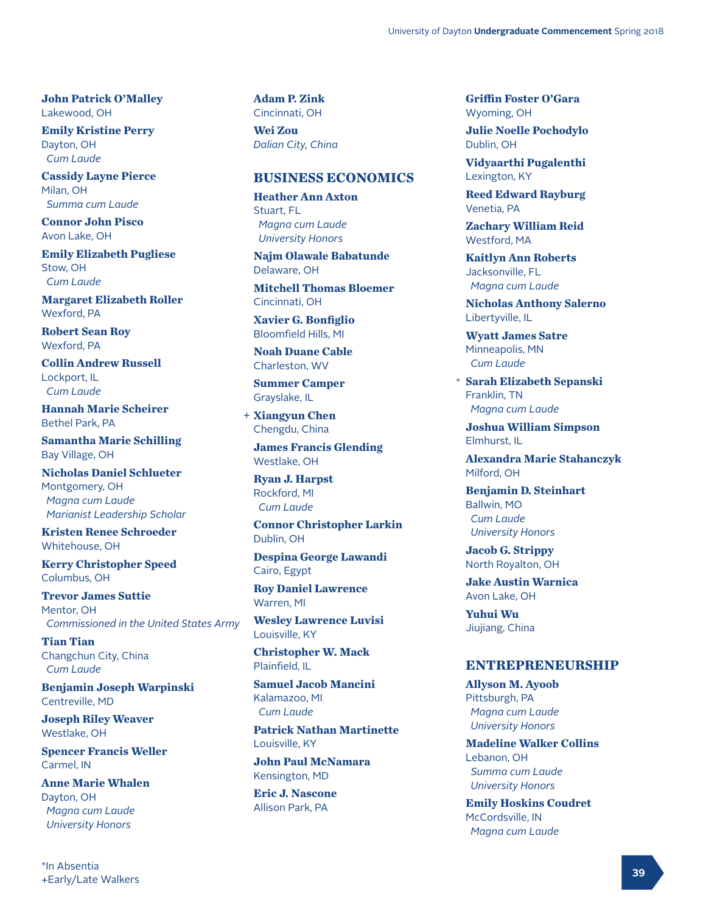**John Patrick O'Malley**
Lakewood, OH

**Emily Kristine Perry**
Dayton, OH
*Cum Laude*

**Cassidy Layne Pierce**
Milan, OH
*Summa cum Laude*

**Connor John Pisco**
Avon Lake, OH

**Emily Elizabeth Pugliese**
Stow, OH
*Cum Laude*

**Margaret Elizabeth Roller**
Wexford, PA

**Robert Sean Roy**
Wexford, PA

**Collin Andrew Russell**
Lockport, IL
*Cum Laude*

**Hannah Marie Scheirer**
Bethel Park, PA

**Samantha Marie Schilling**
Bay Village, OH

**Nicholas Daniel Schlueter**
Montgomery, OH
*Magna cum Laude*
*Marianist Leadership Scholar*

**Kristen Renee Schroeder**
Whitehouse, OH

**Kerry Christopher Speed**
Columbus, OH

**Trevor James Suttie**
Mentor, OH
*Commissioned in the United States Army*

**Tian Tian**
Changchun City, China
*Cum Laude*

**Benjamin Joseph Warpinski**
Centreville, MD

**Joseph Riley Weaver**
Westlake, OH

**Spencer Francis Weller**
Carmel, IN

**Anne Marie Whalen**
Dayton, OH
*Magna cum Laude*
*University Honors*

**Adam P. Zink**
Cincinnati, OH

**Wei Zou**
*Dalian City, China*

## BUSINESS ECONOMICS

**Heather Ann Axton**
Stuart, FL
*Magna cum Laude*
*University Honors*

**Najm Olawale Babatunde**
Delaware, OH

**Mitchell Thomas Bloemer**
Cincinnati, OH

**Xavier G. Bonfiglio**
Bloomfield Hills, MI

**Noah Duane Cable**
Charleston, WV

**Summer Camper**
Grayslake, IL

\+ **Xiangyun Chen**
Chengdu, China

**James Francis Glending**
Westlake, OH

**Ryan J. Harpst**
Rockford, MI
*Cum Laude*

**Connor Christopher Larkin**
Dublin, OH

**Despina George Lawandi**
Cairo, Egypt

**Roy Daniel Lawrence**
Warren, MI

**Wesley Lawrence Luvisi**
Louisville, KY

**Christopher W. Mack**
Plainfield, IL

**Samuel Jacob Mancini**
Kalamazoo, MI
*Cum Laude*

**Patrick Nathan Martinette**
Louisville, KY

**John Paul McNamara**
Kensington, MD

**Eric J. Nascone**
Allison Park, PA

**Griffin Foster O'Gara**
Wyoming, OH

**Julie Noelle Pochodylo**
Dublin, OH

**Vidyaarthi Pugalenthi**
Lexington, KY

**Reed Edward Rayburg**
Venetia, PA

**Zachary William Reid**
Westford, MA

**Kaitlyn Ann Roberts**
Jacksonville, FL
*Magna cum Laude*

**Nicholas Anthony Salerno**
Libertyville, IL

**Wyatt James Satre**
Minneapolis, MN
*Cum Laude*

\* **Sarah Elizabeth Sepanski**
Franklin, TN
*Magna cum Laude*

**Joshua William Simpson**
Elmhurst, IL

**Alexandra Marie Stahanczyk**
Milford, OH

**Benjamin D. Steinhart**
Ballwin, MO
*Cum Laude*
*University Honors*

**Jacob G. Strippy**
North Royalton, OH

**Jake Austin Warnica**
Avon Lake, OH

**Yuhui Wu**
Jiujiang, China

## ENTREPRENEURSHIP

**Allyson M. Ayoob**
Pittsburgh, PA
*Magna cum Laude*
*University Honors*

**Madeline Walker Collins**
Lebanon, OH
*Summa cum Laude*
*University Honors*

**Emily Hoskins Coudret**
McCordsville, IN
*Magna cum Laude*

*In Absentia
+Early/Late Walkers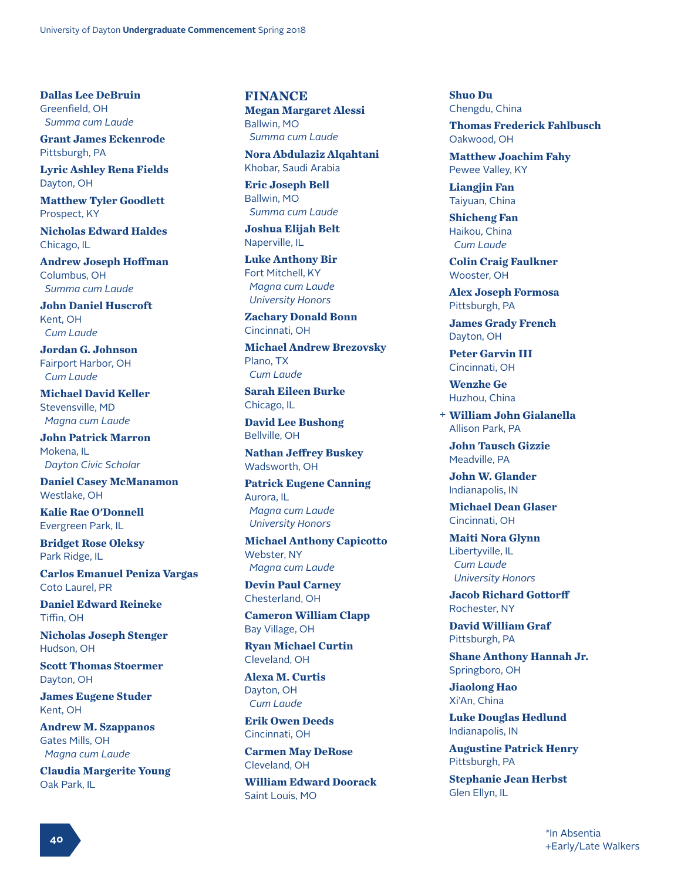**Dallas Lee DeBruin**
Greenfield, OH
*Summa cum Laude*

**Grant James Eckenrode**
Pittsburgh, PA

**Lyric Ashley Rena Fields**
Dayton, OH

**Matthew Tyler Goodlett**
Prospect, KY

**Nicholas Edward Haldes**
Chicago, IL

**Andrew Joseph Hoffman**
Columbus, OH
*Summa cum Laude*

**John Daniel Huscroft**
Kent, OH
*Cum Laude*

**Jordan G. Johnson**
Fairport Harbor, OH
*Cum Laude*

**Michael David Keller**
Stevensville, MD
*Magna cum Laude*

**John Patrick Marron**
Mokena, IL
*Dayton Civic Scholar*

**Daniel Casey McManamon**
Westlake, OH

**Kalie Rae O'Donnell**
Evergreen Park, IL

**Bridget Rose Oleksy**
Park Ridge, IL

**Carlos Emanuel Peniza Vargas**
Coto Laurel, PR

**Daniel Edward Reineke**
Tiffin, OH

**Nicholas Joseph Stenger**
Hudson, OH

**Scott Thomas Stoermer**
Dayton, OH

**James Eugene Studer**
Kent, OH

**Andrew M. Szappanos**
Gates Mills, OH
*Magna cum Laude*

**Claudia Margerite Young**
Oak Park, IL

## FINANCE

**Megan Margaret Alessi**
Ballwin, MO
*Summa cum Laude*

**Nora Abdulaziz Alqahtani**
Khobar, Saudi Arabia

**Eric Joseph Bell**
Ballwin, MO
*Summa cum Laude*

**Joshua Elijah Belt**
Naperville, IL

**Luke Anthony Bir**
Fort Mitchell, KY
*Magna cum Laude*
*University Honors*

**Zachary Donald Bonn**
Cincinnati, OH

**Michael Andrew Brezovsky**
Plano, TX
*Cum Laude*

**Sarah Eileen Burke**
Chicago, IL

**David Lee Bushong**
Bellville, OH

**Nathan Jeffrey Buskey**
Wadsworth, OH

**Patrick Eugene Canning**
Aurora, IL
*Magna cum Laude*
*University Honors*

**Michael Anthony Capicotto**
Webster, NY
*Magna cum Laude*

**Devin Paul Carney**
Chesterland, OH

**Cameron William Clapp**
Bay Village, OH

**Ryan Michael Curtin**
Cleveland, OH

**Alexa M. Curtis**
Dayton, OH
*Cum Laude*

**Erik Owen Deeds**
Cincinnati, OH

**Carmen May DeRose**
Cleveland, OH

**William Edward Doorack**
Saint Louis, MO

**Shuo Du**
Chengdu, China

**Thomas Frederick Fahlbusch**
Oakwood, OH

**Matthew Joachim Fahy**
Pewee Valley, KY

**Liangjin Fan**
Taiyuan, China

**Shicheng Fan**
Haikou, China
*Cum Laude*

**Colin Craig Faulkner**
Wooster, OH

**Alex Joseph Formosa**
Pittsburgh, PA

**James Grady French**
Dayton, OH

**Peter Garvin III**
Cincinnati, OH

**Wenzhe Ge**
Huzhou, China

+ **William John Gialanella**
Allison Park, PA

**John Tausch Gizzie**
Meadville, PA

**John W. Glander**
Indianapolis, IN

**Michael Dean Glaser**
Cincinnati, OH

**Maiti Nora Glynn**
Libertyville, IL
*Cum Laude*
*University Honors*

**Jacob Richard Gottorff**
Rochester, NY

**David William Graf**
Pittsburgh, PA

**Shane Anthony Hannah Jr.**
Springboro, OH

**Jiaolong Hao**
Xi'An, China

**Luke Douglas Hedlund**
Indianapolis, IN

**Augustine Patrick Henry**
Pittsburgh, PA

**Stephanie Jean Herbst**
Glen Ellyn, IL

*In Absentia
+Early/Late Walkers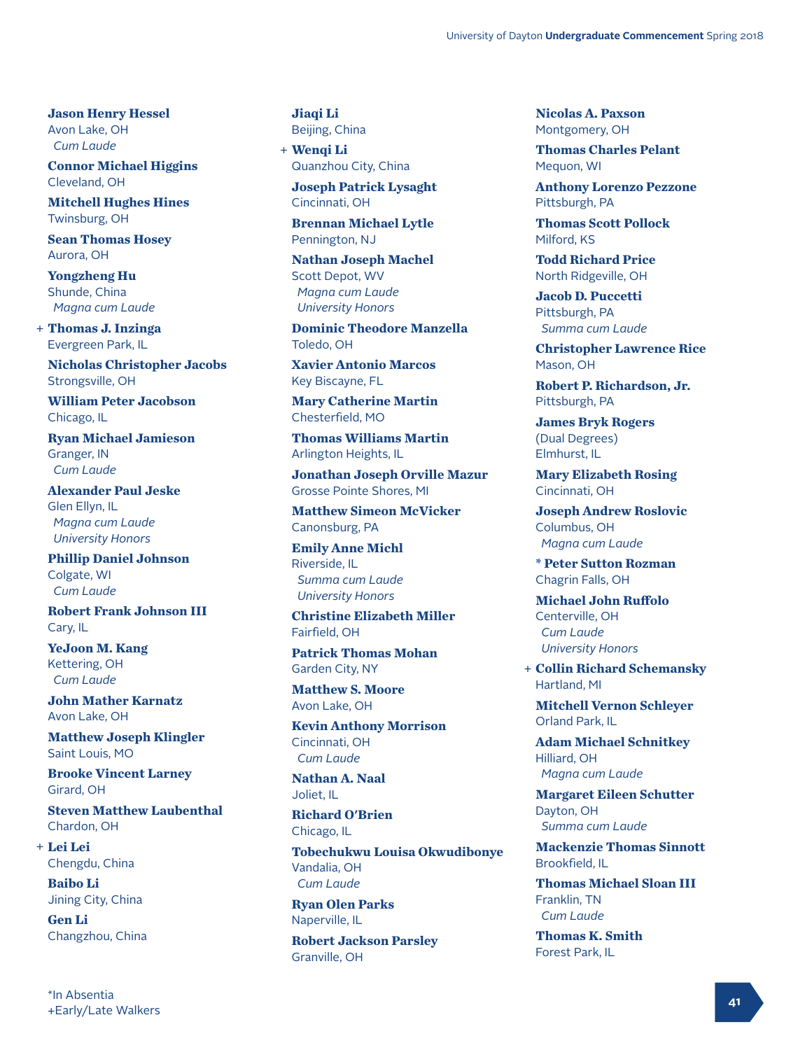**Jason Henry Hessel**
Avon Lake, OH
*Cum Laude*

**Connor Michael Higgins**
Cleveland, OH

**Mitchell Hughes Hines**
Twinsburg, OH

**Sean Thomas Hosey**
Aurora, OH

**Yongzheng Hu**
Shunde, China
*Magna cum Laude*

\+ **Thomas J. Inzinga**
Evergreen Park, IL

**Nicholas Christopher Jacobs**
Strongsville, OH

**William Peter Jacobson**
Chicago, IL

**Ryan Michael Jamieson**
Granger, IN
*Cum Laude*

**Alexander Paul Jeske**
Glen Ellyn, IL
*Magna cum Laude*
*University Honors*

**Phillip Daniel Johnson**
Colgate, WI
*Cum Laude*

**Robert Frank Johnson III**
Cary, IL

**YeJoon M. Kang**
Kettering, OH
*Cum Laude*

**John Mather Karnatz**
Avon Lake, OH

**Matthew Joseph Klingler**
Saint Louis, MO

**Brooke Vincent Larney**
Girard, OH

**Steven Matthew Laubenthal**
Chardon, OH

\+ **Lei Lei**
Chengdu, China

**Baibo Li**
Jining City, China

**Gen Li**
Changzhou, China

**Jiaqi Li**
Beijing, China

\+ **Wenqi Li**
Quanzhou City, China

**Joseph Patrick Lysaght**
Cincinnati, OH

**Brennan Michael Lytle**
Pennington, NJ

**Nathan Joseph Machel**
Scott Depot, WV
*Magna cum Laude*
*University Honors*

**Dominic Theodore Manzella**
Toledo, OH

**Xavier Antonio Marcos**
Key Biscayne, FL

**Mary Catherine Martin**
Chesterfield, MO

**Thomas Williams Martin**
Arlington Heights, IL

**Jonathan Joseph Orville Mazur**
Grosse Pointe Shores, MI

**Matthew Simeon McVicker**
Canonsburg, PA

**Emily Anne Michl**
Riverside, IL
*Summa cum Laude*
*University Honors*

**Christine Elizabeth Miller**
Fairfield, OH

**Patrick Thomas Mohan**
Garden City, NY

**Matthew S. Moore**
Avon Lake, OH

**Kevin Anthony Morrison**
Cincinnati, OH
*Cum Laude*

**Nathan A. Naal**
Joliet, IL

**Richard O'Brien**
Chicago, IL

**Tobechukwu Louisa Okwudibonye**
Vandalia, OH
*Cum Laude*

**Ryan Olen Parks**
Naperville, IL

**Robert Jackson Parsley**
Granville, OH

**Nicolas A. Paxson**
Montgomery, OH

**Thomas Charles Pelant**
Mequon, WI

**Anthony Lorenzo Pezzone**
Pittsburgh, PA

**Thomas Scott Pollock**
Milford, KS

**Todd Richard Price**
North Ridgeville, OH

**Jacob D. Puccetti**
Pittsburgh, PA
*Summa cum Laude*

**Christopher Lawrence Rice**
Mason, OH

**Robert P. Richardson, Jr.**
Pittsburgh, PA

**James Bryk Rogers**
(Dual Degrees)
Elmhurst, IL

**Mary Elizabeth Rosing**
Cincinnati, OH

**Joseph Andrew Roslovic**
Columbus, OH
*Magna cum Laude*

\* **Peter Sutton Rozman**
Chagrin Falls, OH

**Michael John Ruffolo**
Centerville, OH
*Cum Laude*
*University Honors*

\+ **Collin Richard Schemansky**
Hartland, MI

**Mitchell Vernon Schleyer**
Orland Park, IL

**Adam Michael Schnitkey**
Hilliard, OH
*Magna cum Laude*

**Margaret Eileen Schutter**
Dayton, OH
*Summa cum Laude*

**Mackenzie Thomas Sinnott**
Brookfield, IL

**Thomas Michael Sloan III**
Franklin, TN
*Cum Laude*

**Thomas K. Smith**
Forest Park, IL

*In Absentia
+Early/Late Walkers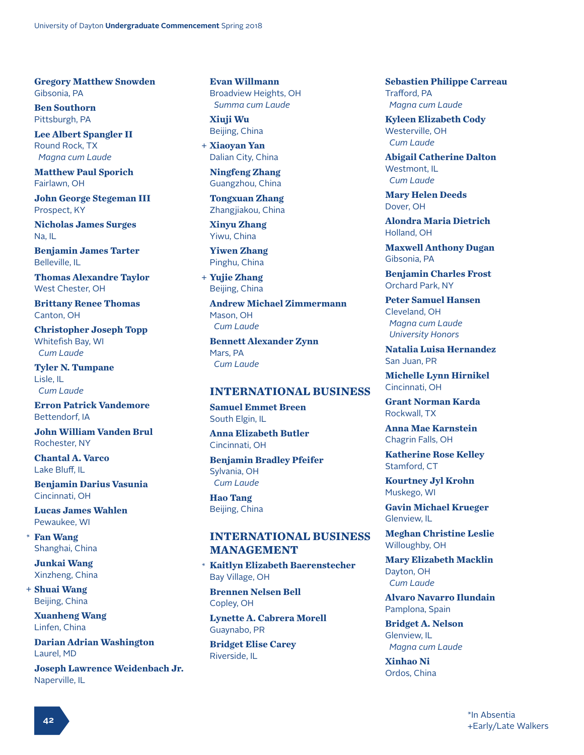**Gregory Matthew Snowden**
Gibsonia, PA

**Ben Southorn**
Pittsburgh, PA

**Lee Albert Spangler II**
Round Rock, TX
*Magna cum Laude*

**Matthew Paul Sporich**
Fairlawn, OH

**John George Stegeman III**
Prospect, KY

**Nicholas James Surges**
Na, IL

**Benjamin James Tarter**
Belleville, IL

**Thomas Alexandre Taylor**
West Chester, OH

**Brittany Renee Thomas**
Canton, OH

**Christopher Joseph Topp**
Whitefish Bay, WI
*Cum Laude*

**Tyler N. Tumpane**
Lisle, IL
*Cum Laude*

**Erron Patrick Vandemore**
Bettendorf, IA

**John William Vanden Brul**
Rochester, NY

**Chantal A. Varco**
Lake Bluff, IL

**Benjamin Darius Vasunia**
Cincinnati, OH

**Lucas James Wahlen**
Pewaukee, WI

\* **Fan Wang**
Shanghai, China

**Junkai Wang**
Xinzheng, China

\+ **Shuai Wang**
Beijing, China

**Xuanheng Wang**
Linfen, China

**Darian Adrian Washington**
Laurel, MD

**Joseph Lawrence Weidenbach Jr.**
Naperville, IL

**Evan Willmann**
Broadview Heights, OH
*Summa cum Laude*

**Xiuji Wu**
Beijing, China

\+ **Xiaoyan Yan**
Dalian City, China

**Ningfeng Zhang**
Guangzhou, China

**Tongxuan Zhang**
Zhangjiakou, China

**Xinyu Zhang**
Yiwu, China

**Yiwen Zhang**
Pinghu, China

\+ **Yujie Zhang**
Beijing, China

**Andrew Michael Zimmermann**
Mason, OH
*Cum Laude*

**Bennett Alexander Zynn**
Mars, PA
*Cum Laude*

## INTERNATIONAL BUSINESS

**Samuel Emmet Breen**
South Elgin, IL

**Anna Elizabeth Butler**
Cincinnati, OH

**Benjamin Bradley Pfeifer**
Sylvania, OH
*Cum Laude*

**Hao Tang**
Beijing, China

## INTERNATIONAL BUSINESS MANAGEMENT

\* **Kaitlyn Elizabeth Baerenstecher**
Bay Village, OH

**Brennen Nelsen Bell**
Copley, OH

**Lynette A. Cabrera Morell**
Guaynabo, PR

**Bridget Elise Carey**
Riverside, IL

**Sebastien Philippe Carreau**
Trafford, PA
*Magna cum Laude*

**Kyleen Elizabeth Cody**
Westerville, OH
*Cum Laude*

**Abigail Catherine Dalton**
Westmont, IL
*Cum Laude*

**Mary Helen Deeds**
Dover, OH

**Alondra Maria Dietrich**
Holland, OH

**Maxwell Anthony Dugan**
Gibsonia, PA

**Benjamin Charles Frost**
Orchard Park, NY

**Peter Samuel Hansen**
Cleveland, OH
*Magna cum Laude*
*University Honors*

**Natalia Luisa Hernandez**
San Juan, PR

**Michelle Lynn Hirnikel**
Cincinnati, OH

**Grant Norman Karda**
Rockwall, TX

**Anna Mae Karnstein**
Chagrin Falls, OH

**Katherine Rose Kelley**
Stamford, CT

**Kourtney Jyl Krohn**
Muskego, WI

**Gavin Michael Krueger**
Glenview, IL

**Meghan Christine Leslie**
Willoughby, OH

**Mary Elizabeth Macklin**
Dayton, OH
*Cum Laude*

**Alvaro Navarro Ilundain**
Pamplona, Spain

**Bridget A. Nelson**
Glenview, IL
*Magna cum Laude*

**Xinhao Ni**
Ordos, China

*In Absentia
+Early/Late Walkers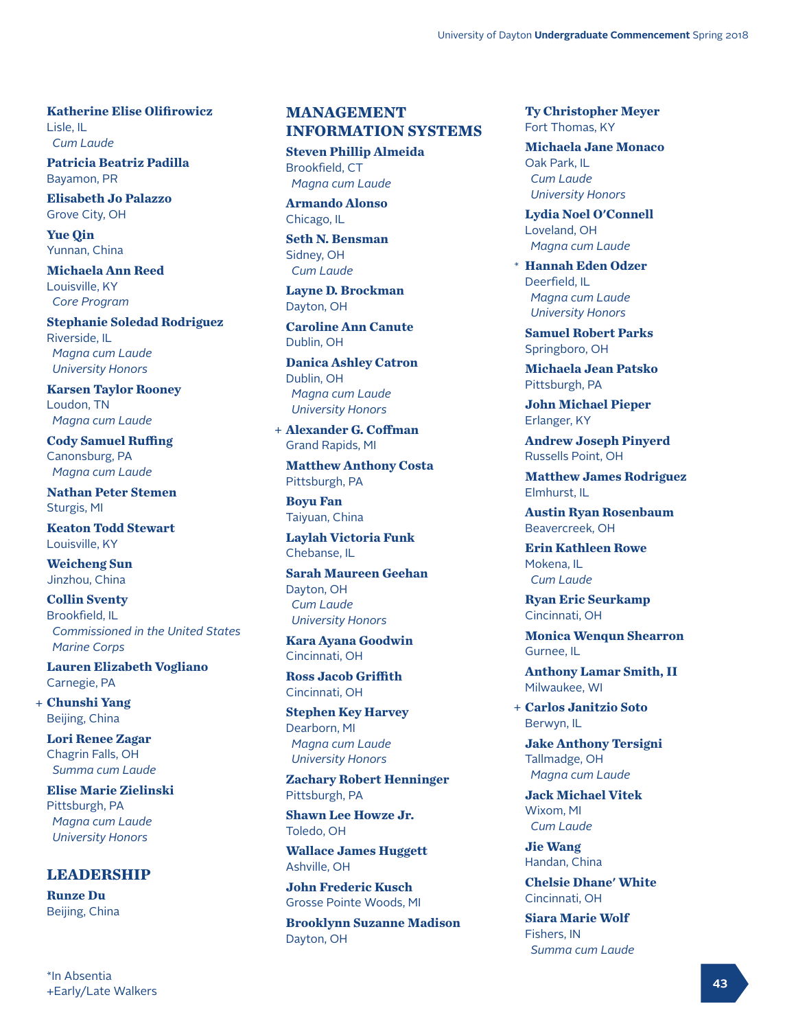**Katherine Elise Olifirowicz**
Lisle, IL
*Cum Laude*

**Patricia Beatriz Padilla**
Bayamon, PR

**Elisabeth Jo Palazzo**
Grove City, OH

**Yue Qin**
Yunnan, China

**Michaela Ann Reed**
Louisville, KY
*Core Program*

**Stephanie Soledad Rodriguez**
Riverside, IL
*Magna cum Laude*
*University Honors*

**Karsen Taylor Rooney**
Loudon, TN
*Magna cum Laude*

**Cody Samuel Ruffing**
Canonsburg, PA
*Magna cum Laude*

**Nathan Peter Stemen**
Sturgis, MI

**Keaton Todd Stewart**
Louisville, KY

**Weicheng Sun**
Jinzhou, China

**Collin Sventy**
Brookfield, IL
*Commissioned in the United States Marine Corps*

**Lauren Elizabeth Vogliano**
Carnegie, PA

+ **Chunshi Yang**
Beijing, China

**Lori Renee Zagar**
Chagrin Falls, OH
*Summa cum Laude*

**Elise Marie Zielinski**
Pittsburgh, PA
*Magna cum Laude*
*University Honors*

## LEADERSHIP

**Runze Du**
Beijing, China

## MANAGEMENT INFORMATION SYSTEMS

**Steven Phillip Almeida**
Brookfield, CT
*Magna cum Laude*

**Armando Alonso**
Chicago, IL

**Seth N. Bensman**
Sidney, OH
*Cum Laude*

**Layne D. Brockman**
Dayton, OH

**Caroline Ann Canute**
Dublin, OH

**Danica Ashley Catron**
Dublin, OH
*Magna cum Laude*
*University Honors*

+ **Alexander G. Coffman**
Grand Rapids, MI

**Matthew Anthony Costa**
Pittsburgh, PA

**Boyu Fan**
Taiyuan, China

**Laylah Victoria Funk**
Chebanse, IL

**Sarah Maureen Geehan**
Dayton, OH
*Cum Laude*
*University Honors*

**Kara Ayana Goodwin**
Cincinnati, OH

**Ross Jacob Griffith**
Cincinnati, OH

**Stephen Key Harvey**
Dearborn, MI
*Magna cum Laude*
*University Honors*

**Zachary Robert Henninger**
Pittsburgh, PA

**Shawn Lee Howze Jr.**
Toledo, OH

**Wallace James Huggett**
Ashville, OH

**John Frederic Kusch**
Grosse Pointe Woods, MI

**Brooklynn Suzanne Madison**
Dayton, OH

**Ty Christopher Meyer**
Fort Thomas, KY

**Michaela Jane Monaco**
Oak Park, IL
*Cum Laude*
*University Honors*

**Lydia Noel O'Connell**
Loveland, OH
*Magna cum Laude*

* **Hannah Eden Odzer**
Deerfield, IL
*Magna cum Laude*
*University Honors*

**Samuel Robert Parks**
Springboro, OH

**Michaela Jean Patsko**
Pittsburgh, PA

**John Michael Pieper**
Erlanger, KY

**Andrew Joseph Pinyerd**
Russells Point, OH

**Matthew James Rodriguez**
Elmhurst, IL

**Austin Ryan Rosenbaum**
Beavercreek, OH

**Erin Kathleen Rowe**
Mokena, IL
*Cum Laude*

**Ryan Eric Seurkamp**
Cincinnati, OH

**Monica Wenqun Shearron**
Gurnee, IL

**Anthony Lamar Smith, II**
Milwaukee, WI

+ **Carlos Janitzio Soto**
Berwyn, IL

**Jake Anthony Tersigni**
Tallmadge, OH
*Magna cum Laude*

**Jack Michael Vitek**
Wixom, MI
*Cum Laude*

**Jie Wang**
Handan, China

**Chelsie Dhane' White**
Cincinnati, OH

**Siara Marie Wolf**
Fishers, IN
*Summa cum Laude*

*In Absentia
+Early/Late Walkers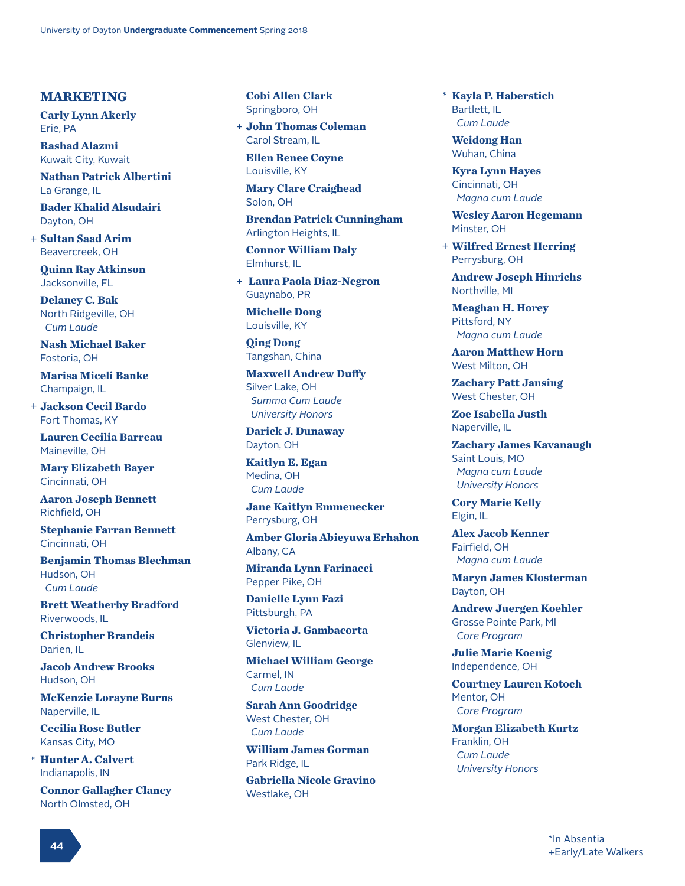## MARKETING

**Carly Lynn Akerly**
Erie, PA

**Rashad Alazmi**
Kuwait City, Kuwait

**Nathan Patrick Albertini**
La Grange, IL

**Bader Khalid Alsudairi**
Dayton, OH

+ **Sultan Saad Arim**
Beavercreek, OH

**Quinn Ray Atkinson**
Jacksonville, FL

**Delaney C. Bak**
North Ridgeville, OH
*Cum Laude*

**Nash Michael Baker**
Fostoria, OH

**Marisa Miceli Banke**
Champaign, IL

+ **Jackson Cecil Bardo**
Fort Thomas, KY

**Lauren Cecilia Barreau**
Maineville, OH

**Mary Elizabeth Bayer**
Cincinnati, OH

**Aaron Joseph Bennett**
Richfield, OH

**Stephanie Farran Bennett**
Cincinnati, OH

**Benjamin Thomas Blechman**
Hudson, OH
*Cum Laude*

**Brett Weatherby Bradford**
Riverwoods, IL

**Christopher Brandeis**
Darien, IL

**Jacob Andrew Brooks**
Hudson, OH

**McKenzie Lorayne Burns**
Naperville, IL

**Cecilia Rose Butler**
Kansas City, MO

* **Hunter A. Calvert**
Indianapolis, IN

**Connor Gallagher Clancy**
North Olmsted, OH

**Cobi Allen Clark**
Springboro, OH

+ **John Thomas Coleman**
Carol Stream, IL

**Ellen Renee Coyne**
Louisville, KY

**Mary Clare Craighead**
Solon, OH

**Brendan Patrick Cunningham**
Arlington Heights, IL

**Connor William Daly**
Elmhurst, IL

+ **Laura Paola Diaz-Negron**
Guaynabo, PR

**Michelle Dong**
Louisville, KY

**Qing Dong**
Tangshan, China

**Maxwell Andrew Duffy**
Silver Lake, OH
*Summa Cum Laude*
*University Honors*

**Darick J. Dunaway**
Dayton, OH

**Kaitlyn E. Egan**
Medina, OH
*Cum Laude*

**Jane Kaitlyn Emmenecker**
Perrysburg, OH

**Amber Gloria Abieyuwa Erhahon**
Albany, CA

**Miranda Lynn Farinacci**
Pepper Pike, OH

**Danielle Lynn Fazi**
Pittsburgh, PA

**Victoria J. Gambacorta**
Glenview, IL

**Michael William George**
Carmel, IN
*Cum Laude*

**Sarah Ann Goodridge**
West Chester, OH
*Cum Laude*

**William James Gorman**
Park Ridge, IL

**Gabriella Nicole Gravino**
Westlake, OH

* **Kayla P. Haberstich**
Bartlett, IL
*Cum Laude*

**Weidong Han**
Wuhan, China

**Kyra Lynn Hayes**
Cincinnati, OH
*Magna cum Laude*

**Wesley Aaron Hegemann**
Minster, OH

+ **Wilfred Ernest Herring**
Perrysburg, OH

**Andrew Joseph Hinrichs**
Northville, MI

**Meaghan H. Horey**
Pittsford, NY
*Magna cum Laude*

**Aaron Matthew Horn**
West Milton, OH

**Zachary Patt Jansing**
West Chester, OH

**Zoe Isabella Justh**
Naperville, IL

**Zachary James Kavanaugh**
Saint Louis, MO
*Magna cum Laude*
*University Honors*

**Cory Marie Kelly**
Elgin, IL

**Alex Jacob Kenner**
Fairfield, OH
*Magna cum Laude*

**Maryn James Klosterman**
Dayton, OH

**Andrew Juergen Koehler**
Grosse Pointe Park, MI
*Core Program*

**Julie Marie Koenig**
Independence, OH

**Courtney Lauren Kotoch**
Mentor, OH
*Core Program*

**Morgan Elizabeth Kurtz**
Franklin, OH
*Cum Laude*
*University Honors*

*In Absentia
+Early/Late Walkers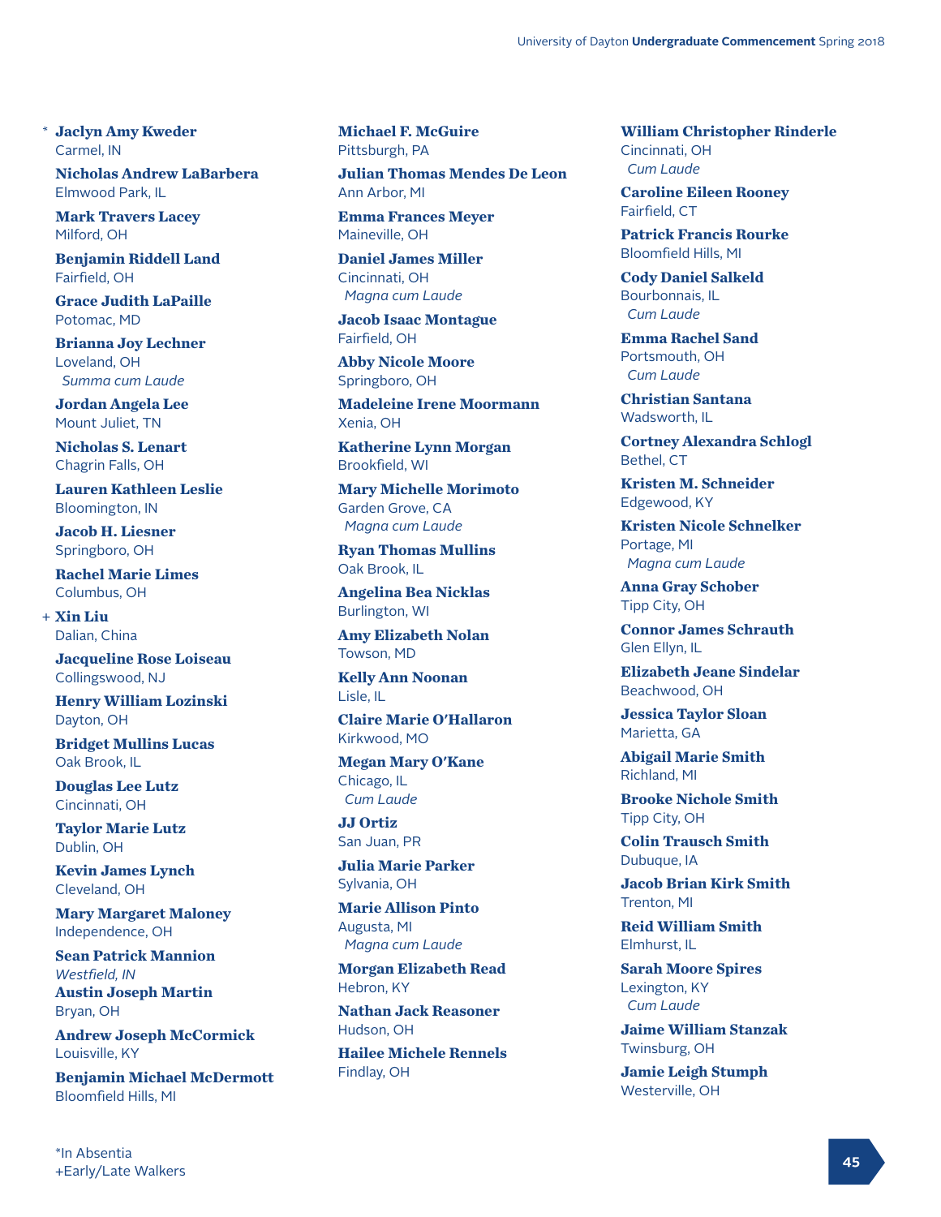\* **Jaclyn Amy Kweder**
Carmel, IN

**Nicholas Andrew LaBarbera**
Elmwood Park, IL

**Mark Travers Lacey**
Milford, OH

**Benjamin Riddell Land**
Fairfield, OH

**Grace Judith LaPaille**
Potomac, MD

**Brianna Joy Lechner**
Loveland, OH
*Summa cum Laude*

**Jordan Angela Lee**
Mount Juliet, TN

**Nicholas S. Lenart**
Chagrin Falls, OH

**Lauren Kathleen Leslie**
Bloomington, IN

**Jacob H. Liesner**
Springboro, OH

**Rachel Marie Limes**
Columbus, OH

\+ **Xin Liu**
Dalian, China

**Jacqueline Rose Loiseau**
Collingswood, NJ

**Henry William Lozinski**
Dayton, OH

**Bridget Mullins Lucas**
Oak Brook, IL

**Douglas Lee Lutz**
Cincinnati, OH

**Taylor Marie Lutz**
Dublin, OH

**Kevin James Lynch**
Cleveland, OH

**Mary Margaret Maloney**
Independence, OH

**Sean Patrick Mannion**
*Westfield, IN*

**Austin Joseph Martin**
Bryan, OH

**Andrew Joseph McCormick**
Louisville, KY

**Benjamin Michael McDermott**
Bloomfield Hills, MI

**Michael F. McGuire**
Pittsburgh, PA

**Julian Thomas Mendes De Leon**
Ann Arbor, MI

**Emma Frances Meyer**
Maineville, OH

**Daniel James Miller**
Cincinnati, OH
*Magna cum Laude*

**Jacob Isaac Montague**
Fairfield, OH

**Abby Nicole Moore**
Springboro, OH

**Madeleine Irene Moormann**
Xenia, OH

**Katherine Lynn Morgan**
Brookfield, WI

**Mary Michelle Morimoto**
Garden Grove, CA
*Magna cum Laude*

**Ryan Thomas Mullins**
Oak Brook, IL

**Angelina Bea Nicklas**
Burlington, WI

**Amy Elizabeth Nolan**
Towson, MD

**Kelly Ann Noonan**
Lisle, IL

**Claire Marie O'Hallaron**
Kirkwood, MO

**Megan Mary O'Kane**
Chicago, IL
*Cum Laude*

**JJ Ortiz**
San Juan, PR

**Julia Marie Parker**
Sylvania, OH

**Marie Allison Pinto**
Augusta, MI
*Magna cum Laude*

**Morgan Elizabeth Read**
Hebron, KY

**Nathan Jack Reasoner**
Hudson, OH

**Hailee Michele Rennels**
Findlay, OH

**William Christopher Rinderle**
Cincinnati, OH
*Cum Laude*

**Caroline Eileen Rooney**
Fairfield, CT

**Patrick Francis Rourke**
Bloomfield Hills, MI

**Cody Daniel Salkeld**
Bourbonnais, IL
*Cum Laude*

**Emma Rachel Sand**
Portsmouth, OH
*Cum Laude*

**Christian Santana**
Wadsworth, IL

**Cortney Alexandra Schlogl**
Bethel, CT

**Kristen M. Schneider**
Edgewood, KY

**Kristen Nicole Schnelker**
Portage, MI
*Magna cum Laude*

**Anna Gray Schober**
Tipp City, OH

**Connor James Schrauth**
Glen Ellyn, IL

**Elizabeth Jeane Sindelar**
Beachwood, OH

**Jessica Taylor Sloan**
Marietta, GA

**Abigail Marie Smith**
Richland, MI

**Brooke Nichole Smith**
Tipp City, OH

**Colin Trausch Smith**
Dubuque, IA

**Jacob Brian Kirk Smith**
Trenton, MI

**Reid William Smith**
Elmhurst, IL

**Sarah Moore Spires**
Lexington, KY
*Cum Laude*

**Jaime William Stanzak**
Twinsburg, OH

**Jamie Leigh Stumph**
Westerville, OH

*In Absentia
+Early/Late Walkers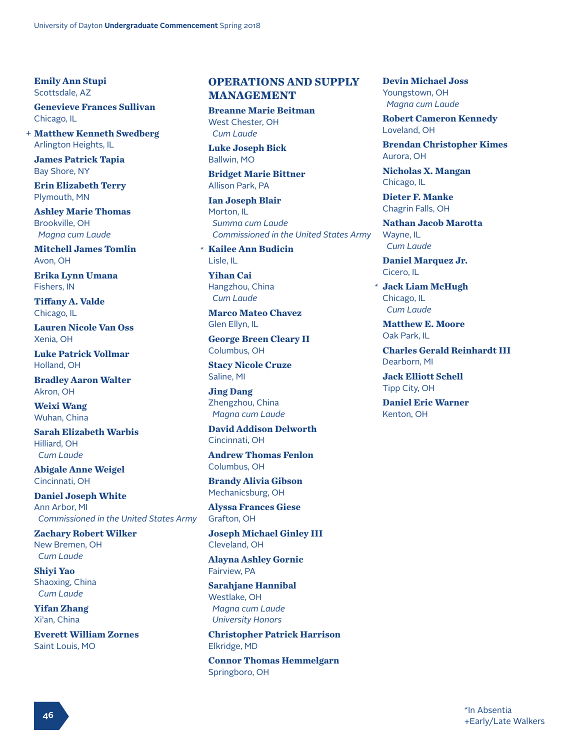**Emily Ann Stupi**
Scottsdale, AZ

**Genevieve Frances Sullivan**
Chicago, IL

+ **Matthew Kenneth Swedberg**
Arlington Heights, IL

**James Patrick Tapia**
Bay Shore, NY

**Erin Elizabeth Terry**
Plymouth, MN

**Ashley Marie Thomas**
Brookville, OH
*Magna cum Laude*

**Mitchell James Tomlin**
Avon, OH

**Erika Lynn Umana**
Fishers, IN

**Tiffany A. Valde**
Chicago, IL

**Lauren Nicole Van Oss**
Xenia, OH

**Luke Patrick Vollmar**
Holland, OH

**Bradley Aaron Walter**
Akron, OH

**Weixi Wang**
Wuhan, China

**Sarah Elizabeth Warbis**
Hilliard, OH
*Cum Laude*

**Abigale Anne Weigel**
Cincinnati, OH

**Daniel Joseph White**
Ann Arbor, MI
*Commissioned in the United States Army*

**Zachary Robert Wilker**
New Bremen, OH
*Cum Laude*

**Shiyi Yao**
Shaoxing, China
*Cum Laude*

**Yifan Zhang**
Xi'an, China

**Everett William Zornes**
Saint Louis, MO

## OPERATIONS AND SUPPLY MANAGEMENT

**Breanne Marie Beitman**
West Chester, OH
*Cum Laude*

**Luke Joseph Bick**
Ballwin, MO

**Bridget Marie Bittner**
Allison Park, PA

**Ian Joseph Blair**
Morton, IL
*Summa cum Laude*
*Commissioned in the United States Army*

* **Kailee Ann Budicin**
Lisle, IL

**Yihan Cai**
Hangzhou, China
*Cum Laude*

**Marco Mateo Chavez**
Glen Ellyn, IL

**George Breen Cleary II**
Columbus, OH

**Stacy Nicole Cruze**
Saline, MI

**Jing Dang**
Zhengzhou, China
*Magna cum Laude*

**David Addison Delworth**
Cincinnati, OH

**Andrew Thomas Fenlon**
Columbus, OH

**Brandy Alivia Gibson**
Mechanicsburg, OH

**Alyssa Frances Giese**
Grafton, OH

**Joseph Michael Ginley III**
Cleveland, OH

**Alayna Ashley Gornic**
Fairview, PA

**Sarahjane Hannibal**
Westlake, OH
*Magna cum Laude*
*University Honors*

**Christopher Patrick Harrison**
Elkridge, MD

**Connor Thomas Hemmelgarn**
Springboro, OH

**Devin Michael Joss**
Youngstown, OH
*Magna cum Laude*

**Robert Cameron Kennedy**
Loveland, OH

**Brendan Christopher Kimes**
Aurora, OH

**Nicholas X. Mangan**
Chicago, IL

**Dieter F. Manke**
Chagrin Falls, OH

**Nathan Jacob Marotta**
Wayne, IL
*Cum Laude*

**Daniel Marquez Jr.**
Cicero, IL

* **Jack Liam McHugh**
Chicago, IL
*Cum Laude*

**Matthew E. Moore**
Oak Park, IL

**Charles Gerald Reinhardt III**
Dearborn, MI

**Jack Elliott Schell**
Tipp City, OH

**Daniel Eric Warner**
Kenton, OH

*In Absentia
+Early/Late Walkers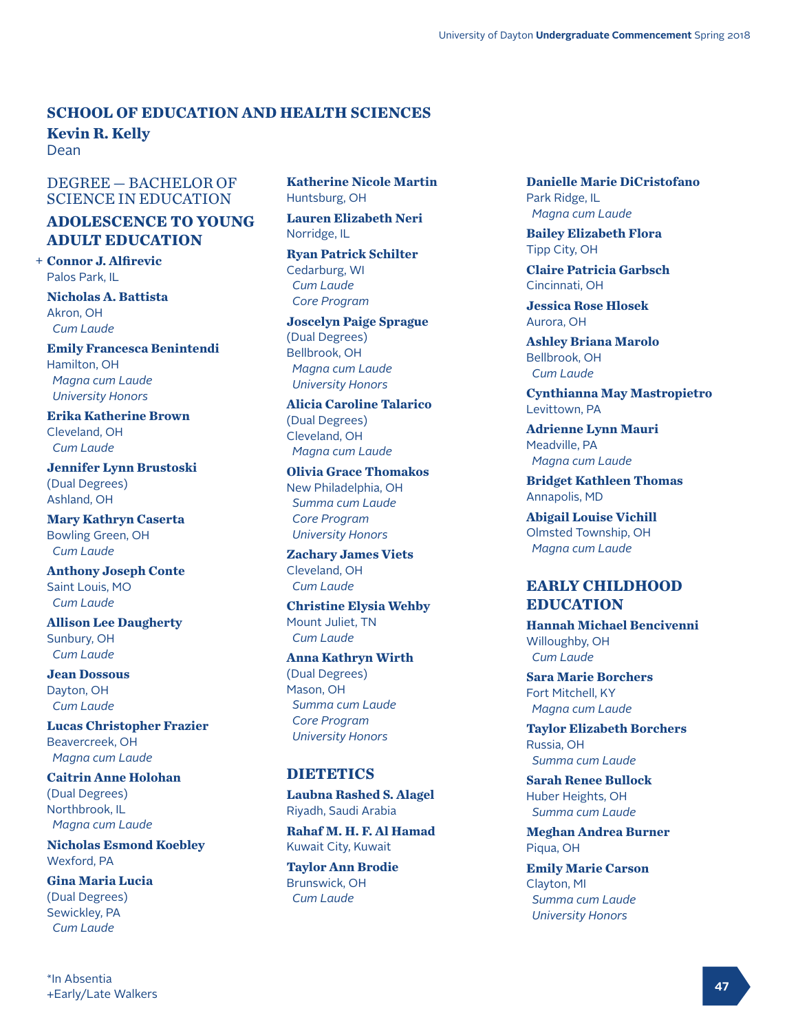## SCHOOL OF EDUCATION AND HEALTH SCIENCES

**Kevin R. Kelly**
Dean

DEGREE — BACHELOR OF SCIENCE IN EDUCATION

### ADOLESCENCE TO YOUNG ADULT EDUCATION

+ **Connor J. Alfirevic**
Palos Park, IL

**Nicholas A. Battista**
Akron, OH
*Cum Laude*

**Emily Francesca Benintendi**
Hamilton, OH
*Magna cum Laude*
*University Honors*

**Erika Katherine Brown**
Cleveland, OH
*Cum Laude*

**Jennifer Lynn Brustoski**
(Dual Degrees)
Ashland, OH

**Mary Kathryn Caserta**
Bowling Green, OH
*Cum Laude*

**Anthony Joseph Conte**
Saint Louis, MO
*Cum Laude*

**Allison Lee Daugherty**
Sunbury, OH
*Cum Laude*

**Jean Dossous**
Dayton, OH
*Cum Laude*

**Lucas Christopher Frazier**
Beavercreek, OH
*Magna cum Laude*

**Caitrin Anne Holohan**
(Dual Degrees)
Northbrook, IL
*Magna cum Laude*

**Nicholas Esmond Koebley**
Wexford, PA

**Gina Maria Lucia**
(Dual Degrees)
Sewickley, PA
*Cum Laude*

**Katherine Nicole Martin**
Huntsburg, OH

**Lauren Elizabeth Neri**
Norridge, IL

**Ryan Patrick Schilter**
Cedarburg, WI
*Cum Laude*
*Core Program*

**Joscelyn Paige Sprague**
(Dual Degrees)
Bellbrook, OH
*Magna cum Laude*
*University Honors*

**Alicia Caroline Talarico**
(Dual Degrees)
Cleveland, OH
*Magna cum Laude*

**Olivia Grace Thomakos**
New Philadelphia, OH
*Summa cum Laude*
*Core Program*
*University Honors*

**Zachary James Viets**
Cleveland, OH
*Cum Laude*

**Christine Elysia Wehby**
Mount Juliet, TN
*Cum Laude*

**Anna Kathryn Wirth**
(Dual Degrees)
Mason, OH
*Summa cum Laude*
*Core Program*
*University Honors*

**Danielle Marie DiCristofano**
Park Ridge, IL
*Magna cum Laude*

**Bailey Elizabeth Flora**
Tipp City, OH

**Claire Patricia Garbsch**
Cincinnati, OH

**Jessica Rose Hlosek**
Aurora, OH

**Ashley Briana Marolo**
Bellbrook, OH
*Cum Laude*

**Cynthianna May Mastropietro**
Levittown, PA

**Adrienne Lynn Mauri**
Meadville, PA
*Magna cum Laude*

**Bridget Kathleen Thomas**
Annapolis, MD

**Abigail Louise Vichill**
Olmsted Township, OH
*Magna cum Laude*

### DIETETICS

**Laubna Rashed S. Alagel**
Riyadh, Saudi Arabia

**Rahaf M. H. F. Al Hamad**
Kuwait City, Kuwait

**Taylor Ann Brodie**
Brunswick, OH
*Cum Laude*

### EARLY CHILDHOOD EDUCATION

**Hannah Michael Bencivenni**
Willoughby, OH
*Cum Laude*

**Sara Marie Borchers**
Fort Mitchell, KY
*Magna cum Laude*

**Taylor Elizabeth Borchers**
Russia, OH
*Summa cum Laude*

**Sarah Renee Bullock**
Huber Heights, OH
*Summa cum Laude*

**Meghan Andrea Burner**
Piqua, OH

**Emily Marie Carson**
Clayton, MI
*Summa cum Laude*
*University Honors*

*In Absentia
+Early/Late Walkers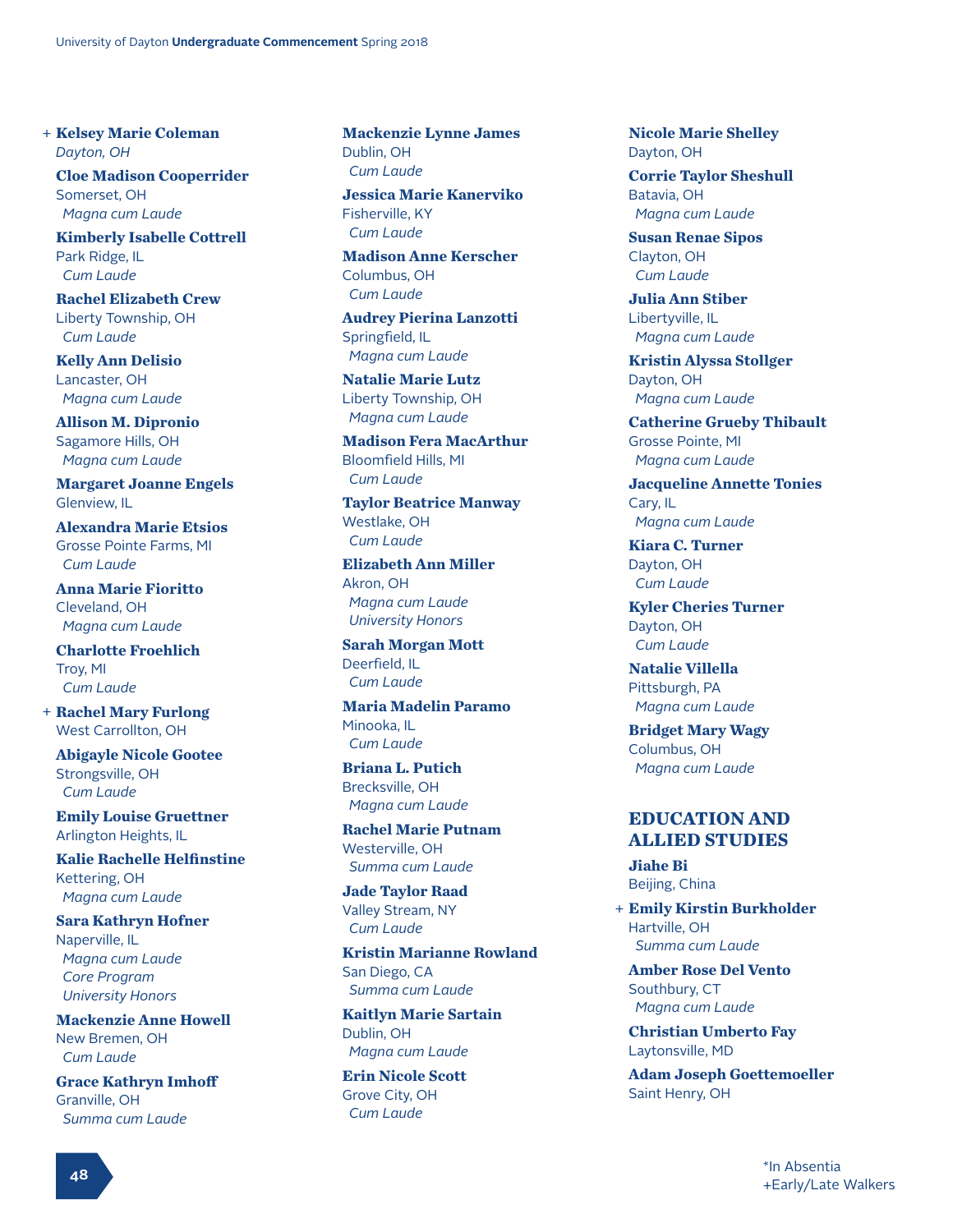+ **Kelsey Marie Coleman**
*Dayton, OH*

**Cloe Madison Cooperrider**
Somerset, OH
*Magna cum Laude*

**Kimberly Isabelle Cottrell**
Park Ridge, IL
*Cum Laude*

**Rachel Elizabeth Crew**
Liberty Township, OH
*Cum Laude*

**Kelly Ann Delisio**
Lancaster, OH
*Magna cum Laude*

**Allison M. Dipronio**
Sagamore Hills, OH
*Magna cum Laude*

**Margaret Joanne Engels**
Glenview, IL

**Alexandra Marie Etsios**
Grosse Pointe Farms, MI
*Cum Laude*

**Anna Marie Fioritto**
Cleveland, OH
*Magna cum Laude*

**Charlotte Froehlich**
Troy, MI
*Cum Laude*

+ **Rachel Mary Furlong**
West Carrollton, OH

**Abigayle Nicole Gootee**
Strongsville, OH
*Cum Laude*

**Emily Louise Gruettner**
Arlington Heights, IL

**Kalie Rachelle Helfinstine**
Kettering, OH
*Magna cum Laude*

**Sara Kathryn Hofner**
Naperville, IL
*Magna cum Laude*
*Core Program*
*University Honors*

**Mackenzie Anne Howell**
New Bremen, OH
*Cum Laude*

**Grace Kathryn Imhoff**
Granville, OH
*Summa cum Laude*

**Mackenzie Lynne James**
Dublin, OH
*Cum Laude*

**Jessica Marie Kanerviko**
Fisherville, KY
*Cum Laude*

**Madison Anne Kerscher**
Columbus, OH
*Cum Laude*

**Audrey Pierina Lanzotti**
Springfield, IL
*Magna cum Laude*

**Natalie Marie Lutz**
Liberty Township, OH
*Magna cum Laude*

**Madison Fera MacArthur**
Bloomfield Hills, MI
*Cum Laude*

**Taylor Beatrice Manway**
Westlake, OH
*Cum Laude*

**Elizabeth Ann Miller**
Akron, OH
*Magna cum Laude*
*University Honors*

**Sarah Morgan Mott**
Deerfield, IL
*Cum Laude*

**Maria Madelin Paramo**
Minooka, IL
*Cum Laude*

**Briana L. Putich**
Brecksville, OH
*Magna cum Laude*

**Rachel Marie Putnam**
Westerville, OH
*Summa cum Laude*

**Jade Taylor Raad**
Valley Stream, NY
*Cum Laude*

**Kristin Marianne Rowland**
San Diego, CA
*Summa cum Laude*

**Kaitlyn Marie Sartain**
Dublin, OH
*Magna cum Laude*

**Erin Nicole Scott**
Grove City, OH
*Cum Laude*

**Nicole Marie Shelley**
Dayton, OH

**Corrie Taylor Sheshull**
Batavia, OH
*Magna cum Laude*

**Susan Renae Sipos**
Clayton, OH
*Cum Laude*

**Julia Ann Stiber**
Libertyville, IL
*Magna cum Laude*

**Kristin Alyssa Stollger**
Dayton, OH
*Magna cum Laude*

**Catherine Grueby Thibault**
Grosse Pointe, MI
*Magna cum Laude*

**Jacqueline Annette Tonies**
Cary, IL
*Magna cum Laude*

**Kiara C. Turner**
Dayton, OH
*Cum Laude*

**Kyler Cheries Turner**
Dayton, OH
*Cum Laude*

**Natalie Villella**
Pittsburgh, PA
*Magna cum Laude*

**Bridget Mary Wagy**
Columbus, OH
*Magna cum Laude*

## EDUCATION AND ALLIED STUDIES

**Jiahe Bi**
Beijing, China

+ **Emily Kirstin Burkholder**
Hartville, OH
*Summa cum Laude*

**Amber Rose Del Vento**
Southbury, CT
*Magna cum Laude*

**Christian Umberto Fay**
Laytonsville, MD

**Adam Joseph Goettemoeller**
Saint Henry, OH

*In Absentia
+Early/Late Walkers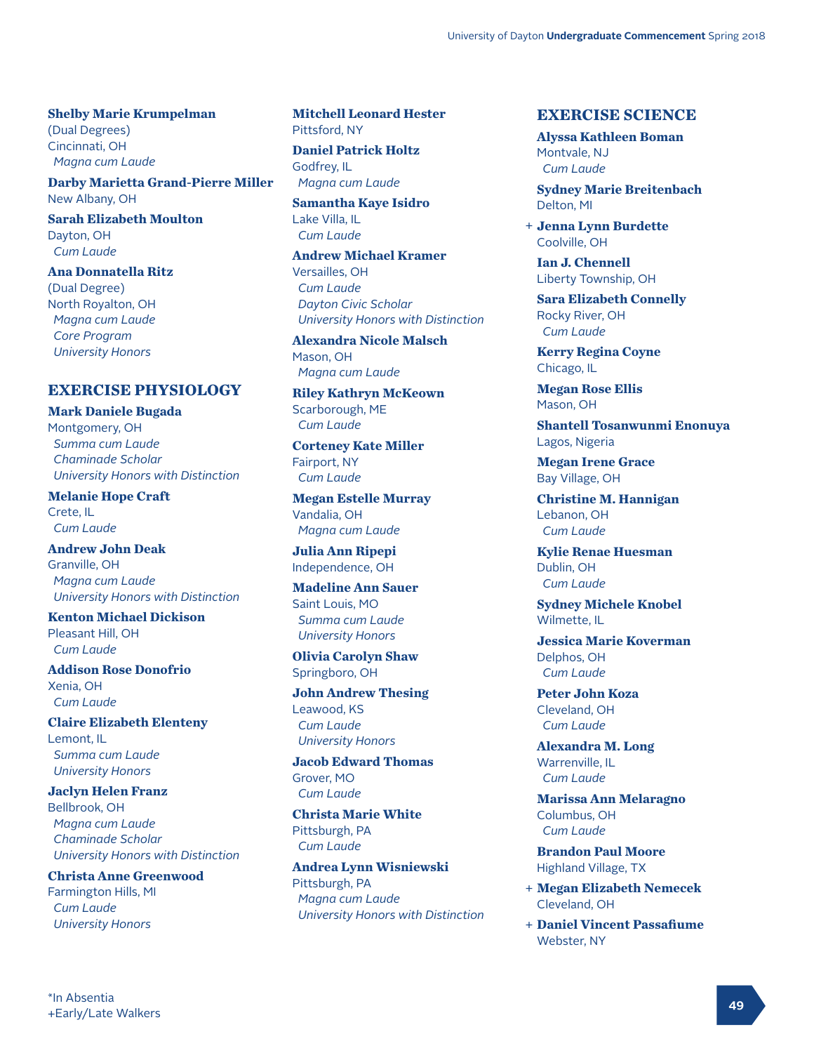**Shelby Marie Krumpelman**
(Dual Degrees)
Cincinnati, OH
*Magna cum Laude*

**Darby Marietta Grand-Pierre Miller**
New Albany, OH

**Sarah Elizabeth Moulton**
Dayton, OH
*Cum Laude*

**Ana Donnatella Ritz**
(Dual Degree)
North Royalton, OH
*Magna cum Laude*
*Core Program*
*University Honors*

## EXERCISE PHYSIOLOGY

**Mark Daniele Bugada**
Montgomery, OH
*Summa cum Laude*
*Chaminade Scholar*
*University Honors with Distinction*

**Melanie Hope Craft**
Crete, IL
*Cum Laude*

**Andrew John Deak**
Granville, OH
*Magna cum Laude*
*University Honors with Distinction*

**Kenton Michael Dickison**
Pleasant Hill, OH
*Cum Laude*

**Addison Rose Donofrio**
Xenia, OH
*Cum Laude*

**Claire Elizabeth Elenteny**
Lemont, IL
*Summa cum Laude*
*University Honors*

**Jaclyn Helen Franz**
Bellbrook, OH
*Magna cum Laude*
*Chaminade Scholar*
*University Honors with Distinction*

**Christa Anne Greenwood**
Farmington Hills, MI
*Cum Laude*
*University Honors*

**Mitchell Leonard Hester**
Pittsford, NY

**Daniel Patrick Holtz**
Godfrey, IL
*Magna cum Laude*

**Samantha Kaye Isidro**
Lake Villa, IL
*Cum Laude*

**Andrew Michael Kramer**
Versailles, OH
*Cum Laude*
*Dayton Civic Scholar*
*University Honors with Distinction*

**Alexandra Nicole Malsch**
Mason, OH
*Magna cum Laude*

**Riley Kathryn McKeown**
Scarborough, ME
*Cum Laude*

**Corteney Kate Miller**
Fairport, NY
*Cum Laude*

**Megan Estelle Murray**
Vandalia, OH
*Magna cum Laude*

**Julia Ann Ripepi**
Independence, OH

**Madeline Ann Sauer**
Saint Louis, MO
*Summa cum Laude*
*University Honors*

**Olivia Carolyn Shaw**
Springboro, OH

**John Andrew Thesing**
Leawood, KS
*Cum Laude*
*University Honors*

**Jacob Edward Thomas**
Grover, MO
*Cum Laude*

**Christa Marie White**
Pittsburgh, PA
*Cum Laude*

**Andrea Lynn Wisniewski**
Pittsburgh, PA
*Magna cum Laude*
*University Honors with Distinction*

## EXERCISE SCIENCE

**Alyssa Kathleen Boman**
Montvale, NJ
*Cum Laude*

**Sydney Marie Breitenbach**
Delton, MI

\+ **Jenna Lynn Burdette**
Coolville, OH

**Ian J. Chennell**
Liberty Township, OH

**Sara Elizabeth Connelly**
Rocky River, OH
*Cum Laude*

**Kerry Regina Coyne**
Chicago, IL

**Megan Rose Ellis**
Mason, OH

**Shantell Tosanwunmi Enonuya**
Lagos, Nigeria

**Megan Irene Grace**
Bay Village, OH

**Christine M. Hannigan**
Lebanon, OH
*Cum Laude*

**Kylie Renae Huesman**
Dublin, OH
*Cum Laude*

**Sydney Michele Knobel**
Wilmette, IL

**Jessica Marie Koverman**
Delphos, OH
*Cum Laude*

**Peter John Koza**
Cleveland, OH
*Cum Laude*

**Alexandra M. Long**
Warrenville, IL
*Cum Laude*

**Marissa Ann Melaragno**
Columbus, OH
*Cum Laude*

**Brandon Paul Moore**
Highland Village, TX

\+ **Megan Elizabeth Nemecek**
Cleveland, OH

\+ **Daniel Vincent Passafiume**
Webster, NY

*In Absentia
+Early/Late Walkers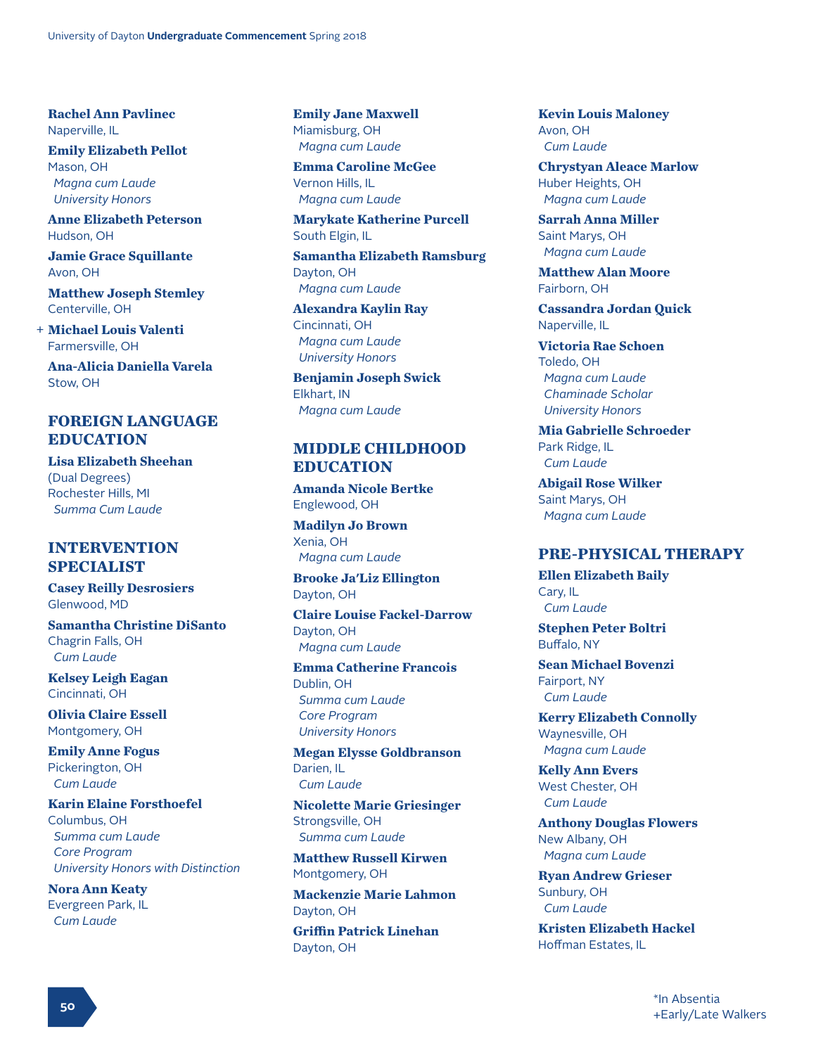**Rachel Ann Pavlinec**
Naperville, IL

**Emily Elizabeth Pellot**
Mason, OH
*Magna cum Laude*
*University Honors*

**Anne Elizabeth Peterson**
Hudson, OH

**Jamie Grace Squillante**
Avon, OH

**Matthew Joseph Stemley**
Centerville, OH

+ **Michael Louis Valenti**
Farmersville, OH

**Ana-Alicia Daniella Varela**
Stow, OH

## FOREIGN LANGUAGE EDUCATION

**Lisa Elizabeth Sheehan**
(Dual Degrees)
Rochester Hills, MI
*Summa Cum Laude*

## INTERVENTION SPECIALIST

**Casey Reilly Desrosiers**
Glenwood, MD

**Samantha Christine DiSanto**
Chagrin Falls, OH
*Cum Laude*

**Kelsey Leigh Eagan**
Cincinnati, OH

**Olivia Claire Essell**
Montgomery, OH

**Emily Anne Fogus**
Pickerington, OH
*Cum Laude*

**Karin Elaine Forsthoefel**
Columbus, OH
*Summa cum Laude*
*Core Program*
*University Honors with Distinction*

**Nora Ann Keaty**
Evergreen Park, IL
*Cum Laude*

**Emily Jane Maxwell**
Miamisburg, OH
*Magna cum Laude*

**Emma Caroline McGee**
Vernon Hills, IL
*Magna cum Laude*

**Marykate Katherine Purcell**
South Elgin, IL

**Samantha Elizabeth Ramsburg**
Dayton, OH
*Magna cum Laude*

**Alexandra Kaylin Ray**
Cincinnati, OH
*Magna cum Laude*
*University Honors*

**Benjamin Joseph Swick**
Elkhart, IN
*Magna cum Laude*

## MIDDLE CHILDHOOD EDUCATION

**Amanda Nicole Bertke**
Englewood, OH

**Madilyn Jo Brown**
Xenia, OH
*Magna cum Laude*

**Brooke Ja'Liz Ellington**
Dayton, OH

**Claire Louise Fackel-Darrow**
Dayton, OH
*Magna cum Laude*

**Emma Catherine Francois**
Dublin, OH
*Summa cum Laude*
*Core Program*
*University Honors*

**Megan Elysse Goldbranson**
Darien, IL
*Cum Laude*

**Nicolette Marie Griesinger**
Strongsville, OH
*Summa cum Laude*

**Matthew Russell Kirwen**
Montgomery, OH

**Mackenzie Marie Lahmon**
Dayton, OH

**Griffin Patrick Linehan**
Dayton, OH

**Kevin Louis Maloney**
Avon, OH
*Cum Laude*

**Chrystyan Aleace Marlow**
Huber Heights, OH
*Magna cum Laude*

**Sarrah Anna Miller**
Saint Marys, OH
*Magna cum Laude*

**Matthew Alan Moore**
Fairborn, OH

**Cassandra Jordan Quick**
Naperville, IL

**Victoria Rae Schoen**
Toledo, OH
*Magna cum Laude*
*Chaminade Scholar*
*University Honors*

**Mia Gabrielle Schroeder**
Park Ridge, IL
*Cum Laude*

**Abigail Rose Wilker**
Saint Marys, OH
*Magna cum Laude*

## PRE-PHYSICAL THERAPY

**Ellen Elizabeth Baily**
Cary, IL
*Cum Laude*

**Stephen Peter Boltri**
Buffalo, NY

**Sean Michael Bovenzi**
Fairport, NY
*Cum Laude*

**Kerry Elizabeth Connolly**
Waynesville, OH
*Magna cum Laude*

**Kelly Ann Evers**
West Chester, OH
*Cum Laude*

**Anthony Douglas Flowers**
New Albany, OH
*Magna cum Laude*

**Ryan Andrew Grieser**
Sunbury, OH
*Cum Laude*

**Kristen Elizabeth Hackel**
Hoffman Estates, IL

*In Absentia
+Early/Late Walkers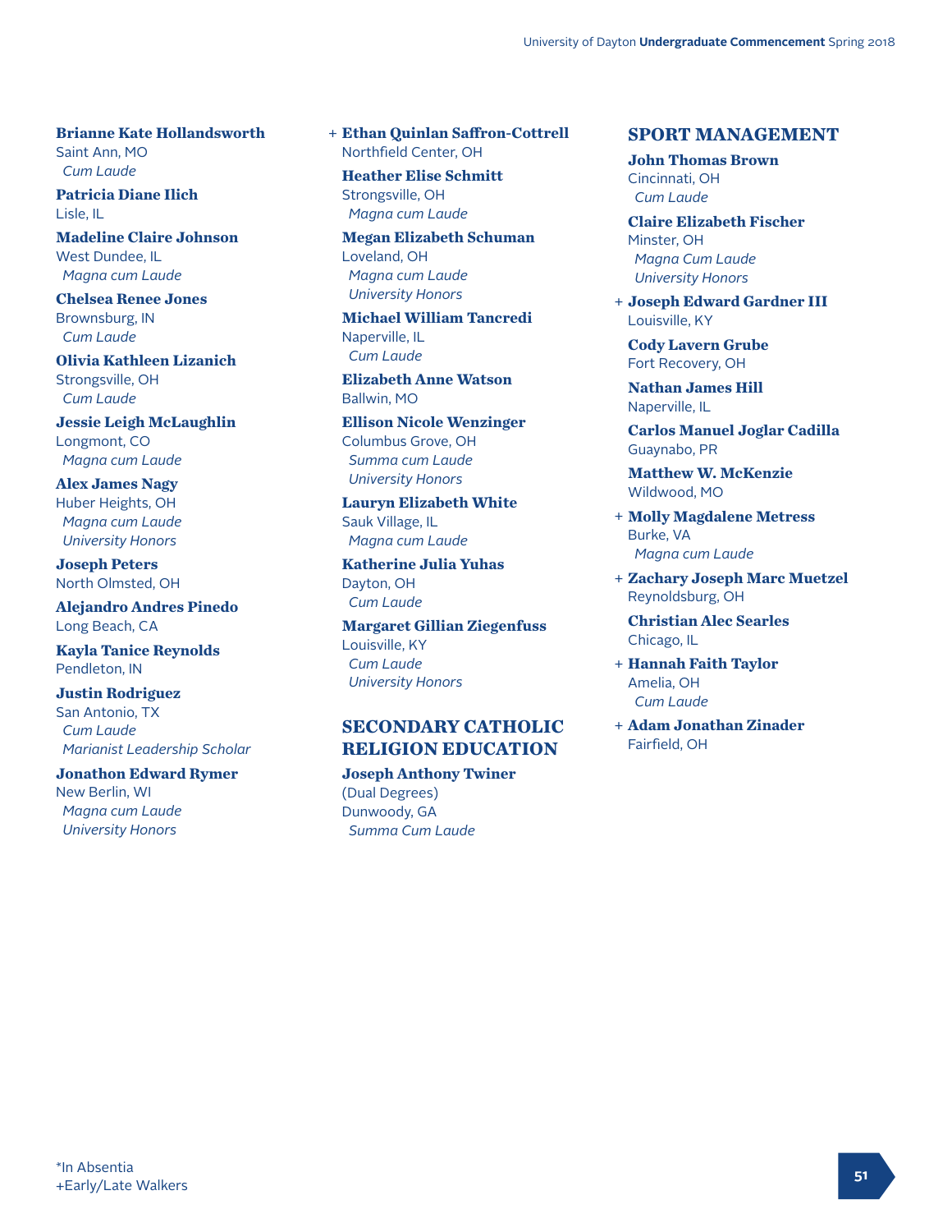**Brianne Kate Hollandsworth**
Saint Ann, MO
*Cum Laude*

**Patricia Diane Ilich**
Lisle, IL

**Madeline Claire Johnson**
West Dundee, IL
*Magna cum Laude*

**Chelsea Renee Jones**
Brownsburg, IN
*Cum Laude*

**Olivia Kathleen Lizanich**
Strongsville, OH
*Cum Laude*

**Jessie Leigh McLaughlin**
Longmont, CO
*Magna cum Laude*

**Alex James Nagy**
Huber Heights, OH
*Magna cum Laude*
*University Honors*

**Joseph Peters**
North Olmsted, OH

**Alejandro Andres Pinedo**
Long Beach, CA

**Kayla Tanice Reynolds**
Pendleton, IN

**Justin Rodriguez**
San Antonio, TX
*Cum Laude*
*Marianist Leadership Scholar*

**Jonathon Edward Rymer**
New Berlin, WI
*Magna cum Laude*
*University Honors*

+ **Ethan Quinlan Saffron-Cottrell**
Northfield Center, OH

**Heather Elise Schmitt**
Strongsville, OH
*Magna cum Laude*

**Megan Elizabeth Schuman**
Loveland, OH
*Magna cum Laude*
*University Honors*

**Michael William Tancredi**
Naperville, IL
*Cum Laude*

**Elizabeth Anne Watson**
Ballwin, MO

**Ellison Nicole Wenzinger**
Columbus Grove, OH
*Summa cum Laude*
*University Honors*

**Lauryn Elizabeth White**
Sauk Village, IL
*Magna cum Laude*

**Katherine Julia Yuhas**
Dayton, OH
*Cum Laude*

**Margaret Gillian Ziegenfuss**
Louisville, KY
*Cum Laude*
*University Honors*

## SECONDARY CATHOLIC RELIGION EDUCATION

**Joseph Anthony Twiner**
(Dual Degrees)
Dunwoody, GA
*Summa Cum Laude*

## SPORT MANAGEMENT

**John Thomas Brown**
Cincinnati, OH
*Cum Laude*

**Claire Elizabeth Fischer**
Minster, OH
*Magna Cum Laude*
*University Honors*

+ **Joseph Edward Gardner III**
Louisville, KY

**Cody Lavern Grube**
Fort Recovery, OH

**Nathan James Hill**
Naperville, IL

**Carlos Manuel Joglar Cadilla**
Guaynabo, PR

**Matthew W. McKenzie**
Wildwood, MO

+ **Molly Magdalene Metress**
Burke, VA
*Magna cum Laude*

+ **Zachary Joseph Marc Muetzel**
Reynoldsburg, OH

**Christian Alec Searles**
Chicago, IL

+ **Hannah Faith Taylor**
Amelia, OH
*Cum Laude*

+ **Adam Jonathan Zinader**
Fairfield, OH

*In Absentia
+Early/Late Walkers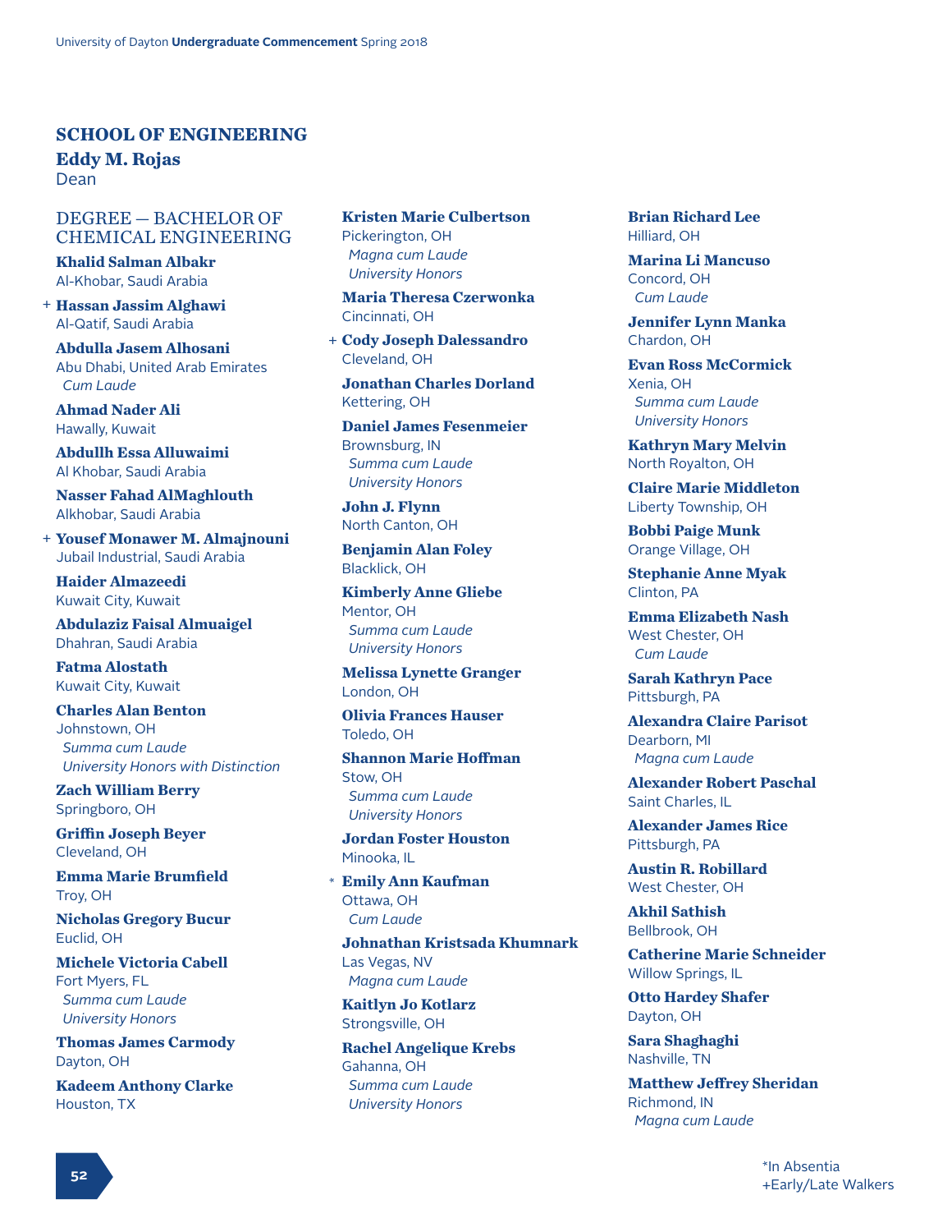## SCHOOL OF ENGINEERING

**Eddy M. Rojas**
Dean

### DEGREE — BACHELOR OF CHEMICAL ENGINEERING

**Khalid Salman Albakr**
Al-Khobar, Saudi Arabia

+ **Hassan Jassim Alghawi**
Al-Qatif, Saudi Arabia

**Abdulla Jasem Alhosani**
Abu Dhabi, United Arab Emirates
*Cum Laude*

**Ahmad Nader Ali**
Hawally, Kuwait

**Abdullh Essa Alluwaimi**
Al Khobar, Saudi Arabia

**Nasser Fahad AlMaghlouth**
Alkhobar, Saudi Arabia

+ **Yousef Monawer M. Almajnouni**
Jubail Industrial, Saudi Arabia

**Haider Almazeedi**
Kuwait City, Kuwait

**Abdulaziz Faisal Almuaigel**
Dhahran, Saudi Arabia

**Fatma Alostath**
Kuwait City, Kuwait

**Charles Alan Benton**
Johnstown, OH
*Summa cum Laude*
*University Honors with Distinction*

**Zach William Berry**
Springboro, OH

**Griffin Joseph Beyer**
Cleveland, OH

**Emma Marie Brumfield**
Troy, OH

**Nicholas Gregory Bucur**
Euclid, OH

**Michele Victoria Cabell**
Fort Myers, FL
*Summa cum Laude*
*University Honors*

**Thomas James Carmody**
Dayton, OH

**Kadeem Anthony Clarke**
Houston, TX

**Kristen Marie Culbertson**
Pickerington, OH
*Magna cum Laude*
*University Honors*

**Maria Theresa Czerwonka**
Cincinnati, OH

+ **Cody Joseph Dalessandro**
Cleveland, OH

**Jonathan Charles Dorland**
Kettering, OH

**Daniel James Fesenmeier**
Brownsburg, IN
*Summa cum Laude*
*University Honors*

**John J. Flynn**
North Canton, OH

**Benjamin Alan Foley**
Blacklick, OH

**Kimberly Anne Gliebe**
Mentor, OH
*Summa cum Laude*
*University Honors*

**Melissa Lynette Granger**
London, OH

**Olivia Frances Hauser**
Toledo, OH

**Shannon Marie Hoffman**
Stow, OH
*Summa cum Laude*
*University Honors*

**Jordan Foster Houston**
Minooka, IL

* **Emily Ann Kaufman**
Ottawa, OH
*Cum Laude*

**Johnathan Kristsada Khumnark**
Las Vegas, NV
*Magna cum Laude*

**Kaitlyn Jo Kotlarz**
Strongsville, OH

**Rachel Angelique Krebs**
Gahanna, OH
*Summa cum Laude*
*University Honors*

**Brian Richard Lee**
Hilliard, OH

**Marina Li Mancuso**
Concord, OH
*Cum Laude*

**Jennifer Lynn Manka**
Chardon, OH

**Evan Ross McCormick**
Xenia, OH
*Summa cum Laude*
*University Honors*

**Kathryn Mary Melvin**
North Royalton, OH

**Claire Marie Middleton**
Liberty Township, OH

**Bobbi Paige Munk**
Orange Village, OH

**Stephanie Anne Myak**
Clinton, PA

**Emma Elizabeth Nash**
West Chester, OH
*Cum Laude*

**Sarah Kathryn Pace**
Pittsburgh, PA

**Alexandra Claire Parisot**
Dearborn, MI
*Magna cum Laude*

**Alexander Robert Paschal**
Saint Charles, IL

**Alexander James Rice**
Pittsburgh, PA

**Austin R. Robillard**
West Chester, OH

**Akhil Sathish**
Bellbrook, OH

**Catherine Marie Schneider**
Willow Springs, IL

**Otto Hardey Shafer**
Dayton, OH

**Sara Shaghaghi**
Nashville, TN

**Matthew Jeffrey Sheridan**
Richmond, IN
*Magna cum Laude*

*In Absentia
+Early/Late Walkers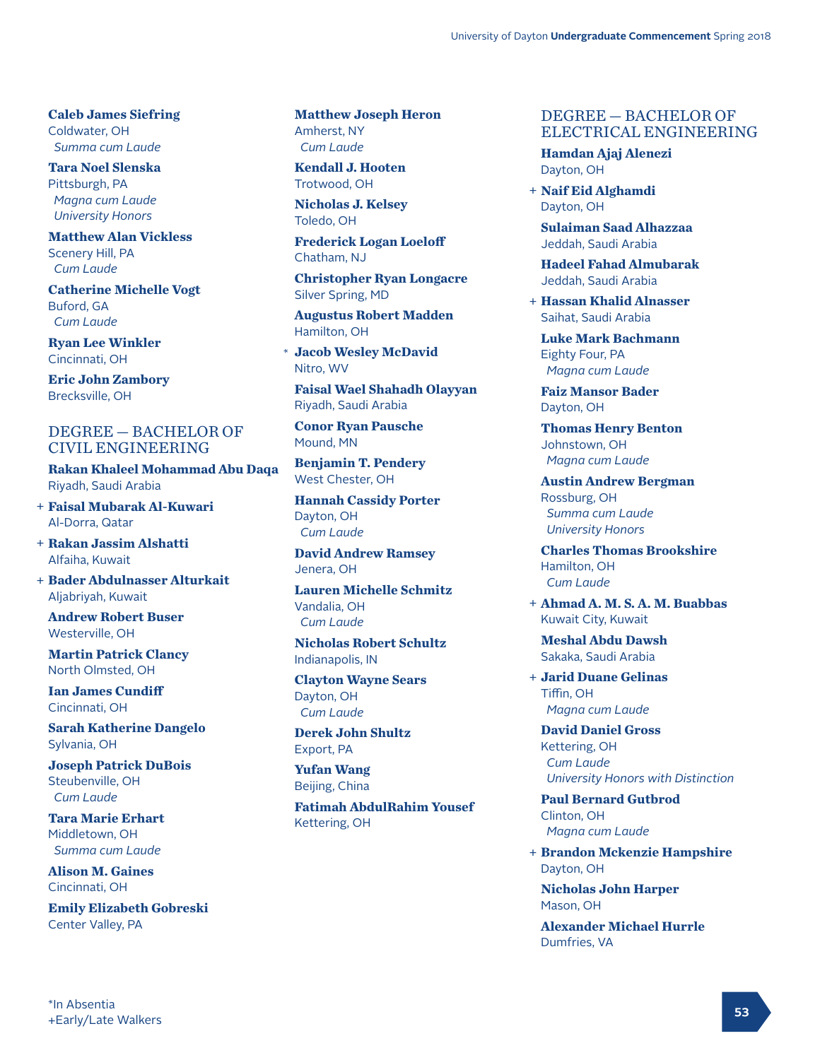**Caleb James Siefring**
Coldwater, OH
*Summa cum Laude*

**Tara Noel Slenska**
Pittsburgh, PA
*Magna cum Laude*
*University Honors*

**Matthew Alan Vickless**
Scenery Hill, PA
*Cum Laude*

**Catherine Michelle Vogt**
Buford, GA
*Cum Laude*

**Ryan Lee Winkler**
Cincinnati, OH

**Eric John Zambory**
Brecksville, OH

## DEGREE — BACHELOR OF CIVIL ENGINEERING

**Rakan Khaleel Mohammad Abu Daqa**
Riyadh, Saudi Arabia

+ **Faisal Mubarak Al-Kuwari**
Al-Dorra, Qatar

+ **Rakan Jassim Alshatti**
Alfaiha, Kuwait

+ **Bader Abdulnasser Alturkait**
Aljabriyah, Kuwait

**Andrew Robert Buser**
Westerville, OH

**Martin Patrick Clancy**
North Olmsted, OH

**Ian James Cundiff**
Cincinnati, OH

**Sarah Katherine Dangelo**
Sylvania, OH

**Joseph Patrick DuBois**
Steubenville, OH
*Cum Laude*

**Tara Marie Erhart**
Middletown, OH
*Summa cum Laude*

**Alison M. Gaines**
Cincinnati, OH

**Emily Elizabeth Gobreski**
Center Valley, PA

**Matthew Joseph Heron**
Amherst, NY
*Cum Laude*

**Kendall J. Hooten**
Trotwood, OH

**Nicholas J. Kelsey**
Toledo, OH

**Frederick Logan Loeloff**
Chatham, NJ

**Christopher Ryan Longacre**
Silver Spring, MD

**Augustus Robert Madden**
Hamilton, OH

* **Jacob Wesley McDavid**
Nitro, WV

**Faisal Wael Shahadh Olayyan**
Riyadh, Saudi Arabia

**Conor Ryan Pausche**
Mound, MN

**Benjamin T. Pendery**
West Chester, OH

**Hannah Cassidy Porter**
Dayton, OH
*Cum Laude*

**David Andrew Ramsey**
Jenera, OH

**Lauren Michelle Schmitz**
Vandalia, OH
*Cum Laude*

**Nicholas Robert Schultz**
Indianapolis, IN

**Clayton Wayne Sears**
Dayton, OH
*Cum Laude*

**Derek John Shultz**
Export, PA

**Yufan Wang**
Beijing, China

**Fatimah AbdulRahim Yousef**
Kettering, OH

## DEGREE — BACHELOR OF ELECTRICAL ENGINEERING

**Hamdan Ajaj Alenezi**
Dayton, OH

+ **Naif Eid Alghamdi**
Dayton, OH

**Sulaiman Saad Alhazzaa**
Jeddah, Saudi Arabia

**Hadeel Fahad Almubarak**
Jeddah, Saudi Arabia

+ **Hassan Khalid Alnasser**
Saihat, Saudi Arabia

**Luke Mark Bachmann**
Eighty Four, PA
*Magna cum Laude*

**Faiz Mansor Bader**
Dayton, OH

**Thomas Henry Benton**
Johnstown, OH
*Magna cum Laude*

**Austin Andrew Bergman**
Rossburg, OH
*Summa cum Laude*
*University Honors*

**Charles Thomas Brookshire**
Hamilton, OH
*Cum Laude*

+ **Ahmad A. M. S. A. M. Buabbas**
Kuwait City, Kuwait

**Meshal Abdu Dawsh**
Sakaka, Saudi Arabia

+ **Jarid Duane Gelinas**
Tiffin, OH
*Magna cum Laude*

**David Daniel Gross**
Kettering, OH
*Cum Laude*
*University Honors with Distinction*

**Paul Bernard Gutbrod**
Clinton, OH
*Magna cum Laude*

+ **Brandon Mckenzie Hampshire**
Dayton, OH

**Nicholas John Harper**
Mason, OH

**Alexander Michael Hurrle**
Dumfries, VA

*In Absentia
+Early/Late Walkers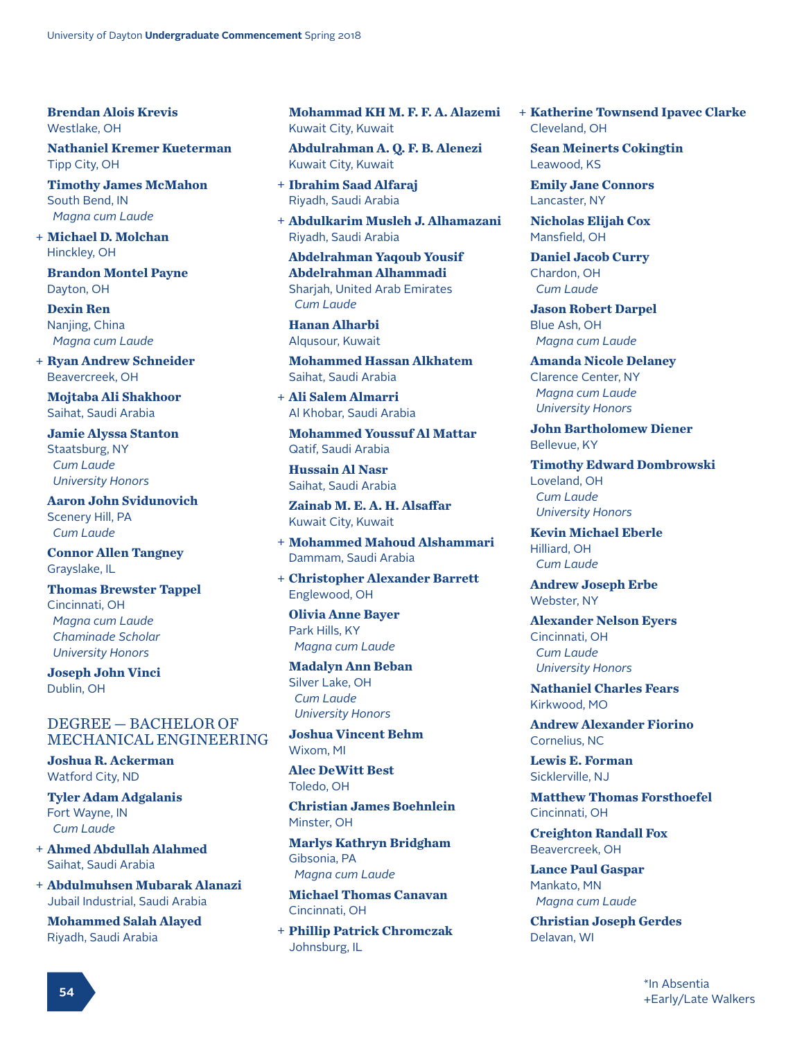**Brendan Alois Krevis**
Westlake, OH

**Nathaniel Kremer Kueterman**
Tipp City, OH

**Timothy James McMahon**
South Bend, IN
*Magna cum Laude*

\+ **Michael D. Molchan**
Hinckley, OH

**Brandon Montel Payne**
Dayton, OH

**Dexin Ren**
Nanjing, China
*Magna cum Laude*

\+ **Ryan Andrew Schneider**
Beavercreek, OH

**Mojtaba Ali Shakhoor**
Saihat, Saudi Arabia

**Jamie Alyssa Stanton**
Staatsburg, NY
*Cum Laude*
*University Honors*

**Aaron John Svidunovich**
Scenery Hill, PA
*Cum Laude*

**Connor Allen Tangney**
Grayslake, IL

**Thomas Brewster Tappel**
Cincinnati, OH
*Magna cum Laude*
*Chaminade Scholar*
*University Honors*

**Joseph John Vinci**
Dublin, OH

## DEGREE — BACHELOR OF MECHANICAL ENGINEERING

**Joshua R. Ackerman**
Watford City, ND

**Tyler Adam Adgalanis**
Fort Wayne, IN
*Cum Laude*

\+ **Ahmed Abdullah Alahmed**
Saihat, Saudi Arabia

\+ **Abdulmuhsen Mubarak Alanazi**
Jubail Industrial, Saudi Arabia

**Mohammed Salah Alayed**
Riyadh, Saudi Arabia

**Mohammad KH M. F. F. A. Alazemi**
Kuwait City, Kuwait

**Abdulrahman A. Q. F. B. Alenezi**
Kuwait City, Kuwait

\+ **Ibrahim Saad Alfaraj**
Riyadh, Saudi Arabia

\+ **Abdulkarim Musleh J. Alhamazani**
Riyadh, Saudi Arabia

**Abdelrahman Yaqoub Yousif Abdelrahman Alhammadi**
Sharjah, United Arab Emirates
*Cum Laude*

**Hanan Alharbi**
Alqusour, Kuwait

**Mohammed Hassan Alkhatem**
Saihat, Saudi Arabia

\+ **Ali Salem Almarri**
Al Khobar, Saudi Arabia

**Mohammed Youssuf Al Mattar**
Qatif, Saudi Arabia

**Hussain Al Nasr**
Saihat, Saudi Arabia

**Zainab M. E. A. H. Alsaffar**
Kuwait City, Kuwait

\+ **Mohammed Mahoud Alshammari**
Dammam, Saudi Arabia

\+ **Christopher Alexander Barrett**
Englewood, OH

**Olivia Anne Bayer**
Park Hills, KY
*Magna cum Laude*

**Madalyn Ann Beban**
Silver Lake, OH
*Cum Laude*
*University Honors*

**Joshua Vincent Behm**
Wixom, MI

**Alec DeWitt Best**
Toledo, OH

**Christian James Boehnlein**
Minster, OH

**Marlys Kathryn Bridgham**
Gibsonia, PA
*Magna cum Laude*

**Michael Thomas Canavan**
Cincinnati, OH

\+ **Phillip Patrick Chromczak**
Johnsburg, IL

\+ **Katherine Townsend Ipavec Clarke**
Cleveland, OH

**Sean Meinerts Cokingtin**
Leawood, KS

**Emily Jane Connors**
Lancaster, NY

**Nicholas Elijah Cox**
Mansfield, OH

**Daniel Jacob Curry**
Chardon, OH
*Cum Laude*

**Jason Robert Darpel**
Blue Ash, OH
*Magna cum Laude*

**Amanda Nicole Delaney**
Clarence Center, NY
*Magna cum Laude*
*University Honors*

**John Bartholomew Diener**
Bellevue, KY

**Timothy Edward Dombrowski**
Loveland, OH
*Cum Laude*
*University Honors*

**Kevin Michael Eberle**
Hilliard, OH
*Cum Laude*

**Andrew Joseph Erbe**
Webster, NY

**Alexander Nelson Eyers**
Cincinnati, OH
*Cum Laude*
*University Honors*

**Nathaniel Charles Fears**
Kirkwood, MO

**Andrew Alexander Fiorino**
Cornelius, NC

**Lewis E. Forman**
Sicklerville, NJ

**Matthew Thomas Forsthoefel**
Cincinnati, OH

**Creighton Randall Fox**
Beavercreek, OH

**Lance Paul Gaspar**
Mankato, MN
*Magna cum Laude*

**Christian Joseph Gerdes**
Delavan, WI

*In Absentia
+Early/Late Walkers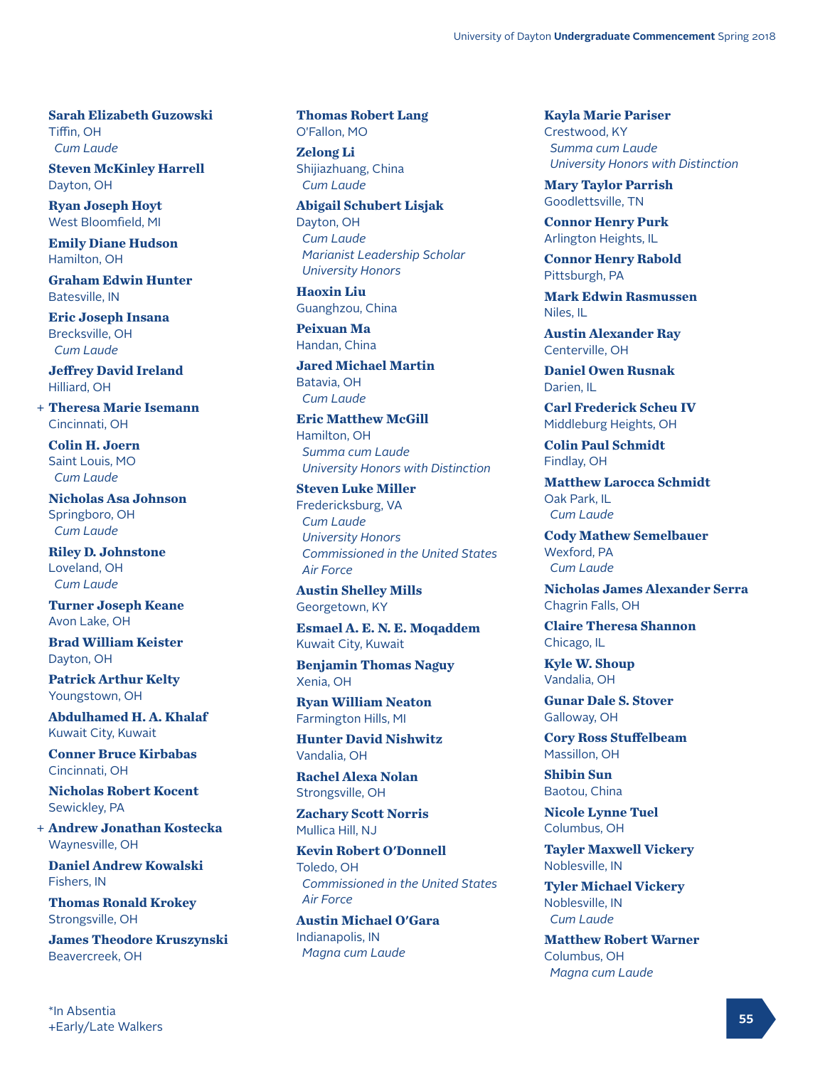**Sarah Elizabeth Guzowski**
Tiffin, OH
*Cum Laude*

**Steven McKinley Harrell**
Dayton, OH

**Ryan Joseph Hoyt**
West Bloomfield, MI

**Emily Diane Hudson**
Hamilton, OH

**Graham Edwin Hunter**
Batesville, IN

**Eric Joseph Insana**
Brecksville, OH
*Cum Laude*

**Jeffrey David Ireland**
Hilliard, OH

+ **Theresa Marie Isemann**
Cincinnati, OH

**Colin H. Joern**
Saint Louis, MO
*Cum Laude*

**Nicholas Asa Johnson**
Springboro, OH
*Cum Laude*

**Riley D. Johnstone**
Loveland, OH
*Cum Laude*

**Turner Joseph Keane**
Avon Lake, OH

**Brad William Keister**
Dayton, OH

**Patrick Arthur Kelty**
Youngstown, OH

**Abdulhamed H. A. Khalaf**
Kuwait City, Kuwait

**Conner Bruce Kirbabas**
Cincinnati, OH

**Nicholas Robert Kocent**
Sewickley, PA

+ **Andrew Jonathan Kostecka**
Waynesville, OH

**Daniel Andrew Kowalski**
Fishers, IN

**Thomas Ronald Krokey**
Strongsville, OH

**James Theodore Kruszynski**
Beavercreek, OH

**Thomas Robert Lang**
O'Fallon, MO

**Zelong Li**
Shijiazhuang, China
*Cum Laude*

**Abigail Schubert Lisjak**
Dayton, OH
*Cum Laude*
*Marianist Leadership Scholar*
*University Honors*

**Haoxin Liu**
Guanghzou, China

**Peixuan Ma**
Handan, China

**Jared Michael Martin**
Batavia, OH
*Cum Laude*

**Eric Matthew McGill**
Hamilton, OH
*Summa cum Laude*
*University Honors with Distinction*

**Steven Luke Miller**
Fredericksburg, VA
*Cum Laude*
*University Honors*
*Commissioned in the United States Air Force*

**Austin Shelley Mills**
Georgetown, KY

**Esmael A. E. N. E. Moqaddem**
Kuwait City, Kuwait

**Benjamin Thomas Naguy**
Xenia, OH

**Ryan William Neaton**
Farmington Hills, MI

**Hunter David Nishwitz**
Vandalia, OH

**Rachel Alexa Nolan**
Strongsville, OH

**Zachary Scott Norris**
Mullica Hill, NJ

**Kevin Robert O'Donnell**
Toledo, OH
*Commissioned in the United States Air Force*

**Austin Michael O'Gara**
Indianapolis, IN
*Magna cum Laude*

**Kayla Marie Pariser**
Crestwood, KY
*Summa cum Laude*
*University Honors with Distinction*

**Mary Taylor Parrish**
Goodlettsville, TN

**Connor Henry Purk**
Arlington Heights, IL

**Connor Henry Rabold**
Pittsburgh, PA

**Mark Edwin Rasmussen**
Niles, IL

**Austin Alexander Ray**
Centerville, OH

**Daniel Owen Rusnak**
Darien, IL

**Carl Frederick Scheu IV**
Middleburg Heights, OH

**Colin Paul Schmidt**
Findlay, OH

**Matthew Larocca Schmidt**
Oak Park, IL
*Cum Laude*

**Cody Mathew Semelbauer**
Wexford, PA
*Cum Laude*

**Nicholas James Alexander Serra**
Chagrin Falls, OH

**Claire Theresa Shannon**
Chicago, IL

**Kyle W. Shoup**
Vandalia, OH

**Gunar Dale S. Stover**
Galloway, OH

**Cory Ross Stuffelbeam**
Massillon, OH

**Shibin Sun**
Baotou, China

**Nicole Lynne Tuel**
Columbus, OH

**Tayler Maxwell Vickery**
Noblesville, IN

**Tyler Michael Vickery**
Noblesville, IN
*Cum Laude*

**Matthew Robert Warner**
Columbus, OH
*Magna cum Laude*

*In Absentia
+Early/Late Walkers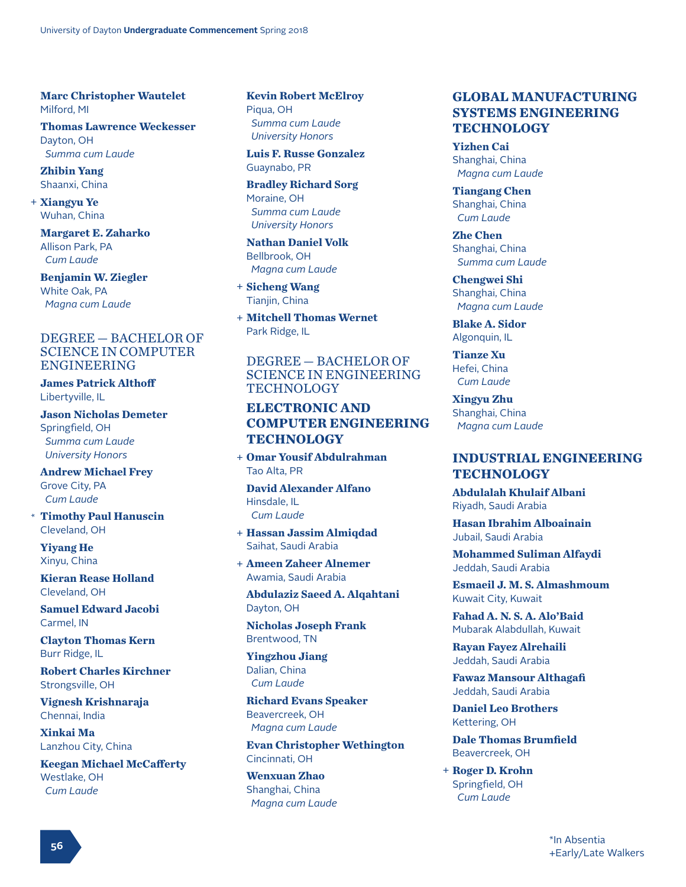**Marc Christopher Wautelet**
Milford, MI

**Thomas Lawrence Weckesser**
Dayton, OH
*Summa cum Laude*

**Zhibin Yang**
Shaanxi, China

+ **Xiangyu Ye**
Wuhan, China

**Margaret E. Zaharko**
Allison Park, PA
*Cum Laude*

**Benjamin W. Ziegler**
White Oak, PA
*Magna cum Laude*

## DEGREE — BACHELOR OF SCIENCE IN COMPUTER ENGINEERING

**James Patrick Althoff**
Libertyville, IL

**Jason Nicholas Demeter**
Springfield, OH
*Summa cum Laude*
*University Honors*

**Andrew Michael Frey**
Grove City, PA
*Cum Laude*

\* **Timothy Paul Hanuscin**
Cleveland, OH

**Yiyang He**
Xinyu, China

**Kieran Rease Holland**
Cleveland, OH

**Samuel Edward Jacobi**
Carmel, IN

**Clayton Thomas Kern**
Burr Ridge, IL

**Robert Charles Kirchner**
Strongsville, OH

**Vignesh Krishnaraja**
Chennai, India

**Xinkai Ma**
Lanzhou City, China

**Keegan Michael McCafferty**
Westlake, OH
*Cum Laude*

**Kevin Robert McElroy**
Piqua, OH
*Summa cum Laude*
*University Honors*

**Luis F. Russe Gonzalez**
Guaynabo, PR

**Bradley Richard Sorg**
Moraine, OH
*Summa cum Laude*
*University Honors*

**Nathan Daniel Volk**
Bellbrook, OH
*Magna cum Laude*

+ **Sicheng Wang**
Tianjin, China

+ **Mitchell Thomas Wernet**
Park Ridge, IL

## DEGREE — BACHELOR OF SCIENCE IN ENGINEERING TECHNOLOGY

### ELECTRONIC AND COMPUTER ENGINEERING TECHNOLOGY

+ **Omar Yousif Abdulrahman**
Tao Alta, PR

**David Alexander Alfano**
Hinsdale, IL
*Cum Laude*

+ **Hassan Jassim Almiqdad**
Saihat, Saudi Arabia

+ **Ameen Zaheer Alnemer**
Awamia, Saudi Arabia

**Abdulaziz Saeed A. Alqahtani**
Dayton, OH

**Nicholas Joseph Frank**
Brentwood, TN

**Yingzhou Jiang**
Dalian, China
*Cum Laude*

**Richard Evans Speaker**
Beavercreek, OH
*Magna cum Laude*

**Evan Christopher Wethington**
Cincinnati, OH

**Wenxuan Zhao**
Shanghai, China
*Magna cum Laude*

### GLOBAL MANUFACTURING SYSTEMS ENGINEERING TECHNOLOGY

**Yizhen Cai**
Shanghai, China
*Magna cum Laude*

**Tiangang Chen**
Shanghai, China
*Cum Laude*

**Zhe Chen**
Shanghai, China
*Summa cum Laude*

**Chengwei Shi**
Shanghai, China
*Magna cum Laude*

**Blake A. Sidor**
Algonquin, IL

**Tianze Xu**
Hefei, China
*Cum Laude*

**Xingyu Zhu**
Shanghai, China
*Magna cum Laude*

### INDUSTRIAL ENGINEERING TECHNOLOGY

**Abdulalah Khulaif Albani**
Riyadh, Saudi Arabia

**Hasan Ibrahim Alboainain**
Jubail, Saudi Arabia

**Mohammed Suliman Alfaydi**
Jeddah, Saudi Arabia

**Esmaeil J. M. S. Almashmoum**
Kuwait City, Kuwait

**Fahad A. N. S. A. Alo'Baid**
Mubarak Alabdullah, Kuwait

**Rayan Fayez Alrehaili**
Jeddah, Saudi Arabia

**Fawaz Mansour Althagafi**
Jeddah, Saudi Arabia

**Daniel Leo Brothers**
Kettering, OH

**Dale Thomas Brumfield**
Beavercreek, OH

+ **Roger D. Krohn**
Springfield, OH
*Cum Laude*

*In Absentia
+Early/Late Walkers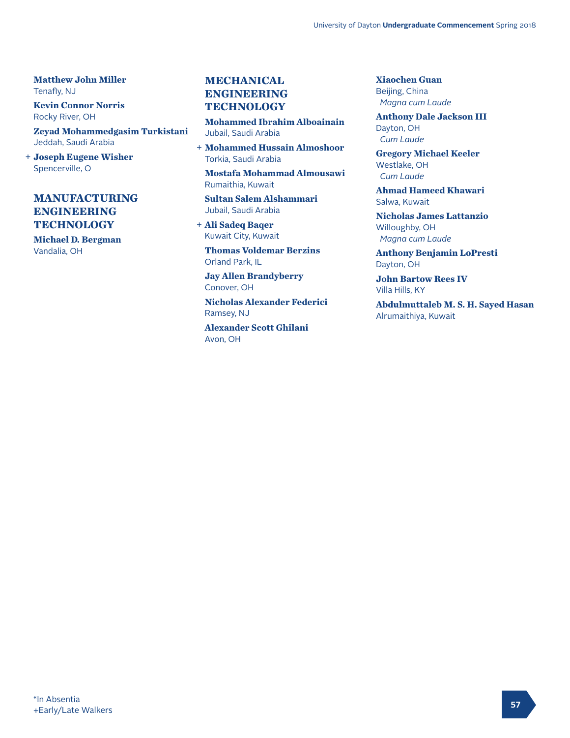**Matthew John Miller**
Tenafly, NJ

**Kevin Connor Norris**
Rocky River, OH

**Zeyad Mohammedgasim Turkistani**
Jeddah, Saudi Arabia

+ **Joseph Eugene Wisher**
Spencerville, O

## MANUFACTURING ENGINEERING TECHNOLOGY

**Michael D. Bergman**
Vandalia, OH

## MECHANICAL ENGINEERING TECHNOLOGY

**Mohammed Ibrahim Alboainain**
Jubail, Saudi Arabia

+ **Mohammed Hussain Almoshoor**
Torkia, Saudi Arabia

**Mostafa Mohammad Almousawi**
Rumaithia, Kuwait

**Sultan Salem Alshammari**
Jubail, Saudi Arabia

+ **Ali Sadeq Baqer**
Kuwait City, Kuwait

**Thomas Voldemar Berzins**
Orland Park, IL

**Jay Allen Brandyberry**
Conover, OH

**Nicholas Alexander Federici**
Ramsey, NJ

**Alexander Scott Ghilani**
Avon, OH

**Xiaochen Guan**
Beijing, China
*Magna cum Laude*

**Anthony Dale Jackson III**
Dayton, OH
*Cum Laude*

**Gregory Michael Keeler**
Westlake, OH
*Cum Laude*

**Ahmad Hameed Khawari**
Salwa, Kuwait

**Nicholas James Lattanzio**
Willoughby, OH
*Magna cum Laude*

**Anthony Benjamin LoPresti**
Dayton, OH

**John Bartow Rees IV**
Villa Hills, KY

**Abdulmuttaleb M. S. H. Sayed Hasan**
Alrumaithiya, Kuwait

*In Absentia
+Early/Late Walkers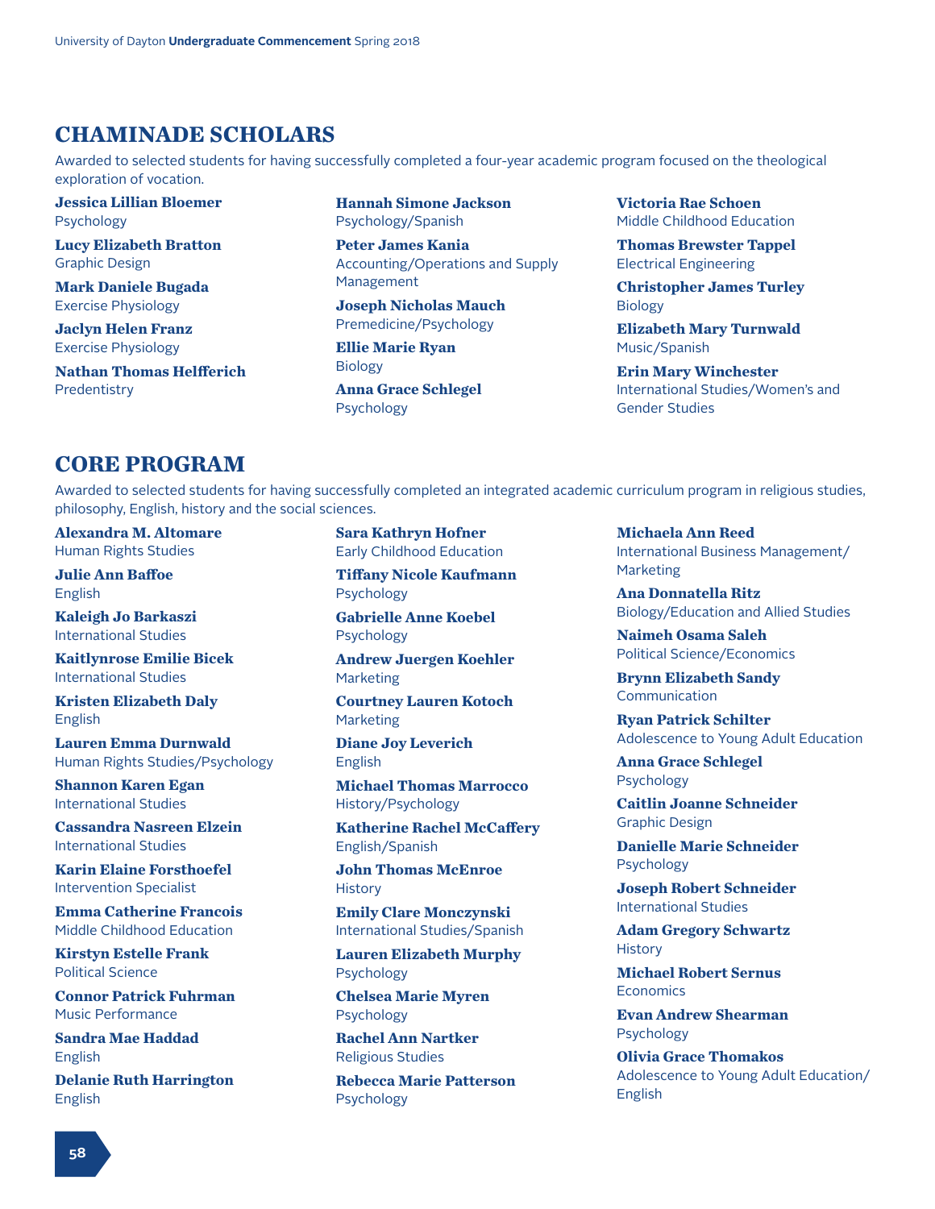## CHAMINADE SCHOLARS

Awarded to selected students for having successfully completed a four-year academic program focused on the theological exploration of vocation.

**Jessica Lillian Bloemer**
Psychology

**Lucy Elizabeth Bratton**
Graphic Design

**Mark Daniele Bugada**
Exercise Physiology

**Jaclyn Helen Franz**
Exercise Physiology

**Nathan Thomas Helfferich**
Predentistry

**Hannah Simone Jackson**
Psychology/Spanish

**Peter James Kania**
Accounting/Operations and Supply Management

**Joseph Nicholas Mauch**
Premedicine/Psychology

**Ellie Marie Ryan**
Biology

**Anna Grace Schlegel**
Psychology

**Victoria Rae Schoen**
Middle Childhood Education

**Thomas Brewster Tappel**
Electrical Engineering

**Christopher James Turley**
Biology

**Elizabeth Mary Turnwald**
Music/Spanish

**Erin Mary Winchester**
International Studies/Women's and Gender Studies

## CORE PROGRAM

Awarded to selected students for having successfully completed an integrated academic curriculum program in religious studies, philosophy, English, history and the social sciences.

**Alexandra M. Altomare**
Human Rights Studies

**Julie Ann Baffoe**
English

**Kaleigh Jo Barkaszi**
International Studies

**Kaitlynrose Emilie Bicek**
International Studies

**Kristen Elizabeth Daly**
English

**Lauren Emma Durnwald**
Human Rights Studies/Psychology

**Shannon Karen Egan**
International Studies

**Cassandra Nasreen Elzein**
International Studies

**Karin Elaine Forsthoefel**
Intervention Specialist

**Emma Catherine Francois**
Middle Childhood Education

**Kirstyn Estelle Frank**
Political Science

**Connor Patrick Fuhrman**
Music Performance

**Sandra Mae Haddad**
English

**Delanie Ruth Harrington**
English

**Sara Kathryn Hofner**
Early Childhood Education

**Tiffany Nicole Kaufmann**
Psychology

**Gabrielle Anne Koebel**
Psychology

**Andrew Juergen Koehler**
Marketing

**Courtney Lauren Kotoch**
Marketing

**Diane Joy Leverich**
English

**Michael Thomas Marrocco**
History/Psychology

**Katherine Rachel McCaffery**
English/Spanish

**John Thomas McEnroe**
History

**Emily Clare Monczynski**
International Studies/Spanish

**Lauren Elizabeth Murphy**
Psychology

**Chelsea Marie Myren**
Psychology

**Rachel Ann Nartker**
Religious Studies

**Rebecca Marie Patterson**
Psychology

**Michaela Ann Reed**
International Business Management/Marketing

**Ana Donnatella Ritz**
Biology/Education and Allied Studies

**Naimeh Osama Saleh**
Political Science/Economics

**Brynn Elizabeth Sandy**
Communication

**Ryan Patrick Schilter**
Adolescence to Young Adult Education

**Anna Grace Schlegel**
Psychology

**Caitlin Joanne Schneider**
Graphic Design

**Danielle Marie Schneider**
Psychology

**Joseph Robert Schneider**
International Studies

**Adam Gregory Schwartz**
History

**Michael Robert Sernus**
Economics

**Evan Andrew Shearman**
Psychology

**Olivia Grace Thomakos**
Adolescence to Young Adult Education/English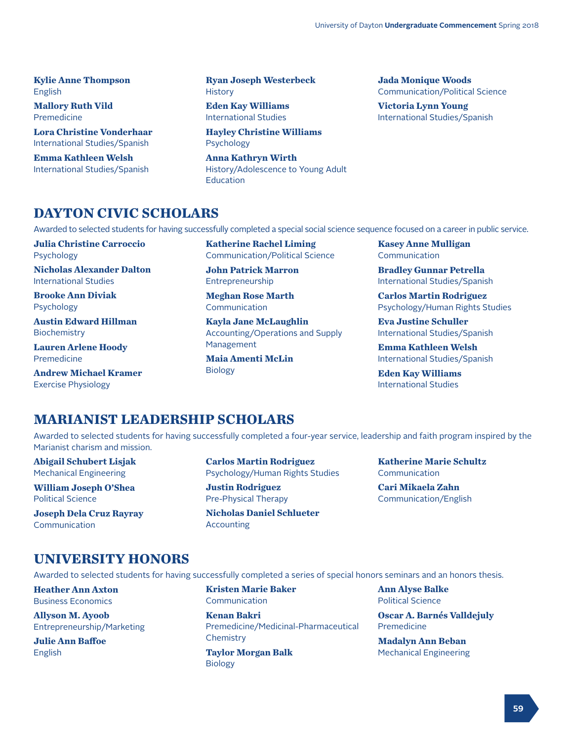**Kylie Anne Thompson**
English

**Mallory Ruth Vild**
Premedicine

**Lora Christine Vonderhaar**
International Studies/Spanish

**Emma Kathleen Welsh**
International Studies/Spanish

**Ryan Joseph Westerbeck**
History

**Eden Kay Williams**
International Studies

**Hayley Christine Williams**
Psychology

**Anna Kathryn Wirth**
History/Adolescence to Young Adult Education

**Jada Monique Woods**
Communication/Political Science

**Victoria Lynn Young**
International Studies/Spanish

## DAYTON CIVIC SCHOLARS

Awarded to selected students for having successfully completed a special social science sequence focused on a career in public service.

**Julia Christine Carroccio**
Psychology

**Nicholas Alexander Dalton**
International Studies

**Brooke Ann Diviak**
Psychology

**Austin Edward Hillman**
Biochemistry

**Lauren Arlene Hoody**
Premedicine

**Andrew Michael Kramer**
Exercise Physiology

**Katherine Rachel Liming**
Communication/Political Science

**John Patrick Marron**
Entrepreneurship

**Meghan Rose Marth**
Communication

**Kayla Jane McLaughlin**
Accounting/Operations and Supply Management

**Maia Amenti McLin**
Biology

**Kasey Anne Mulligan**
Communication

**Bradley Gunnar Petrella**
International Studies/Spanish

**Carlos Martin Rodriguez**
Psychology/Human Rights Studies

**Eva Justine Schuller**
International Studies/Spanish

**Emma Kathleen Welsh**
International Studies/Spanish

**Eden Kay Williams**
International Studies

## MARIANIST LEADERSHIP SCHOLARS

Awarded to selected students for having successfully completed a four-year service, leadership and faith program inspired by the Marianist charism and mission.

**Abigail Schubert Lisjak**
Mechanical Engineering

**William Joseph O'Shea**
Political Science

**Joseph Dela Cruz Rayray**
Communication

**Carlos Martin Rodriguez**
Psychology/Human Rights Studies

**Justin Rodriguez**
Pre-Physical Therapy

**Nicholas Daniel Schlueter**
Accounting

**Katherine Marie Schultz**
Communication

**Cari Mikaela Zahn**
Communication/English

## UNIVERSITY HONORS

Awarded to selected students for having successfully completed a series of special honors seminars and an honors thesis.

**Heather Ann Axton**
Business Economics

**Allyson M. Ayoob**
Entrepreneurship/Marketing

**Julie Ann Baffoe**
English

**Kristen Marie Baker**
Communication

**Kenan Bakri**
Premedicine/Medicinal-Pharmaceutical Chemistry

**Taylor Morgan Balk**
Biology

**Ann Alyse Balke**
Political Science

**Oscar A. Barnés Valldejuly**
Premedicine

**Madalyn Ann Beban**
Mechanical Engineering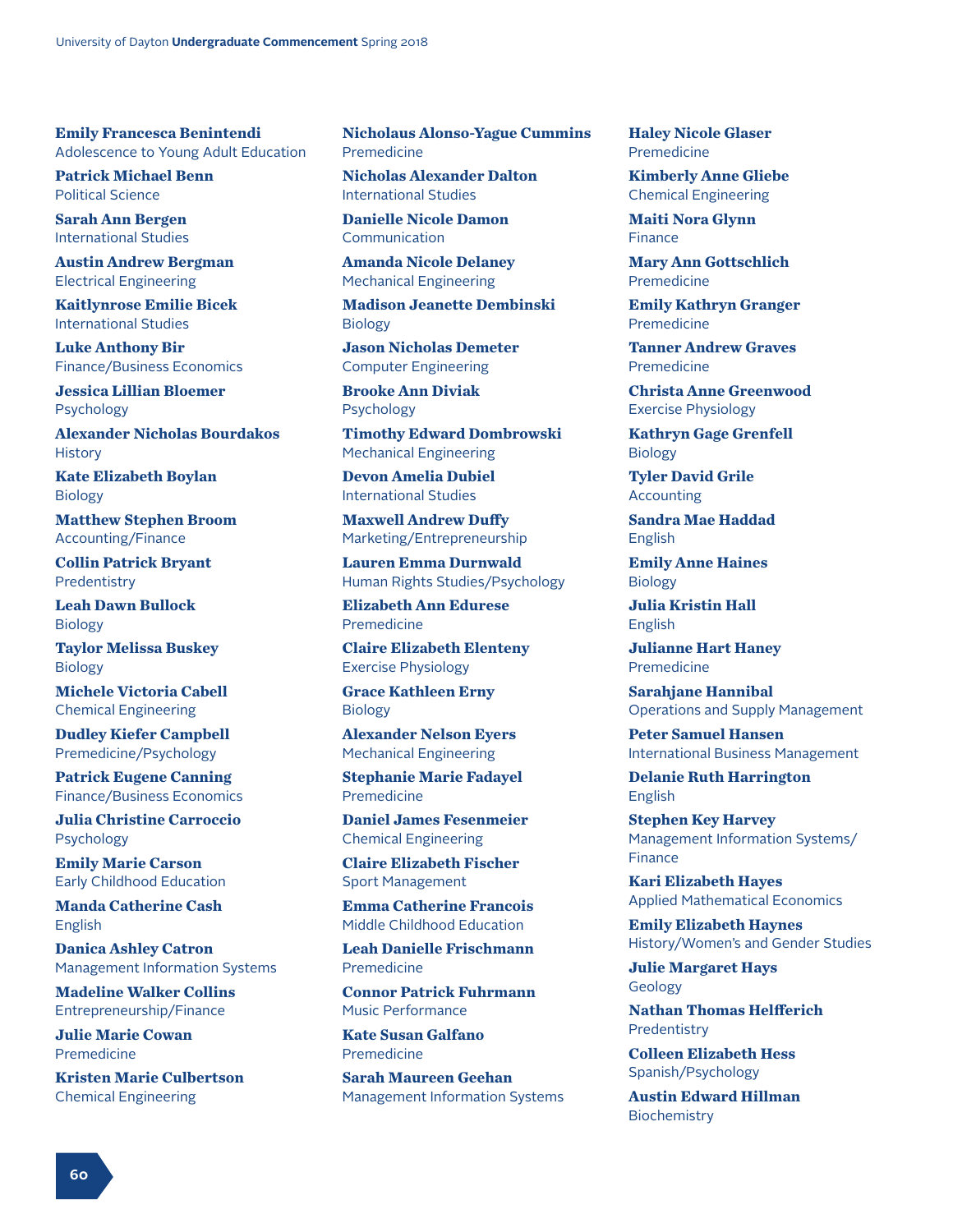**Emily Francesca Benintendi**
Adolescence to Young Adult Education

**Patrick Michael Benn**
Political Science

**Sarah Ann Bergen**
International Studies

**Austin Andrew Bergman**
Electrical Engineering

**Kaitlynrose Emilie Bicek**
International Studies

**Luke Anthony Bir**
Finance/Business Economics

**Jessica Lillian Bloemer**
Psychology

**Alexander Nicholas Bourdakos**
History

**Kate Elizabeth Boylan**
Biology

**Matthew Stephen Broom**
Accounting/Finance

**Collin Patrick Bryant**
Predentistry

**Leah Dawn Bullock**
Biology

**Taylor Melissa Buskey**
Biology

**Michele Victoria Cabell**
Chemical Engineering

**Dudley Kiefer Campbell**
Premedicine/Psychology

**Patrick Eugene Canning**
Finance/Business Economics

**Julia Christine Carroccio**
Psychology

**Emily Marie Carson**
Early Childhood Education

**Manda Catherine Cash**
English

**Danica Ashley Catron**
Management Information Systems

**Madeline Walker Collins**
Entrepreneurship/Finance

**Julie Marie Cowan**
Premedicine

**Kristen Marie Culbertson**
Chemical Engineering

**Nicholaus Alonso-Yague Cummins**
Premedicine

**Nicholas Alexander Dalton**
International Studies

**Danielle Nicole Damon**
Communication

**Amanda Nicole Delaney**
Mechanical Engineering

**Madison Jeanette Dembinski**
Biology

**Jason Nicholas Demeter**
Computer Engineering

**Brooke Ann Diviak**
Psychology

**Timothy Edward Dombrowski**
Mechanical Engineering

**Devon Amelia Dubiel**
International Studies

**Maxwell Andrew Duffy**
Marketing/Entrepreneurship

**Lauren Emma Durnwald**
Human Rights Studies/Psychology

**Elizabeth Ann Edurese**
Premedicine

**Claire Elizabeth Elenteny**
Exercise Physiology

**Grace Kathleen Erny**
Biology

**Alexander Nelson Eyers**
Mechanical Engineering

**Stephanie Marie Fadayel**
Premedicine

**Daniel James Fesenmeier**
Chemical Engineering

**Claire Elizabeth Fischer**
Sport Management

**Emma Catherine Francois**
Middle Childhood Education

**Leah Danielle Frischmann**
Premedicine

**Connor Patrick Fuhrmann**
Music Performance

**Kate Susan Galfano**
Premedicine

**Sarah Maureen Geehan**
Management Information Systems

**Haley Nicole Glaser**
Premedicine

**Kimberly Anne Gliebe**
Chemical Engineering

**Maiti Nora Glynn**
Finance

**Mary Ann Gottschlich**
Premedicine

**Emily Kathryn Granger**
Premedicine

**Tanner Andrew Graves**
Premedicine

**Christa Anne Greenwood**
Exercise Physiology

**Kathryn Gage Grenfell**
Biology

**Tyler David Grile**
Accounting

**Sandra Mae Haddad**
English

**Emily Anne Haines**
Biology

**Julia Kristin Hall**
English

**Julianne Hart Haney**
Premedicine

**Sarahjane Hannibal**
Operations and Supply Management

**Peter Samuel Hansen**
International Business Management

**Delanie Ruth Harrington**
English

**Stephen Key Harvey**
Management Information Systems/Finance

**Kari Elizabeth Hayes**
Applied Mathematical Economics

**Emily Elizabeth Haynes**
History/Women's and Gender Studies

**Julie Margaret Hays**
Geology

**Nathan Thomas Helfferich**
Predentistry

**Colleen Elizabeth Hess**
Spanish/Psychology

**Austin Edward Hillman**
Biochemistry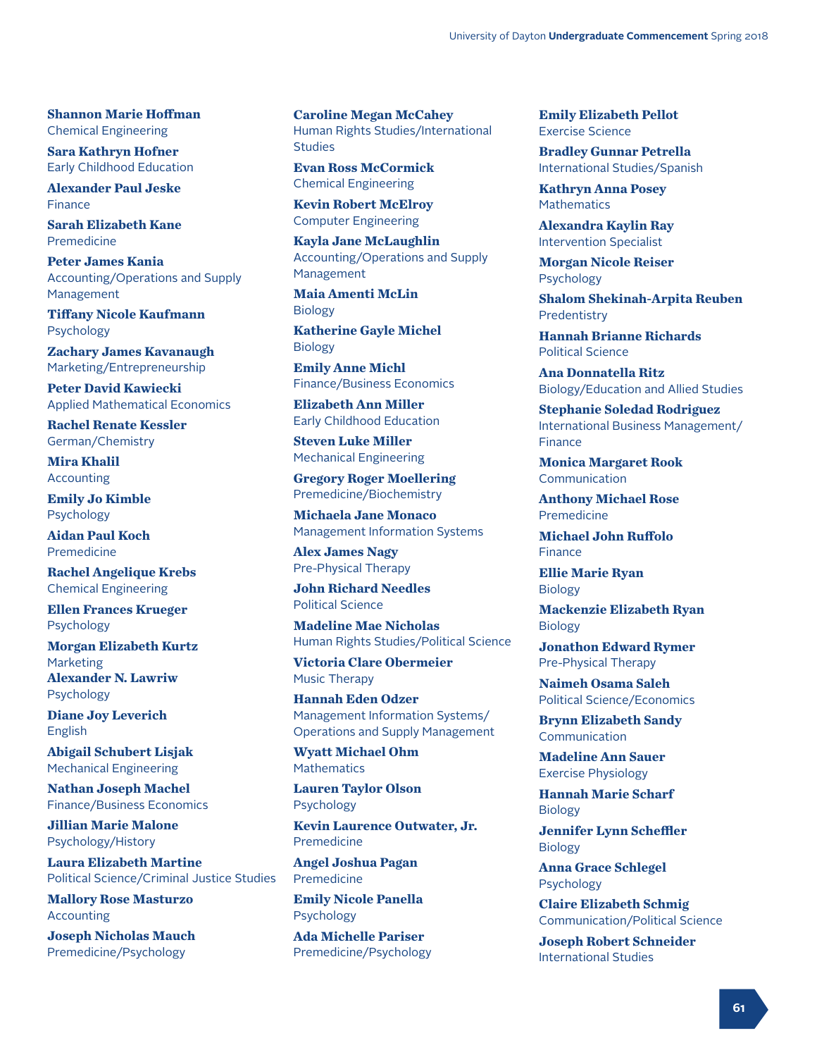**Shannon Marie Hoffman**
Chemical Engineering

**Sara Kathryn Hofner**
Early Childhood Education

**Alexander Paul Jeske**
Finance

**Sarah Elizabeth Kane**
Premedicine

**Peter James Kania**
Accounting/Operations and Supply Management

**Tiffany Nicole Kaufmann**
Psychology

**Zachary James Kavanaugh**
Marketing/Entrepreneurship

**Peter David Kawiecki**
Applied Mathematical Economics

**Rachel Renate Kessler**
German/Chemistry

**Mira Khalil**
Accounting

**Emily Jo Kimble**
Psychology

**Aidan Paul Koch**
Premedicine

**Rachel Angelique Krebs**
Chemical Engineering

**Ellen Frances Krueger**
Psychology

**Morgan Elizabeth Kurtz**
Marketing

**Alexander N. Lawriw**
Psychology

**Diane Joy Leverich**
English

**Abigail Schubert Lisjak**
Mechanical Engineering

**Nathan Joseph Machel**
Finance/Business Economics

**Jillian Marie Malone**
Psychology/History

**Laura Elizabeth Martine**
Political Science/Criminal Justice Studies

**Mallory Rose Masturzo**
Accounting

**Joseph Nicholas Mauch**
Premedicine/Psychology

**Caroline Megan McCahey**
Human Rights Studies/International Studies

**Evan Ross McCormick**
Chemical Engineering

**Kevin Robert McElroy**
Computer Engineering

**Kayla Jane McLaughlin**
Accounting/Operations and Supply Management

**Maia Amenti McLin**
Biology

**Katherine Gayle Michel**
Biology

**Emily Anne Michl**
Finance/Business Economics

**Elizabeth Ann Miller**
Early Childhood Education

**Steven Luke Miller**
Mechanical Engineering

**Gregory Roger Moellering**
Premedicine/Biochemistry

**Michaela Jane Monaco**
Management Information Systems

**Alex James Nagy**
Pre-Physical Therapy

**John Richard Needles**
Political Science

**Madeline Mae Nicholas**
Human Rights Studies/Political Science

**Victoria Clare Obermeier**
Music Therapy

**Hannah Eden Odzer**
Management Information Systems/ Operations and Supply Management

**Wyatt Michael Ohm**
Mathematics

**Lauren Taylor Olson**
Psychology

**Kevin Laurence Outwater, Jr.**
Premedicine

**Angel Joshua Pagan**
Premedicine

**Emily Nicole Panella**
Psychology

**Ada Michelle Pariser**
Premedicine/Psychology

**Emily Elizabeth Pellot**
Exercise Science

**Bradley Gunnar Petrella**
International Studies/Spanish

**Kathryn Anna Posey**
Mathematics

**Alexandra Kaylin Ray**
Intervention Specialist

**Morgan Nicole Reiser**
Psychology

**Shalom Shekinah-Arpita Reuben**
Predentistry

**Hannah Brianne Richards**
Political Science

**Ana Donnatella Ritz**
Biology/Education and Allied Studies

**Stephanie Soledad Rodriguez**
International Business Management/ Finance

**Monica Margaret Rook**
Communication

**Anthony Michael Rose**
Premedicine

**Michael John Ruffolo**
Finance

**Ellie Marie Ryan**
Biology

**Mackenzie Elizabeth Ryan**
Biology

**Jonathon Edward Rymer**
Pre-Physical Therapy

**Naimeh Osama Saleh**
Political Science/Economics

**Brynn Elizabeth Sandy**
Communication

**Madeline Ann Sauer**
Exercise Physiology

**Hannah Marie Scharf**
Biology

**Jennifer Lynn Scheffler**
Biology

**Anna Grace Schlegel**
Psychology

**Claire Elizabeth Schmig**
Communication/Political Science

**Joseph Robert Schneider**
International Studies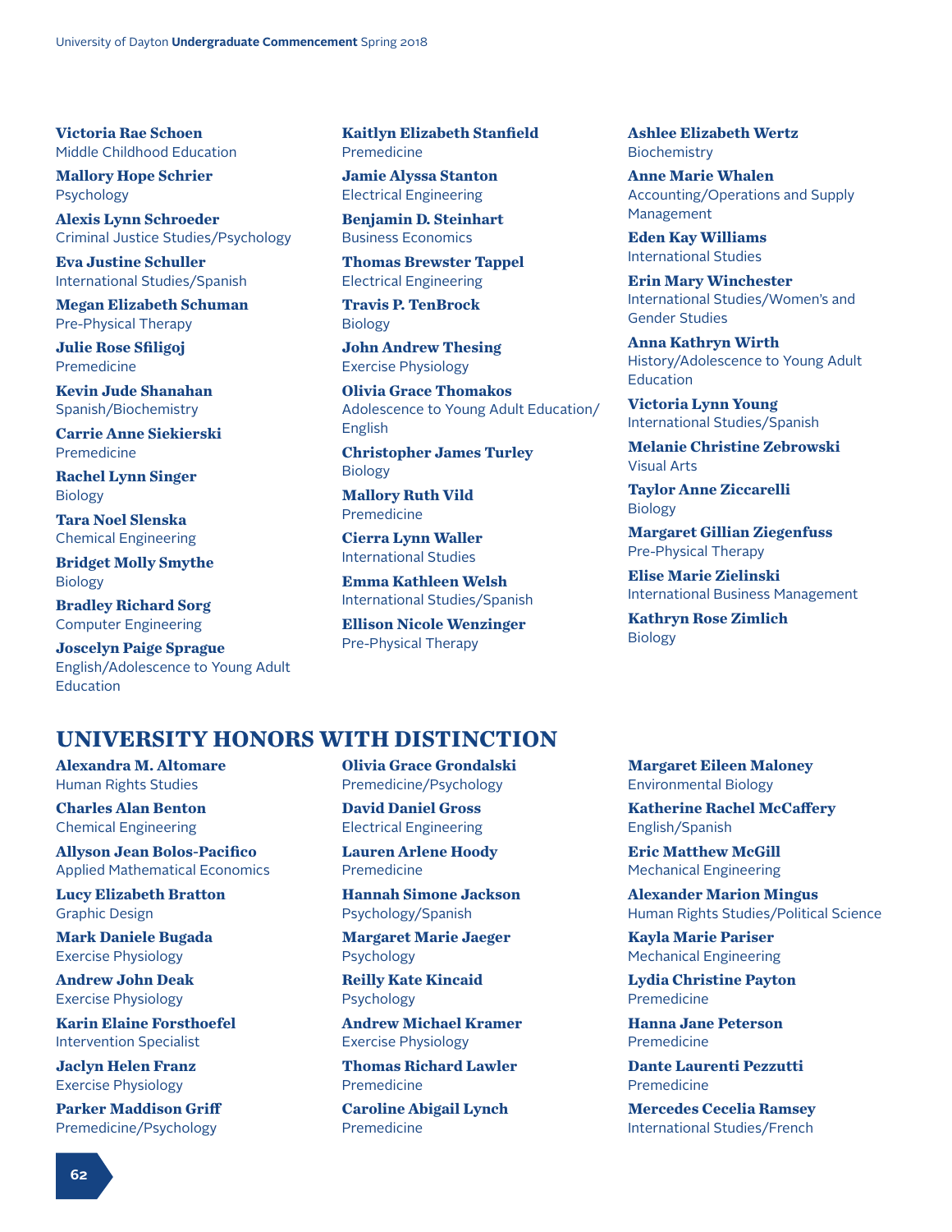**Victoria Rae Schoen**
Middle Childhood Education

**Mallory Hope Schrier**
Psychology

**Alexis Lynn Schroeder**
Criminal Justice Studies/Psychology

**Eva Justine Schuller**
International Studies/Spanish

**Megan Elizabeth Schuman**
Pre-Physical Therapy

**Julie Rose Sfiligoj**
Premedicine

**Kevin Jude Shanahan**
Spanish/Biochemistry

**Carrie Anne Siekierski**
Premedicine

**Rachel Lynn Singer**
Biology

**Tara Noel Slenska**
Chemical Engineering

**Bridget Molly Smythe**
Biology

**Bradley Richard Sorg**
Computer Engineering

**Joscelyn Paige Sprague**
English/Adolescence to Young Adult Education

**Kaitlyn Elizabeth Stanfield**
Premedicine

**Jamie Alyssa Stanton**
Electrical Engineering

**Benjamin D. Steinhart**
Business Economics

**Thomas Brewster Tappel**
Electrical Engineering

**Travis P. TenBrock**
Biology

**John Andrew Thesing**
Exercise Physiology

**Olivia Grace Thomakos**
Adolescence to Young Adult Education/English

**Christopher James Turley**
Biology

**Mallory Ruth Vild**
Premedicine

**Cierra Lynn Waller**
International Studies

**Emma Kathleen Welsh**
International Studies/Spanish

**Ellison Nicole Wenzinger**
Pre-Physical Therapy

**Ashlee Elizabeth Wertz**
Biochemistry

**Anne Marie Whalen**
Accounting/Operations and Supply Management

**Eden Kay Williams**
International Studies

**Erin Mary Winchester**
International Studies/Women's and Gender Studies

**Anna Kathryn Wirth**
History/Adolescence to Young Adult Education

**Victoria Lynn Young**
International Studies/Spanish

**Melanie Christine Zebrowski**
Visual Arts

**Taylor Anne Ziccarelli**
Biology

**Margaret Gillian Ziegenfuss**
Pre-Physical Therapy

**Elise Marie Zielinski**
International Business Management

**Kathryn Rose Zimlich**
Biology

## UNIVERSITY HONORS WITH DISTINCTION

**Alexandra M. Altomare**
Human Rights Studies

**Charles Alan Benton**
Chemical Engineering

**Allyson Jean Bolos-Pacifico**
Applied Mathematical Economics

**Lucy Elizabeth Bratton**
Graphic Design

**Mark Daniele Bugada**
Exercise Physiology

**Andrew John Deak**
Exercise Physiology

**Karin Elaine Forsthoefel**
Intervention Specialist

**Jaclyn Helen Franz**
Exercise Physiology

**Parker Maddison Griff**
Premedicine/Psychology

**Olivia Grace Grondalski**
Premedicine/Psychology

**David Daniel Gross**
Electrical Engineering

**Lauren Arlene Hoody**
Premedicine

**Hannah Simone Jackson**
Psychology/Spanish

**Margaret Marie Jaeger**
Psychology

**Reilly Kate Kincaid**
Psychology

**Andrew Michael Kramer**
Exercise Physiology

**Thomas Richard Lawler**
Premedicine

**Caroline Abigail Lynch**
Premedicine

**Margaret Eileen Maloney**
Environmental Biology

**Katherine Rachel McCaffery**
English/Spanish

**Eric Matthew McGill**
Mechanical Engineering

**Alexander Marion Mingus**
Human Rights Studies/Political Science

**Kayla Marie Pariser**
Mechanical Engineering

**Lydia Christine Payton**
Premedicine

**Hanna Jane Peterson**
Premedicine

**Dante Laurenti Pezzutti**
Premedicine

**Mercedes Cecelia Ramsey**
International Studies/French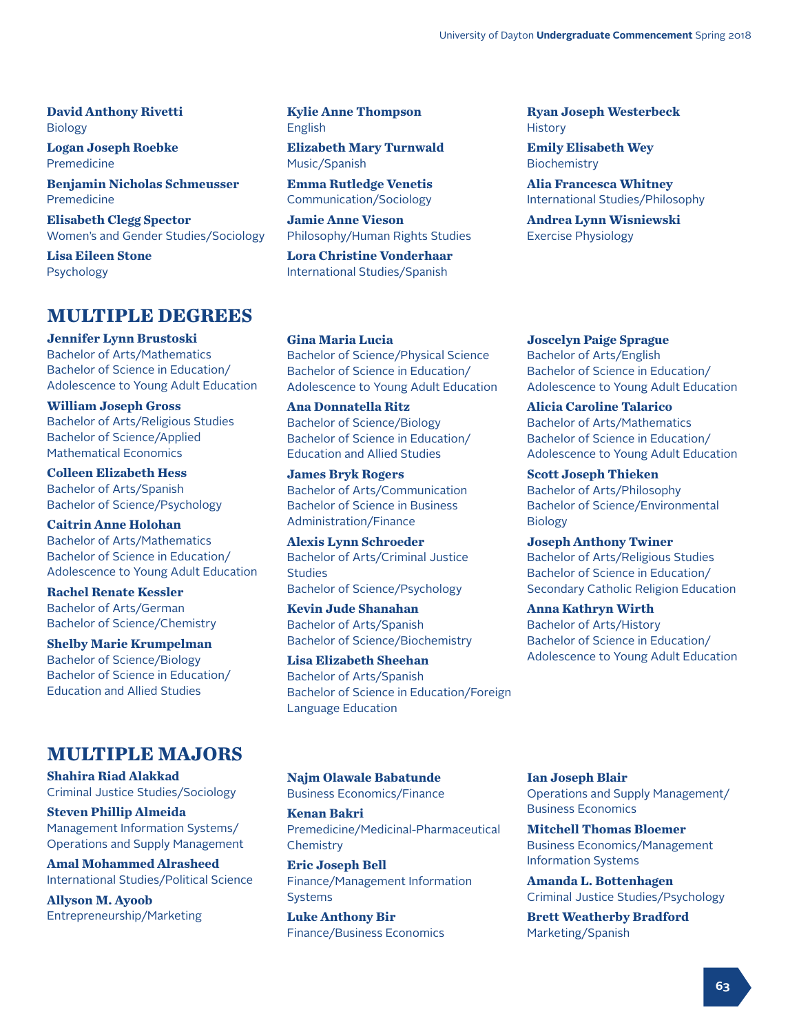**David Anthony Rivetti**
Biology

**Logan Joseph Roebke**
Premedicine

**Benjamin Nicholas Schmeusser**
Premedicine

**Elisabeth Clegg Spector**
Women's and Gender Studies/Sociology

**Lisa Eileen Stone**
Psychology

**Kylie Anne Thompson**
English

**Elizabeth Mary Turnwald**
Music/Spanish

**Emma Rutledge Venetis**
Communication/Sociology

**Jamie Anne Vieson**
Philosophy/Human Rights Studies

**Lora Christine Vonderhaar**
International Studies/Spanish

**Ryan Joseph Westerbeck**
History

**Emily Elisabeth Wey**
Biochemistry

**Alia Francesca Whitney**
International Studies/Philosophy

**Andrea Lynn Wisniewski**
Exercise Physiology

## MULTIPLE DEGREES

**Jennifer Lynn Brustoski**
Bachelor of Arts/Mathematics
Bachelor of Science in Education/
Adolescence to Young Adult Education

**William Joseph Gross**
Bachelor of Arts/Religious Studies
Bachelor of Science/Applied
Mathematical Economics

**Colleen Elizabeth Hess**
Bachelor of Arts/Spanish
Bachelor of Science/Psychology

**Caitrin Anne Holohan**
Bachelor of Arts/Mathematics
Bachelor of Science in Education/
Adolescence to Young Adult Education

**Rachel Renate Kessler**
Bachelor of Arts/German
Bachelor of Science/Chemistry

**Shelby Marie Krumpelman**
Bachelor of Science/Biology
Bachelor of Science in Education/
Education and Allied Studies

**Gina Maria Lucia**
Bachelor of Science/Physical Science
Bachelor of Science in Education/
Adolescence to Young Adult Education

**Ana Donnatella Ritz**
Bachelor of Science/Biology
Bachelor of Science in Education/
Education and Allied Studies

**James Bryk Rogers**
Bachelor of Arts/Communication
Bachelor of Science in Business
Administration/Finance

**Alexis Lynn Schroeder**
Bachelor of Arts/Criminal Justice
Studies
Bachelor of Science/Psychology

**Kevin Jude Shanahan**
Bachelor of Arts/Spanish
Bachelor of Science/Biochemistry

**Lisa Elizabeth Sheehan**
Bachelor of Arts/Spanish
Bachelor of Science in Education/Foreign
Language Education

**Joscelyn Paige Sprague**
Bachelor of Arts/English
Bachelor of Science in Education/
Adolescence to Young Adult Education

**Alicia Caroline Talarico**
Bachelor of Arts/Mathematics
Bachelor of Science in Education/
Adolescence to Young Adult Education

**Scott Joseph Thieken**
Bachelor of Arts/Philosophy
Bachelor of Science/Environmental
Biology

**Joseph Anthony Twiner**
Bachelor of Arts/Religious Studies
Bachelor of Science in Education/
Secondary Catholic Religion Education

**Anna Kathryn Wirth**
Bachelor of Arts/History
Bachelor of Science in Education/
Adolescence to Young Adult Education

## MULTIPLE MAJORS

**Shahira Riad Alakkad**
Criminal Justice Studies/Sociology

**Steven Phillip Almeida**
Management Information Systems/
Operations and Supply Management

**Amal Mohammed Alrasheed**
International Studies/Political Science

**Allyson M. Ayoob**
Entrepreneurship/Marketing

**Najm Olawale Babatunde**
Business Economics/Finance

**Kenan Bakri**
Premedicine/Medicinal-Pharmaceutical
Chemistry

**Eric Joseph Bell**
Finance/Management Information
Systems

**Luke Anthony Bir**
Finance/Business Economics

**Ian Joseph Blair**
Operations and Supply Management/
Business Economics

**Mitchell Thomas Bloemer**
Business Economics/Management
Information Systems

**Amanda L. Bottenhagen**
Criminal Justice Studies/Psychology

**Brett Weatherby Bradford**
Marketing/Spanish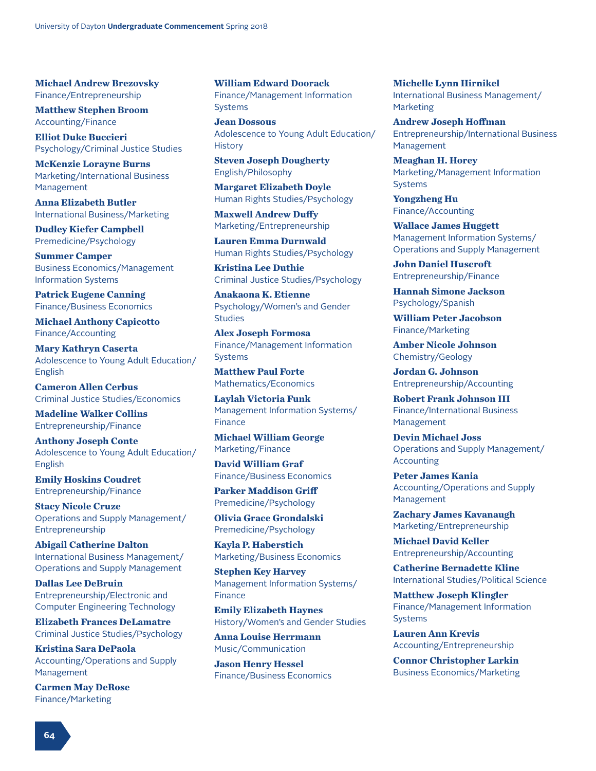**Michael Andrew Brezovsky**
Finance/Entrepreneurship

**Matthew Stephen Broom**
Accounting/Finance

**Elliot Duke Buccieri**
Psychology/Criminal Justice Studies

**McKenzie Lorayne Burns**
Marketing/International Business Management

**Anna Elizabeth Butler**
International Business/Marketing

**Dudley Kiefer Campbell**
Premedicine/Psychology

**Summer Camper**
Business Economics/Management Information Systems

**Patrick Eugene Canning**
Finance/Business Economics

**Michael Anthony Capicotto**
Finance/Accounting

**Mary Kathryn Caserta**
Adolescence to Young Adult Education/English

**Cameron Allen Cerbus**
Criminal Justice Studies/Economics

**Madeline Walker Collins**
Entrepreneurship/Finance

**Anthony Joseph Conte**
Adolescence to Young Adult Education/English

**Emily Hoskins Coudret**
Entrepreneurship/Finance

**Stacy Nicole Cruze**
Operations and Supply Management/Entrepreneurship

**Abigail Catherine Dalton**
International Business Management/Operations and Supply Management

**Dallas Lee DeBruin**
Entrepreneurship/Electronic and Computer Engineering Technology

**Elizabeth Frances DeLamatre**
Criminal Justice Studies/Psychology

**Kristina Sara DePaola**
Accounting/Operations and Supply Management

**Carmen May DeRose**
Finance/Marketing

**William Edward Doorack**
Finance/Management Information Systems

**Jean Dossous**
Adolescence to Young Adult Education/History

**Steven Joseph Dougherty**
English/Philosophy

**Margaret Elizabeth Doyle**
Human Rights Studies/Psychology

**Maxwell Andrew Duffy**
Marketing/Entrepreneurship

**Lauren Emma Durnwald**
Human Rights Studies/Psychology

**Kristina Lee Duthie**
Criminal Justice Studies/Psychology

**Anakaona K. Etienne**
Psychology/Women's and Gender Studies

**Alex Joseph Formosa**
Finance/Management Information Systems

**Matthew Paul Forte**
Mathematics/Economics

**Laylah Victoria Funk**
Management Information Systems/Finance

**Michael William George**
Marketing/Finance

**David William Graf**
Finance/Business Economics

**Parker Maddison Griff**
Premedicine/Psychology

**Olivia Grace Grondalski**
Premedicine/Psychology

**Kayla P. Haberstich**
Marketing/Business Economics

**Stephen Key Harvey**
Management Information Systems/Finance

**Emily Elizabeth Haynes**
History/Women's and Gender Studies

**Anna Louise Herrmann**
Music/Communication

**Jason Henry Hessel**
Finance/Business Economics

**Michelle Lynn Hirnikel**
International Business Management/Marketing

**Andrew Joseph Hoffman**
Entrepreneurship/International Business Management

**Meaghan H. Horey**
Marketing/Management Information Systems

**Yongzheng Hu**
Finance/Accounting

**Wallace James Huggett**
Management Information Systems/Operations and Supply Management

**John Daniel Huscroft**
Entrepreneurship/Finance

**Hannah Simone Jackson**
Psychology/Spanish

**William Peter Jacobson**
Finance/Marketing

**Amber Nicole Johnson**
Chemistry/Geology

**Jordan G. Johnson**
Entrepreneurship/Accounting

**Robert Frank Johnson III**
Finance/International Business Management

**Devin Michael Joss**
Operations and Supply Management/Accounting

**Peter James Kania**
Accounting/Operations and Supply Management

**Zachary James Kavanaugh**
Marketing/Entrepreneurship

**Michael David Keller**
Entrepreneurship/Accounting

**Catherine Bernadette Kline**
International Studies/Political Science

**Matthew Joseph Klingler**
Finance/Management Information Systems

**Lauren Ann Krevis**
Accounting/Entrepreneurship

**Connor Christopher Larkin**
Business Economics/Marketing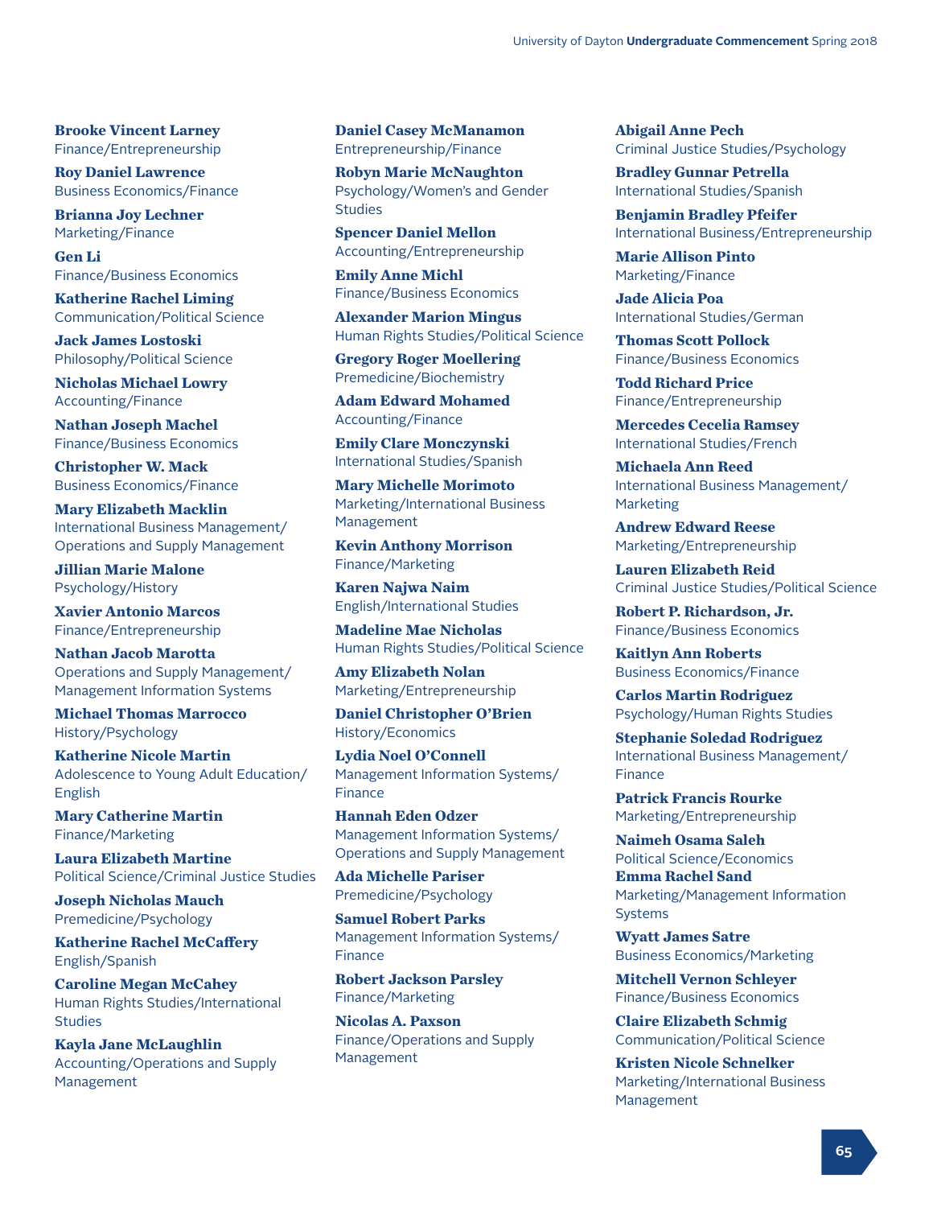**Brooke Vincent Larney**
Finance/Entrepreneurship

**Roy Daniel Lawrence**
Business Economics/Finance

**Brianna Joy Lechner**
Marketing/Finance

**Gen Li**
Finance/Business Economics

**Katherine Rachel Liming**
Communication/Political Science

**Jack James Lostoski**
Philosophy/Political Science

**Nicholas Michael Lowry**
Accounting/Finance

**Nathan Joseph Machel**
Finance/Business Economics

**Christopher W. Mack**
Business Economics/Finance

**Mary Elizabeth Macklin**
International Business Management/Operations and Supply Management

**Jillian Marie Malone**
Psychology/History

**Xavier Antonio Marcos**
Finance/Entrepreneurship

**Nathan Jacob Marotta**
Operations and Supply Management/Management Information Systems

**Michael Thomas Marrocco**
History/Psychology

**Katherine Nicole Martin**
Adolescence to Young Adult Education/English

**Mary Catherine Martin**
Finance/Marketing

**Laura Elizabeth Martine**
Political Science/Criminal Justice Studies

**Joseph Nicholas Mauch**
Premedicine/Psychology

**Katherine Rachel McCaffery**
English/Spanish

**Caroline Megan McCahey**
Human Rights Studies/International Studies

**Kayla Jane McLaughlin**
Accounting/Operations and Supply Management

**Daniel Casey McManamon**
Entrepreneurship/Finance

**Robyn Marie McNaughton**
Psychology/Women's and Gender Studies

**Spencer Daniel Mellon**
Accounting/Entrepreneurship

**Emily Anne Michl**
Finance/Business Economics

**Alexander Marion Mingus**
Human Rights Studies/Political Science

**Gregory Roger Moellering**
Premedicine/Biochemistry

**Adam Edward Mohamed**
Accounting/Finance

**Emily Clare Monczynski**
International Studies/Spanish

**Mary Michelle Morimoto**
Marketing/International Business Management

**Kevin Anthony Morrison**
Finance/Marketing

**Karen Najwa Naim**
English/International Studies

**Madeline Mae Nicholas**
Human Rights Studies/Political Science

**Amy Elizabeth Nolan**
Marketing/Entrepreneurship

**Daniel Christopher O'Brien**
History/Economics

**Lydia Noel O'Connell**
Management Information Systems/Finance

**Hannah Eden Odzer**
Management Information Systems/Operations and Supply Management

**Ada Michelle Pariser**
Premedicine/Psychology

**Samuel Robert Parks**
Management Information Systems/Finance

**Robert Jackson Parsley**
Finance/Marketing

**Nicolas A. Paxson**
Finance/Operations and Supply Management

**Abigail Anne Pech**
Criminal Justice Studies/Psychology

**Bradley Gunnar Petrella**
International Studies/Spanish

**Benjamin Bradley Pfeifer**
International Business/Entrepreneurship

**Marie Allison Pinto**
Marketing/Finance

**Jade Alicia Poa**
International Studies/German

**Thomas Scott Pollock**
Finance/Business Economics

**Todd Richard Price**
Finance/Entrepreneurship

**Mercedes Cecelia Ramsey**
International Studies/French

**Michaela Ann Reed**
International Business Management/Marketing

**Andrew Edward Reese**
Marketing/Entrepreneurship

**Lauren Elizabeth Reid**
Criminal Justice Studies/Political Science

**Robert P. Richardson, Jr.**
Finance/Business Economics

**Kaitlyn Ann Roberts**
Business Economics/Finance

**Carlos Martin Rodriguez**
Psychology/Human Rights Studies

**Stephanie Soledad Rodriguez**
International Business Management/Finance

**Patrick Francis Rourke**
Marketing/Entrepreneurship

**Naimeh Osama Saleh**
Political Science/Economics

**Emma Rachel Sand**
Marketing/Management Information Systems

**Wyatt James Satre**
Business Economics/Marketing

**Mitchell Vernon Schleyer**
Finance/Business Economics

**Claire Elizabeth Schmig**
Communication/Political Science

**Kristen Nicole Schnelker**
Marketing/International Business Management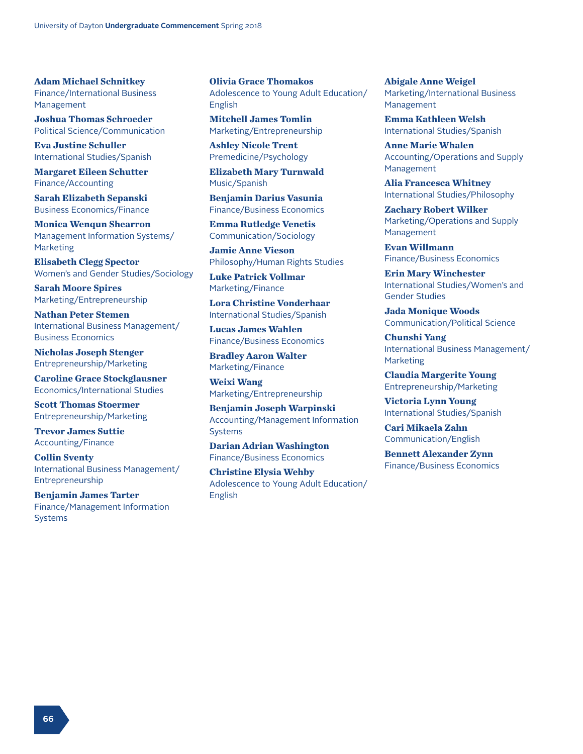**Adam Michael Schnitkey**
Finance/International Business Management

**Joshua Thomas Schroeder**
Political Science/Communication

**Eva Justine Schuller**
International Studies/Spanish

**Margaret Eileen Schutter**
Finance/Accounting

**Sarah Elizabeth Sepanski**
Business Economics/Finance

**Monica Wenqun Shearron**
Management Information Systems/Marketing

**Elisabeth Clegg Spector**
Women's and Gender Studies/Sociology

**Sarah Moore Spires**
Marketing/Entrepreneurship

**Nathan Peter Stemen**
International Business Management/Business Economics

**Nicholas Joseph Stenger**
Entrepreneurship/Marketing

**Caroline Grace Stockglausner**
Economics/International Studies

**Scott Thomas Stoermer**
Entrepreneurship/Marketing

**Trevor James Suttie**
Accounting/Finance

**Collin Sventy**
International Business Management/Entrepreneurship

**Benjamin James Tarter**
Finance/Management Information Systems

**Olivia Grace Thomakos**
Adolescence to Young Adult Education/English

**Mitchell James Tomlin**
Marketing/Entrepreneurship

**Ashley Nicole Trent**
Premedicine/Psychology

**Elizabeth Mary Turnwald**
Music/Spanish

**Benjamin Darius Vasunia**
Finance/Business Economics

**Emma Rutledge Venetis**
Communication/Sociology

**Jamie Anne Vieson**
Philosophy/Human Rights Studies

**Luke Patrick Vollmar**
Marketing/Finance

**Lora Christine Vonderhaar**
International Studies/Spanish

**Lucas James Wahlen**
Finance/Business Economics

**Bradley Aaron Walter**
Marketing/Finance

**Weixi Wang**
Marketing/Entrepreneurship

**Benjamin Joseph Warpinski**
Accounting/Management Information Systems

**Darian Adrian Washington**
Finance/Business Economics

**Christine Elysia Wehby**
Adolescence to Young Adult Education/English

**Abigale Anne Weigel**
Marketing/International Business Management

**Emma Kathleen Welsh**
International Studies/Spanish

**Anne Marie Whalen**
Accounting/Operations and Supply Management

**Alia Francesca Whitney**
International Studies/Philosophy

**Zachary Robert Wilker**
Marketing/Operations and Supply Management

**Evan Willmann**
Finance/Business Economics

**Erin Mary Winchester**
International Studies/Women's and Gender Studies

**Jada Monique Woods**
Communication/Political Science

**Chunshi Yang**
International Business Management/Marketing

**Claudia Margerite Young**
Entrepreneurship/Marketing

**Victoria Lynn Young**
International Studies/Spanish

**Cari Mikaela Zahn**
Communication/English

**Bennett Alexander Zynn**
Finance/Business Economics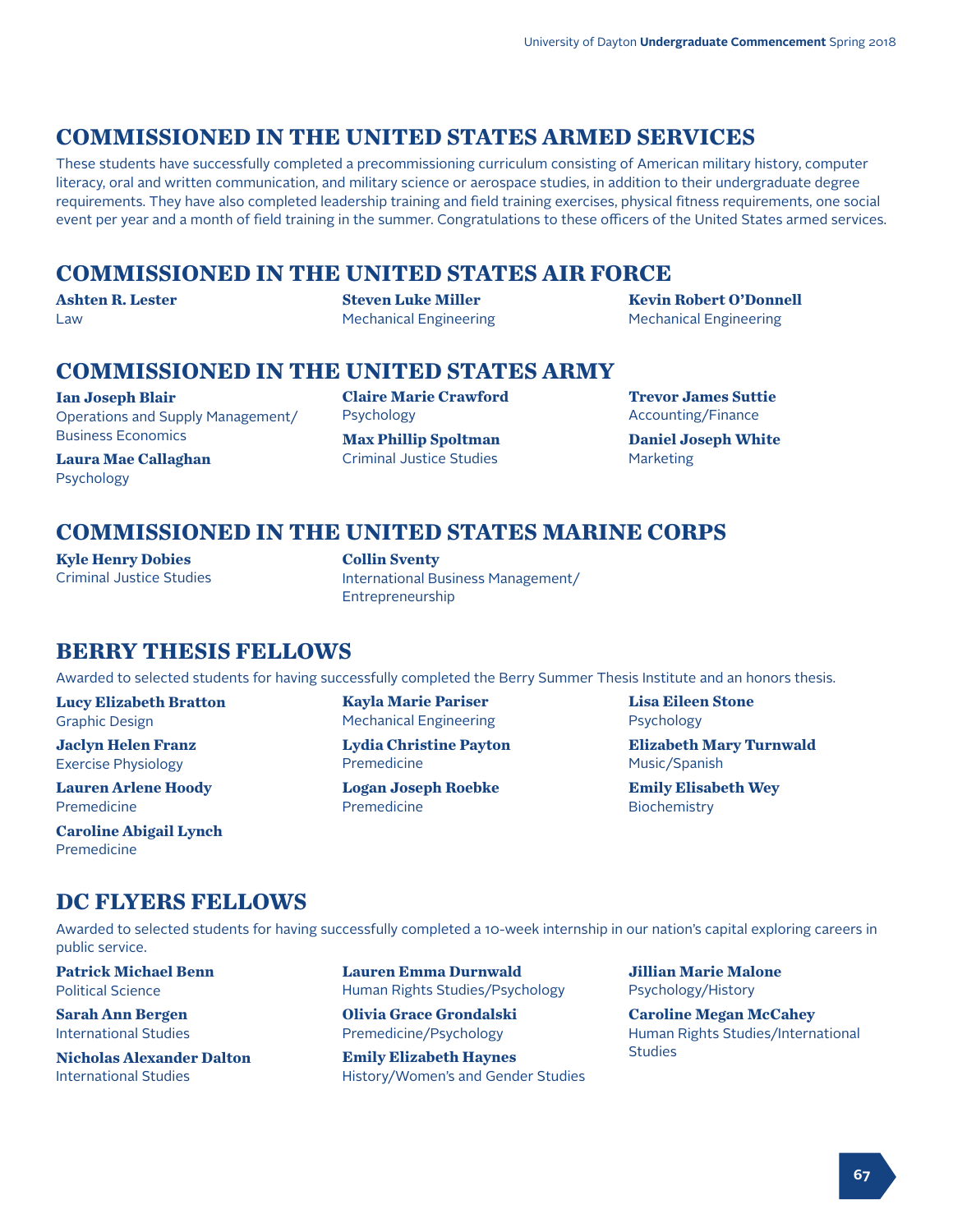## COMMISSIONED IN THE UNITED STATES ARMED SERVICES

These students have successfully completed a precommissioning curriculum consisting of American military history, computer literacy, oral and written communication, and military science or aerospace studies, in addition to their undergraduate degree requirements. They have also completed leadership training and field training exercises, physical fitness requirements, one social event per year and a month of field training in the summer. Congratulations to these officers of the United States armed services.

## COMMISSIONED IN THE UNITED STATES AIR FORCE

**Ashten R. Lester**
Law

**Steven Luke Miller**
Mechanical Engineering

**Kevin Robert O'Donnell**
Mechanical Engineering

## COMMISSIONED IN THE UNITED STATES ARMY

**Ian Joseph Blair**
Operations and Supply Management/Business Economics

**Laura Mae Callaghan**
Psychology

**Claire Marie Crawford**
Psychology

**Max Phillip Spoltman**
Criminal Justice Studies

**Trevor James Suttie**
Accounting/Finance

**Daniel Joseph White**
Marketing

## COMMISSIONED IN THE UNITED STATES MARINE CORPS

**Kyle Henry Dobies**
Criminal Justice Studies

**Collin Sventy**
International Business Management/Entrepreneurship

## BERRY THESIS FELLOWS

Awarded to selected students for having successfully completed the Berry Summer Thesis Institute and an honors thesis.

**Lucy Elizabeth Bratton**
Graphic Design

**Jaclyn Helen Franz**
Exercise Physiology

**Lauren Arlene Hoody**
Premedicine

**Caroline Abigail Lynch**
Premedicine

**Kayla Marie Pariser**
Mechanical Engineering

**Lydia Christine Payton**
Premedicine

**Logan Joseph Roebke**
Premedicine

**Lisa Eileen Stone**
Psychology

**Elizabeth Mary Turnwald**
Music/Spanish

**Emily Elisabeth Wey**
Biochemistry

## DC FLYERS FELLOWS

Awarded to selected students for having successfully completed a 10-week internship in our nation's capital exploring careers in public service.

**Patrick Michael Benn**
Political Science

**Sarah Ann Bergen**
International Studies

**Nicholas Alexander Dalton**
International Studies

**Lauren Emma Durnwald**
Human Rights Studies/Psychology

**Olivia Grace Grondalski**
Premedicine/Psychology

**Emily Elizabeth Haynes**
History/Women's and Gender Studies

**Jillian Marie Malone**
Psychology/History

**Caroline Megan McCahey**
Human Rights Studies/International Studies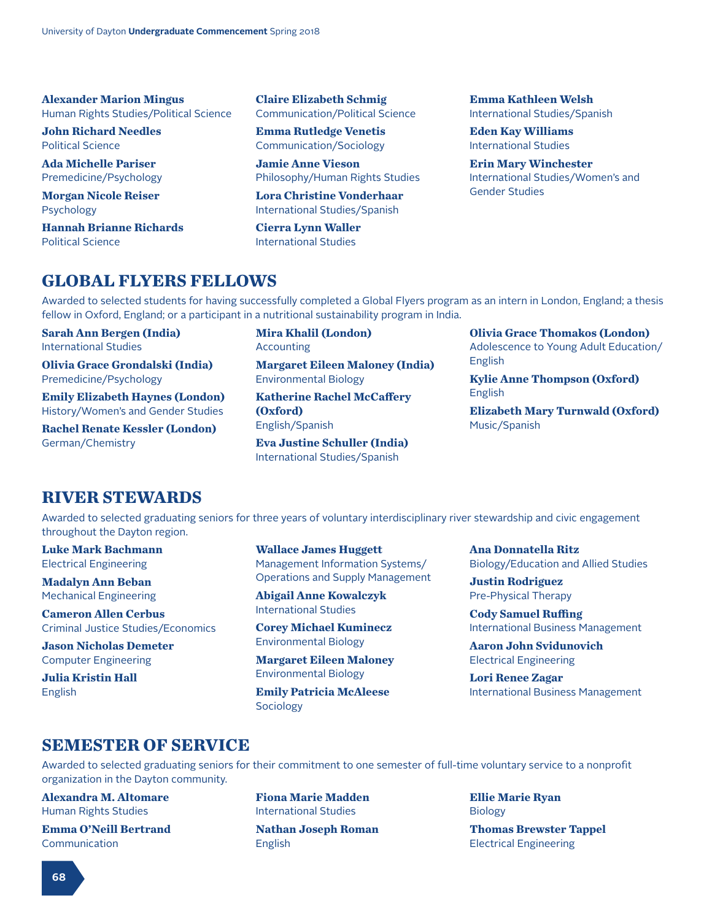**Alexander Marion Mingus**
Human Rights Studies/Political Science

**John Richard Needles**
Political Science

**Ada Michelle Pariser**
Premedicine/Psychology

**Morgan Nicole Reiser**
Psychology

**Hannah Brianne Richards**
Political Science

**Claire Elizabeth Schmig**
Communication/Political Science

**Emma Rutledge Venetis**
Communication/Sociology

**Jamie Anne Vieson**
Philosophy/Human Rights Studies

**Lora Christine Vonderhaar**
International Studies/Spanish

**Cierra Lynn Waller**
International Studies

**Emma Kathleen Welsh**
International Studies/Spanish

**Eden Kay Williams**
International Studies

**Erin Mary Winchester**
International Studies/Women's and Gender Studies

## GLOBAL FLYERS FELLOWS

Awarded to selected students for having successfully completed a Global Flyers program as an intern in London, England; a thesis fellow in Oxford, England; or a participant in a nutritional sustainability program in India.

**Sarah Ann Bergen (India)**
International Studies

**Olivia Grace Grondalski (India)**
Premedicine/Psychology

**Emily Elizabeth Haynes (London)**
History/Women's and Gender Studies

**Rachel Renate Kessler (London)**
German/Chemistry

**Mira Khalil (London)**
Accounting

**Margaret Eileen Maloney (India)**
Environmental Biology

**Katherine Rachel McCaffery (Oxford)**
English/Spanish

**Eva Justine Schuller (India)**
International Studies/Spanish

**Olivia Grace Thomakos (London)**
Adolescence to Young Adult Education/English

**Kylie Anne Thompson (Oxford)**
English

**Elizabeth Mary Turnwald (Oxford)**
Music/Spanish

## RIVER STEWARDS

Awarded to selected graduating seniors for three years of voluntary interdisciplinary river stewardship and civic engagement throughout the Dayton region.

**Luke Mark Bachmann**
Electrical Engineering

**Madalyn Ann Beban**
Mechanical Engineering

**Cameron Allen Cerbus**
Criminal Justice Studies/Economics

**Jason Nicholas Demeter**
Computer Engineering

**Julia Kristin Hall**
English

**Wallace James Huggett**
Management Information Systems/Operations and Supply Management

**Abigail Anne Kowalczyk**
International Studies

**Corey Michael Kuminecz**
Environmental Biology

**Margaret Eileen Maloney**
Environmental Biology

**Emily Patricia McAleese**
Sociology

**Ana Donnatella Ritz**
Biology/Education and Allied Studies

**Justin Rodriguez**
Pre-Physical Therapy

**Cody Samuel Ruffing**
International Business Management

**Aaron John Svidunovich**
Electrical Engineering

**Lori Renee Zagar**
International Business Management

## SEMESTER OF SERVICE

Awarded to selected graduating seniors for their commitment to one semester of full-time voluntary service to a nonprofit organization in the Dayton community.

**Alexandra M. Altomare**
Human Rights Studies

**Emma O'Neill Bertrand**
Communication

**Fiona Marie Madden**
International Studies

**Nathan Joseph Roman**
English

**Ellie Marie Ryan**
Biology

**Thomas Brewster Tappel**
Electrical Engineering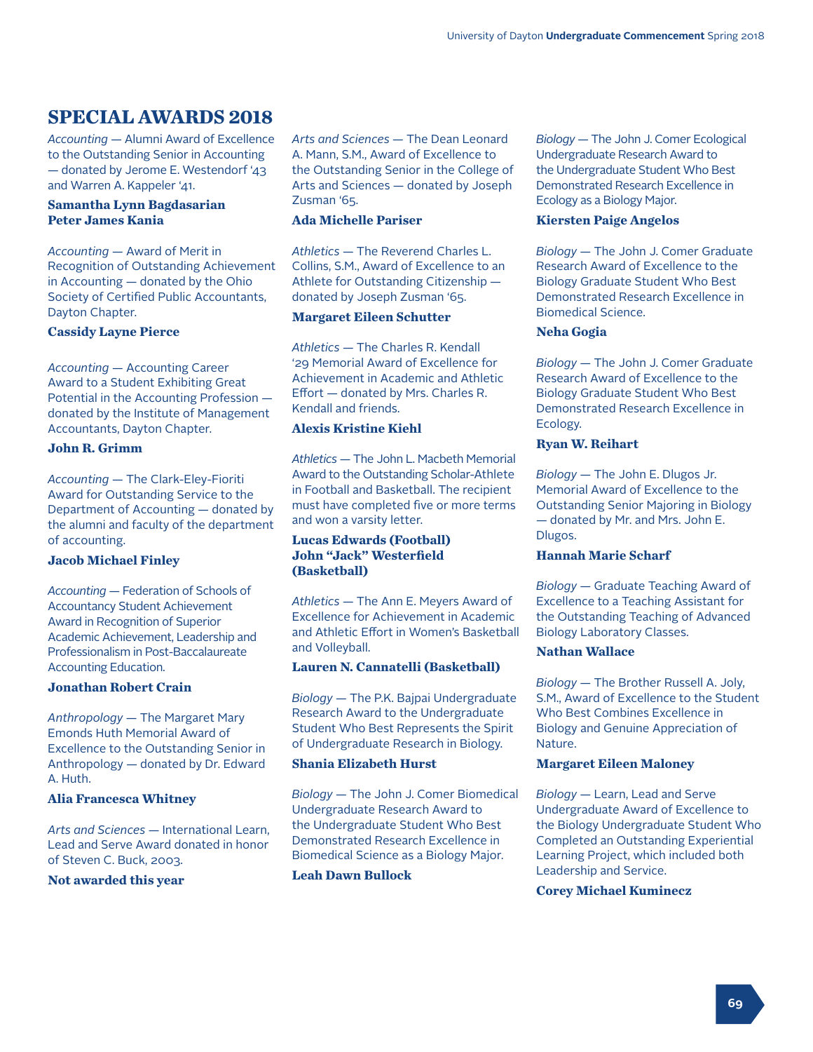## SPECIAL AWARDS 2018

*Accounting* — Alumni Award of Excellence to the Outstanding Senior in Accounting — donated by Jerome E. Westendorf '43 and Warren A. Kappeler '41.

**Samantha Lynn Bagdasarian**
**Peter James Kania**

*Accounting* — Award of Merit in Recognition of Outstanding Achievement in Accounting — donated by the Ohio Society of Certified Public Accountants, Dayton Chapter.

**Cassidy Layne Pierce**

*Accounting* — Accounting Career Award to a Student Exhibiting Great Potential in the Accounting Profession — donated by the Institute of Management Accountants, Dayton Chapter.

**John R. Grimm**

*Accounting* — The Clark-Eley-Fioriti Award for Outstanding Service to the Department of Accounting — donated by the alumni and faculty of the department of accounting.

**Jacob Michael Finley**

*Accounting* — Federation of Schools of Accountancy Student Achievement Award in Recognition of Superior Academic Achievement, Leadership and Professionalism in Post-Baccalaureate Accounting Education.

**Jonathan Robert Crain**

*Anthropology* — The Margaret Mary Emonds Huth Memorial Award of Excellence to the Outstanding Senior in Anthropology — donated by Dr. Edward A. Huth.

**Alia Francesca Whitney**

*Arts and Sciences* — International Learn, Lead and Serve Award donated in honor of Steven C. Buck, 2003.

**Not awarded this year**

*Arts and Sciences* — The Dean Leonard A. Mann, S.M., Award of Excellence to the Outstanding Senior in the College of Arts and Sciences — donated by Joseph Zusman '65.

**Ada Michelle Pariser**

*Athletics* — The Reverend Charles L. Collins, S.M., Award of Excellence to an Athlete for Outstanding Citizenship — donated by Joseph Zusman '65.

**Margaret Eileen Schutter**

*Athletics* — The Charles R. Kendall '29 Memorial Award of Excellence for Achievement in Academic and Athletic Effort — donated by Mrs. Charles R. Kendall and friends.

**Alexis Kristine Kiehl**

*Athletics* — The John L. Macbeth Memorial Award to the Outstanding Scholar-Athlete in Football and Basketball. The recipient must have completed five or more terms and won a varsity letter.

**Lucas Edwards (Football)**
**John "Jack" Westerfield (Basketball)**

*Athletics* — The Ann E. Meyers Award of Excellence for Achievement in Academic and Athletic Effort in Women's Basketball and Volleyball.

**Lauren N. Cannatelli (Basketball)**

*Biology* — The P.K. Bajpai Undergraduate Research Award to the Undergraduate Student Who Best Represents the Spirit of Undergraduate Research in Biology.

**Shania Elizabeth Hurst**

*Biology* — The John J. Comer Biomedical Undergraduate Research Award to the Undergraduate Student Who Best Demonstrated Research Excellence in Biomedical Science as a Biology Major.

**Leah Dawn Bullock**

*Biology* — The John J. Comer Ecological Undergraduate Research Award to the Undergraduate Student Who Best Demonstrated Research Excellence in Ecology as a Biology Major.

**Kiersten Paige Angelos**

*Biology* — The John J. Comer Graduate Research Award of Excellence to the Biology Graduate Student Who Best Demonstrated Research Excellence in Biomedical Science.

**Neha Gogia**

*Biology* — The John J. Comer Graduate Research Award of Excellence to the Biology Graduate Student Who Best Demonstrated Research Excellence in Ecology.

**Ryan W. Reihart**

*Biology* — The John E. Dlugos Jr. Memorial Award of Excellence to the Outstanding Senior Majoring in Biology — donated by Mr. and Mrs. John E. Dlugos.

**Hannah Marie Scharf**

*Biology* — Graduate Teaching Award of Excellence to a Teaching Assistant for the Outstanding Teaching of Advanced Biology Laboratory Classes.

**Nathan Wallace**

*Biology* — The Brother Russell A. Joly, S.M., Award of Excellence to the Student Who Best Combines Excellence in Biology and Genuine Appreciation of Nature.

**Margaret Eileen Maloney**

*Biology* — Learn, Lead and Serve Undergraduate Award of Excellence to the Biology Undergraduate Student Who Completed an Outstanding Experiential Learning Project, which included both Leadership and Service.

**Corey Michael Kuminecz**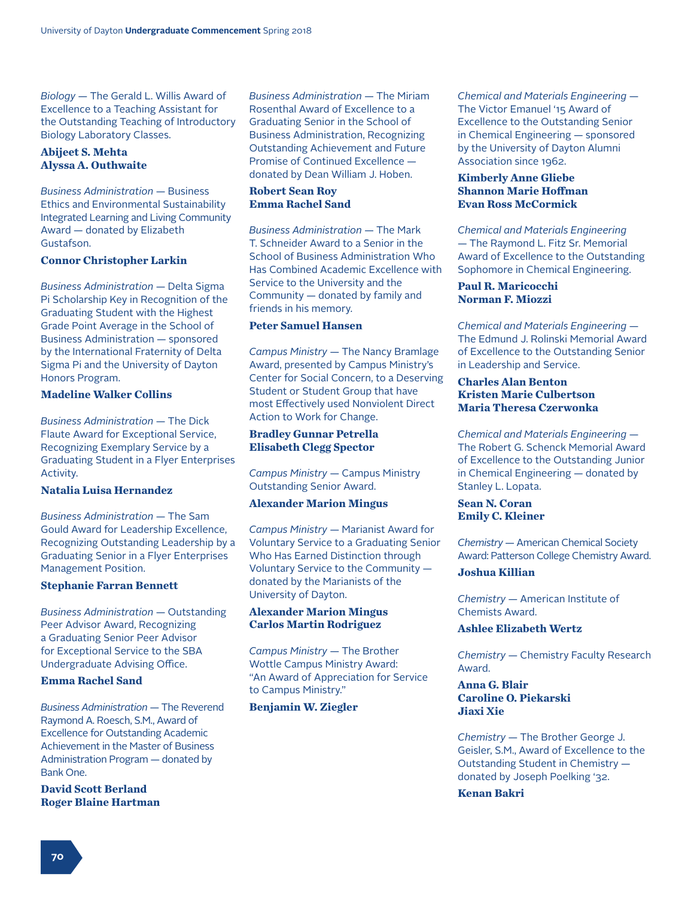*Biology* — The Gerald L. Willis Award of Excellence to a Teaching Assistant for the Outstanding Teaching of Introductory Biology Laboratory Classes.

**Abijeet S. Mehta**
**Alyssa A. Outhwaite**

*Business Administration* — Business Ethics and Environmental Sustainability Integrated Learning and Living Community Award — donated by Elizabeth Gustafson.

**Connor Christopher Larkin**

*Business Administration* — Delta Sigma Pi Scholarship Key in Recognition of the Graduating Student with the Highest Grade Point Average in the School of Business Administration — sponsored by the International Fraternity of Delta Sigma Pi and the University of Dayton Honors Program.

**Madeline Walker Collins**

*Business Administration* — The Dick Flaute Award for Exceptional Service, Recognizing Exemplary Service by a Graduating Student in a Flyer Enterprises Activity.

**Natalia Luisa Hernandez**

*Business Administration* — The Sam Gould Award for Leadership Excellence, Recognizing Outstanding Leadership by a Graduating Senior in a Flyer Enterprises Management Position.

**Stephanie Farran Bennett**

*Business Administration* — Outstanding Peer Advisor Award, Recognizing a Graduating Senior Peer Advisor for Exceptional Service to the SBA Undergraduate Advising Office.

**Emma Rachel Sand**

*Business Administration* — The Reverend Raymond A. Roesch, S.M., Award of Excellence for Outstanding Academic Achievement in the Master of Business Administration Program — donated by Bank One.

**David Scott Berland**
**Roger Blaine Hartman**

*Business Administration* — The Miriam Rosenthal Award of Excellence to a Graduating Senior in the School of Business Administration, Recognizing Outstanding Achievement and Future Promise of Continued Excellence — donated by Dean William J. Hoben.

**Robert Sean Roy**
**Emma Rachel Sand**

*Business Administration* — The Mark T. Schneider Award to a Senior in the School of Business Administration Who Has Combined Academic Excellence with Service to the University and the Community — donated by family and friends in his memory.

**Peter Samuel Hansen**

*Campus Ministry* — The Nancy Bramlage Award, presented by Campus Ministry's Center for Social Concern, to a Deserving Student or Student Group that have most Effectively used Nonviolent Direct Action to Work for Change.

**Bradley Gunnar Petrella**
**Elisabeth Clegg Spector**

*Campus Ministry* — Campus Ministry Outstanding Senior Award.

**Alexander Marion Mingus**

*Campus Ministry* — Marianist Award for Voluntary Service to a Graduating Senior Who Has Earned Distinction through Voluntary Service to the Community — donated by the Marianists of the University of Dayton.

**Alexander Marion Mingus**
**Carlos Martin Rodriguez**

*Campus Ministry* — The Brother Wottle Campus Ministry Award: "An Award of Appreciation for Service to Campus Ministry."

**Benjamin W. Ziegler**

*Chemical and Materials Engineering* — The Victor Emanuel '15 Award of Excellence to the Outstanding Senior in Chemical Engineering — sponsored by the University of Dayton Alumni Association since 1962.

**Kimberly Anne Gliebe**
**Shannon Marie Hoffman**
**Evan Ross McCormick**

*Chemical and Materials Engineering* — The Raymond L. Fitz Sr. Memorial Award of Excellence to the Outstanding Sophomore in Chemical Engineering.

**Paul R. Maricocchi**
**Norman F. Miozzi**

*Chemical and Materials Engineering* — The Edmund J. Rolinski Memorial Award of Excellence to the Outstanding Senior in Leadership and Service.

**Charles Alan Benton**
**Kristen Marie Culbertson**
**Maria Theresa Czerwonka**

*Chemical and Materials Engineering* — The Robert G. Schenck Memorial Award of Excellence to the Outstanding Junior in Chemical Engineering — donated by Stanley L. Lopata.

**Sean N. Coran**
**Emily C. Kleiner**

*Chemistry* — American Chemical Society Award: Patterson College Chemistry Award.

**Joshua Killian**

*Chemistry* — American Institute of Chemists Award.

**Ashlee Elizabeth Wertz**

*Chemistry* — Chemistry Faculty Research Award.

**Anna G. Blair**
**Caroline O. Piekarski**
**Jiaxi Xie**

*Chemistry* — The Brother George J. Geisler, S.M., Award of Excellence to the Outstanding Student in Chemistry — donated by Joseph Poelking '32.

**Kenan Bakri**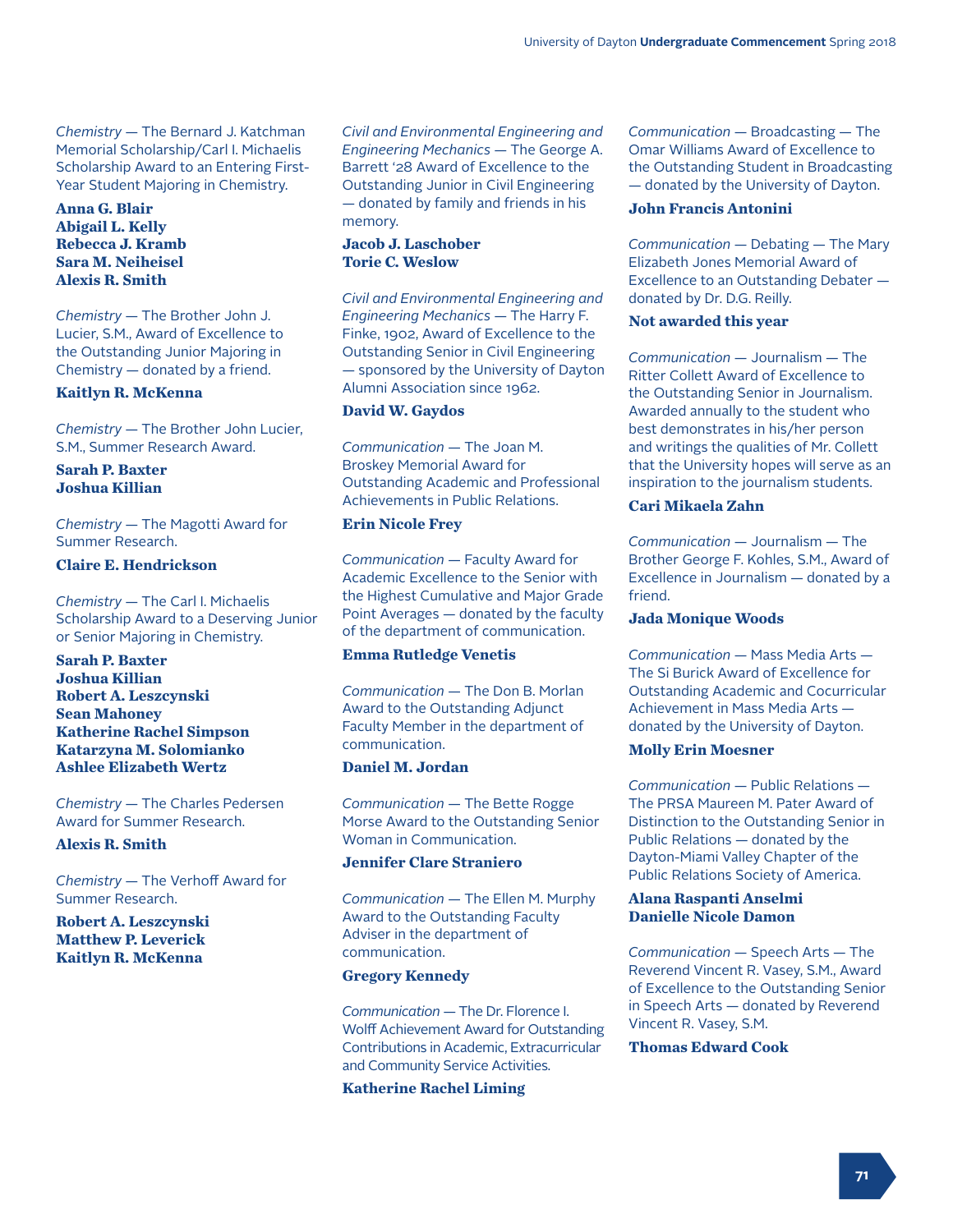*Chemistry* — The Bernard J. Katchman Memorial Scholarship/Carl I. Michaelis Scholarship Award to an Entering First-Year Student Majoring in Chemistry.

**Anna G. Blair**
**Abigail L. Kelly**
**Rebecca J. Kramb**
**Sara M. Neiheisel**
**Alexis R. Smith**

*Chemistry* — The Brother John J. Lucier, S.M., Award of Excellence to the Outstanding Junior Majoring in Chemistry — donated by a friend.

**Kaitlyn R. McKenna**

*Chemistry* — The Brother John Lucier, S.M., Summer Research Award.

**Sarah P. Baxter**
**Joshua Killian**

*Chemistry* — The Magotti Award for Summer Research.

**Claire E. Hendrickson**

*Chemistry* — The Carl I. Michaelis Scholarship Award to a Deserving Junior or Senior Majoring in Chemistry.

**Sarah P. Baxter**
**Joshua Killian**
**Robert A. Leszcynski**
**Sean Mahoney**
**Katherine Rachel Simpson**
**Katarzyna M. Solomianko**
**Ashlee Elizabeth Wertz**

*Chemistry* — The Charles Pedersen Award for Summer Research.

**Alexis R. Smith**

*Chemistry* — The Verhoff Award for Summer Research.

**Robert A. Leszcynski**
**Matthew P. Leverick**
**Kaitlyn R. McKenna**

*Civil and Environmental Engineering and Engineering Mechanics* — The George A. Barrett '28 Award of Excellence to the Outstanding Junior in Civil Engineering — donated by family and friends in his memory.

**Jacob J. Laschober**
**Torie C. Weslow**

*Civil and Environmental Engineering and Engineering Mechanics* — The Harry F. Finke, 1902, Award of Excellence to the Outstanding Senior in Civil Engineering — sponsored by the University of Dayton Alumni Association since 1962.

**David W. Gaydos**

*Communication* — The Joan M. Broskey Memorial Award for Outstanding Academic and Professional Achievements in Public Relations.

**Erin Nicole Frey**

*Communication* — Faculty Award for Academic Excellence to the Senior with the Highest Cumulative and Major Grade Point Averages — donated by the faculty of the department of communication.

**Emma Rutledge Venetis**

*Communication* — The Don B. Morlan Award to the Outstanding Adjunct Faculty Member in the department of communication.

**Daniel M. Jordan**

*Communication* — The Bette Rogge Morse Award to the Outstanding Senior Woman in Communication.

**Jennifer Clare Straniero**

*Communication* — The Ellen M. Murphy Award to the Outstanding Faculty Adviser in the department of communication.

**Gregory Kennedy**

*Communication* — The Dr. Florence I. Wolff Achievement Award for Outstanding Contributions in Academic, Extracurricular and Community Service Activities.

**Katherine Rachel Liming**

*Communication* — Broadcasting — The Omar Williams Award of Excellence to the Outstanding Student in Broadcasting — donated by the University of Dayton.

**John Francis Antonini**

*Communication* — Debating — The Mary Elizabeth Jones Memorial Award of Excellence to an Outstanding Debater — donated by Dr. D.G. Reilly.

**Not awarded this year**

*Communication* — Journalism — The Ritter Collett Award of Excellence to the Outstanding Senior in Journalism. Awarded annually to the student who best demonstrates in his/her person and writings the qualities of Mr. Collett that the University hopes will serve as an inspiration to the journalism students.

**Cari Mikaela Zahn**

*Communication* — Journalism — The Brother George F. Kohles, S.M., Award of Excellence in Journalism — donated by a friend.

**Jada Monique Woods**

*Communication* — Mass Media Arts — The Si Burick Award of Excellence for Outstanding Academic and Cocurricular Achievement in Mass Media Arts — donated by the University of Dayton.

**Molly Erin Moesner**

*Communication* — Public Relations — The PRSA Maureen M. Pater Award of Distinction to the Outstanding Senior in Public Relations — donated by the Dayton-Miami Valley Chapter of the Public Relations Society of America.

**Alana Raspanti Anselmi**
**Danielle Nicole Damon**

*Communication* — Speech Arts — The Reverend Vincent R. Vasey, S.M., Award of Excellence to the Outstanding Senior in Speech Arts — donated by Reverend Vincent R. Vasey, S.M.

**Thomas Edward Cook**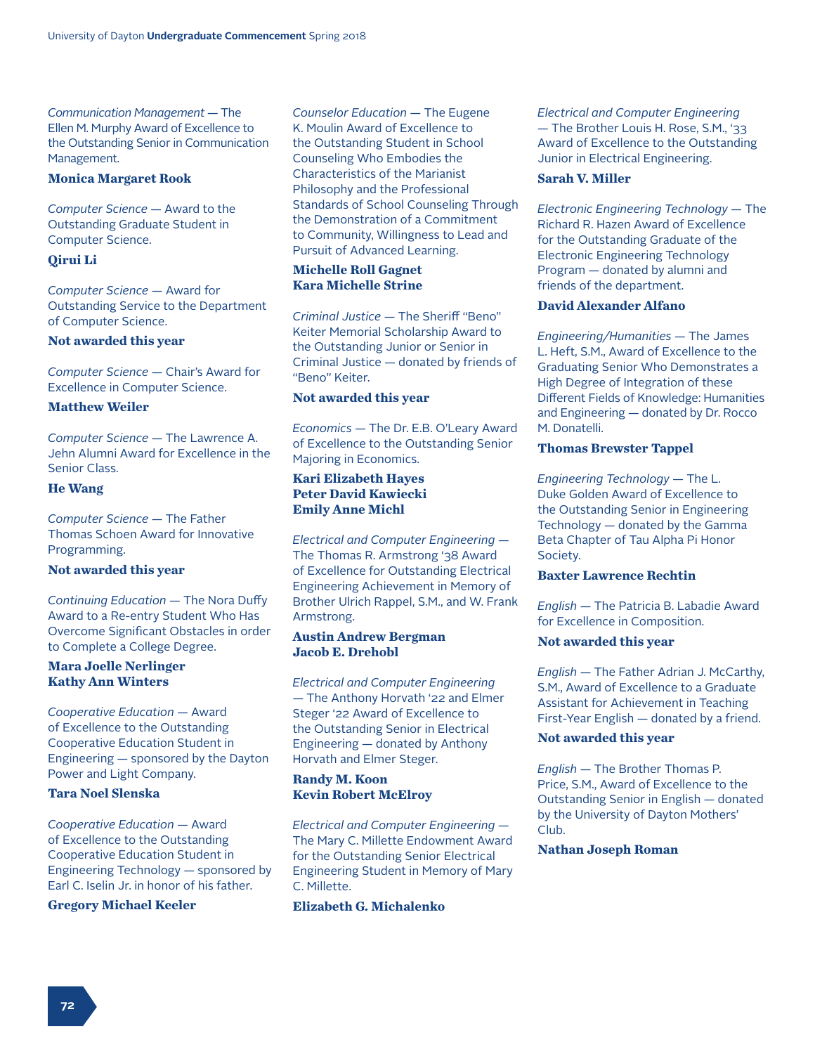*Communication Management* — The Ellen M. Murphy Award of Excellence to the Outstanding Senior in Communication Management.

**Monica Margaret Rook**

*Computer Science* — Award to the Outstanding Graduate Student in Computer Science.

**Qirui Li**

*Computer Science* — Award for Outstanding Service to the Department of Computer Science.

**Not awarded this year**

*Computer Science* — Chair's Award for Excellence in Computer Science.

**Matthew Weiler**

*Computer Science* — The Lawrence A. Jehn Alumni Award for Excellence in the Senior Class.

**He Wang**

*Computer Science* — The Father Thomas Schoen Award for Innovative Programming.

**Not awarded this year**

*Continuing Education* — The Nora Duffy Award to a Re-entry Student Who Has Overcome Significant Obstacles in order to Complete a College Degree.

**Mara Joelle Nerlinger**
**Kathy Ann Winters**

*Cooperative Education* — Award of Excellence to the Outstanding Cooperative Education Student in Engineering — sponsored by the Dayton Power and Light Company.

**Tara Noel Slenska**

*Cooperative Education* — Award of Excellence to the Outstanding Cooperative Education Student in Engineering Technology — sponsored by Earl C. Iselin Jr. in honor of his father.

**Gregory Michael Keeler**

*Counselor Education* — The Eugene K. Moulin Award of Excellence to the Outstanding Student in School Counseling Who Embodies the Characteristics of the Marianist Philosophy and the Professional Standards of School Counseling Through the Demonstration of a Commitment to Community, Willingness to Lead and Pursuit of Advanced Learning.

**Michelle Roll Gagnet**
**Kara Michelle Strine**

*Criminal Justice* — The Sheriff "Beno" Keiter Memorial Scholarship Award to the Outstanding Junior or Senior in Criminal Justice — donated by friends of "Beno" Keiter.

**Not awarded this year**

*Economics* — The Dr. E.B. O'Leary Award of Excellence to the Outstanding Senior Majoring in Economics.

**Kari Elizabeth Hayes**
**Peter David Kawiecki**
**Emily Anne Michl**

*Electrical and Computer Engineering* — The Thomas R. Armstrong '38 Award of Excellence for Outstanding Electrical Engineering Achievement in Memory of Brother Ulrich Rappel, S.M., and W. Frank Armstrong.

**Austin Andrew Bergman**
**Jacob E. Drehobl**

*Electrical and Computer Engineering* — The Anthony Horvath '22 and Elmer Steger '22 Award of Excellence to the Outstanding Senior in Electrical Engineering — donated by Anthony Horvath and Elmer Steger.

**Randy M. Koon**
**Kevin Robert McElroy**

*Electrical and Computer Engineering* — The Mary C. Millette Endowment Award for the Outstanding Senior Electrical Engineering Student in Memory of Mary C. Millette.

**Elizabeth G. Michalenko**

*Electrical and Computer Engineering* — The Brother Louis H. Rose, S.M., '33 Award of Excellence to the Outstanding Junior in Electrical Engineering.

**Sarah V. Miller**

*Electronic Engineering Technology* — The Richard R. Hazen Award of Excellence for the Outstanding Graduate of the Electronic Engineering Technology Program — donated by alumni and friends of the department.

**David Alexander Alfano**

*Engineering/Humanities* — The James L. Heft, S.M., Award of Excellence to the Graduating Senior Who Demonstrates a High Degree of Integration of these Different Fields of Knowledge: Humanities and Engineering — donated by Dr. Rocco M. Donatelli.

**Thomas Brewster Tappel**

*Engineering Technology* — The L. Duke Golden Award of Excellence to the Outstanding Senior in Engineering Technology — donated by the Gamma Beta Chapter of Tau Alpha Pi Honor Society.

**Baxter Lawrence Rechtin**

*English* — The Patricia B. Labadie Award for Excellence in Composition.

**Not awarded this year**

*English* — The Father Adrian J. McCarthy, S.M., Award of Excellence to a Graduate Assistant for Achievement in Teaching First-Year English — donated by a friend.

**Not awarded this year**

*English* — The Brother Thomas P. Price, S.M., Award of Excellence to the Outstanding Senior in English — donated by the University of Dayton Mothers' Club.

**Nathan Joseph Roman**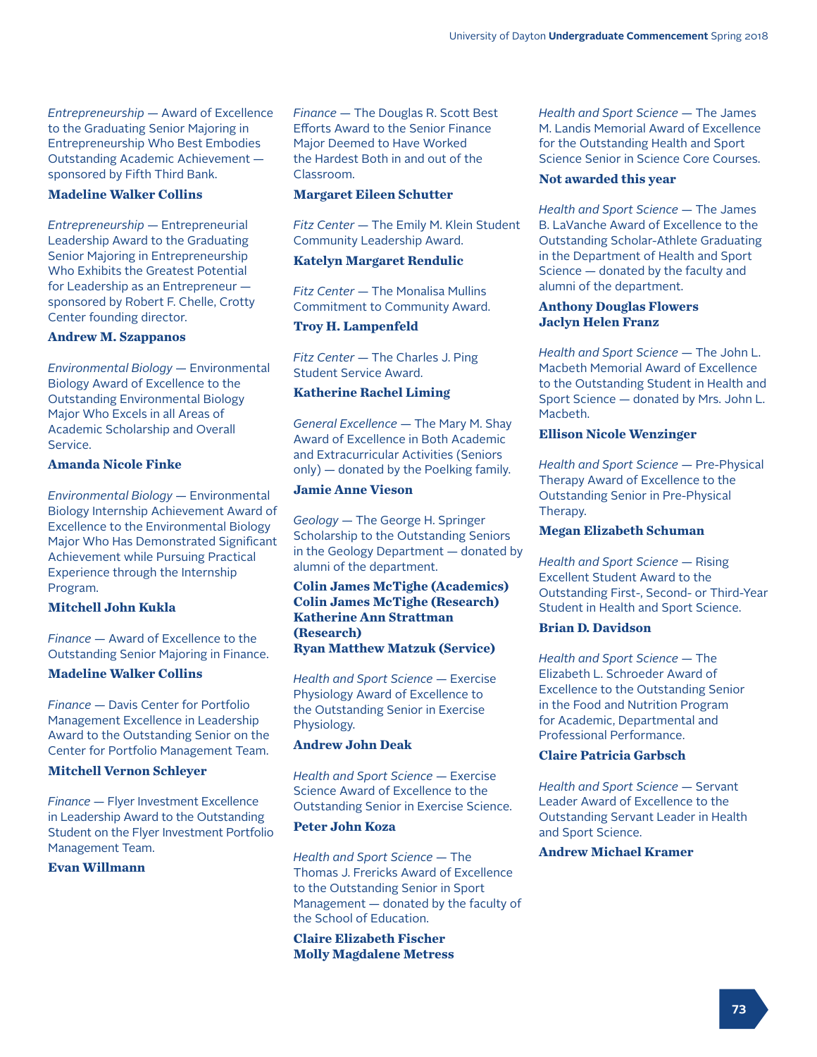*Entrepreneurship* — Award of Excellence to the Graduating Senior Majoring in Entrepreneurship Who Best Embodies Outstanding Academic Achievement — sponsored by Fifth Third Bank.

**Madeline Walker Collins**

*Entrepreneurship* — Entrepreneurial Leadership Award to the Graduating Senior Majoring in Entrepreneurship Who Exhibits the Greatest Potential for Leadership as an Entrepreneur — sponsored by Robert F. Chelle, Crotty Center founding director.

**Andrew M. Szappanos**

*Environmental Biology* — Environmental Biology Award of Excellence to the Outstanding Environmental Biology Major Who Excels in all Areas of Academic Scholarship and Overall Service.

**Amanda Nicole Finke**

*Environmental Biology* — Environmental Biology Internship Achievement Award of Excellence to the Environmental Biology Major Who Has Demonstrated Significant Achievement while Pursuing Practical Experience through the Internship Program.

**Mitchell John Kukla**

*Finance* — Award of Excellence to the Outstanding Graduating Senior Majoring in Finance.

**Madeline Walker Collins**

*Finance* — Davis Center for Portfolio Management Excellence in Leadership Award to the Outstanding Senior on the Center for Portfolio Management Team.

**Mitchell Vernon Schleyer**

*Finance* — Flyer Investment Excellence in Leadership Award to the Outstanding Student on the Flyer Investment Portfolio Management Team.

**Evan Willmann**

*Finance* — The Douglas R. Scott Best Efforts Award to the Senior Finance Major Deemed to Have Worked the Hardest Both in and out of the Classroom.

**Margaret Eileen Schutter**

*Fitz Center* — The Emily M. Klein Student Community Leadership Award.

**Katelyn Margaret Rendulic**

*Fitz Center* — The Monalisa Mullins Commitment to Community Award.

**Troy H. Lampenfeld**

*Fitz Center* — The Charles J. Ping Student Service Award.

**Katherine Rachel Liming**

*General Excellence* — The Mary M. Shay Award of Excellence in Both Academic and Extracurricular Activities (Seniors only) — donated by the Poelking family.

**Jamie Anne Vieson**

*Geology* — The George H. Springer Scholarship to the Outstanding Seniors in the Geology Department — donated by alumni of the department.

**Colin James McTighe (Academics)**
**Colin James McTighe (Research)**
**Katherine Ann Strattman (Research)**
**Ryan Matthew Matzuk (Service)**

*Health and Sport Science* — Exercise Physiology Award of Excellence to the Outstanding Senior in Exercise Physiology.

**Andrew John Deak**

*Health and Sport Science* — Exercise Science Award of Excellence to the Outstanding Senior in Exercise Science.

**Peter John Koza**

*Health and Sport Science* — The Thomas J. Frericks Award of Excellence to the Outstanding Senior in Sport Management — donated by the faculty of the School of Education.

**Claire Elizabeth Fischer**
**Molly Magdalene Metress**

*Health and Sport Science* — The James M. Landis Memorial Award of Excellence for the Outstanding Health and Sport Science Senior in Science Core Courses.

**Not awarded this year**

*Health and Sport Science* — The James B. LaVanche Award of Excellence to the Outstanding Scholar-Athlete Graduating in the Department of Health and Sport Science — donated by the faculty and alumni of the department.

**Anthony Douglas Flowers**
**Jaclyn Helen Franz**

*Health and Sport Science* — The John L. Macbeth Memorial Award of Excellence to the Outstanding Student in Health and Sport Science — donated by Mrs. John L. Macbeth.

**Ellison Nicole Wenzinger**

*Health and Sport Science* — Pre-Physical Therapy Award of Excellence to the Outstanding Senior in Pre-Physical Therapy.

**Megan Elizabeth Schuman**

*Health and Sport Science* — Rising Excellent Student Award to the Outstanding First-, Second- or Third-Year Student in Health and Sport Science.

**Brian D. Davidson**

*Health and Sport Science* — The Elizabeth L. Schroeder Award of Excellence to the Outstanding Senior in the Food and Nutrition Program for Academic, Departmental and Professional Performance.

**Claire Patricia Garbsch**

*Health and Sport Science* — Servant Leader Award of Excellence to the Outstanding Servant Leader in Health and Sport Science.

**Andrew Michael Kramer**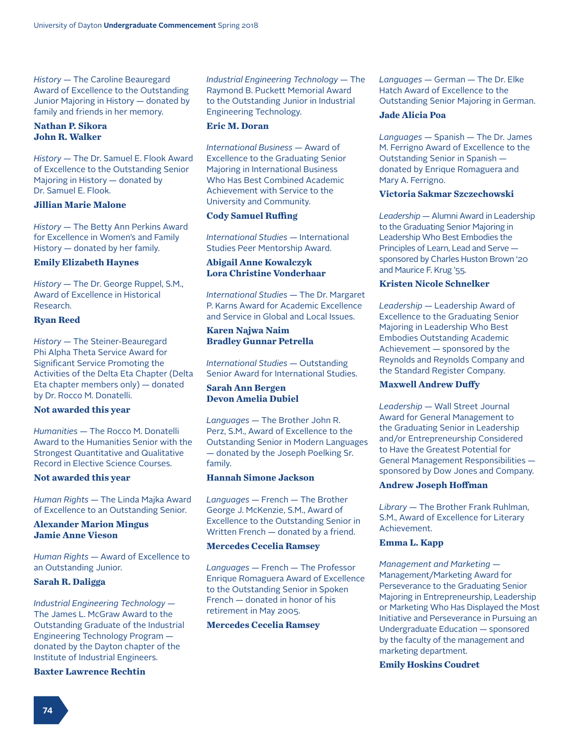*History* — The Caroline Beauregard Award of Excellence to the Outstanding Junior Majoring in History — donated by family and friends in her memory.

**Nathan P. Sikora**
**John R. Walker**

*History* — The Dr. Samuel E. Flook Award of Excellence to the Outstanding Senior Majoring in History — donated by Dr. Samuel E. Flook.

**Jillian Marie Malone**

*History* — The Betty Ann Perkins Award for Excellence in Women's and Family History — donated by her family.

**Emily Elizabeth Haynes**

*History* — The Dr. George Ruppel, S.M., Award of Excellence in Historical Research.

**Ryan Reed**

*History* — The Steiner-Beauregard Phi Alpha Theta Service Award for Significant Service Promoting the Activities of the Delta Eta Chapter (Delta Eta chapter members only) — donated by Dr. Rocco M. Donatelli.

**Not awarded this year**

*Humanities* — The Rocco M. Donatelli Award to the Humanities Senior with the Strongest Quantitative and Qualitative Record in Elective Science Courses.

**Not awarded this year**

*Human Rights* — The Linda Majka Award of Excellence to an Outstanding Senior.

**Alexander Marion Mingus**
**Jamie Anne Vieson**

*Human Rights* — Award of Excellence to an Outstanding Junior.

**Sarah R. Daligga**

*Industrial Engineering Technology* — The James L. McGraw Award to the Outstanding Graduate of the Industrial Engineering Technology Program — donated by the Dayton chapter of the Institute of Industrial Engineers.

**Baxter Lawrence Rechtin**

*Industrial Engineering Technology* — The Raymond B. Puckett Memorial Award to the Outstanding Junior in Industrial Engineering Technology.

**Eric M. Doran**

*International Business* — Award of Excellence to the Graduating Senior Majoring in International Business Who Has Best Combined Academic Achievement with Service to the University and Community.

**Cody Samuel Ruffing**

*International Studies* — International Studies Peer Mentorship Award.

**Abigail Anne Kowalczyk**
**Lora Christine Vonderhaar**

*International Studies* — The Dr. Margaret P. Karns Award for Academic Excellence and Service in Global and Local Issues.

**Karen Najwa Naim**
**Bradley Gunnar Petrella**

*International Studies* — Outstanding Senior Award for International Studies.

**Sarah Ann Bergen**
**Devon Amelia Dubiel**

*Languages* — The Brother John R. Perz, S.M., Award of Excellence to the Outstanding Senior in Modern Languages — donated by the Joseph Poelking Sr. family.

**Hannah Simone Jackson**

*Languages* — French — The Brother George J. McKenzie, S.M., Award of Excellence to the Outstanding Senior in Written French — donated by a friend.

**Mercedes Cecelia Ramsey**

*Languages* — French — The Professor Enrique Romaguera Award of Excellence to the Outstanding Senior in Spoken French — donated in honor of his retirement in May 2005.

**Mercedes Cecelia Ramsey**

*Languages* — German — The Dr. Elke Hatch Award of Excellence to the Outstanding Senior Majoring in German.

**Jade Alicia Poa**

*Languages* — Spanish — The Dr. James M. Ferrigno Award of Excellence to the Outstanding Senior in Spanish — donated by Enrique Romaguera and Mary A. Ferrigno.

**Victoria Sakmar Szczechowski**

*Leadership* — Alumni Award in Leadership to the Graduating Senior Majoring in Leadership Who Best Embodies the Principles of Learn, Lead and Serve — sponsored by Charles Huston Brown '20 and Maurice F. Krug '55.

**Kristen Nicole Schnelker**

*Leadership* — Leadership Award of Excellence to the Graduating Senior Majoring in Leadership Who Best Embodies Outstanding Academic Achievement — sponsored by the Reynolds and Reynolds Company and the Standard Register Company.

**Maxwell Andrew Duffy**

*Leadership* — Wall Street Journal Award for General Management to the Graduating Senior in Leadership and/or Entrepreneurship Considered to Have the Greatest Potential for General Management Responsibilities — sponsored by Dow Jones and Company.

**Andrew Joseph Hoffman**

*Library* — The Brother Frank Ruhlman, S.M., Award of Excellence for Literary Achievement.

**Emma L. Kapp**

*Management and Marketing* — Management/Marketing Award for Perseverance to the Graduating Senior Majoring in Entrepreneurship, Leadership or Marketing Who Has Displayed the Most Initiative and Perseverance in Pursuing an Undergraduate Education — sponsored by the faculty of the management and marketing department.

**Emily Hoskins Coudret**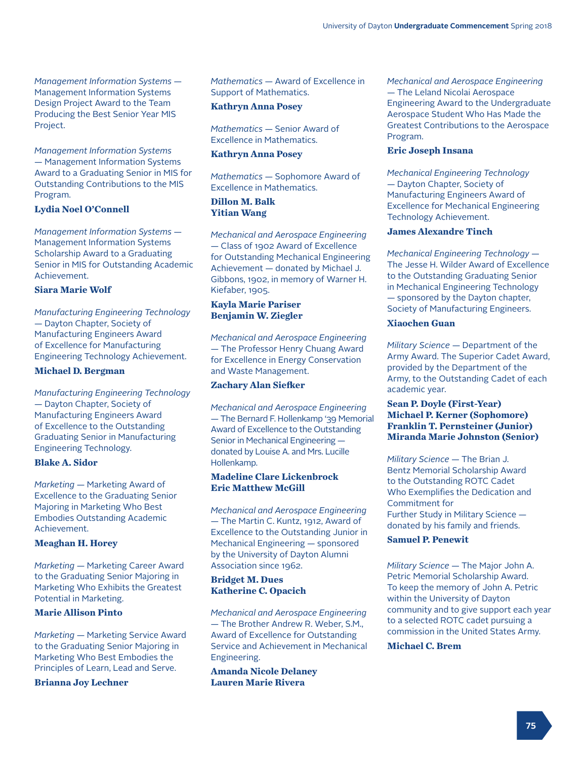*Management Information Systems* — Management Information Systems Design Project Award to the Team Producing the Best Senior Year MIS Project.

*Management Information Systems* — Management Information Systems Award to a Graduating Senior in MIS for Outstanding Contributions to the MIS Program.

**Lydia Noel O'Connell**

*Management Information Systems* — Management Information Systems Scholarship Award to a Graduating Senior in MIS for Outstanding Academic Achievement.

**Siara Marie Wolf**

*Manufacturing Engineering Technology* — Dayton Chapter, Society of Manufacturing Engineers Award of Excellence for Manufacturing Engineering Technology Achievement.

**Michael D. Bergman**

*Manufacturing Engineering Technology* — Dayton Chapter, Society of Manufacturing Engineers Award of Excellence to the Outstanding Graduating Senior in Manufacturing Engineering Technology.

**Blake A. Sidor**

*Marketing* — Marketing Award of Excellence to the Graduating Senior Majoring in Marketing Who Best Embodies Outstanding Academic Achievement.

**Meaghan H. Horey**

*Marketing* — Marketing Career Award to the Graduating Senior Majoring in Marketing Who Exhibits the Greatest Potential in Marketing.

**Marie Allison Pinto**

*Marketing* — Marketing Service Award to the Graduating Senior Majoring in Marketing Who Best Embodies the Principles of Learn, Lead and Serve.

**Brianna Joy Lechner**

*Mathematics* — Award of Excellence in Support of Mathematics.

**Kathryn Anna Posey**

*Mathematics* — Senior Award of Excellence in Mathematics.

**Kathryn Anna Posey**

*Mathematics* — Sophomore Award of Excellence in Mathematics.

**Dillon M. Balk**
**Yitian Wang**

*Mechanical and Aerospace Engineering* — Class of 1902 Award of Excellence for Outstanding Mechanical Engineering Achievement — donated by Michael J. Gibbons, 1902, in memory of Warner H. Kiefaber, 1905.

**Kayla Marie Pariser**
**Benjamin W. Ziegler**

*Mechanical and Aerospace Engineering* — The Professor Henry Chuang Award for Excellence in Energy Conservation and Waste Management.

**Zachary Alan Siefker**

*Mechanical and Aerospace Engineering* — The Bernard F. Hollenkamp '39 Memorial Award of Excellence to the Outstanding Senior in Mechanical Engineering — donated by Louise A. and Mrs. Lucille Hollenkamp.

**Madeline Clare Lickenbrock**
**Eric Matthew McGill**

*Mechanical and Aerospace Engineering* — The Martin C. Kuntz, 1912, Award of Excellence to the Outstanding Junior in Mechanical Engineering — sponsored by the University of Dayton Alumni Association since 1962.

**Bridget M. Dues**
**Katherine C. Opacich**

*Mechanical and Aerospace Engineering* — The Brother Andrew R. Weber, S.M., Award of Excellence for Outstanding Service and Achievement in Mechanical Engineering.

**Amanda Nicole Delaney**
**Lauren Marie Rivera**

*Mechanical and Aerospace Engineering* — The Leland Nicolai Aerospace Engineering Award to the Undergraduate Aerospace Student Who Has Made the Greatest Contributions to the Aerospace Program.

**Eric Joseph Insana**

*Mechanical Engineering Technology* — Dayton Chapter, Society of Manufacturing Engineers Award of Excellence for Mechanical Engineering Technology Achievement.

**James Alexandre Tinch**

*Mechanical Engineering Technology* — The Jesse H. Wilder Award of Excellence to the Outstanding Graduating Senior in Mechanical Engineering Technology — sponsored by the Dayton chapter, Society of Manufacturing Engineers.

**Xiaochen Guan**

*Military Science* — Department of the Army Award. The Superior Cadet Award, provided by the Department of the Army, to the Outstanding Cadet of each academic year.

**Sean P. Doyle (First-Year)**
**Michael P. Kerner (Sophomore)**
**Franklin T. Pernsteiner (Junior)**
**Miranda Marie Johnston (Senior)**

*Military Science* — The Brian J. Bentz Memorial Scholarship Award to the Outstanding ROTC Cadet Who Exemplifies the Dedication and Commitment for Further Study in Military Science — donated by his family and friends.

**Samuel P. Penewit**

*Military Science* — The Major John A. Petric Memorial Scholarship Award. To keep the memory of John A. Petric within the University of Dayton community and to give support each year to a selected ROTC cadet pursuing a commission in the United States Army.

**Michael C. Brem**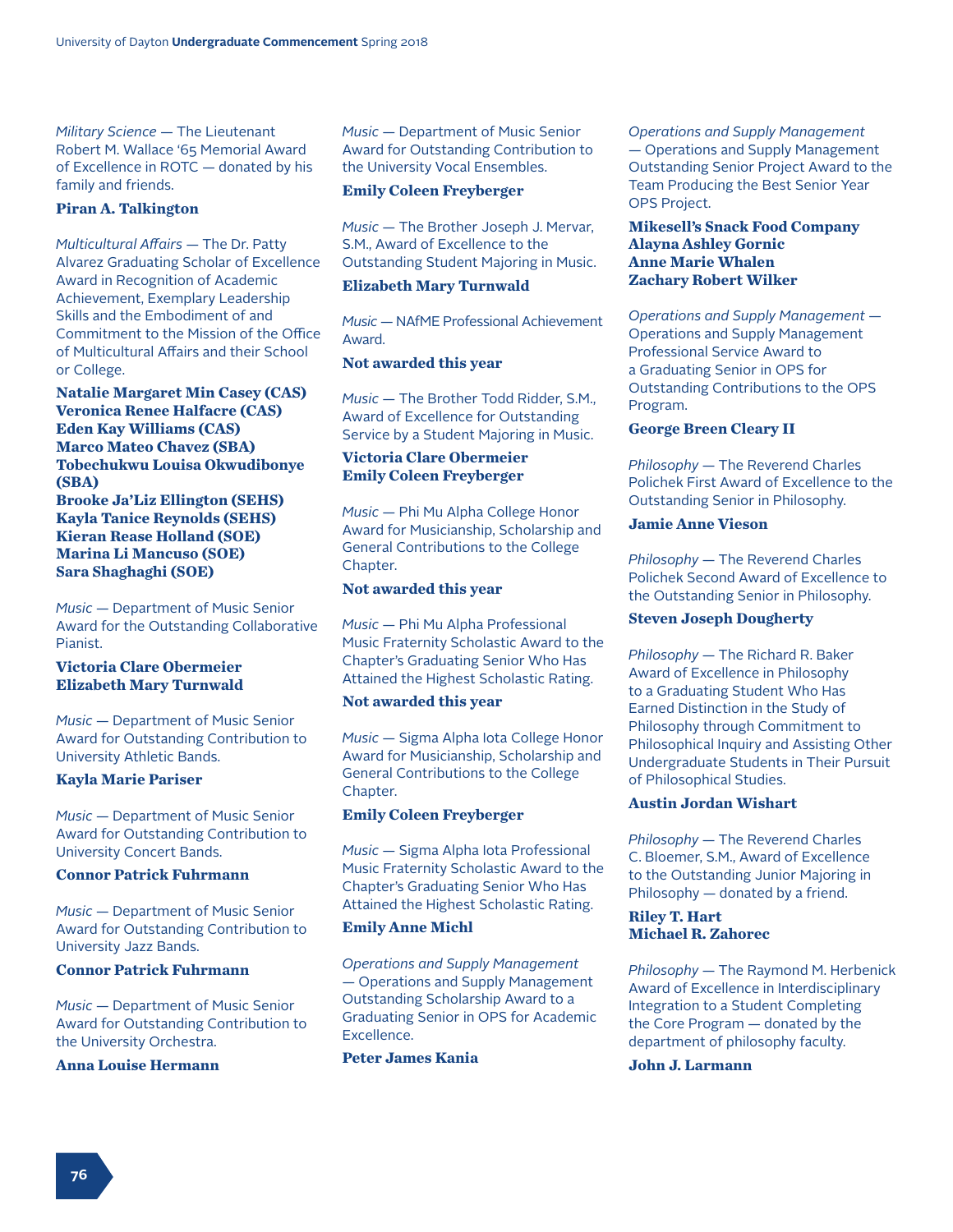*Military Science* — The Lieutenant Robert M. Wallace '65 Memorial Award of Excellence in ROTC — donated by his family and friends.

**Piran A. Talkington**

*Multicultural Affairs* — The Dr. Patty Alvarez Graduating Scholar of Excellence Award in Recognition of Academic Achievement, Exemplary Leadership Skills and the Embodiment of and Commitment to the Mission of the Office of Multicultural Affairs and their School or College.

**Natalie Margaret Min Casey (CAS)**
**Veronica Renee Halfacre (CAS)**
**Eden Kay Williams (CAS)**
**Marco Mateo Chavez (SBA)**
**Tobechukwu Louisa Okwudibonye (SBA)**
**Brooke Ja'Liz Ellington (SEHS)**
**Kayla Tanice Reynolds (SEHS)**
**Kieran Rease Holland (SOE)**
**Marina Li Mancuso (SOE)**
**Sara Shaghaghi (SOE)**

*Music* — Department of Music Senior Award for the Outstanding Collaborative Pianist.

**Victoria Clare Obermeier**
**Elizabeth Mary Turnwald**

*Music* — Department of Music Senior Award for Outstanding Contribution to University Athletic Bands.

**Kayla Marie Pariser**

*Music* — Department of Music Senior Award for Outstanding Contribution to University Concert Bands.

**Connor Patrick Fuhrmann**

*Music* — Department of Music Senior Award for Outstanding Contribution to University Jazz Bands.

**Connor Patrick Fuhrmann**

*Music* — Department of Music Senior Award for Outstanding Contribution to the University Orchestra.

**Anna Louise Hermann**

*Music* — Department of Music Senior Award for Outstanding Contribution to the University Vocal Ensembles.

**Emily Coleen Freyberger**

*Music* — The Brother Joseph J. Mervar, S.M., Award of Excellence to the Outstanding Student Majoring in Music.

**Elizabeth Mary Turnwald**

*Music* — NAfME Professional Achievement Award.

**Not awarded this year**

*Music* — The Brother Todd Ridder, S.M., Award of Excellence for Outstanding Service by a Student Majoring in Music.

**Victoria Clare Obermeier**
**Emily Coleen Freyberger**

*Music* — Phi Mu Alpha College Honor Award for Musicianship, Scholarship and General Contributions to the College Chapter.

**Not awarded this year**

*Music* — Phi Mu Alpha Professional Music Fraternity Scholastic Award to the Chapter's Graduating Senior Who Has Attained the Highest Scholastic Rating.

**Not awarded this year**

*Music* — Sigma Alpha Iota College Honor Award for Musicianship, Scholarship and General Contributions to the College Chapter.

**Emily Coleen Freyberger**

*Music* — Sigma Alpha Iota Professional Music Fraternity Scholastic Award to the Chapter's Graduating Senior Who Has Attained the Highest Scholastic Rating.

**Emily Anne Michl**

*Operations and Supply Management* — Operations and Supply Management Outstanding Scholarship Award to a Graduating Senior in OPS for Academic Excellence.

**Peter James Kania**

*Operations and Supply Management* — Operations and Supply Management Outstanding Senior Project Award to the Team Producing the Best Senior Year OPS Project.

**Mikesell's Snack Food Company**
**Alayna Ashley Gornic**
**Anne Marie Whalen**
**Zachary Robert Wilker**

*Operations and Supply Management* — Operations and Supply Management Professional Service Award to a Graduating Senior in OPS for Outstanding Contributions to the OPS Program.

**George Breen Cleary II**

*Philosophy* — The Reverend Charles Polichek First Award of Excellence to the Outstanding Senior in Philosophy.

**Jamie Anne Vieson**

*Philosophy* — The Reverend Charles Polichek Second Award of Excellence to the Outstanding Senior in Philosophy.

**Steven Joseph Dougherty**

*Philosophy* — The Richard R. Baker Award of Excellence in Philosophy to a Graduating Student Who Has Earned Distinction in the Study of Philosophy through Commitment to Philosophical Inquiry and Assisting Other Undergraduate Students in Their Pursuit of Philosophical Studies.

**Austin Jordan Wishart**

*Philosophy* — The Reverend Charles C. Bloemer, S.M., Award of Excellence to the Outstanding Junior Majoring in Philosophy — donated by a friend.

**Riley T. Hart**
**Michael R. Zahorec**

*Philosophy* — The Raymond M. Herbenick Award of Excellence in Interdisciplinary Integration to a Student Completing the Core Program — donated by the department of philosophy faculty.

**John J. Larmann**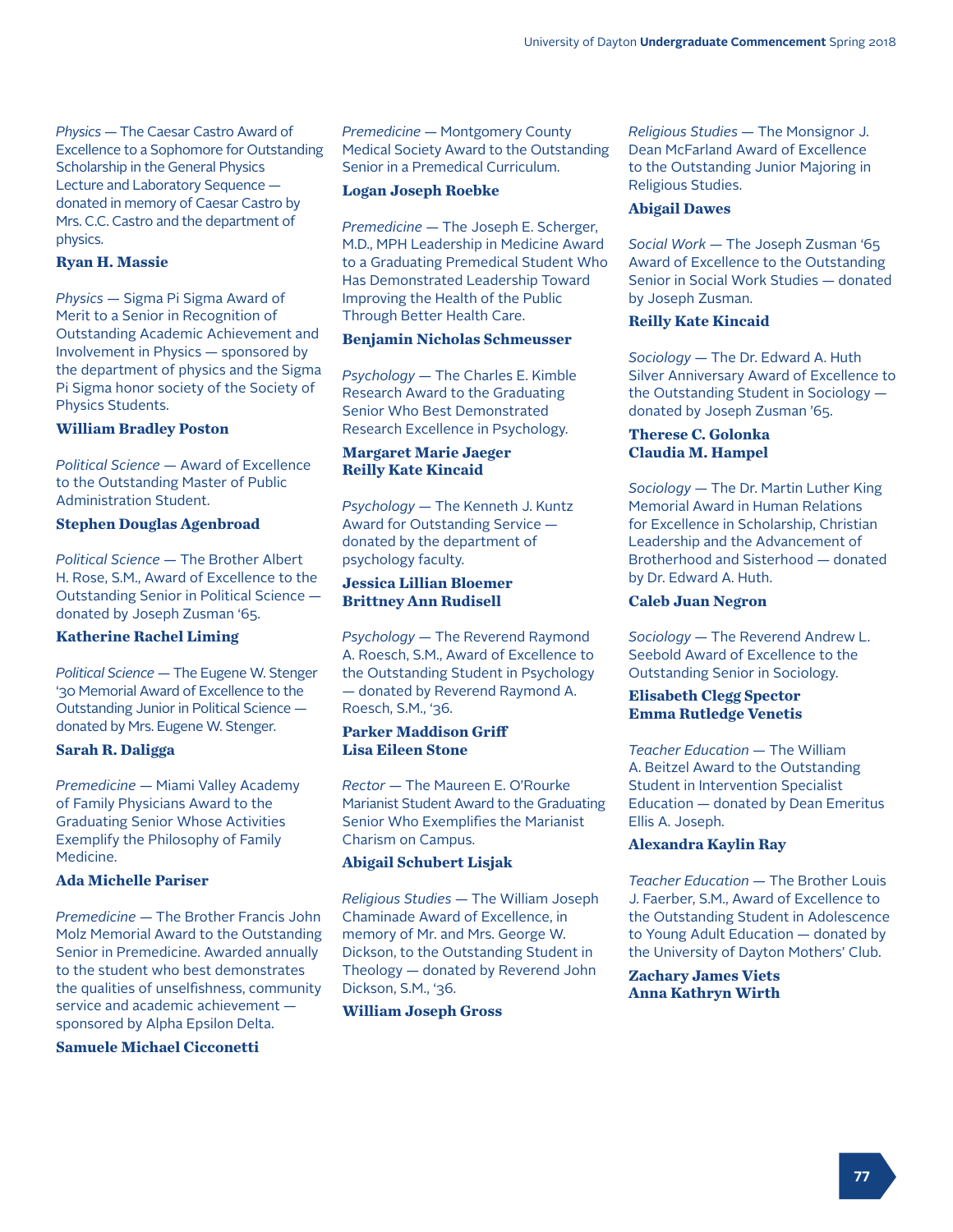*Physics* — The Caesar Castro Award of Excellence to a Sophomore for Outstanding Scholarship in the General Physics Lecture and Laboratory Sequence — donated in memory of Caesar Castro by Mrs. C.C. Castro and the department of physics.

**Ryan H. Massie**

*Physics* — Sigma Pi Sigma Award of Merit to a Senior in Recognition of Outstanding Academic Achievement and Involvement in Physics — sponsored by the department of physics and the Sigma Pi Sigma honor society of the Society of Physics Students.

**William Bradley Poston**

*Political Science* — Award of Excellence to the Outstanding Master of Public Administration Student.

**Stephen Douglas Agenbroad**

*Political Science* — The Brother Albert H. Rose, S.M., Award of Excellence to the Outstanding Senior in Political Science — donated by Joseph Zusman '65.

**Katherine Rachel Liming**

*Political Science* — The Eugene W. Stenger '30 Memorial Award of Excellence to the Outstanding Junior in Political Science — donated by Mrs. Eugene W. Stenger.

**Sarah R. Daligga**

*Premedicine* — Miami Valley Academy of Family Physicians Award to the Graduating Senior Whose Activities Exemplify the Philosophy of Family Medicine.

**Ada Michelle Pariser**

*Premedicine* — The Brother Francis John Molz Memorial Award to the Outstanding Senior in Premedicine. Awarded annually to the student who best demonstrates the qualities of unselfishness, community service and academic achievement — sponsored by Alpha Epsilon Delta.

**Samuele Michael Cicconetti**

*Premedicine* — Montgomery County Medical Society Award to the Outstanding Senior in a Premedical Curriculum.

**Logan Joseph Roebke**

*Premedicine* — The Joseph E. Scherger, M.D., MPH Leadership in Medicine Award to a Graduating Premedical Student Who Has Demonstrated Leadership Toward Improving the Health of the Public Through Better Health Care.

**Benjamin Nicholas Schmeusser**

*Psychology* — The Charles E. Kimble Research Award to the Graduating Senior Who Best Demonstrated Research Excellence in Psychology.

**Margaret Marie Jaeger**
**Reilly Kate Kincaid**

*Psychology* — The Kenneth J. Kuntz Award for Outstanding Service — donated by the department of psychology faculty.

**Jessica Lillian Bloemer**
**Brittney Ann Rudisell**

*Psychology* — The Reverend Raymond A. Roesch, S.M., Award of Excellence to the Outstanding Student in Psychology — donated by Reverend Raymond A. Roesch, S.M., '36.

**Parker Maddison Griff**
**Lisa Eileen Stone**

*Rector* — The Maureen E. O'Rourke Marianist Student Award to the Graduating Senior Who Exemplifies the Marianist Charism on Campus.

**Abigail Schubert Lisjak**

*Religious Studies* — The William Joseph Chaminade Award of Excellence, in memory of Mr. and Mrs. George W. Dickson, to the Outstanding Student in Theology — donated by Reverend John Dickson, S.M., '36.

**William Joseph Gross**

*Religious Studies* — The Monsignor J. Dean McFarland Award of Excellence to the Outstanding Junior Majoring in Religious Studies.

**Abigail Dawes**

*Social Work* — The Joseph Zusman '65 Award of Excellence to the Outstanding Senior in Social Work Studies — donated by Joseph Zusman.

**Reilly Kate Kincaid**

*Sociology* — The Dr. Edward A. Huth Silver Anniversary Award of Excellence to the Outstanding Student in Sociology — donated by Joseph Zusman '65.

**Therese C. Golonka**
**Claudia M. Hampel**

*Sociology* — The Dr. Martin Luther King Memorial Award in Human Relations for Excellence in Scholarship, Christian Leadership and the Advancement of Brotherhood and Sisterhood — donated by Dr. Edward A. Huth.

**Caleb Juan Negron**

*Sociology* — The Reverend Andrew L. Seebold Award of Excellence to the Outstanding Senior in Sociology.

**Elisabeth Clegg Spector**
**Emma Rutledge Venetis**

*Teacher Education* — The William A. Beitzel Award to the Outstanding Student in Intervention Specialist Education — donated by Dean Emeritus Ellis A. Joseph.

**Alexandra Kaylin Ray**

*Teacher Education* — The Brother Louis J. Faerber, S.M., Award of Excellence to the Outstanding Student in Adolescence to Young Adult Education — donated by the University of Dayton Mothers' Club.

**Zachary James Viets**
**Anna Kathryn Wirth**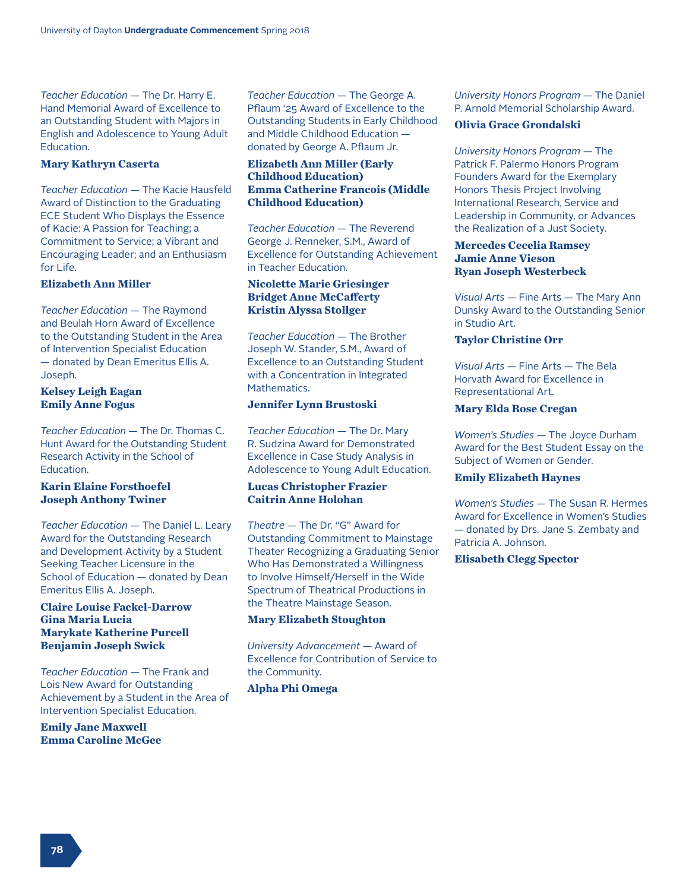*Teacher Education* — The Dr. Harry E. Hand Memorial Award of Excellence to an Outstanding Student with Majors in English and Adolescence to Young Adult Education.

**Mary Kathryn Caserta**

*Teacher Education* — The Kacie Hausfeld Award of Distinction to the Graduating ECE Student Who Displays the Essence of Kacie: A Passion for Teaching; a Commitment to Service; a Vibrant and Encouraging Leader; and an Enthusiasm for Life.

**Elizabeth Ann Miller**

*Teacher Education* — The Raymond and Beulah Horn Award of Excellence to the Outstanding Student in the Area of Intervention Specialist Education — donated by Dean Emeritus Ellis A. Joseph.

**Kelsey Leigh Eagan**
**Emily Anne Fogus**

*Teacher Education* — The Dr. Thomas C. Hunt Award for the Outstanding Student Research Activity in the School of Education.

**Karin Elaine Forsthoefel**
**Joseph Anthony Twiner**

*Teacher Education* — The Daniel L. Leary Award for the Outstanding Research and Development Activity by a Student Seeking Teacher Licensure in the School of Education — donated by Dean Emeritus Ellis A. Joseph.

**Claire Louise Fackel-Darrow**
**Gina Maria Lucia**
**Marykate Katherine Purcell**
**Benjamin Joseph Swick**

*Teacher Education* — The Frank and Lois New Award for Outstanding Achievement by a Student in the Area of Intervention Specialist Education.

**Emily Jane Maxwell**
**Emma Caroline McGee**

*Teacher Education* — The George A. Pflaum '25 Award of Excellence to the Outstanding Students in Early Childhood and Middle Childhood Education — donated by George A. Pflaum Jr.

**Elizabeth Ann Miller (Early Childhood Education)**
**Emma Catherine Francois (Middle Childhood Education)**

*Teacher Education* — The Reverend George J. Renneker, S.M., Award of Excellence for Outstanding Achievement in Teacher Education.

**Nicolette Marie Griesinger**
**Bridget Anne McCafferty**
**Kristin Alyssa Stollger**

*Teacher Education* — The Brother Joseph W. Stander, S.M., Award of Excellence to an Outstanding Student with a Concentration in Integrated Mathematics.

**Jennifer Lynn Brustoski**

*Teacher Education* — The Dr. Mary R. Sudzina Award for Demonstrated Excellence in Case Study Analysis in Adolescence to Young Adult Education.

**Lucas Christopher Frazier**
**Caitrin Anne Holohan**

*Theatre* — The Dr. "G" Award for Outstanding Commitment to Mainstage Theater Recognizing a Graduating Senior Who Has Demonstrated a Willingness to Involve Himself/Herself in the Wide Spectrum of Theatrical Productions in the Theatre Mainstage Season.

**Mary Elizabeth Stoughton**

*University Advancement* — Award of Excellence for Contribution of Service to the Community.

**Alpha Phi Omega**

*University Honors Program* — The Daniel P. Arnold Memorial Scholarship Award.

**Olivia Grace Grondalski**

*University Honors Program* — The Patrick F. Palermo Honors Program Founders Award for the Exemplary Honors Thesis Project Involving International Research, Service and Leadership in Community, or Advances the Realization of a Just Society.

**Mercedes Cecelia Ramsey**
**Jamie Anne Vieson**
**Ryan Joseph Westerbeck**

*Visual Arts* — Fine Arts — The Mary Ann Dunsky Award to the Outstanding Senior in Studio Art.

**Taylor Christine Orr**

*Visual Arts* — Fine Arts — The Bela Horvath Award for Excellence in Representational Art.

**Mary Elda Rose Cregan**

*Women's Studies* — The Joyce Durham Award for the Best Student Essay on the Subject of Women or Gender.

**Emily Elizabeth Haynes**

*Women's Studies* — The Susan R. Hermes Award for Excellence in Women's Studies — donated by Drs. Jane S. Zembaty and Patricia A. Johnson.

**Elisabeth Clegg Spector**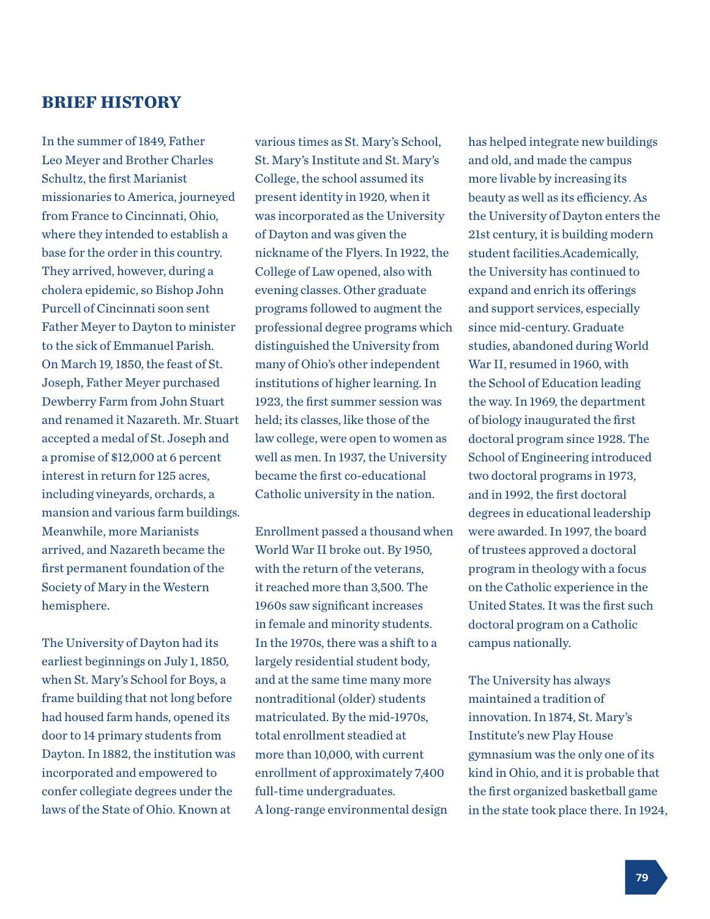## BRIEF HISTORY

In the summer of 1849, Father Leo Meyer and Brother Charles Schultz, the first Marianist missionaries to America, journeyed from France to Cincinnati, Ohio, where they intended to establish a base for the order in this country. They arrived, however, during a cholera epidemic, so Bishop John Purcell of Cincinnati soon sent Father Meyer to Dayton to minister to the sick of Emmanuel Parish. On March 19, 1850, the feast of St. Joseph, Father Meyer purchased Dewberry Farm from John Stuart and renamed it Nazareth. Mr. Stuart accepted a medal of St. Joseph and a promise of $12,000 at 6 percent interest in return for 125 acres, including vineyards, orchards, a mansion and various farm buildings. Meanwhile, more Marianists arrived, and Nazareth became the first permanent foundation of the Society of Mary in the Western hemisphere.

The University of Dayton had its earliest beginnings on July 1, 1850, when St. Mary's School for Boys, a frame building that not long before had housed farm hands, opened its door to 14 primary students from Dayton. In 1882, the institution was incorporated and empowered to confer collegiate degrees under the laws of the State of Ohio. Known at various times as St. Mary's School, St. Mary's Institute and St. Mary's College, the school assumed its present identity in 1920, when it was incorporated as the University of Dayton and was given the nickname of the Flyers. In 1922, the College of Law opened, also with evening classes. Other graduate programs followed to augment the professional degree programs which distinguished the University from many of Ohio's other independent institutions of higher learning. In 1923, the first summer session was held; its classes, like those of the law college, were open to women as well as men. In 1937, the University became the first co-educational Catholic university in the nation.

Enrollment passed a thousand when World War II broke out. By 1950, with the return of the veterans, it reached more than 3,500. The 1960s saw significant increases in female and minority students. In the 1970s, there was a shift to a largely residential student body, and at the same time many more nontraditional (older) students matriculated. By the mid-1970s, total enrollment steadied at more than 10,000, with current enrollment of approximately 7,400 full-time undergraduates. A long-range environmental design has helped integrate new buildings and old, and made the campus more livable by increasing its beauty as well as its efficiency. As the University of Dayton enters the 21st century, it is building modern student facilities.Academically, the University has continued to expand and enrich its offerings and support services, especially since mid-century. Graduate studies, abandoned during World War II, resumed in 1960, with the School of Education leading the way. In 1969, the department of biology inaugurated the first doctoral program since 1928. The School of Engineering introduced two doctoral programs in 1973, and in 1992, the first doctoral degrees in educational leadership were awarded. In 1997, the board of trustees approved a doctoral program in theology with a focus on the Catholic experience in the United States. It was the first such doctoral program on a Catholic campus nationally.

The University has always maintained a tradition of innovation. In 1874, St. Mary's Institute's new Play House gymnasium was the only one of its kind in Ohio, and it is probable that the first organized basketball game in the state took place there. In 1924,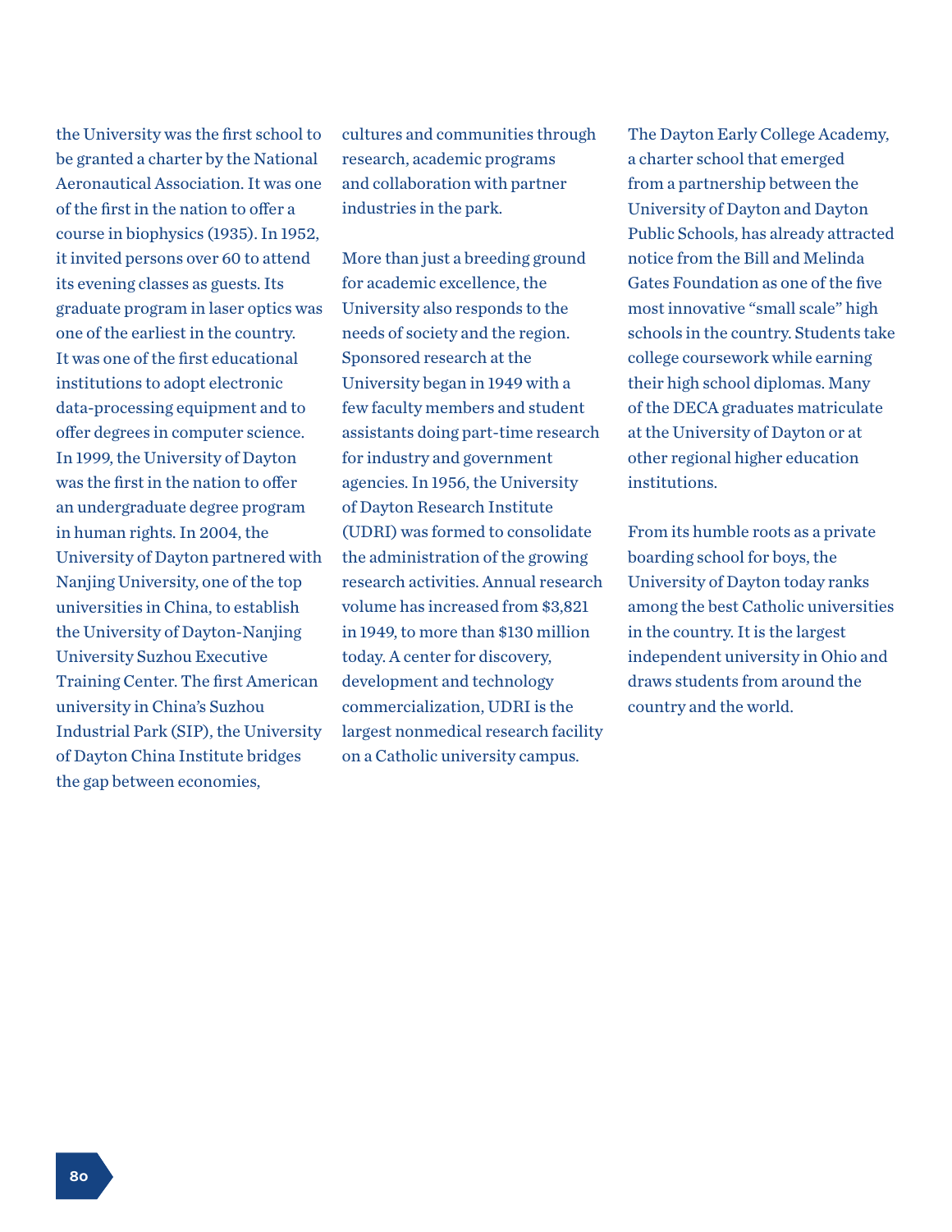the University was the first school to be granted a charter by the National Aeronautical Association. It was one of the first in the nation to offer a course in biophysics (1935). In 1952, it invited persons over 60 to attend its evening classes as guests. Its graduate program in laser optics was one of the earliest in the country. It was one of the first educational institutions to adopt electronic data-processing equipment and to offer degrees in computer science. In 1999, the University of Dayton was the first in the nation to offer an undergraduate degree program in human rights. In 2004, the University of Dayton partnered with Nanjing University, one of the top universities in China, to establish the University of Dayton-Nanjing University Suzhou Executive Training Center. The first American university in China's Suzhou Industrial Park (SIP), the University of Dayton China Institute bridges the gap between economies, cultures and communities through research, academic programs and collaboration with partner industries in the park.

More than just a breeding ground for academic excellence, the University also responds to the needs of society and the region. Sponsored research at the University began in 1949 with a few faculty members and student assistants doing part-time research for industry and government agencies. In 1956, the University of Dayton Research Institute (UDRI) was formed to consolidate the administration of the growing research activities. Annual research volume has increased from $3,821 in 1949, to more than $130 million today. A center for discovery, development and technology commercialization, UDRI is the largest nonmedical research facility on a Catholic university campus.

The Dayton Early College Academy, a charter school that emerged from a partnership between the University of Dayton and Dayton Public Schools, has already attracted notice from the Bill and Melinda Gates Foundation as one of the five most innovative "small scale" high schools in the country. Students take college coursework while earning their high school diplomas. Many of the DECA graduates matriculate at the University of Dayton or at other regional higher education institutions.

From its humble roots as a private boarding school for boys, the University of Dayton today ranks among the best Catholic universities in the country. It is the largest independent university in Ohio and draws students from around the country and the world.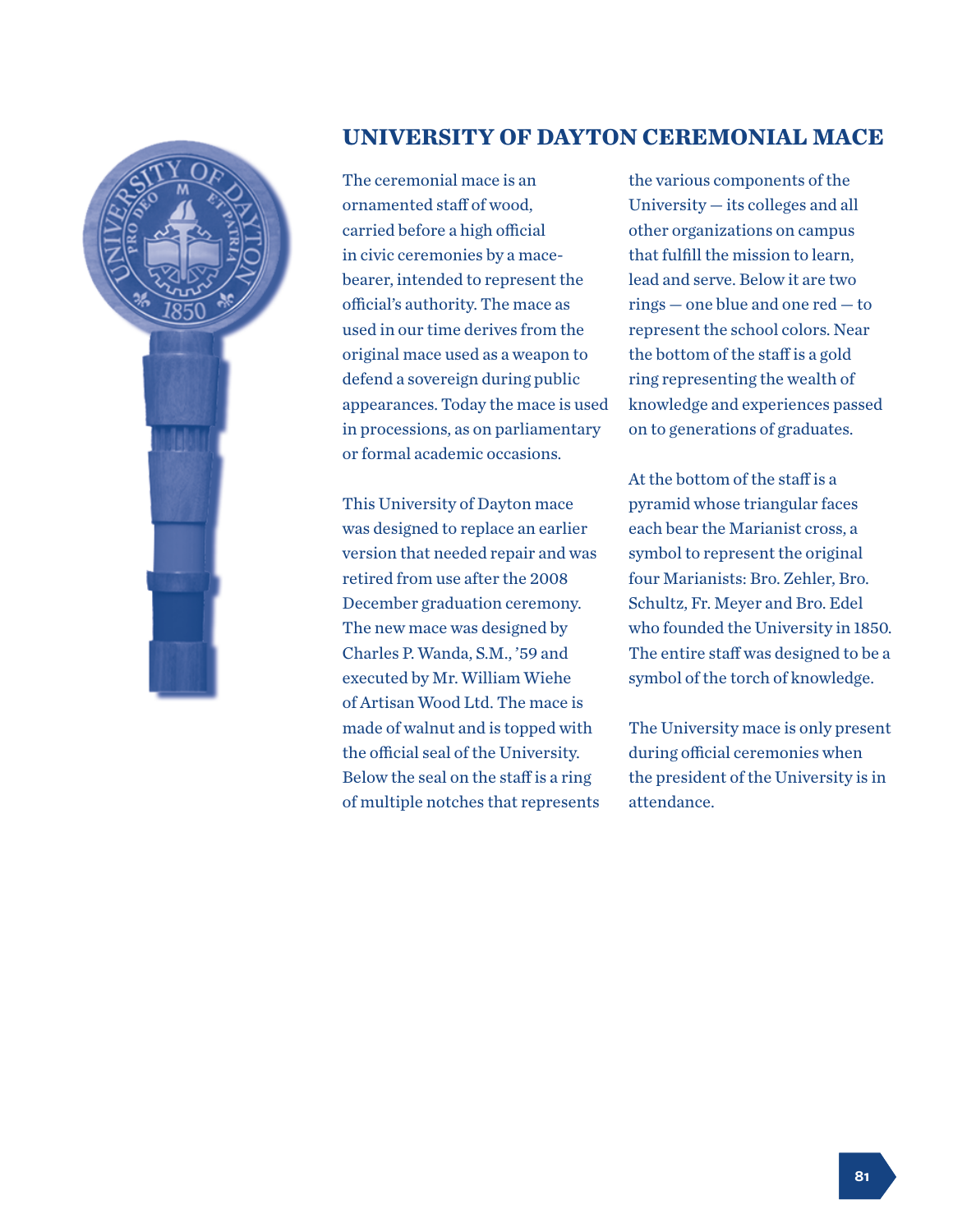## UNIVERSITY OF DAYTON CEREMONIAL MACE

The ceremonial mace is an ornamented staff of wood, carried before a high official in civic ceremonies by a mace-bearer, intended to represent the official's authority. The mace as used in our time derives from the original mace used as a weapon to defend a sovereign during public appearances. Today the mace is used in processions, as on parliamentary or formal academic occasions.

This University of Dayton mace was designed to replace an earlier version that needed repair and was retired from use after the 2008 December graduation ceremony. The new mace was designed by Charles P. Wanda, S.M., '59 and executed by Mr. William Wiehe of Artisan Wood Ltd. The mace is made of walnut and is topped with the official seal of the University. Below the seal on the staff is a ring of multiple notches that represents the various components of the University — its colleges and all other organizations on campus that fulfill the mission to learn, lead and serve. Below it are two rings — one blue and one red — to represent the school colors. Near the bottom of the staff is a gold ring representing the wealth of knowledge and experiences passed on to generations of graduates.

At the bottom of the staff is a pyramid whose triangular faces each bear the Marianist cross, a symbol to represent the original four Marianists: Bro. Zehler, Bro. Schultz, Fr. Meyer and Bro. Edel who founded the University in 1850. The entire staff was designed to be a symbol of the torch of knowledge.

The University mace is only present during official ceremonies when the president of the University is in attendance.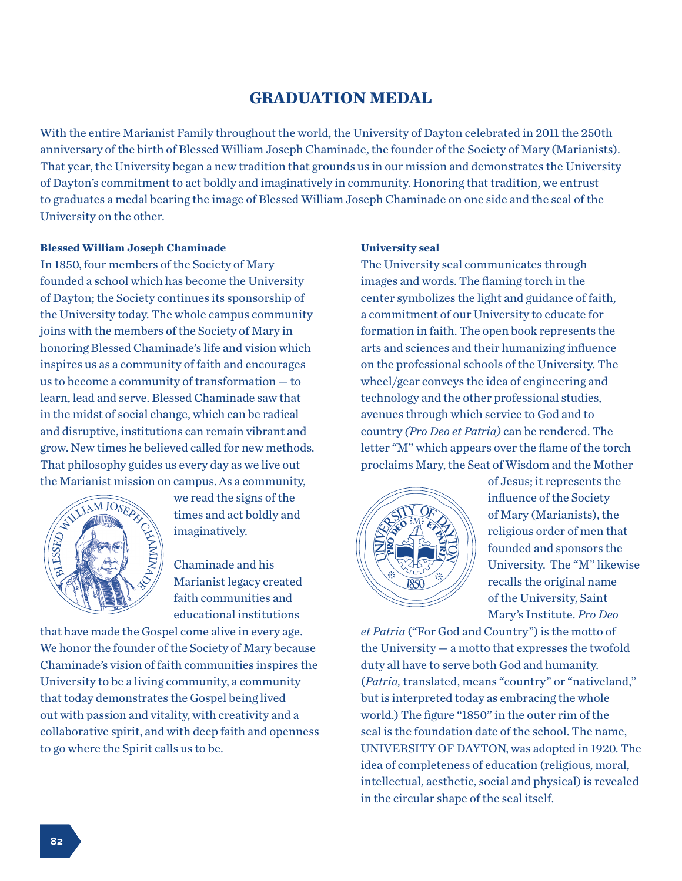# GRADUATION MEDAL

With the entire Marianist Family throughout the world, the University of Dayton celebrated in 2011 the 250th anniversary of the birth of Blessed William Joseph Chaminade, the founder of the Society of Mary (Marianists). That year, the University began a new tradition that grounds us in our mission and demonstrates the University of Dayton's commitment to act boldly and imaginatively in community. Honoring that tradition, we entrust to graduates a medal bearing the image of Blessed William Joseph Chaminade on one side and the seal of the University on the other.

**Blessed William Joseph Chaminade**

In 1850, four members of the Society of Mary founded a school which has become the University of Dayton; the Society continues its sponsorship of the University today. The whole campus community joins with the members of the Society of Mary in honoring Blessed Chaminade's life and vision which inspires us as a community of faith and encourages us to become a community of transformation — to learn, lead and serve. Blessed Chaminade saw that in the midst of social change, which can be radical and disruptive, institutions can remain vibrant and grow. New times he believed called for new methods. That philosophy guides us every day as we live out the Marianist mission on campus. As a community, we read the signs of the times and act boldly and imaginatively.

Chaminade and his Marianist legacy created faith communities and educational institutions that have made the Gospel come alive in every age. We honor the founder of the Society of Mary because Chaminade's vision of faith communities inspires the University to be a living community, a community that today demonstrates the Gospel being lived out with passion and vitality, with creativity and a collaborative spirit, and with deep faith and openness to go where the Spirit calls us to be.

**University seal**

The University seal communicates through images and words. The flaming torch in the center symbolizes the light and guidance of faith, a commitment of our University to educate for formation in faith. The open book represents the arts and sciences and their humanizing influence on the professional schools of the University. The wheel/gear conveys the idea of engineering and technology and the other professional studies, avenues through which service to God and to country *(Pro Deo et Patria)* can be rendered. The letter "M" which appears over the flame of the torch proclaims Mary, the Seat of Wisdom and the Mother of Jesus; it represents the influence of the Society of Mary (Marianists), the religious order of men that founded and sponsors the University. The "M" likewise recalls the original name of the University, Saint Mary's Institute. *Pro Deo et Patria* ("For God and Country") is the motto of the University — a motto that expresses the twofold duty all have to serve both God and humanity. (*Patria,* translated, means "country" or "nativeland," but is interpreted today as embracing the whole world.) The figure "1850" in the outer rim of the seal is the foundation date of the school. The name, UNIVERSITY OF DAYTON, was adopted in 1920. The idea of completeness of education (religious, moral, intellectual, aesthetic, social and physical) is revealed in the circular shape of the seal itself.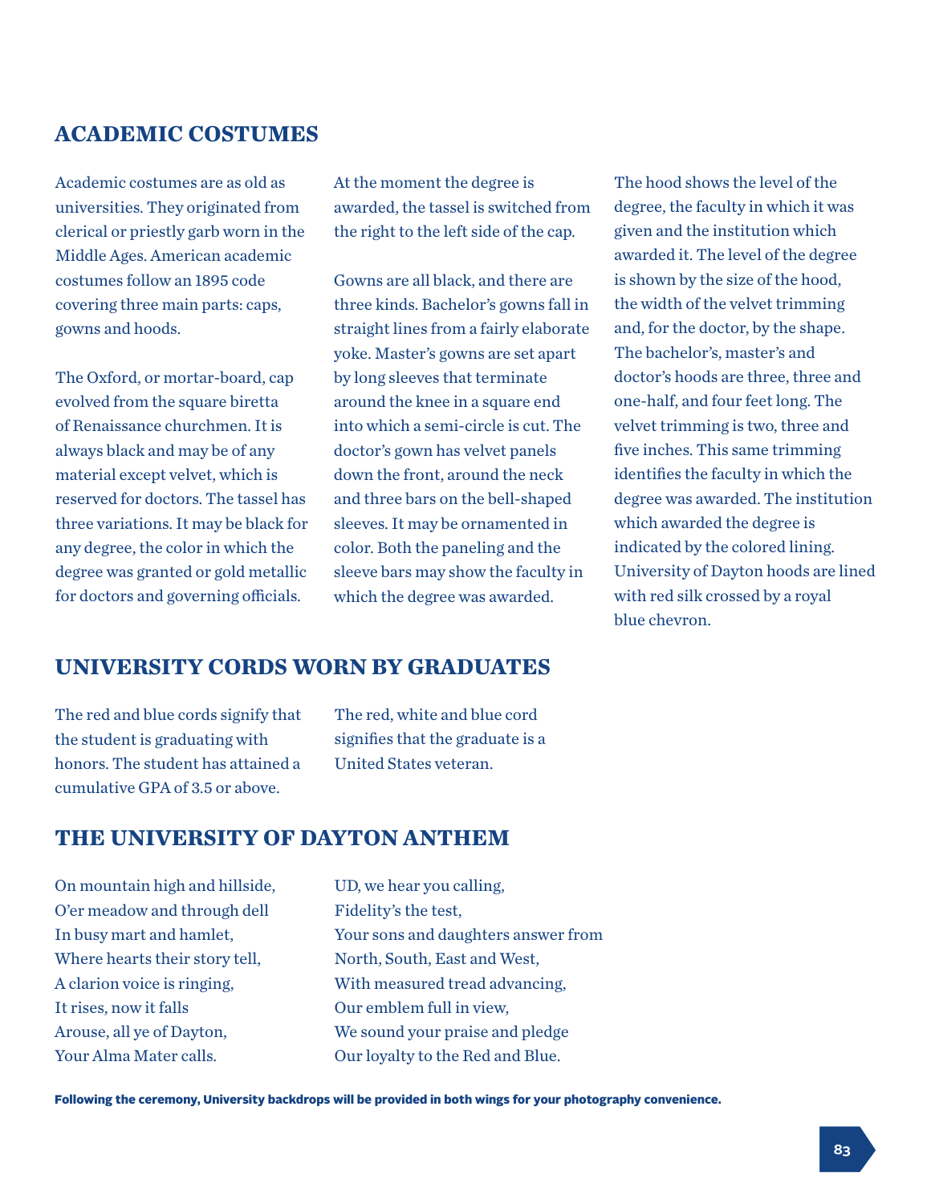## ACADEMIC COSTUMES

Academic costumes are as old as universities. They originated from clerical or priestly garb worn in the Middle Ages. American academic costumes follow an 1895 code covering three main parts: caps, gowns and hoods.

The Oxford, or mortar-board, cap evolved from the square biretta of Renaissance churchmen. It is always black and may be of any material except velvet, which is reserved for doctors. The tassel has three variations. It may be black for any degree, the color in which the degree was granted or gold metallic for doctors and governing officials.

At the moment the degree is awarded, the tassel is switched from the right to the left side of the cap.

Gowns are all black, and there are three kinds. Bachelor's gowns fall in straight lines from a fairly elaborate yoke. Master's gowns are set apart by long sleeves that terminate around the knee in a square end into which a semi-circle is cut. The doctor's gown has velvet panels down the front, around the neck and three bars on the bell-shaped sleeves. It may be ornamented in color. Both the paneling and the sleeve bars may show the faculty in which the degree was awarded.

The hood shows the level of the degree, the faculty in which it was given and the institution which awarded it. The level of the degree is shown by the size of the hood, the width of the velvet trimming and, for the doctor, by the shape. The bachelor's, master's and doctor's hoods are three, three and one-half, and four feet long. The velvet trimming is two, three and five inches. This same trimming identifies the faculty in which the degree was awarded. The institution which awarded the degree is indicated by the colored lining. University of Dayton hoods are lined with red silk crossed by a royal blue chevron.

## UNIVERSITY CORDS WORN BY GRADUATES

The red and blue cords signify that the student is graduating with honors. The student has attained a cumulative GPA of 3.5 or above.

The red, white and blue cord signifies that the graduate is a United States veteran.

## THE UNIVERSITY OF DAYTON ANTHEM

On mountain high and hillside,
O'er meadow and through dell
In busy mart and hamlet,
Where hearts their story tell,
A clarion voice is ringing,
It rises, now it falls
Arouse, all ye of Dayton,
Your Alma Mater calls.

UD, we hear you calling,
Fidelity's the test,
Your sons and daughters answer from
North, South, East and West,
With measured tread advancing,
Our emblem full in view,
We sound your praise and pledge
Our loyalty to the Red and Blue.

**Following the ceremony, University backdrops will be provided in both wings for your photography convenience.**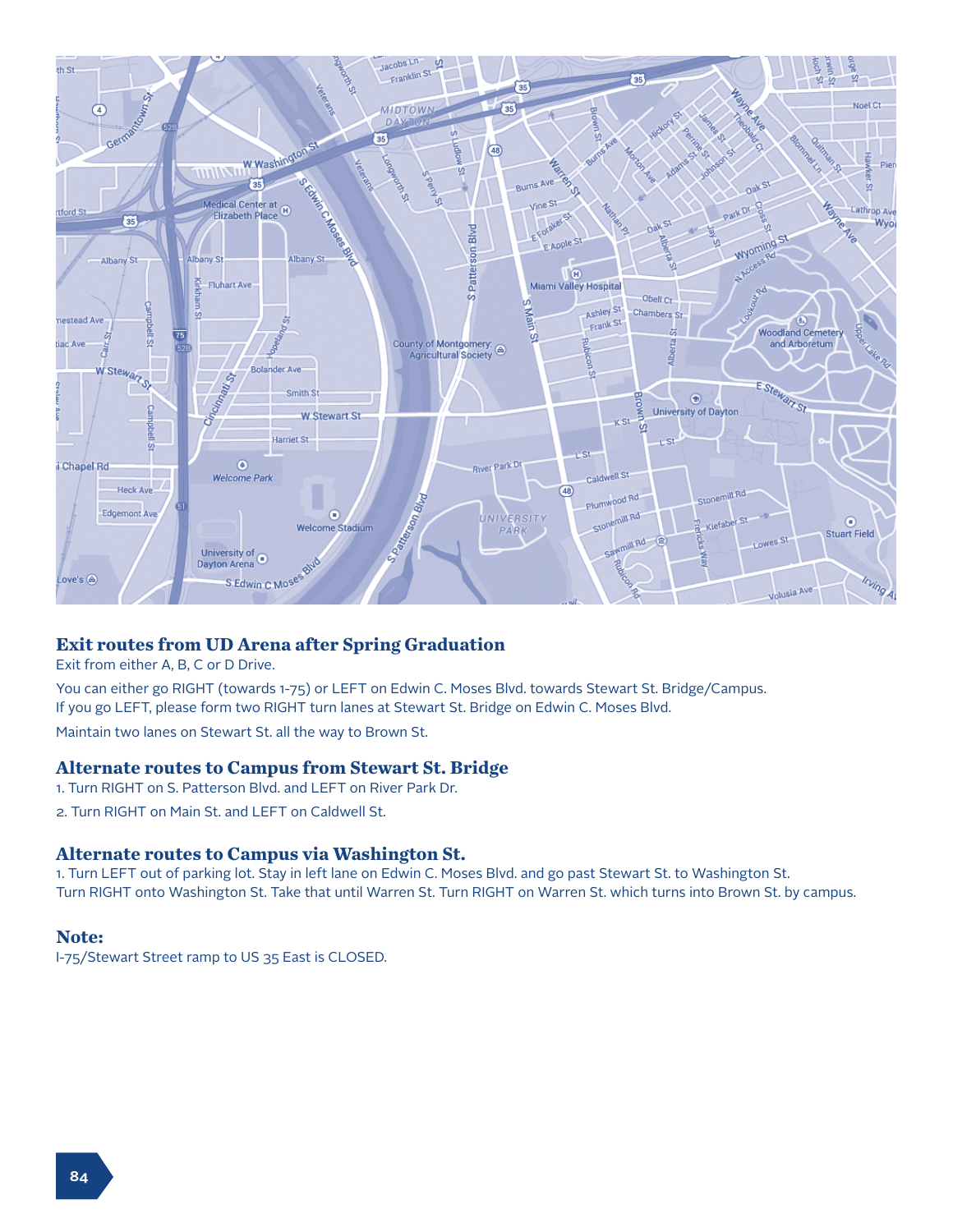## Exit routes from UD Arena after Spring Graduation

Exit from either A, B, C or D Drive.

You can either go RIGHT (towards 1-75) or LEFT on Edwin C. Moses Blvd. towards Stewart St. Bridge/Campus. If you go LEFT, please form two RIGHT turn lanes at Stewart St. Bridge on Edwin C. Moses Blvd.

Maintain two lanes on Stewart St. all the way to Brown St.

## Alternate routes to Campus from Stewart St. Bridge

1. Turn RIGHT on S. Patterson Blvd. and LEFT on River Park Dr.
2. Turn RIGHT on Main St. and LEFT on Caldwell St.

## Alternate routes to Campus via Washington St.

1. Turn LEFT out of parking lot. Stay in left lane on Edwin C. Moses Blvd. and go past Stewart St. to Washington St. Turn RIGHT onto Washington St. Take that until Warren St. Turn RIGHT on Warren St. which turns into Brown St. by campus.

## Note:

I-75/Stewart Street ramp to US 35 East is CLOSED.